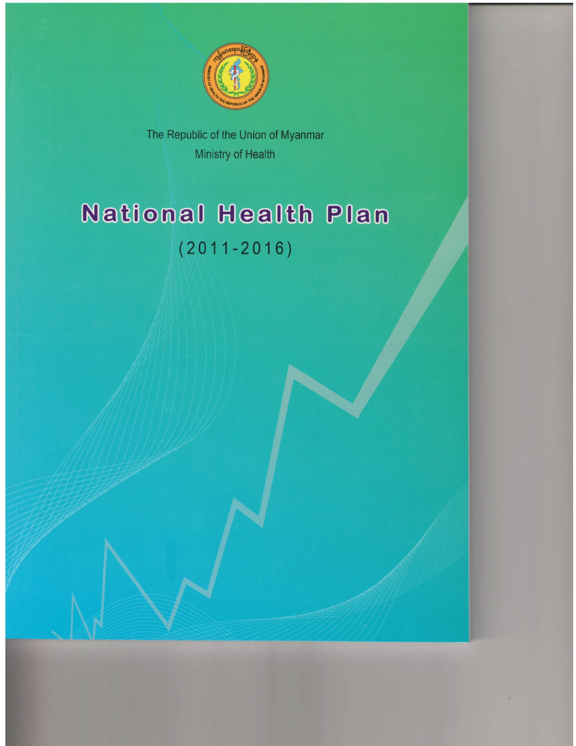The Republic of the Union of Myanmar

Ministry of Health

# National Health Plan

## (2011-2016)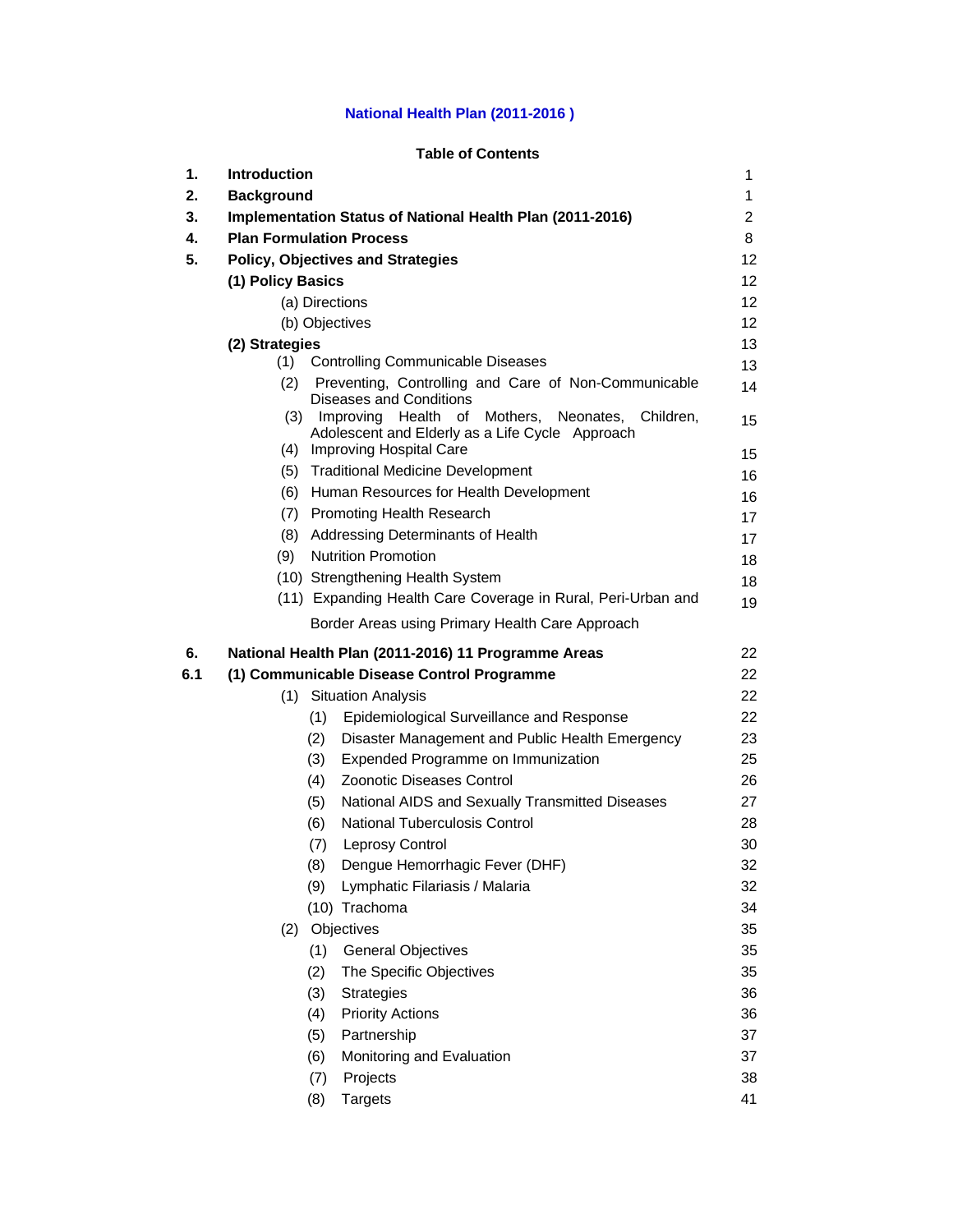# National Health Plan (2011-2016 )

## Table of Contents

| | | |
|---|---|---|
| **1.** | **Introduction** | 1 |
| **2.** | **Background** | 1 |
| **3.** | **Implementation Status of National Health Plan (2011-2016)** | 2 |
| **4.** | **Plan Formulation Process** | 8 |
| **5.** | **Policy, Objectives and Strategies** | 12 |
| | **(1) Policy Basics** | 12 |
| | (a) Directions | 12 |
| | (b) Objectives | 12 |
| | **(2) Strategies** | 13 |
| | (1) Controlling Communicable Diseases | 13 |
| | (2) Preventing, Controlling and Care of Non-Communicable Diseases and Conditions | 14 |
| | (3) Improving Health of Mothers, Neonates, Children, Adolescent and Elderly as a Life Cycle Approach | 15 |
| | (4) Improving Hospital Care | 15 |
| | (5) Traditional Medicine Development | 16 |
| | (6) Human Resources for Health Development | 16 |
| | (7) Promoting Health Research | 17 |
| | (8) Addressing Determinants of Health | 17 |
| | (9) Nutrition Promotion | 18 |
| | (10) Strengthening Health System | 18 |
| | (11) Expanding Health Care Coverage in Rural, Peri-Urban and Border Areas using Primary Health Care Approach | 19 |
| **6.** | **National Health Plan (2011-2016) 11 Programme Areas** | 22 |
| **6.1** | **(1) Communicable Disease Control Programme** | 22 |
| | (1) Situation Analysis | 22 |
| | (1) Epidemiological Surveillance and Response | 22 |
| | (2) Disaster Management and Public Health Emergency | 23 |
| | (3) Expended Programme on Immunization | 25 |
| | (4) Zoonotic Diseases Control | 26 |
| | (5) National AIDS and Sexually Transmitted Diseases | 27 |
| | (6) National Tuberculosis Control | 28 |
| | (7) Leprosy Control | 30 |
| | (8) Dengue Hemorrhagic Fever (DHF) | 32 |
| | (9) Lymphatic Filariasis / Malaria | 32 |
| | (10) Trachoma | 34 |
| | (2) Objectives | 35 |
| | (1) General Objectives | 35 |
| | (2) The Specific Objectives | 35 |
| | (3) Strategies | 36 |
| | (4) Priority Actions | 36 |
| | (5) Partnership | 37 |
| | (6) Monitoring and Evaluation | 37 |
| | (7) Projects | 38 |
| | (8) Targets | 41 |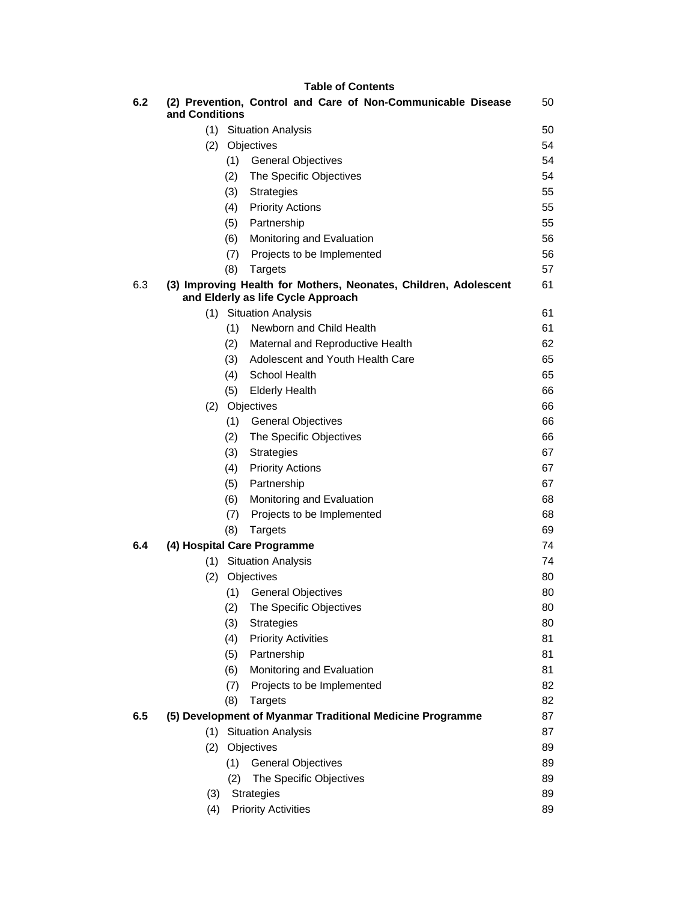**Table of Contents**

| | | |
|---|---|---|
| **6.2** | **(2) Prevention, Control and Care of Non-Communicable Disease and Conditions** | 50 |
| | (1) Situation Analysis | 50 |
| | (2) Objectives | 54 |
| | (1) General Objectives | 54 |
| | (2) The Specific Objectives | 54 |
| | (3) Strategies | 55 |
| | (4) Priority Actions | 55 |
| | (5) Partnership | 55 |
| | (6) Monitoring and Evaluation | 56 |
| | (7) Projects to be Implemented | 56 |
| | (8) Targets | 57 |
| 6.3 | **(3) Improving Health for Mothers, Neonates, Children, Adolescent and Elderly as life Cycle Approach** | 61 |
| | (1) Situation Analysis | 61 |
| | (1) Newborn and Child Health | 61 |
| | (2) Maternal and Reproductive Health | 62 |
| | (3) Adolescent and Youth Health Care | 65 |
| | (4) School Health | 65 |
| | (5) Elderly Health | 66 |
| | (2) Objectives | 66 |
| | (1) General Objectives | 66 |
| | (2) The Specific Objectives | 66 |
| | (3) Strategies | 67 |
| | (4) Priority Actions | 67 |
| | (5) Partnership | 67 |
| | (6) Monitoring and Evaluation | 68 |
| | (7) Projects to be Implemented | 68 |
| | (8) Targets | 69 |
| **6.4** | **(4) Hospital Care Programme** | 74 |
| | (1) Situation Analysis | 74 |
| | (2) Objectives | 80 |
| | (1) General Objectives | 80 |
| | (2) The Specific Objectives | 80 |
| | (3) Strategies | 80 |
| | (4) Priority Activities | 81 |
| | (5) Partnership | 81 |
| | (6) Monitoring and Evaluation | 81 |
| | (7) Projects to be Implemented | 82 |
| | (8) Targets | 82 |
| **6.5** | **(5) Development of Myanmar Traditional Medicine Programme** | 87 |
| | (1) Situation Analysis | 87 |
| | (2) Objectives | 89 |
| | (1) General Objectives | 89 |
| | (2) The Specific Objectives | 89 |
| | (3) Strategies | 89 |
| | (4) Priority Activities | 89 |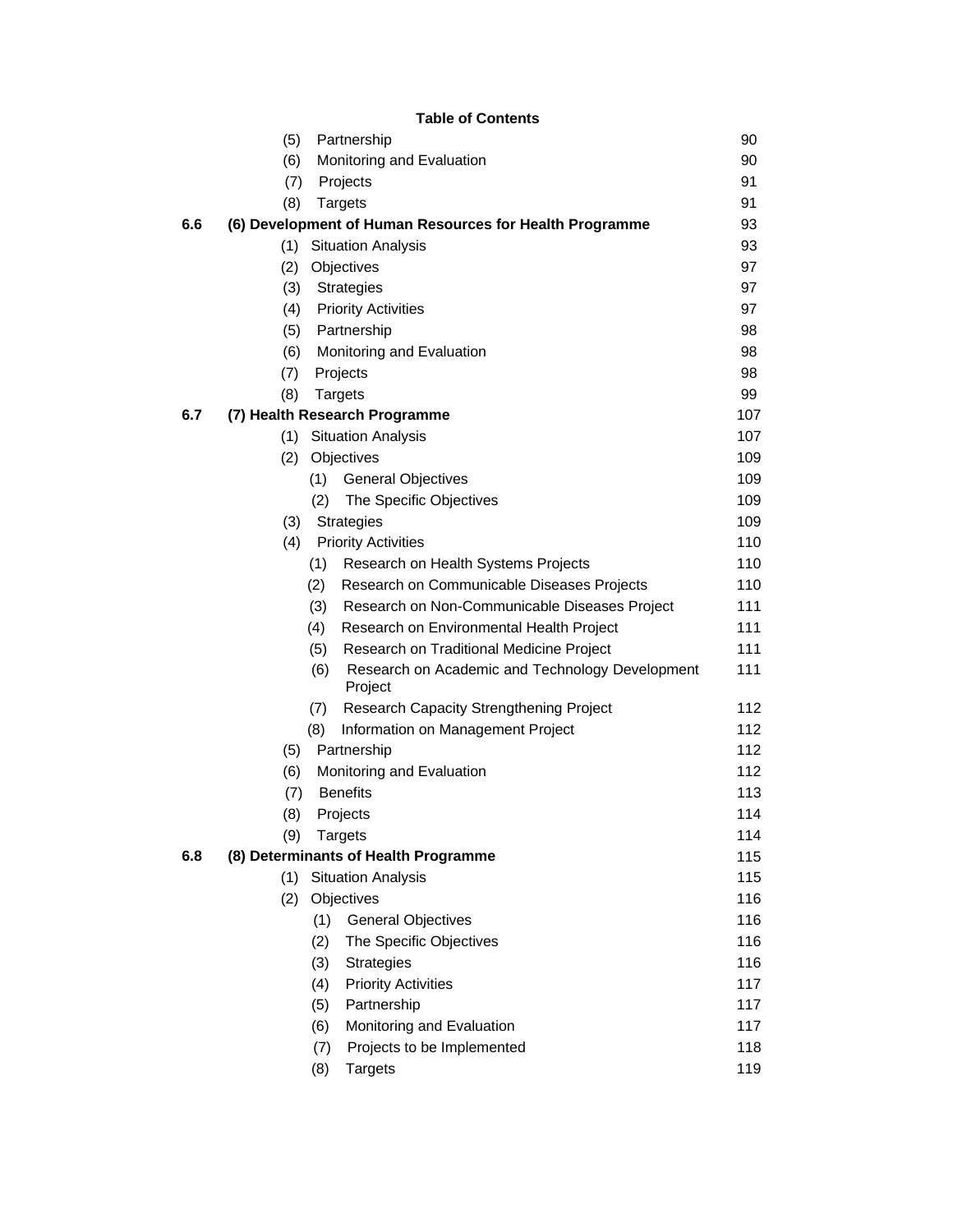**Table of Contents**

| | | |
|---|---|---|
| | (5) Partnership | 90 |
| | (6) Monitoring and Evaluation | 90 |
| | (7) Projects | 91 |
| | (8) Targets | 91 |
| **6.6** | **(6) Development of Human Resources for Health Programme** | 93 |
| | (1) Situation Analysis | 93 |
| | (2) Objectives | 97 |
| | (3) Strategies | 97 |
| | (4) Priority Activities | 97 |
| | (5) Partnership | 98 |
| | (6) Monitoring and Evaluation | 98 |
| | (7) Projects | 98 |
| | (8) Targets | 99 |
| **6.7** | **(7) Health Research Programme** | 107 |
| | (1) Situation Analysis | 107 |
| | (2) Objectives | 109 |
| | (1) General Objectives | 109 |
| | (2) The Specific Objectives | 109 |
| | (3) Strategies | 109 |
| | (4) Priority Activities | 110 |
| | (1) Research on Health Systems Projects | 110 |
| | (2) Research on Communicable Diseases Projects | 110 |
| | (3) Research on Non-Communicable Diseases Project | 111 |
| | (4) Research on Environmental Health Project | 111 |
| | (5) Research on Traditional Medicine Project | 111 |
| | (6) Research on Academic and Technology Development Project | 111 |
| | (7) Research Capacity Strengthening Project | 112 |
| | (8) Information on Management Project | 112 |
| | (5) Partnership | 112 |
| | (6) Monitoring and Evaluation | 112 |
| | (7) Benefits | 113 |
| | (8) Projects | 114 |
| | (9) Targets | 114 |
| **6.8** | **(8) Determinants of Health Programme** | 115 |
| | (1) Situation Analysis | 115 |
| | (2) Objectives | 116 |
| | (1) General Objectives | 116 |
| | (2) The Specific Objectives | 116 |
| | (3) Strategies | 116 |
| | (4) Priority Activities | 117 |
| | (5) Partnership | 117 |
| | (6) Monitoring and Evaluation | 117 |
| | (7) Projects to be Implemented | 118 |
| | (8) Targets | 119 |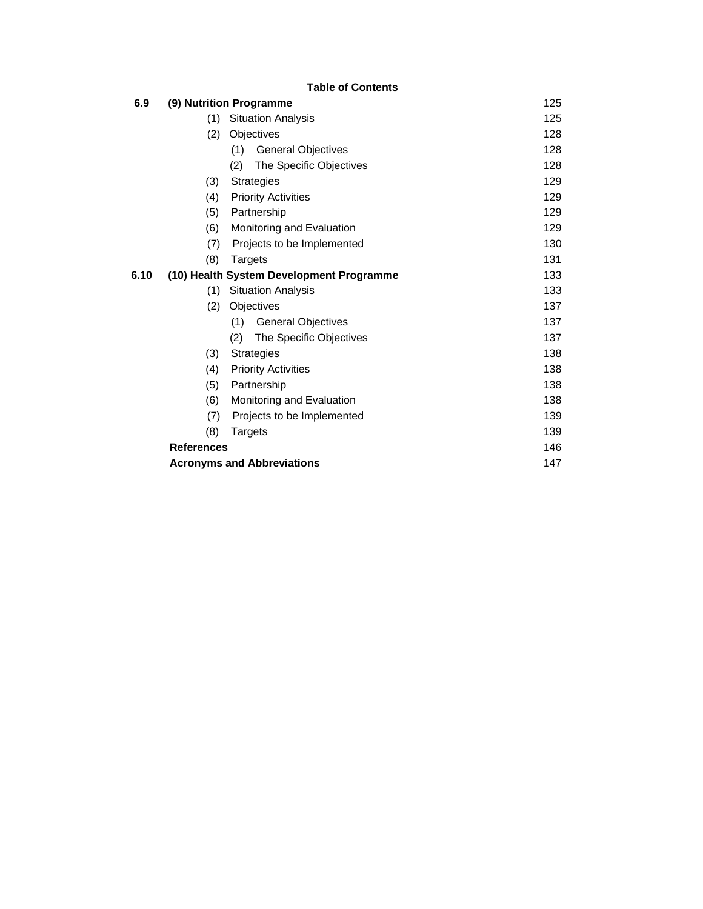**Table of Contents**

| | | |
|---|---|---|
| **6.9** | **(9) Nutrition Programme** | 125 |
| | (1) Situation Analysis | 125 |
| | (2) Objectives | 128 |
| | (1) General Objectives | 128 |
| | (2) The Specific Objectives | 128 |
| | (3) Strategies | 129 |
| | (4) Priority Activities | 129 |
| | (5) Partnership | 129 |
| | (6) Monitoring and Evaluation | 129 |
| | (7) Projects to be Implemented | 130 |
| | (8) Targets | 131 |
| **6.10** | **(10) Health System Development Programme** | 133 |
| | (1) Situation Analysis | 133 |
| | (2) Objectives | 137 |
| | (1) General Objectives | 137 |
| | (2) The Specific Objectives | 137 |
| | (3) Strategies | 138 |
| | (4) Priority Activities | 138 |
| | (5) Partnership | 138 |
| | (6) Monitoring and Evaluation | 138 |
| | (7) Projects to be Implemented | 139 |
| | (8) Targets | 139 |
| | **References** | 146 |
| | **Acronyms and Abbreviations** | 147 |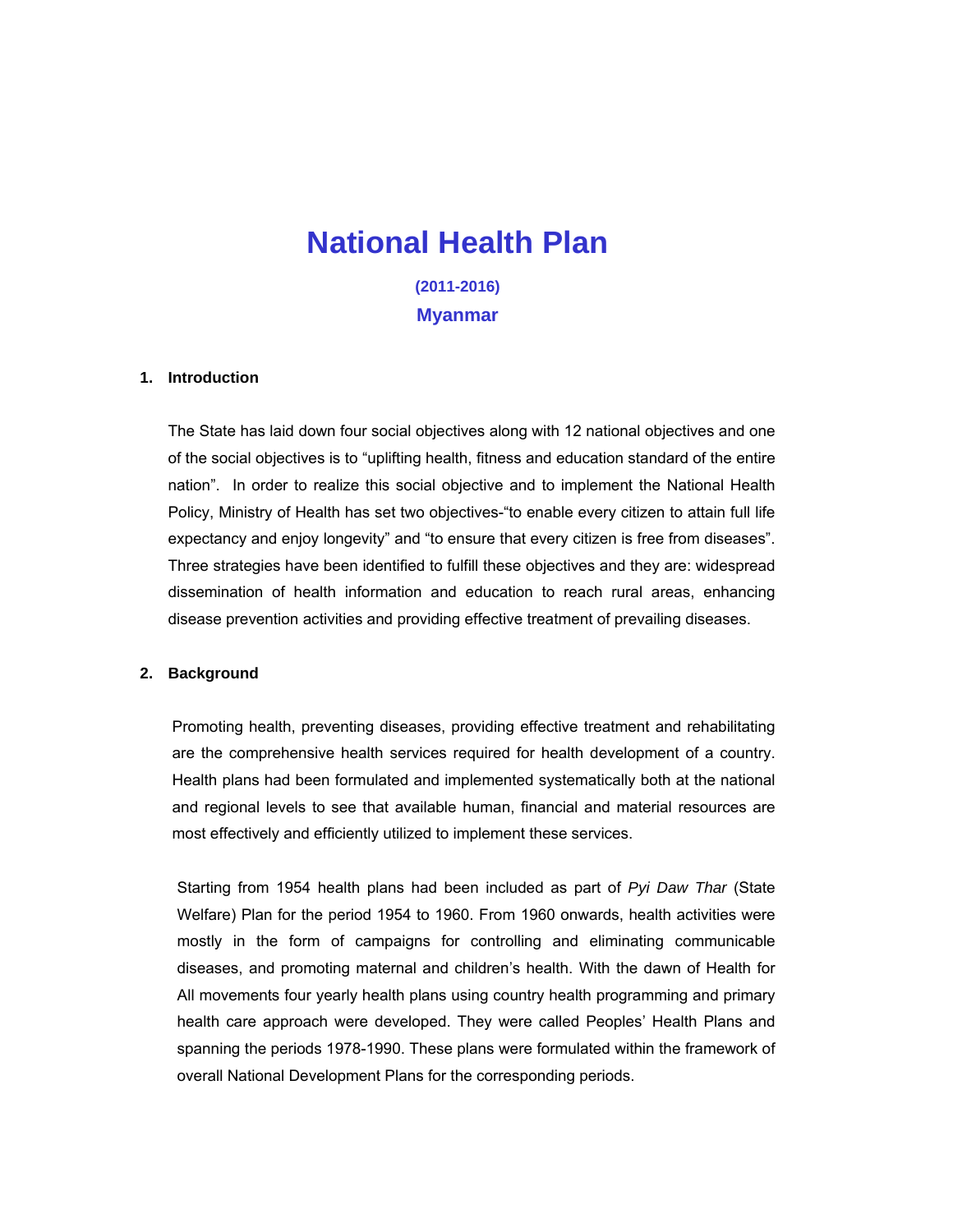# National Health Plan

**(2011-2016)**

**Myanmar**

## 1. Introduction

The State has laid down four social objectives along with 12 national objectives and one of the social objectives is to "uplifting health, fitness and education standard of the entire nation". In order to realize this social objective and to implement the National Health Policy, Ministry of Health has set two objectives-"to enable every citizen to attain full life expectancy and enjoy longevity" and "to ensure that every citizen is free from diseases". Three strategies have been identified to fulfill these objectives and they are: widespread dissemination of health information and education to reach rural areas, enhancing disease prevention activities and providing effective treatment of prevailing diseases.

## 2. Background

Promoting health, preventing diseases, providing effective treatment and rehabilitating are the comprehensive health services required for health development of a country. Health plans had been formulated and implemented systematically both at the national and regional levels to see that available human, financial and material resources are most effectively and efficiently utilized to implement these services.

Starting from 1954 health plans had been included as part of *Pyi Daw Thar* (State Welfare) Plan for the period 1954 to 1960. From 1960 onwards, health activities were mostly in the form of campaigns for controlling and eliminating communicable diseases, and promoting maternal and children's health. With the dawn of Health for All movements four yearly health plans using country health programming and primary health care approach were developed. They were called Peoples' Health Plans and spanning the periods 1978-1990. These plans were formulated within the framework of overall National Development Plans for the corresponding periods.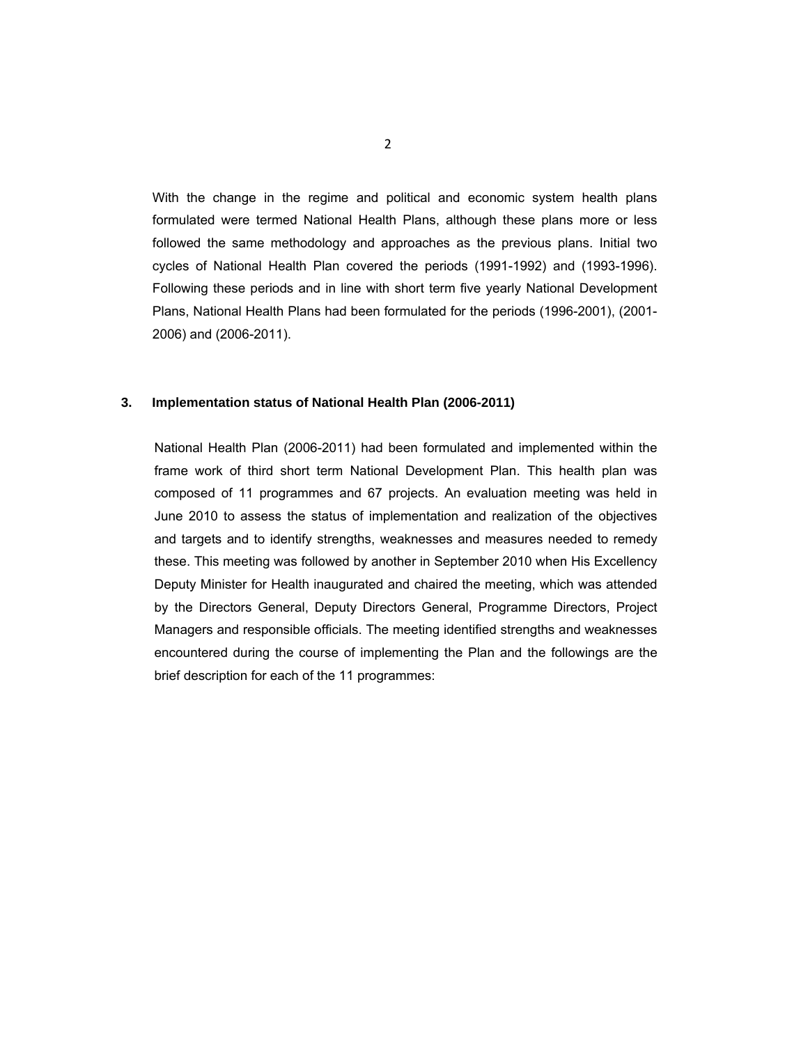With the change in the regime and political and economic system health plans formulated were termed National Health Plans, although these plans more or less followed the same methodology and approaches as the previous plans. Initial two cycles of National Health Plan covered the periods (1991-1992) and (1993-1996). Following these periods and in line with short term five yearly National Development Plans, National Health Plans had been formulated for the periods (1996-2001), (2001-2006) and (2006-2011).

## 3. Implementation status of National Health Plan (2006-2011)

National Health Plan (2006-2011) had been formulated and implemented within the frame work of third short term National Development Plan. This health plan was composed of 11 programmes and 67 projects. An evaluation meeting was held in June 2010 to assess the status of implementation and realization of the objectives and targets and to identify strengths, weaknesses and measures needed to remedy these. This meeting was followed by another in September 2010 when His Excellency Deputy Minister for Health inaugurated and chaired the meeting, which was attended by the Directors General, Deputy Directors General, Programme Directors, Project Managers and responsible officials. The meeting identified strengths and weaknesses encountered during the course of implementing the Plan and the followings are the brief description for each of the 11 programmes: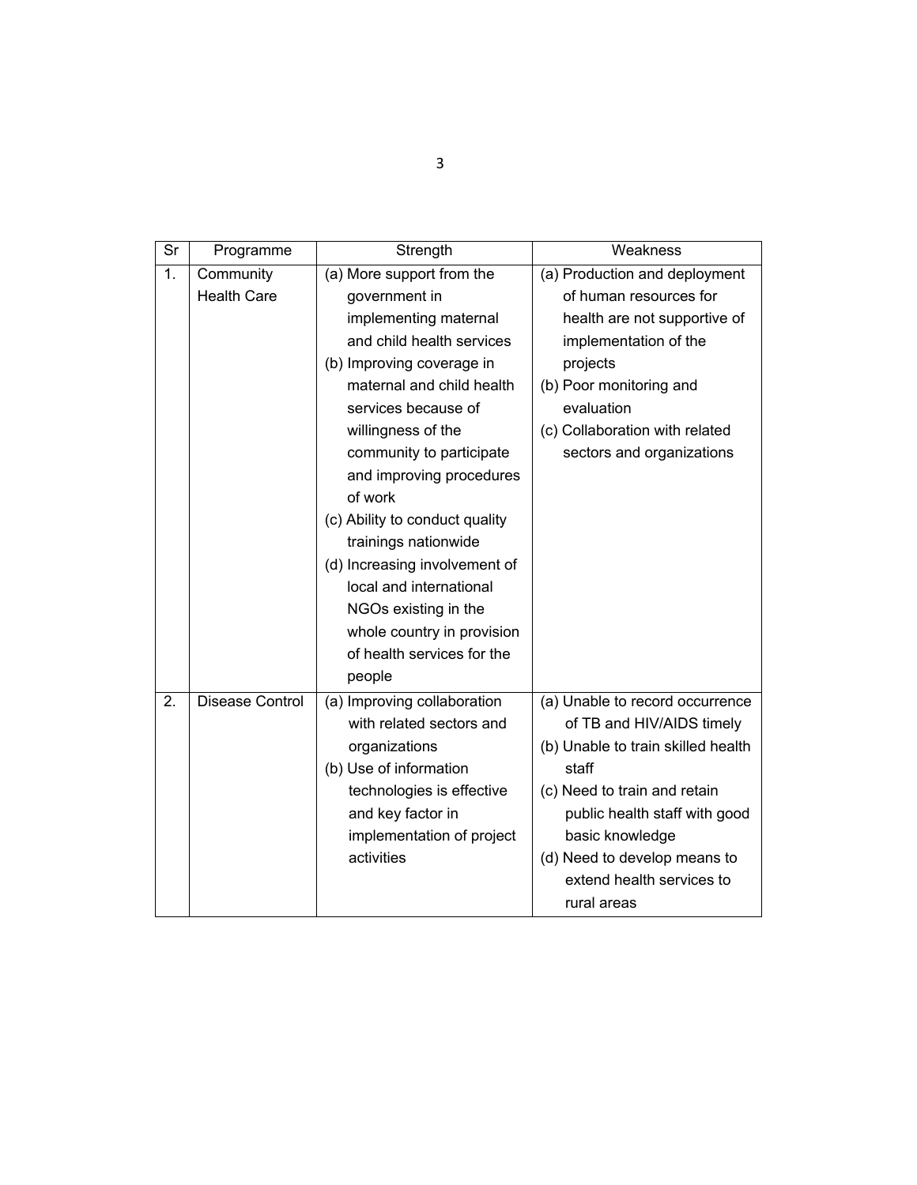| Sr | Programme | Strength | Weakness |
|---|---|---|---|
| 1. | Community Health Care | (a) More support from the government in implementing maternal and child health services<br>(b) Improving coverage in maternal and child health services because of willingness of the community to participate and improving procedures of work<br>(c) Ability to conduct quality trainings nationwide<br>(d) Increasing involvement of local and international NGOs existing in the whole country in provision of health services for the people | (a) Production and deployment of human resources for health are not supportive of implementation of the projects<br>(b) Poor monitoring and evaluation<br>(c) Collaboration with related sectors and organizations |
| 2. | Disease Control | (a) Improving collaboration with related sectors and organizations<br>(b) Use of information technologies is effective and key factor in implementation of project activities | (a) Unable to record occurrence of TB and HIV/AIDS timely<br>(b) Unable to train skilled health staff<br>(c) Need to train and retain public health staff with good basic knowledge<br>(d) Need to develop means to extend health services to rural areas |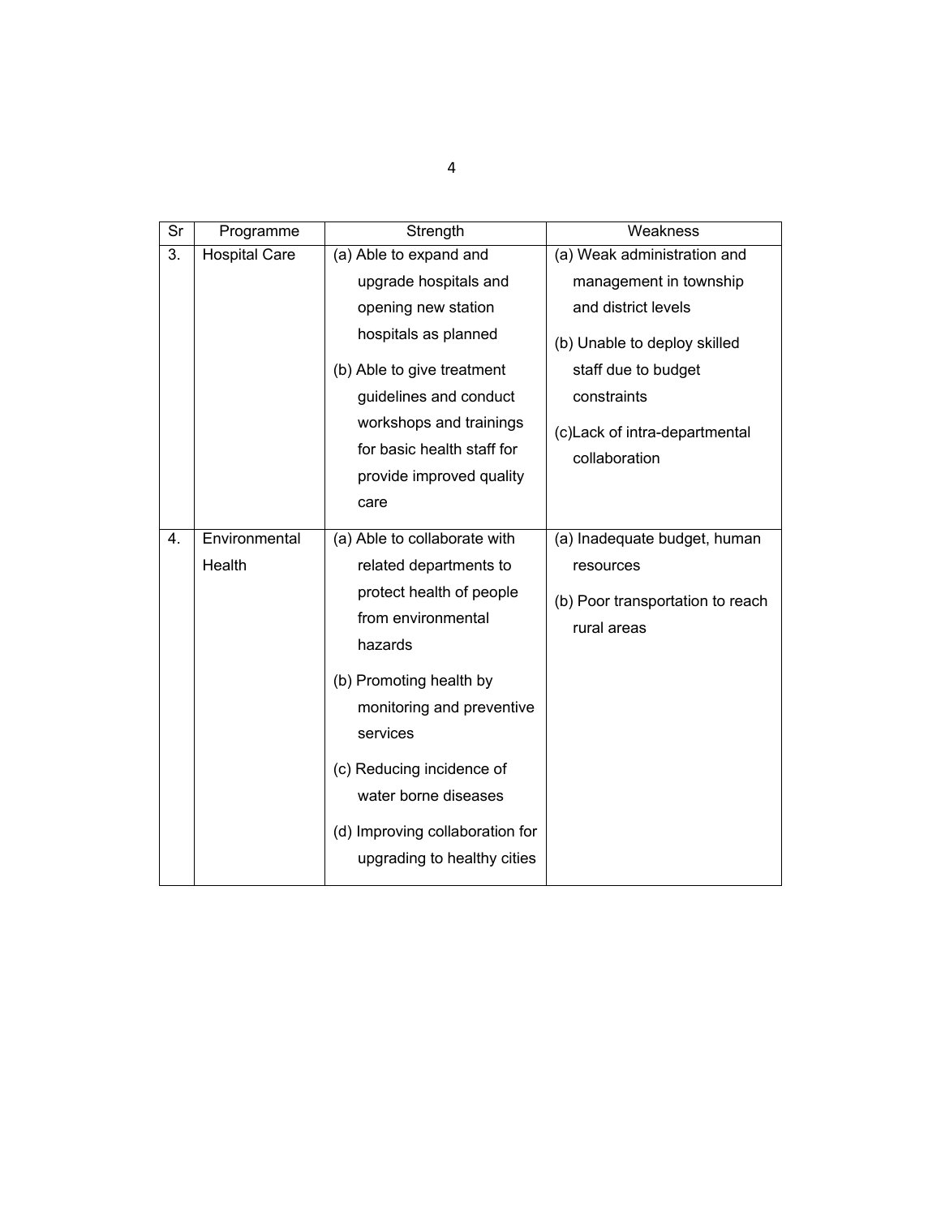| Sr | Programme | Strength | Weakness |
|---|---|---|---|
| 3. | Hospital Care | (a) Able to expand and upgrade hospitals and opening new station hospitals as planned<br>(b) Able to give treatment guidelines and conduct workshops and trainings for basic health staff for provide improved quality care | (a) Weak administration and management in township and district levels<br>(b) Unable to deploy skilled staff due to budget constraints<br>(c)Lack of intra-departmental collaboration |
| 4. | Environmental Health | (a) Able to collaborate with related departments to protect health of people from environmental hazards<br>(b) Promoting health by monitoring and preventive services<br>(c) Reducing incidence of water borne diseases<br>(d) Improving collaboration for upgrading to healthy cities | (a) Inadequate budget, human resources<br>(b) Poor transportation to reach rural areas |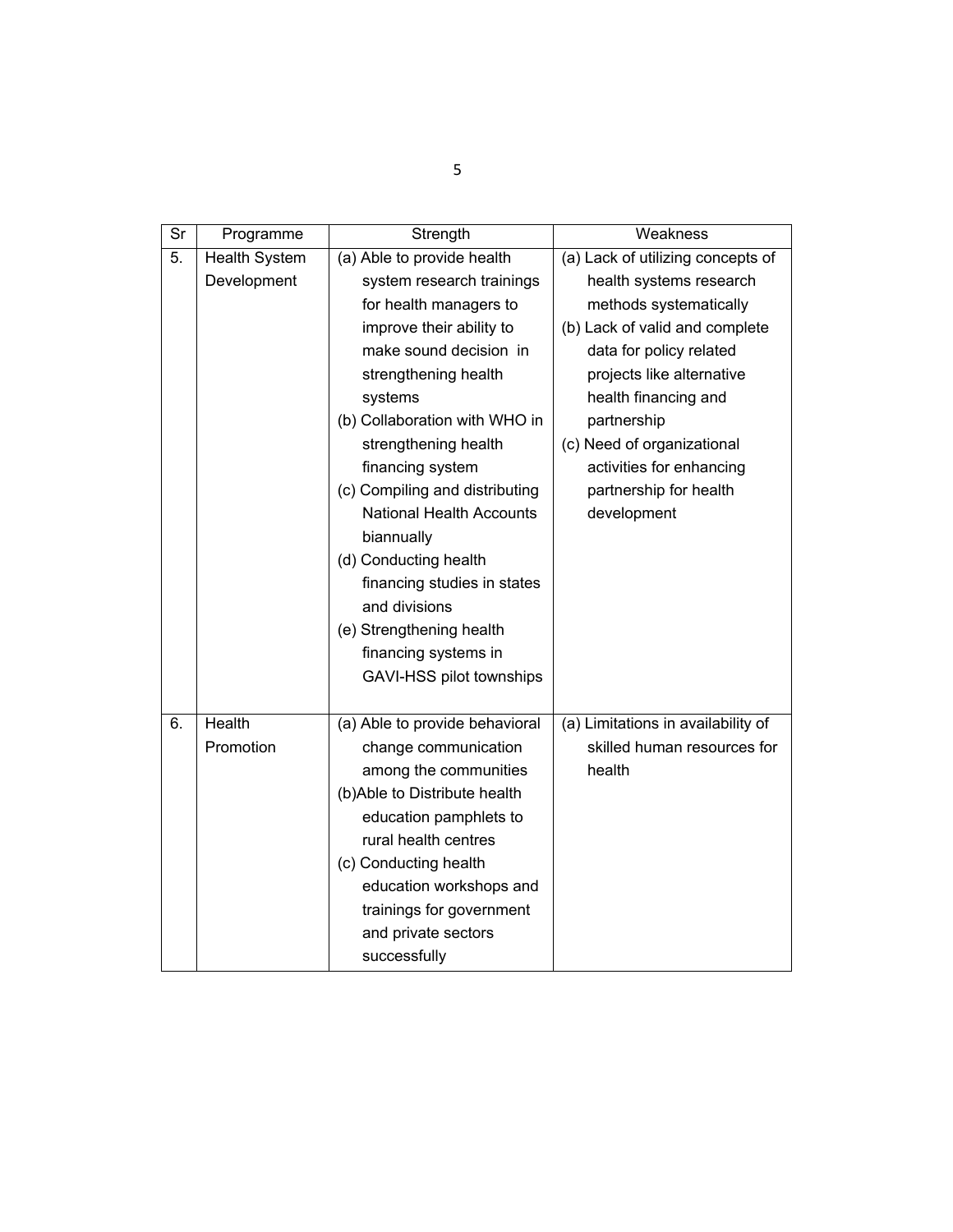| Sr | Programme | Strength | Weakness |
|---|---|---|---|
| 5. | Health System Development | (a) Able to provide health system research trainings for health managers to improve their ability to make sound decision in strengthening health systems<br>(b) Collaboration with WHO in strengthening health financing system<br>(c) Compiling and distributing National Health Accounts biannually<br>(d) Conducting health financing studies in states and divisions<br>(e) Strengthening health financing systems in GAVI-HSS pilot townships | (a) Lack of utilizing concepts of health systems research methods systematically<br>(b) Lack of valid and complete data for policy related projects like alternative health financing and partnership<br>(c) Need of organizational activities for enhancing partnership for health development |
| 6. | Health Promotion | (a) Able to provide behavioral change communication among the communities<br>(b)Able to Distribute health education pamphlets to rural health centres<br>(c) Conducting health education workshops and trainings for government and private sectors successfully | (a) Limitations in availability of skilled human resources for health |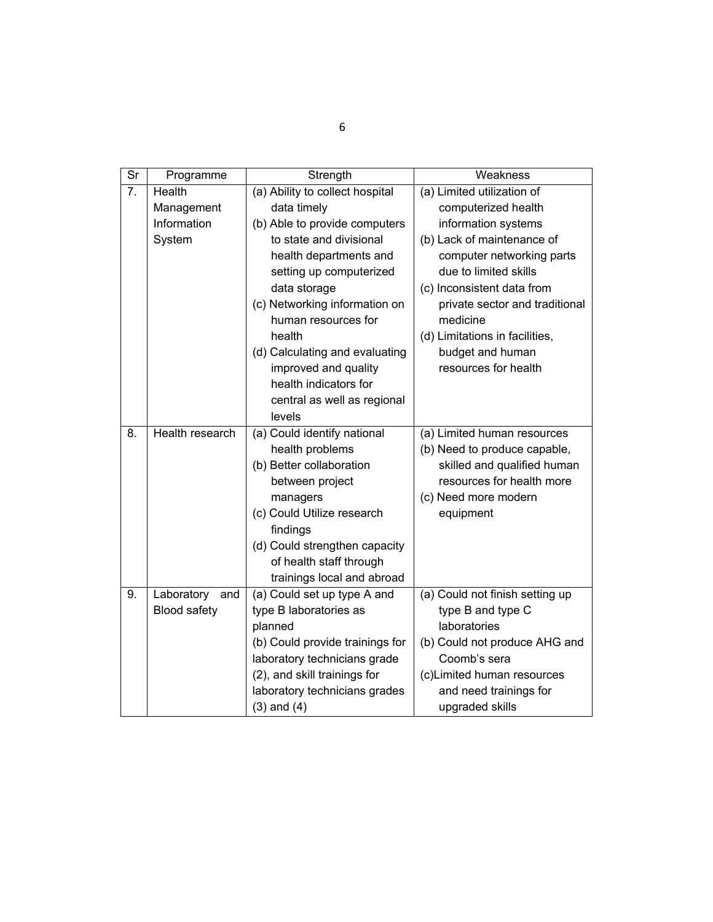| Sr | Programme | Strength | Weakness |
|---|---|---|---|
| 7. | Health Management Information System | (a) Ability to collect hospital data timely<br>(b) Able to provide computers to state and divisional health departments and setting up computerized data storage<br>(c) Networking information on human resources for health<br>(d) Calculating and evaluating improved and quality health indicators for central as well as regional levels | (a) Limited utilization of computerized health information systems<br>(b) Lack of maintenance of computer networking parts due to limited skills<br>(c) Inconsistent data from private sector and traditional medicine<br>(d) Limitations in facilities, budget and human resources for health |
| 8. | Health research | (a) Could identify national health problems<br>(b) Better collaboration between project managers<br>(c) Could Utilize research findings<br>(d) Could strengthen capacity of health staff through trainings local and abroad | (a) Limited human resources<br>(b) Need to produce capable, skilled and qualified human resources for health more<br>(c) Need more modern equipment |
| 9. | Laboratory and Blood safety | (a) Could set up type A and type B laboratories as planned<br>(b) Could provide trainings for laboratory technicians grade (2), and skill trainings for laboratory technicians grades (3) and (4) | (a) Could not finish setting up type B and type C laboratories<br>(b) Could not produce AHG and Coomb's sera<br>(c)Limited human resources and need trainings for upgraded skills |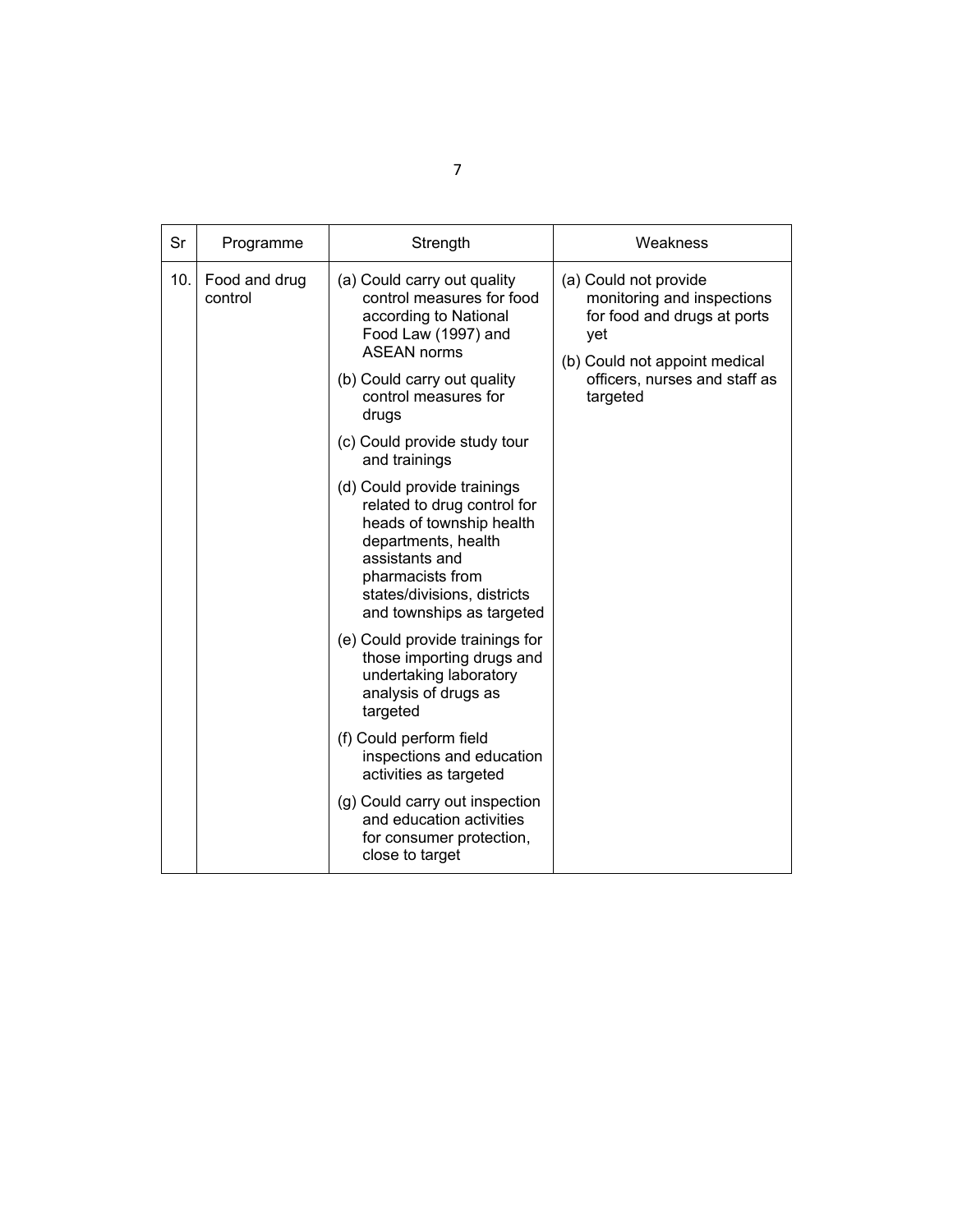| Sr | Programme | Strength | Weakness |
|---|---|---|---|
| 10. | Food and drug control | (a) Could carry out quality control measures for food according to National Food Law (1997) and ASEAN norms<br>(b) Could carry out quality control measures for drugs<br>(c) Could provide study tour and trainings<br>(d) Could provide trainings related to drug control for heads of township health departments, health assistants and pharmacists from states/divisions, districts and townships as targeted<br>(e) Could provide trainings for those importing drugs and undertaking laboratory analysis of drugs as targeted<br>(f) Could perform field inspections and education activities as targeted<br>(g) Could carry out inspection and education activities for consumer protection, close to target | (a) Could not provide monitoring and inspections for food and drugs at ports yet<br>(b) Could not appoint medical officers, nurses and staff as targeted |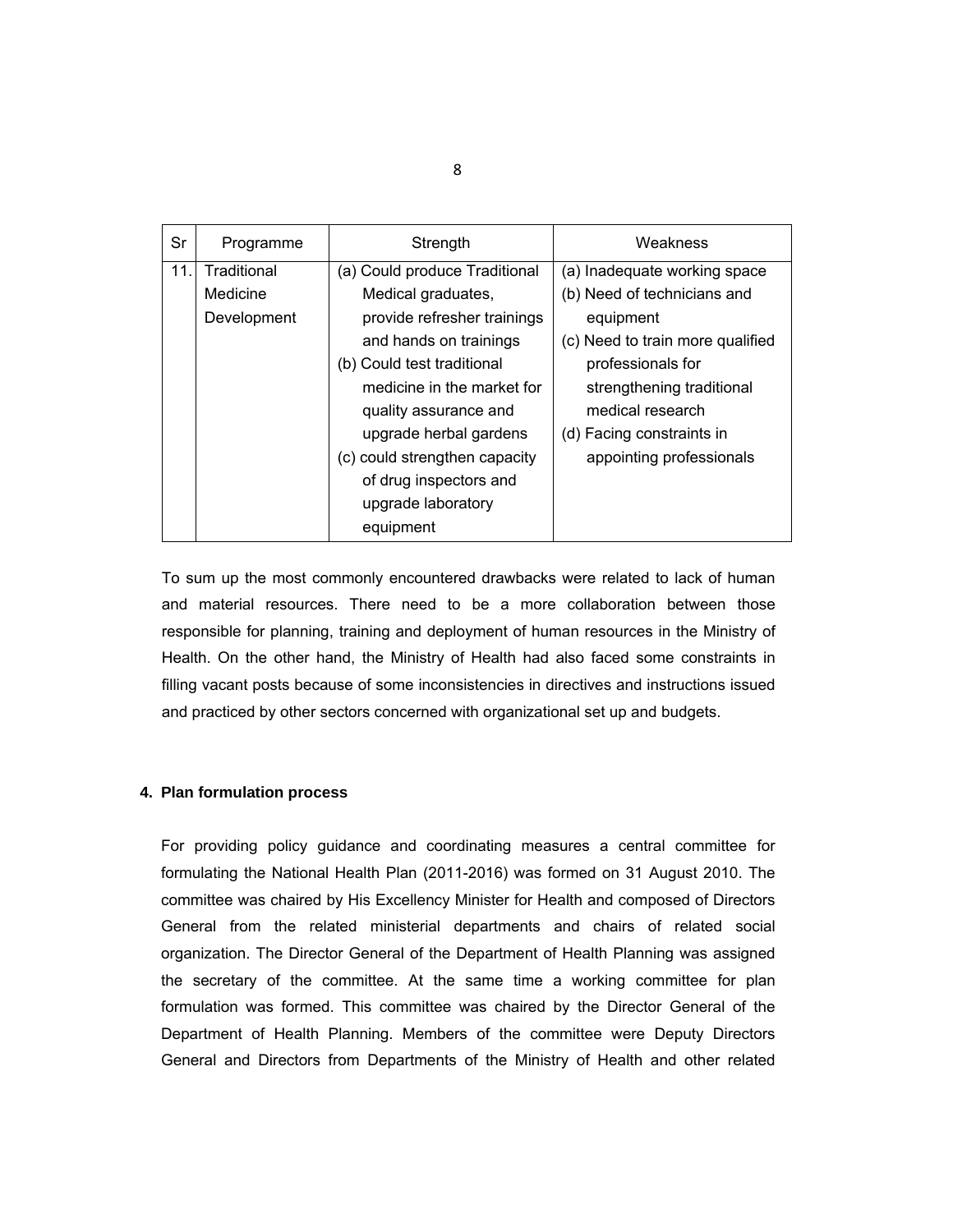| Sr | Programme | Strength | Weakness |
|---|---|---|---|
| 11. | Traditional Medicine Development | (a) Could produce Traditional Medical graduates, provide refresher trainings and hands on trainings<br>(b) Could test traditional medicine in the market for quality assurance and upgrade herbal gardens<br>(c) could strengthen capacity of drug inspectors and upgrade laboratory equipment | (a) Inadequate working space<br>(b) Need of technicians and equipment<br>(c) Need to train more qualified professionals for strengthening traditional medical research<br>(d) Facing constraints in appointing professionals |

To sum up the most commonly encountered drawbacks were related to lack of human and material resources. There need to be a more collaboration between those responsible for planning, training and deployment of human resources in the Ministry of Health. On the other hand, the Ministry of Health had also faced some constraints in filling vacant posts because of some inconsistencies in directives and instructions issued and practiced by other sectors concerned with organizational set up and budgets.

## 4. Plan formulation process

For providing policy guidance and coordinating measures a central committee for formulating the National Health Plan (2011-2016) was formed on 31 August 2010. The committee was chaired by His Excellency Minister for Health and composed of Directors General from the related ministerial departments and chairs of related social organization. The Director General of the Department of Health Planning was assigned the secretary of the committee. At the same time a working committee for plan formulation was formed. This committee was chaired by the Director General of the Department of Health Planning. Members of the committee were Deputy Directors General and Directors from Departments of the Ministry of Health and other related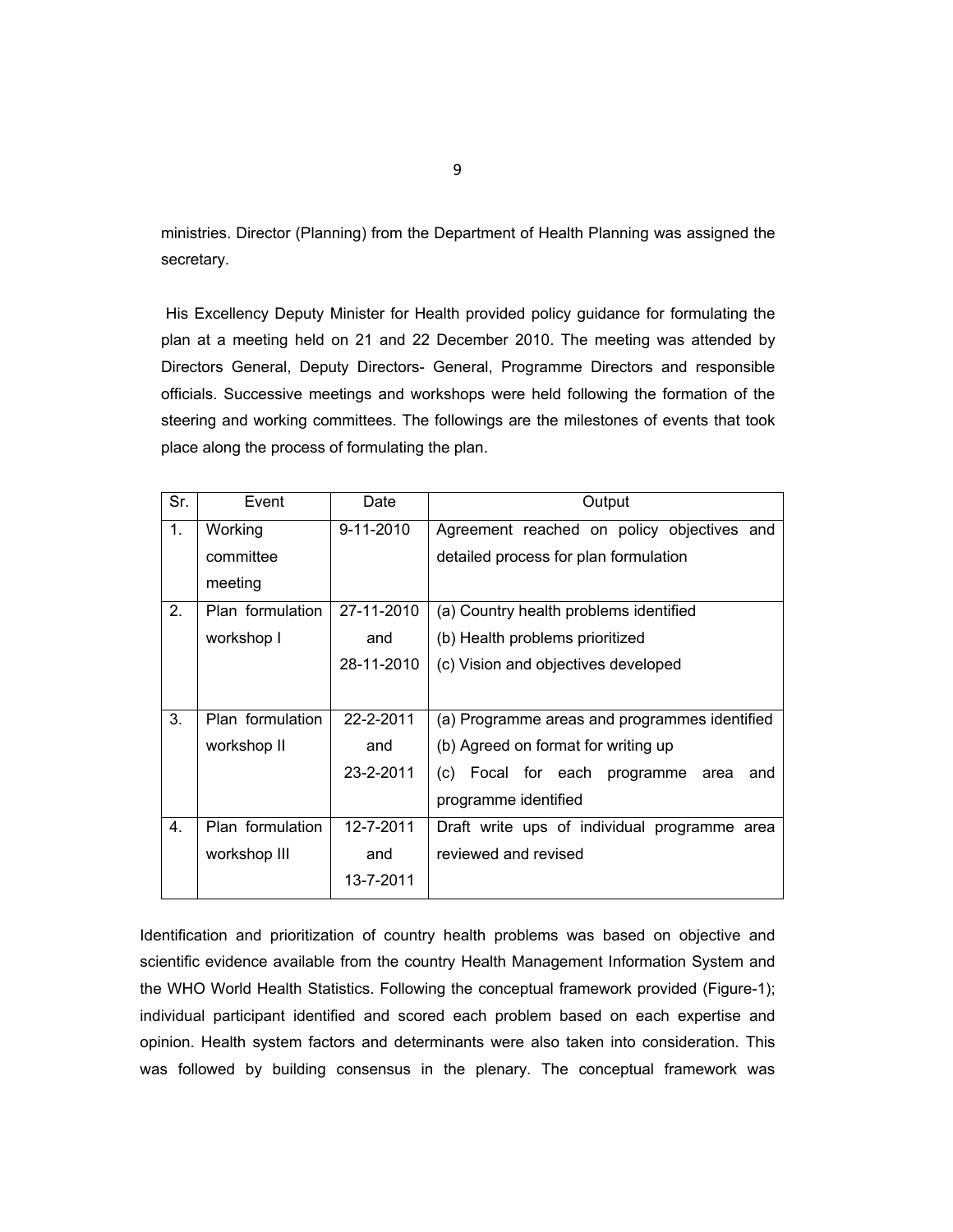ministries. Director (Planning) from the Department of Health Planning was assigned the secretary.

His Excellency Deputy Minister for Health provided policy guidance for formulating the plan at a meeting held on 21 and 22 December 2010. The meeting was attended by Directors General, Deputy Directors- General, Programme Directors and responsible officials. Successive meetings and workshops were held following the formation of the steering and working committees. The followings are the milestones of events that took place along the process of formulating the plan.

| Sr. | Event | Date | Output |
|---|---|---|---|
| 1. | Working committee meeting | 9-11-2010 | Agreement reached on policy objectives and detailed process for plan formulation |
| 2. | Plan formulation workshop I | 27-11-2010 and 28-11-2010 | (a) Country health problems identified<br>(b) Health problems prioritized<br>(c) Vision and objectives developed |
| 3. | Plan formulation workshop II | 22-2-2011 and 23-2-2011 | (a) Programme areas and programmes identified<br>(b) Agreed on format for writing up<br>(c) Focal for each programme area and programme identified |
| 4. | Plan formulation workshop III | 12-7-2011 and 13-7-2011 | Draft write ups of individual programme area reviewed and revised |

Identification and prioritization of country health problems was based on objective and scientific evidence available from the country Health Management Information System and the WHO World Health Statistics. Following the conceptual framework provided (Figure-1); individual participant identified and scored each problem based on each expertise and opinion. Health system factors and determinants were also taken into consideration. This was followed by building consensus in the plenary. The conceptual framework was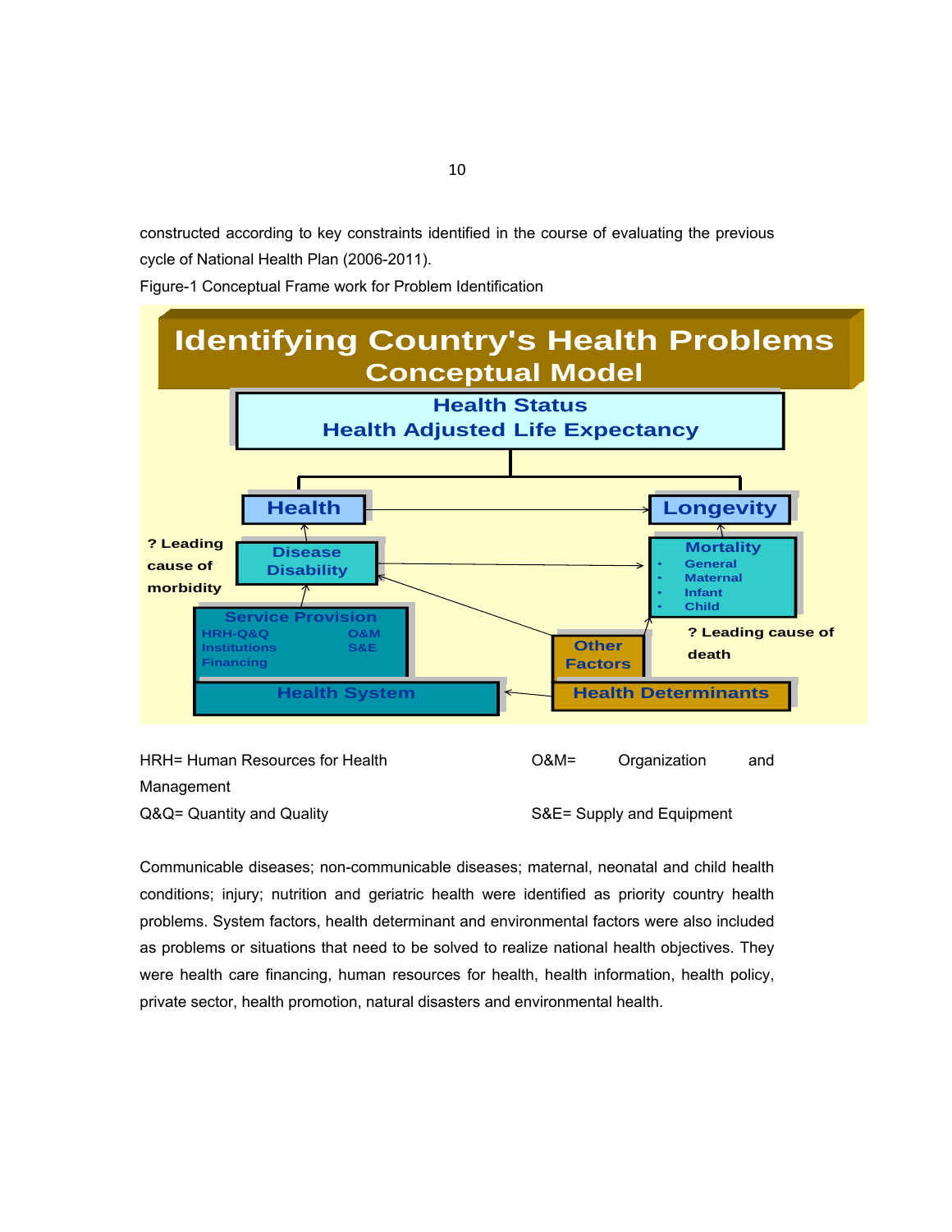constructed according to key constraints identified in the course of evaluating the previous cycle of National Health Plan (2006-2011).

Figure-1 Conceptual Frame work for Problem Identification

**Identifying Country's Health Problems Conceptual Model**

- Health Status
  - Health Adjusted Life Expectancy
- Health
- Longevity
- Disease Disability (? Leading cause of morbidity)
- Mortality
  - General
  - Maternal
  - Infant
  - Child
- ? Leading cause of death
- Service Provision
  - HRH-Q&Q
  - Institutions
  - Financing
  - O&M
  - S&E
- Other Factors
- Health System
- Health Determinants

HRH= Human Resources for Health

O&M= Organization and Management

Q&Q= Quantity and Quality

S&E= Supply and Equipment

Communicable diseases; non-communicable diseases; maternal, neonatal and child health conditions; injury; nutrition and geriatric health were identified as priority country health problems. System factors, health determinant and environmental factors were also included as problems or situations that need to be solved to realize national health objectives. They were health care financing, human resources for health, health information, health policy, private sector, health promotion, natural disasters and environmental health.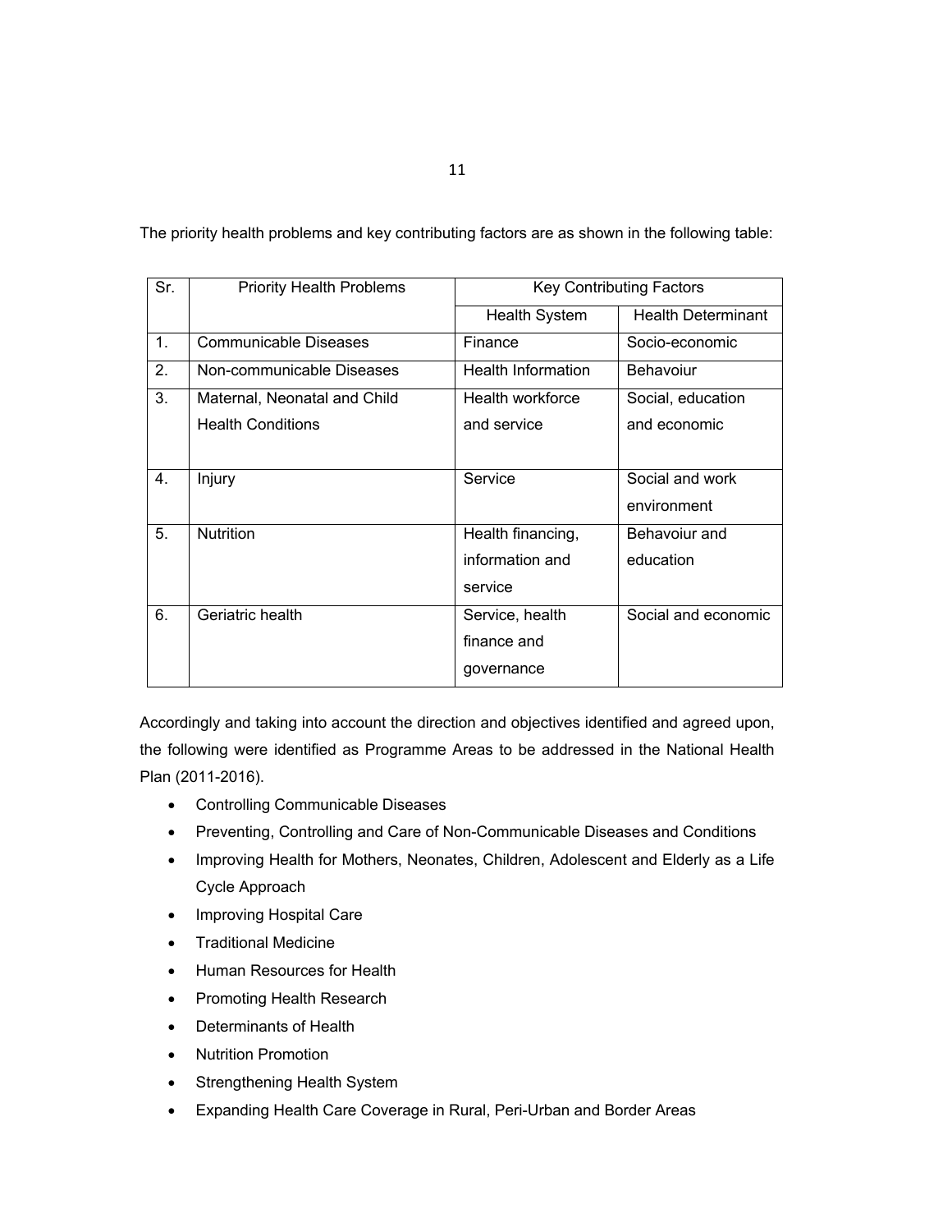The priority health problems and key contributing factors are as shown in the following table:

| Sr. | Priority Health Problems | Key Contributing Factors | |
|---|---|---|---|
| | | Health System | Health Determinant |
| 1. | Communicable Diseases | Finance | Socio-economic |
| 2. | Non-communicable Diseases | Health Information | Behavoiur |
| 3. | Maternal, Neonatal and Child Health Conditions | Health workforce and service | Social, education and economic |
| 4. | Injury | Service | Social and work environment |
| 5. | Nutrition | Health financing, information and service | Behavoiur and education |
| 6. | Geriatric health | Service, health finance and governance | Social and economic |

Accordingly and taking into account the direction and objectives identified and agreed upon, the following were identified as Programme Areas to be addressed in the National Health Plan (2011-2016).

- Controlling Communicable Diseases
- Preventing, Controlling and Care of Non-Communicable Diseases and Conditions
- Improving Health for Mothers, Neonates, Children, Adolescent and Elderly as a Life Cycle Approach
- Improving Hospital Care
- Traditional Medicine
- Human Resources for Health
- Promoting Health Research
- Determinants of Health
- Nutrition Promotion
- Strengthening Health System
- Expanding Health Care Coverage in Rural, Peri-Urban and Border Areas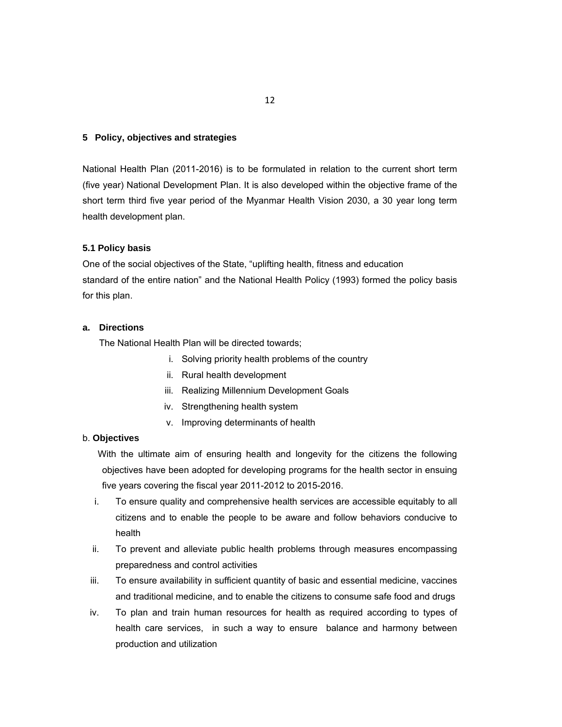## 5 Policy, objectives and strategies

National Health Plan (2011-2016) is to be formulated in relation to the current short term (five year) National Development Plan. It is also developed within the objective frame of the short term third five year period of the Myanmar Health Vision 2030, a 30 year long term health development plan.

### 5.1 Policy basis

One of the social objectives of the State, "uplifting health, fitness and education standard of the entire nation" and the National Health Policy (1993) formed the policy basis for this plan.

**a. Directions**

The National Health Plan will be directed towards;

i. Solving priority health problems of the country
ii. Rural health development
iii. Realizing Millennium Development Goals
iv. Strengthening health system
v. Improving determinants of health

b. **Objectives**

With the ultimate aim of ensuring health and longevity for the citizens the following objectives have been adopted for developing programs for the health sector in ensuing five years covering the fiscal year 2011-2012 to 2015-2016.

i. To ensure quality and comprehensive health services are accessible equitably to all citizens and to enable the people to be aware and follow behaviors conducive to health
ii. To prevent and alleviate public health problems through measures encompassing preparedness and control activities
iii. To ensure availability in sufficient quantity of basic and essential medicine, vaccines and traditional medicine, and to enable the citizens to consume safe food and drugs
iv. To plan and train human resources for health as required according to types of health care services, in such a way to ensure balance and harmony between production and utilization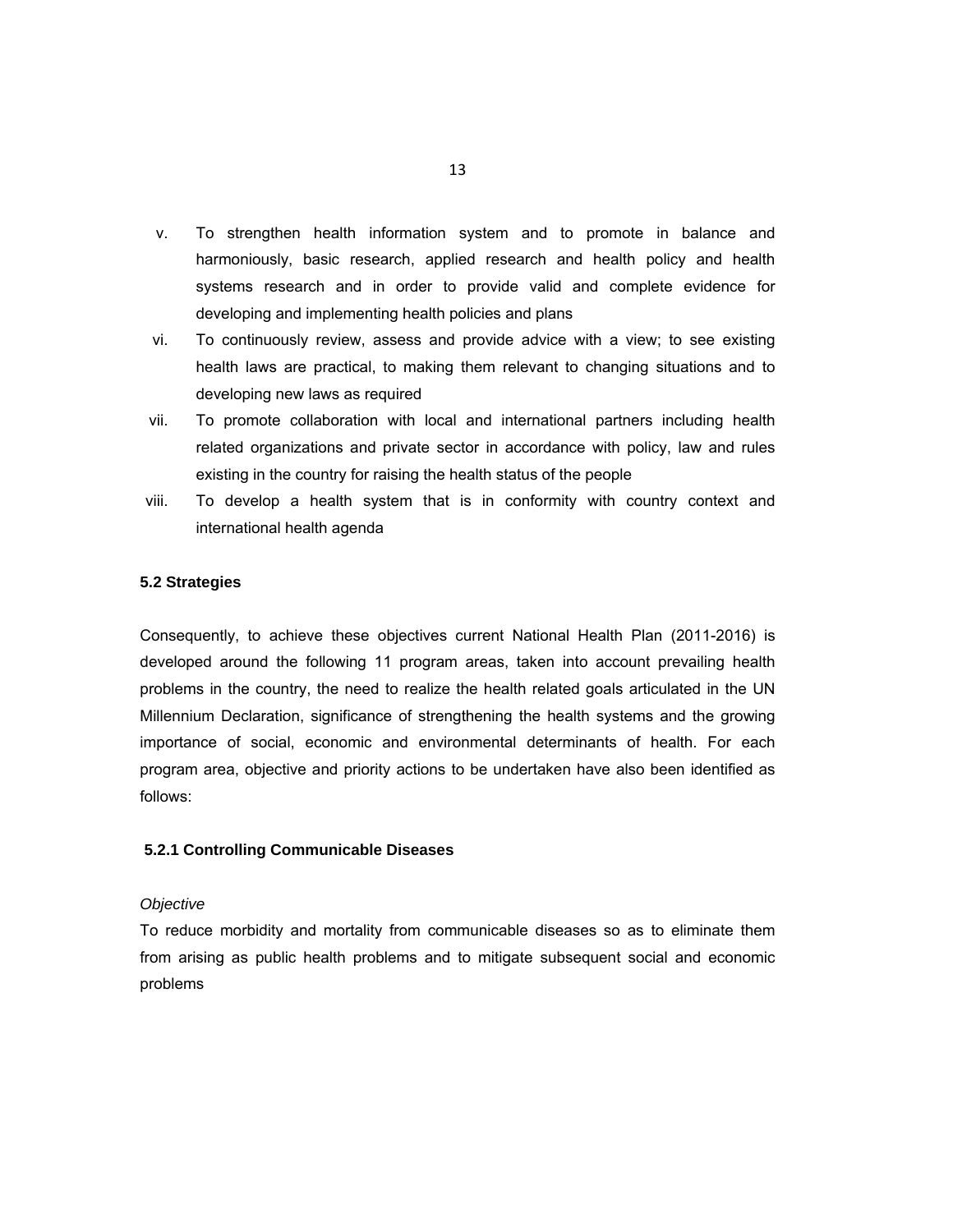v. To strengthen health information system and to promote in balance and harmoniously, basic research, applied research and health policy and health systems research and in order to provide valid and complete evidence for developing and implementing health policies and plans

vi. To continuously review, assess and provide advice with a view; to see existing health laws are practical, to making them relevant to changing situations and to developing new laws as required

vii. To promote collaboration with local and international partners including health related organizations and private sector in accordance with policy, law and rules existing in the country for raising the health status of the people

viii. To develop a health system that is in conformity with country context and international health agenda

### 5.2 Strategies

Consequently, to achieve these objectives current National Health Plan (2011-2016) is developed around the following 11 program areas, taken into account prevailing health problems in the country, the need to realize the health related goals articulated in the UN Millennium Declaration, significance of strengthening the health systems and the growing importance of social, economic and environmental determinants of health. For each program area, objective and priority actions to be undertaken have also been identified as follows:

#### 5.2.1 Controlling Communicable Diseases

*Objective*

To reduce morbidity and mortality from communicable diseases so as to eliminate them from arising as public health problems and to mitigate subsequent social and economic problems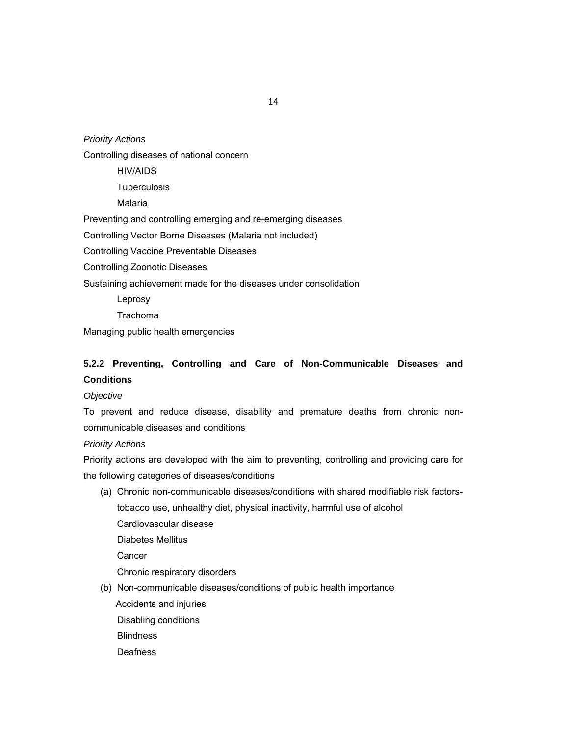*Priority Actions*

Controlling diseases of national concern

- HIV/AIDS
- Tuberculosis
- Malaria

Preventing and controlling emerging and re-emerging diseases

Controlling Vector Borne Diseases (Malaria not included)

Controlling Vaccine Preventable Diseases

Controlling Zoonotic Diseases

Sustaining achievement made for the diseases under consolidation

- Leprosy
- Trachoma

Managing public health emergencies

### 5.2.2 Preventing, Controlling and Care of Non-Communicable Diseases and Conditions

*Objective*

To prevent and reduce disease, disability and premature deaths from chronic non-communicable diseases and conditions

*Priority Actions*

Priority actions are developed with the aim to preventing, controlling and providing care for the following categories of diseases/conditions

(a) Chronic non-communicable diseases/conditions with shared modifiable risk factors-tobacco use, unhealthy diet, physical inactivity, harmful use of alcohol

- Cardiovascular disease
- Diabetes Mellitus
- Cancer
- Chronic respiratory disorders

(b) Non-communicable diseases/conditions of public health importance

- Accidents and injuries
- Disabling conditions
- Blindness
- Deafness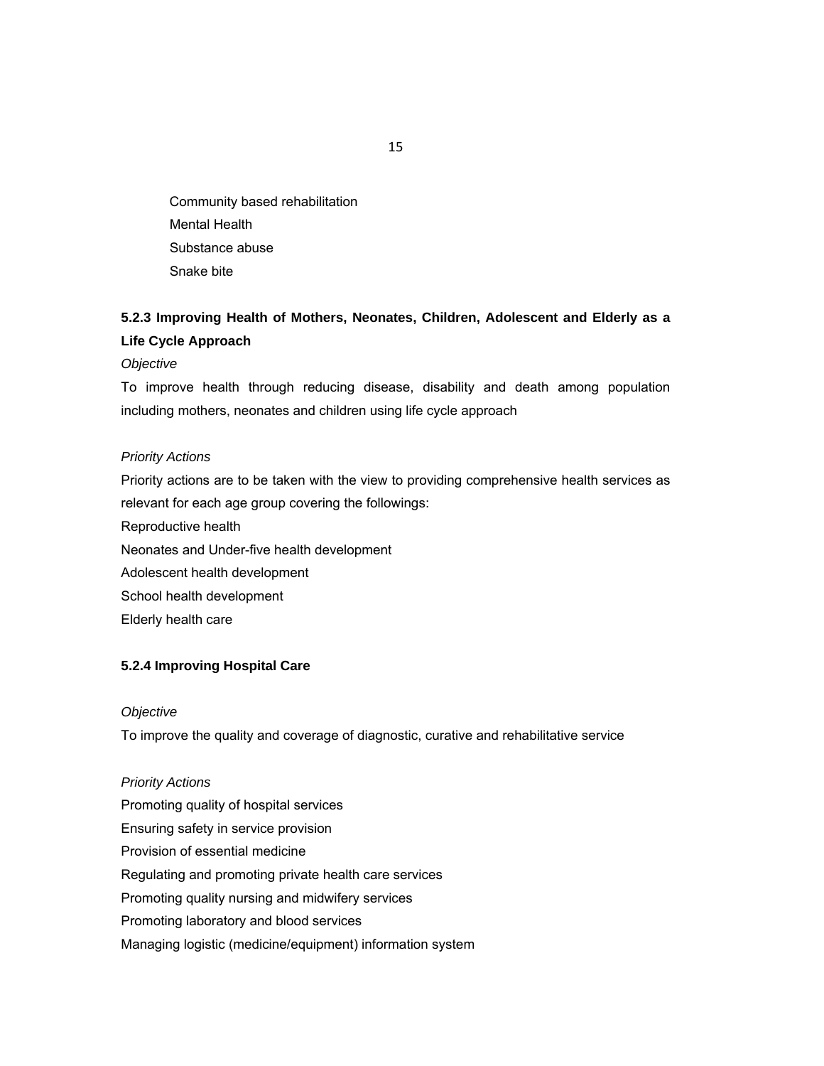Community based rehabilitation
Mental Health
Substance abuse
Snake bite

### 5.2.3 Improving Health of Mothers, Neonates, Children, Adolescent and Elderly as a Life Cycle Approach

*Objective*

To improve health through reducing disease, disability and death among population including mothers, neonates and children using life cycle approach

*Priority Actions*

Priority actions are to be taken with the view to providing comprehensive health services as relevant for each age group covering the followings:

Reproductive health
Neonates and Under-five health development
Adolescent health development
School health development
Elderly health care

### 5.2.4 Improving Hospital Care

*Objective*

To improve the quality and coverage of diagnostic, curative and rehabilitative service

*Priority Actions*

Promoting quality of hospital services
Ensuring safety in service provision
Provision of essential medicine
Regulating and promoting private health care services
Promoting quality nursing and midwifery services
Promoting laboratory and blood services
Managing logistic (medicine/equipment) information system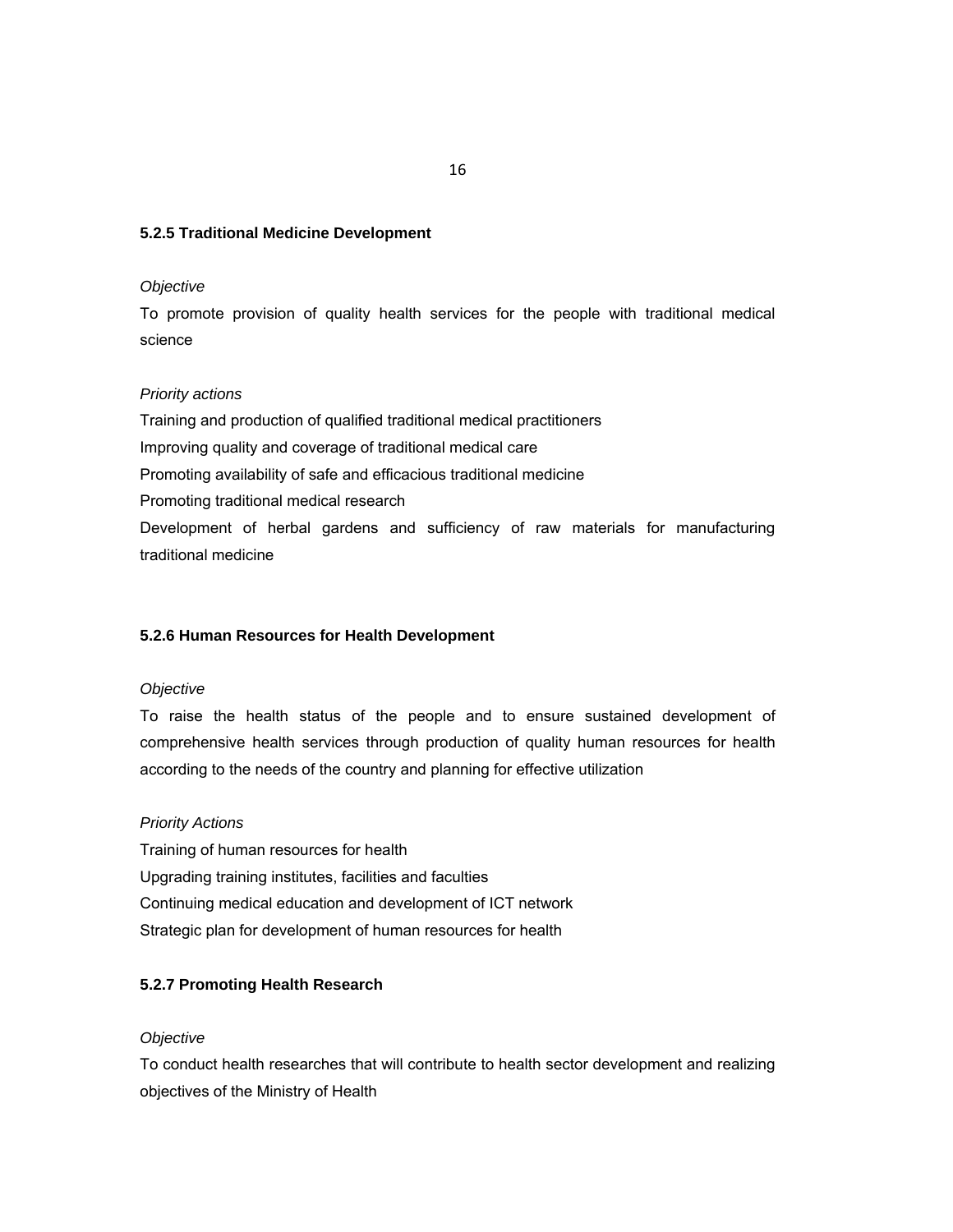### 5.2.5 Traditional Medicine Development

*Objective*

To promote provision of quality health services for the people with traditional medical science

*Priority actions*

Training and production of qualified traditional medical practitioners

Improving quality and coverage of traditional medical care

Promoting availability of safe and efficacious traditional medicine

Promoting traditional medical research

Development of herbal gardens and sufficiency of raw materials for manufacturing traditional medicine

### 5.2.6 Human Resources for Health Development

*Objective*

To raise the health status of the people and to ensure sustained development of comprehensive health services through production of quality human resources for health according to the needs of the country and planning for effective utilization

*Priority Actions*

Training of human resources for health

Upgrading training institutes, facilities and faculties

Continuing medical education and development of ICT network

Strategic plan for development of human resources for health

### 5.2.7 Promoting Health Research

*Objective*

To conduct health researches that will contribute to health sector development and realizing objectives of the Ministry of Health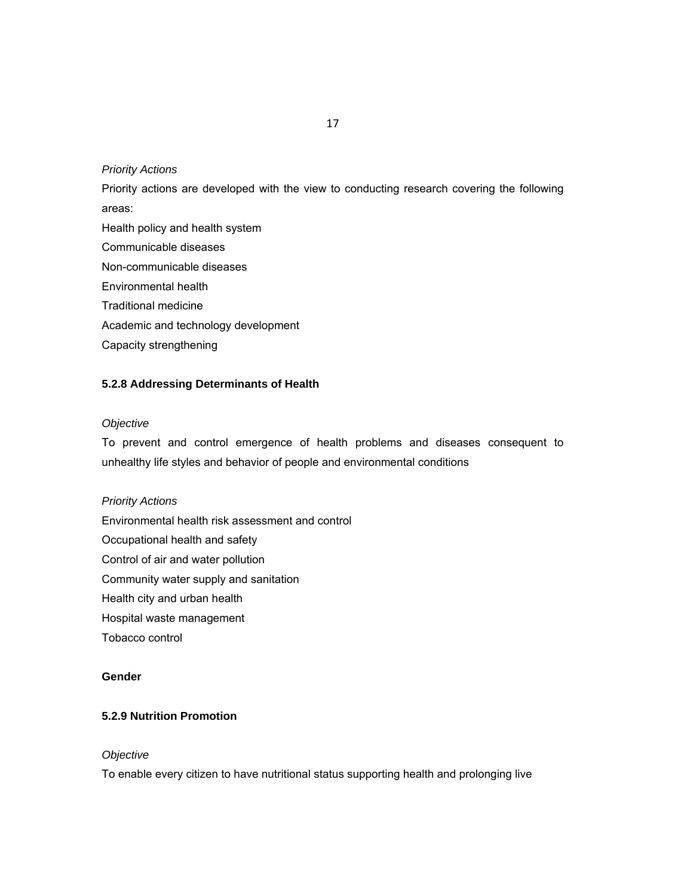*Priority Actions*

Priority actions are developed with the view to conducting research covering the following areas:

Health policy and health system

Communicable diseases

Non-communicable diseases

Environmental health

Traditional medicine

Academic and technology development

Capacity strengthening

**5.2.8 Addressing Determinants of Health**

*Objective*

To prevent and control emergence of health problems and diseases consequent to unhealthy life styles and behavior of people and environmental conditions

*Priority Actions*

Environmental health risk assessment and control

Occupational health and safety

Control of air and water pollution

Community water supply and sanitation

Health city and urban health

Hospital waste management

Tobacco control

**Gender**

**5.2.9 Nutrition Promotion**

*Objective*

To enable every citizen to have nutritional status supporting health and prolonging live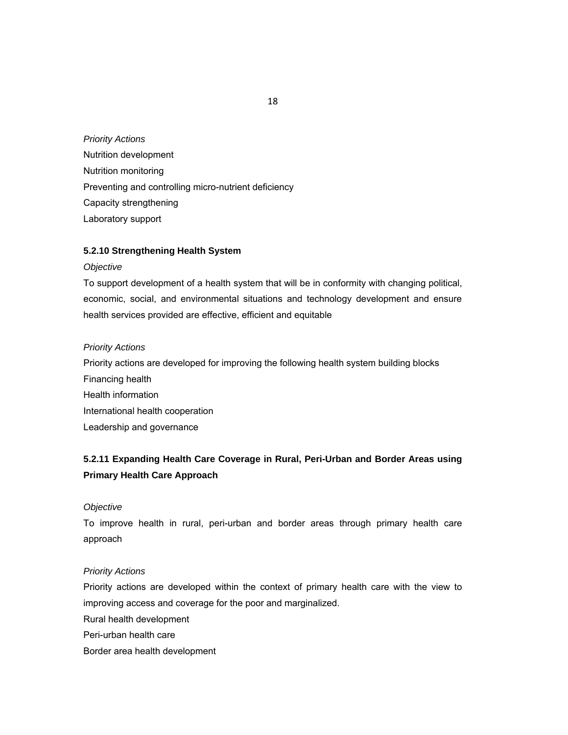*Priority Actions*

Nutrition development

Nutrition monitoring

Preventing and controlling micro-nutrient deficiency

Capacity strengthening

Laboratory support

### 5.2.10 Strengthening Health System

*Objective*

To support development of a health system that will be in conformity with changing political, economic, social, and environmental situations and technology development and ensure health services provided are effective, efficient and equitable

*Priority Actions*

Priority actions are developed for improving the following health system building blocks

Financing health

Health information

International health cooperation

Leadership and governance

### 5.2.11 Expanding Health Care Coverage in Rural, Peri-Urban and Border Areas using Primary Health Care Approach

*Objective*

To improve health in rural, peri-urban and border areas through primary health care approach

*Priority Actions*

Priority actions are developed within the context of primary health care with the view to improving access and coverage for the poor and marginalized.

Rural health development

Peri-urban health care

Border area health development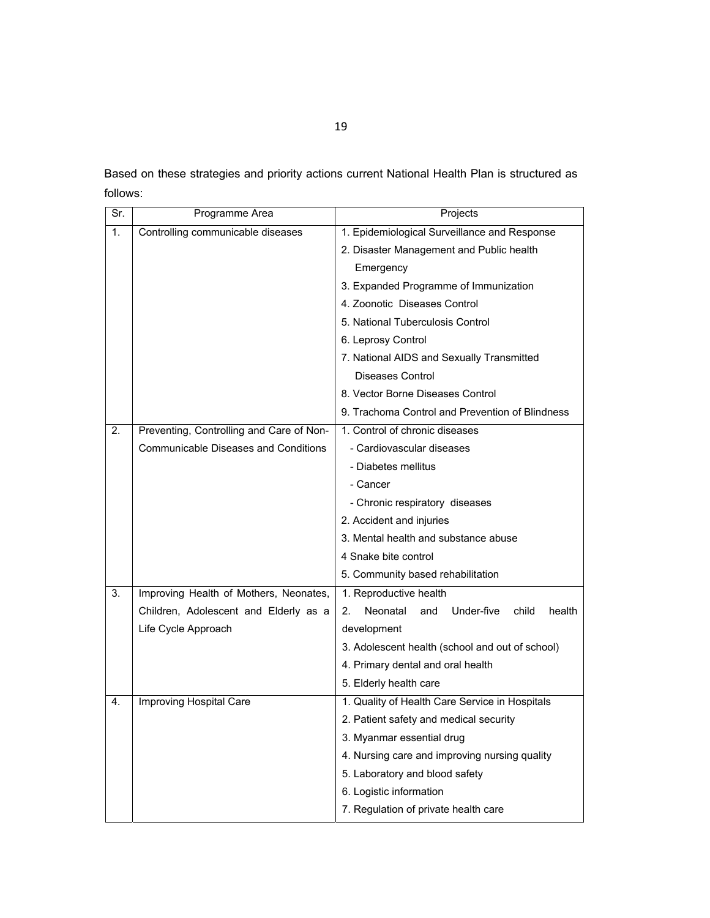Based on these strategies and priority actions current National Health Plan is structured as follows:

| Sr. | Programme Area | Projects |
| --- | --- | --- |
| 1. | Controlling communicable diseases | 1. Epidemiological Surveillance and Response<br>2. Disaster Management and Public health Emergency<br>3. Expanded Programme of Immunization<br>4. Zoonotic Diseases Control<br>5. National Tuberculosis Control<br>6. Leprosy Control<br>7. National AIDS and Sexually Transmitted Diseases Control<br>8. Vector Borne Diseases Control<br>9. Trachoma Control and Prevention of Blindness |
| 2. | Preventing, Controlling and Care of Non-Communicable Diseases and Conditions | 1. Control of chronic diseases<br>- Cardiovascular diseases<br>- Diabetes mellitus<br>- Cancer<br>- Chronic respiratory diseases<br>2. Accident and injuries<br>3. Mental health and substance abuse<br>4 Snake bite control<br>5. Community based rehabilitation |
| 3. | Improving Health of Mothers, Neonates, Children, Adolescent and Elderly as a Life Cycle Approach | 1. Reproductive health<br>2. Neonatal and Under-five child health development<br>3. Adolescent health (school and out of school)<br>4. Primary dental and oral health<br>5. Elderly health care |
| 4. | Improving Hospital Care | 1. Quality of Health Care Service in Hospitals<br>2. Patient safety and medical security<br>3. Myanmar essential drug<br>4. Nursing care and improving nursing quality<br>5. Laboratory and blood safety<br>6. Logistic information<br>7. Regulation of private health care |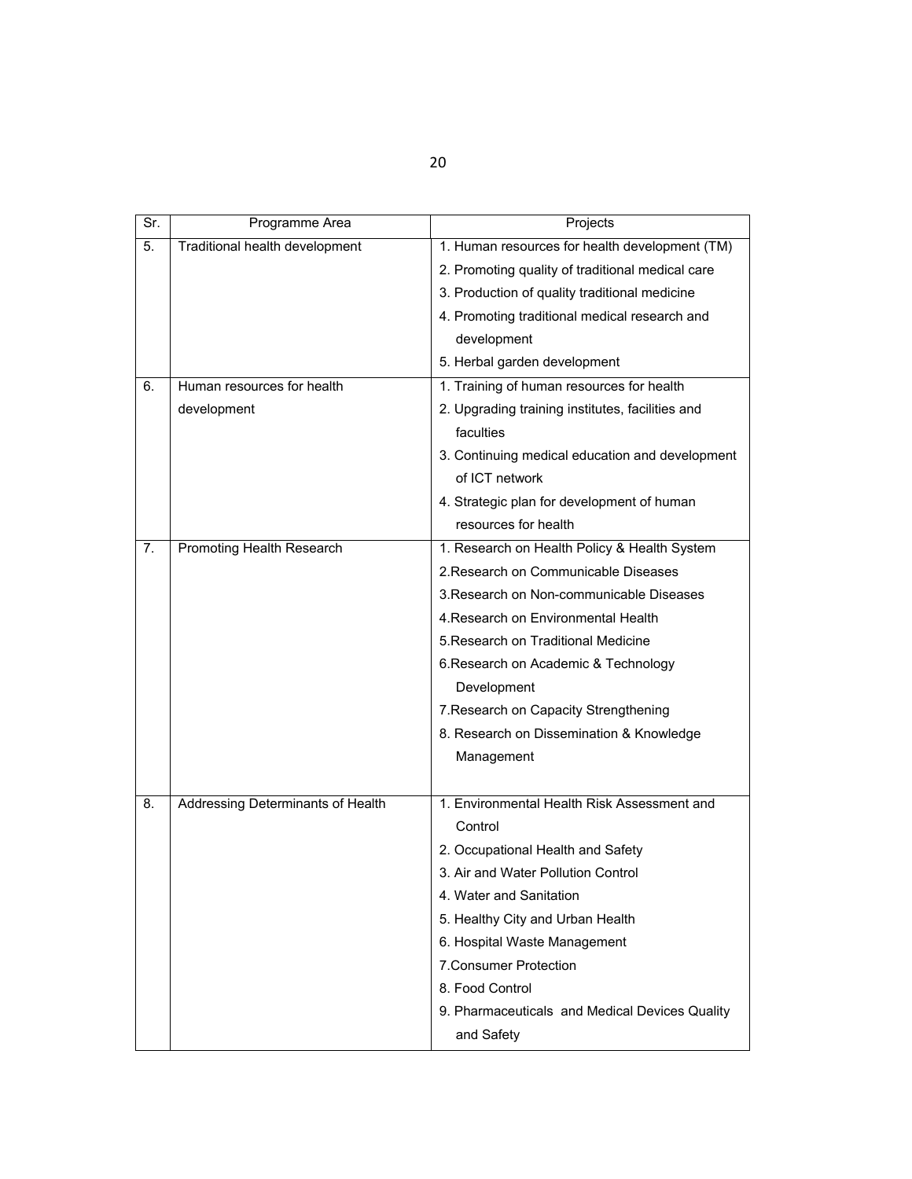| Sr. | Programme Area | Projects |
| --- | --- | --- |
| 5. | Traditional health development | 1. Human resources for health development (TM)<br>2. Promoting quality of traditional medical care<br>3. Production of quality traditional medicine<br>4. Promoting traditional medical research and development<br>5. Herbal garden development |
| 6. | Human resources for health development | 1. Training of human resources for health<br>2. Upgrading training institutes, facilities and faculties<br>3. Continuing medical education and development of ICT network<br>4. Strategic plan for development of human resources for health |
| 7. | Promoting Health Research | 1. Research on Health Policy & Health System<br>2.Research on Communicable Diseases<br>3.Research on Non-communicable Diseases<br>4.Research on Environmental Health<br>5.Research on Traditional Medicine<br>6.Research on Academic & Technology Development<br>7.Research on Capacity Strengthening<br>8. Research on Dissemination & Knowledge Management |
| 8. | Addressing Determinants of Health | 1. Environmental Health Risk Assessment and Control<br>2. Occupational Health and Safety<br>3. Air and Water Pollution Control<br>4. Water and Sanitation<br>5. Healthy City and Urban Health<br>6. Hospital Waste Management<br>7.Consumer Protection<br>8. Food Control<br>9. Pharmaceuticals and Medical Devices Quality and Safety |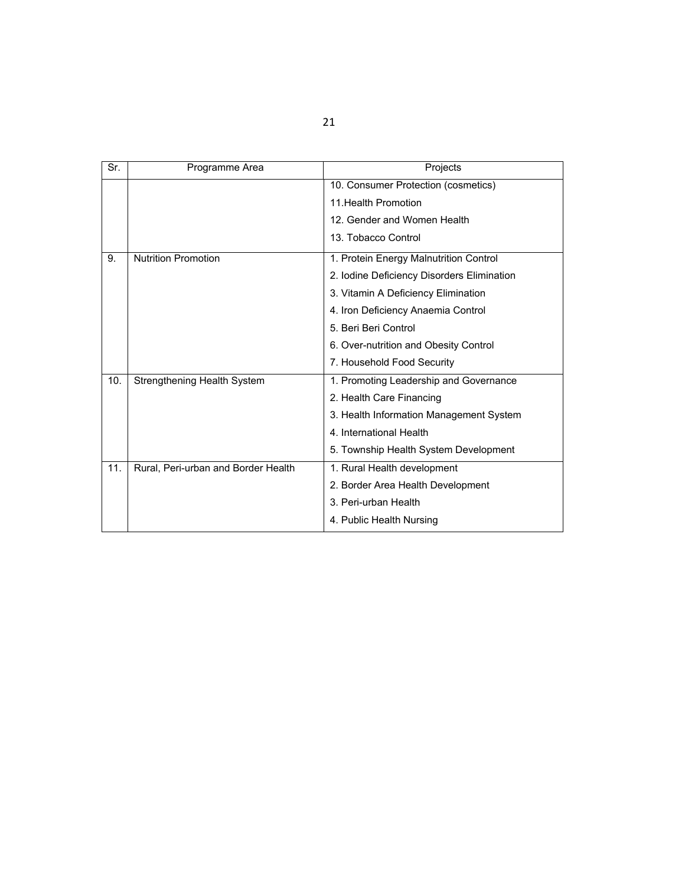| Sr. | Programme Area | Projects |
|---|---|---|
| | | 10. Consumer Protection (cosmetics) |
| | | 11.Health Promotion |
| | | 12. Gender and Women Health |
| | | 13. Tobacco Control |
| 9. | Nutrition Promotion | 1. Protein Energy Malnutrition Control |
| | | 2. Iodine Deficiency Disorders Elimination |
| | | 3. Vitamin A Deficiency Elimination |
| | | 4. Iron Deficiency Anaemia Control |
| | | 5. Beri Beri Control |
| | | 6. Over-nutrition and Obesity Control |
| | | 7. Household Food Security |
| 10. | Strengthening Health System | 1. Promoting Leadership and Governance |
| | | 2. Health Care Financing |
| | | 3. Health Information Management System |
| | | 4. International Health |
| | | 5. Township Health System Development |
| 11. | Rural, Peri-urban and Border Health | 1. Rural Health development |
| | | 2. Border Area Health Development |
| | | 3. Peri-urban Health |
| | | 4. Public Health Nursing |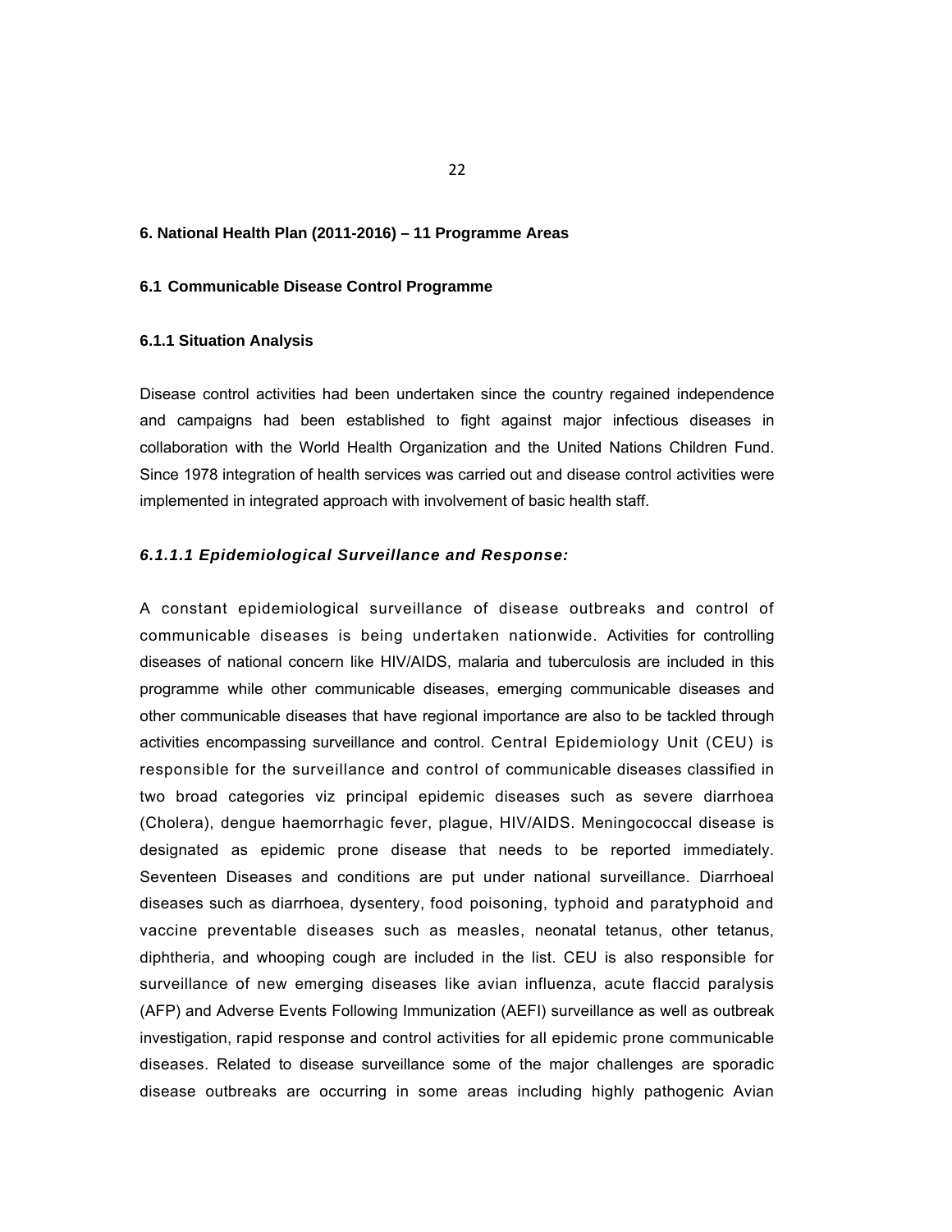## 6. National Health Plan (2011-2016) – 11 Programme Areas

### 6.1 Communicable Disease Control Programme

#### 6.1.1 Situation Analysis

Disease control activities had been undertaken since the country regained independence and campaigns had been established to fight against major infectious diseases in collaboration with the World Health Organization and the United Nations Children Fund. Since 1978 integration of health services was carried out and disease control activities were implemented in integrated approach with involvement of basic health staff.

##### *6.1.1.1 Epidemiological Surveillance and Response:*

A constant epidemiological surveillance of disease outbreaks and control of communicable diseases is being undertaken nationwide. Activities for controlling diseases of national concern like HIV/AIDS, malaria and tuberculosis are included in this programme while other communicable diseases, emerging communicable diseases and other communicable diseases that have regional importance are also to be tackled through activities encompassing surveillance and control. Central Epidemiology Unit (CEU) is responsible for the surveillance and control of communicable diseases classified in two broad categories viz principal epidemic diseases such as severe diarrhoea (Cholera), dengue haemorrhagic fever, plague, HIV/AIDS. Meningococcal disease is designated as epidemic prone disease that needs to be reported immediately. Seventeen Diseases and conditions are put under national surveillance. Diarrhoeal diseases such as diarrhoea, dysentery, food poisoning, typhoid and paratyphoid and vaccine preventable diseases such as measles, neonatal tetanus, other tetanus, diphtheria, and whooping cough are included in the list. CEU is also responsible for surveillance of new emerging diseases like avian influenza, acute flaccid paralysis (AFP) and Adverse Events Following Immunization (AEFI) surveillance as well as outbreak investigation, rapid response and control activities for all epidemic prone communicable diseases. Related to disease surveillance some of the major challenges are sporadic disease outbreaks are occurring in some areas including highly pathogenic Avian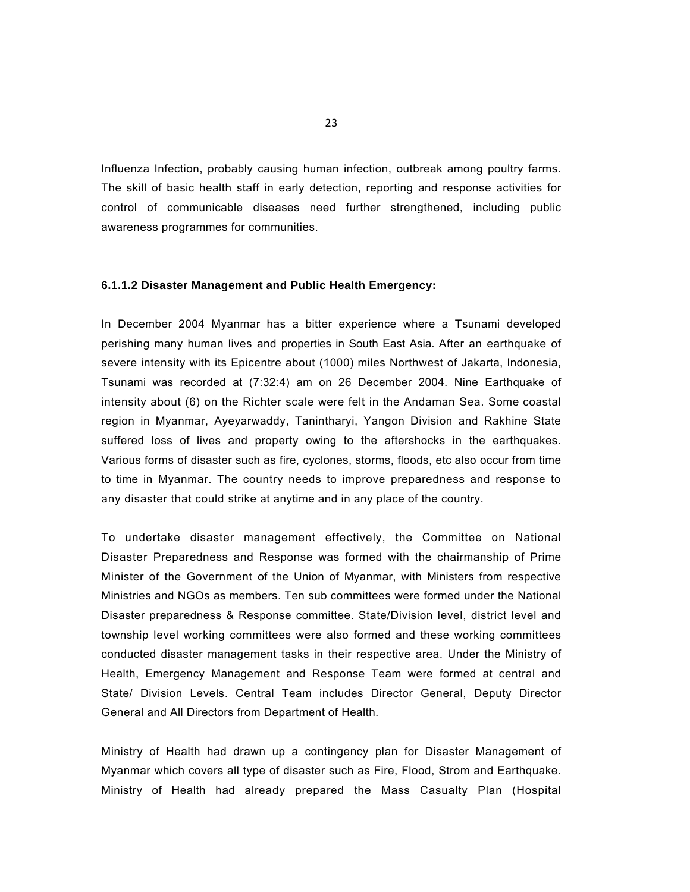Influenza Infection, probably causing human infection, outbreak among poultry farms. The skill of basic health staff in early detection, reporting and response activities for control of communicable diseases need further strengthened, including public awareness programmes for communities.

#### 6.1.1.2 Disaster Management and Public Health Emergency:

In December 2004 Myanmar has a bitter experience where a Tsunami developed perishing many human lives and properties in South East Asia. After an earthquake of severe intensity with its Epicentre about (1000) miles Northwest of Jakarta, Indonesia, Tsunami was recorded at (7:32:4) am on 26 December 2004. Nine Earthquake of intensity about (6) on the Richter scale were felt in the Andaman Sea. Some coastal region in Myanmar, Ayeyarwaddy, Tanintharyi, Yangon Division and Rakhine State suffered loss of lives and property owing to the aftershocks in the earthquakes. Various forms of disaster such as fire, cyclones, storms, floods, etc also occur from time to time in Myanmar. The country needs to improve preparedness and response to any disaster that could strike at anytime and in any place of the country.

To undertake disaster management effectively, the Committee on National Disaster Preparedness and Response was formed with the chairmanship of Prime Minister of the Government of the Union of Myanmar, with Ministers from respective Ministries and NGOs as members. Ten sub committees were formed under the National Disaster preparedness & Response committee. State/Division level, district level and township level working committees were also formed and these working committees conducted disaster management tasks in their respective area. Under the Ministry of Health, Emergency Management and Response Team were formed at central and State/ Division Levels. Central Team includes Director General, Deputy Director General and All Directors from Department of Health.

Ministry of Health had drawn up a contingency plan for Disaster Management of Myanmar which covers all type of disaster such as Fire, Flood, Strom and Earthquake. Ministry of Health had already prepared the Mass Casualty Plan (Hospital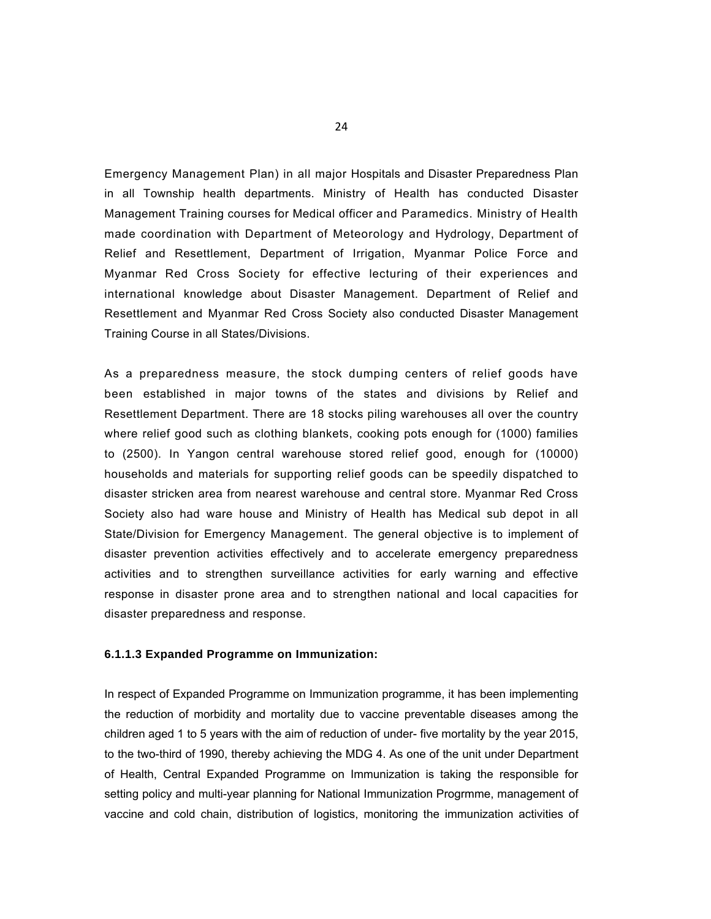Emergency Management Plan) in all major Hospitals and Disaster Preparedness Plan in all Township health departments. Ministry of Health has conducted Disaster Management Training courses for Medical officer and Paramedics. Ministry of Health made coordination with Department of Meteorology and Hydrology, Department of Relief and Resettlement, Department of Irrigation, Myanmar Police Force and Myanmar Red Cross Society for effective lecturing of their experiences and international knowledge about Disaster Management. Department of Relief and Resettlement and Myanmar Red Cross Society also conducted Disaster Management Training Course in all States/Divisions.

As a preparedness measure, the stock dumping centers of relief goods have been established in major towns of the states and divisions by Relief and Resettlement Department. There are 18 stocks piling warehouses all over the country where relief good such as clothing blankets, cooking pots enough for (1000) families to (2500). In Yangon central warehouse stored relief good, enough for (10000) households and materials for supporting relief goods can be speedily dispatched to disaster stricken area from nearest warehouse and central store. Myanmar Red Cross Society also had ware house and Ministry of Health has Medical sub depot in all State/Division for Emergency Management. The general objective is to implement of disaster prevention activities effectively and to accelerate emergency preparedness activities and to strengthen surveillance activities for early warning and effective response in disaster prone area and to strengthen national and local capacities for disaster preparedness and response.

#### 6.1.1.3 Expanded Programme on Immunization:

In respect of Expanded Programme on Immunization programme, it has been implementing the reduction of morbidity and mortality due to vaccine preventable diseases among the children aged 1 to 5 years with the aim of reduction of under- five mortality by the year 2015, to the two-third of 1990, thereby achieving the MDG 4. As one of the unit under Department of Health, Central Expanded Programme on Immunization is taking the responsible for setting policy and multi-year planning for National Immunization Progrmme, management of vaccine and cold chain, distribution of logistics, monitoring the immunization activities of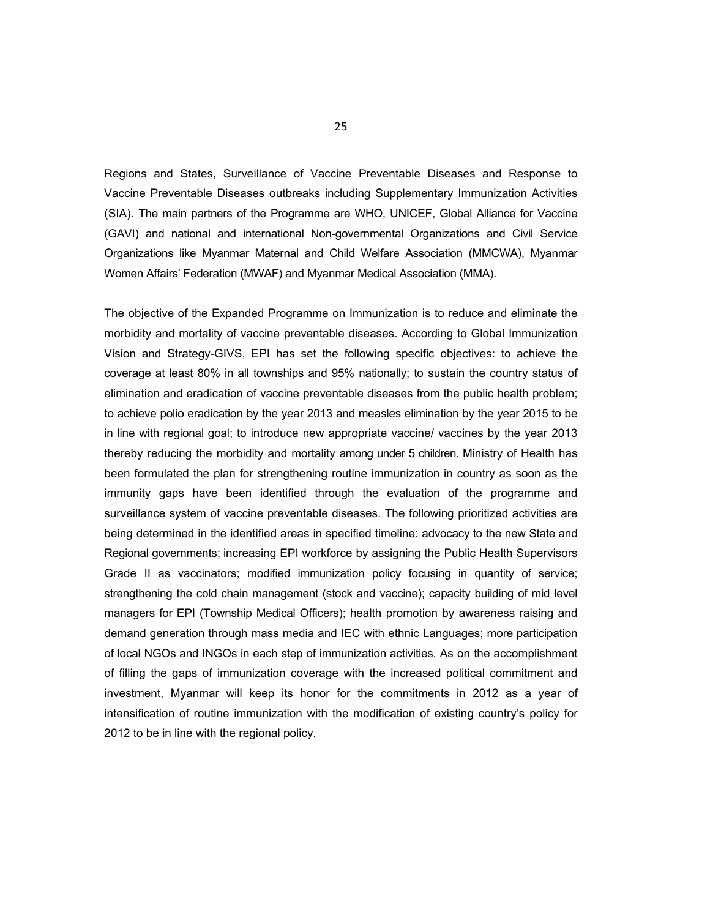Regions and States, Surveillance of Vaccine Preventable Diseases and Response to Vaccine Preventable Diseases outbreaks including Supplementary Immunization Activities (SIA). The main partners of the Programme are WHO, UNICEF, Global Alliance for Vaccine (GAVI) and national and international Non-governmental Organizations and Civil Service Organizations like Myanmar Maternal and Child Welfare Association (MMCWA), Myanmar Women Affairs' Federation (MWAF) and Myanmar Medical Association (MMA).

The objective of the Expanded Programme on Immunization is to reduce and eliminate the morbidity and mortality of vaccine preventable diseases. According to Global Immunization Vision and Strategy-GIVS, EPI has set the following specific objectives: to achieve the coverage at least 80% in all townships and 95% nationally; to sustain the country status of elimination and eradication of vaccine preventable diseases from the public health problem; to achieve polio eradication by the year 2013 and measles elimination by the year 2015 to be in line with regional goal; to introduce new appropriate vaccine/ vaccines by the year 2013 thereby reducing the morbidity and mortality among under 5 children. Ministry of Health has been formulated the plan for strengthening routine immunization in country as soon as the immunity gaps have been identified through the evaluation of the programme and surveillance system of vaccine preventable diseases. The following prioritized activities are being determined in the identified areas in specified timeline: advocacy to the new State and Regional governments; increasing EPI workforce by assigning the Public Health Supervisors Grade II as vaccinators; modified immunization policy focusing in quantity of service; strengthening the cold chain management (stock and vaccine); capacity building of mid level managers for EPI (Township Medical Officers); health promotion by awareness raising and demand generation through mass media and IEC with ethnic Languages; more participation of local NGOs and INGOs in each step of immunization activities. As on the accomplishment of filling the gaps of immunization coverage with the increased political commitment and investment, Myanmar will keep its honor for the commitments in 2012 as a year of intensification of routine immunization with the modification of existing country's policy for 2012 to be in line with the regional policy.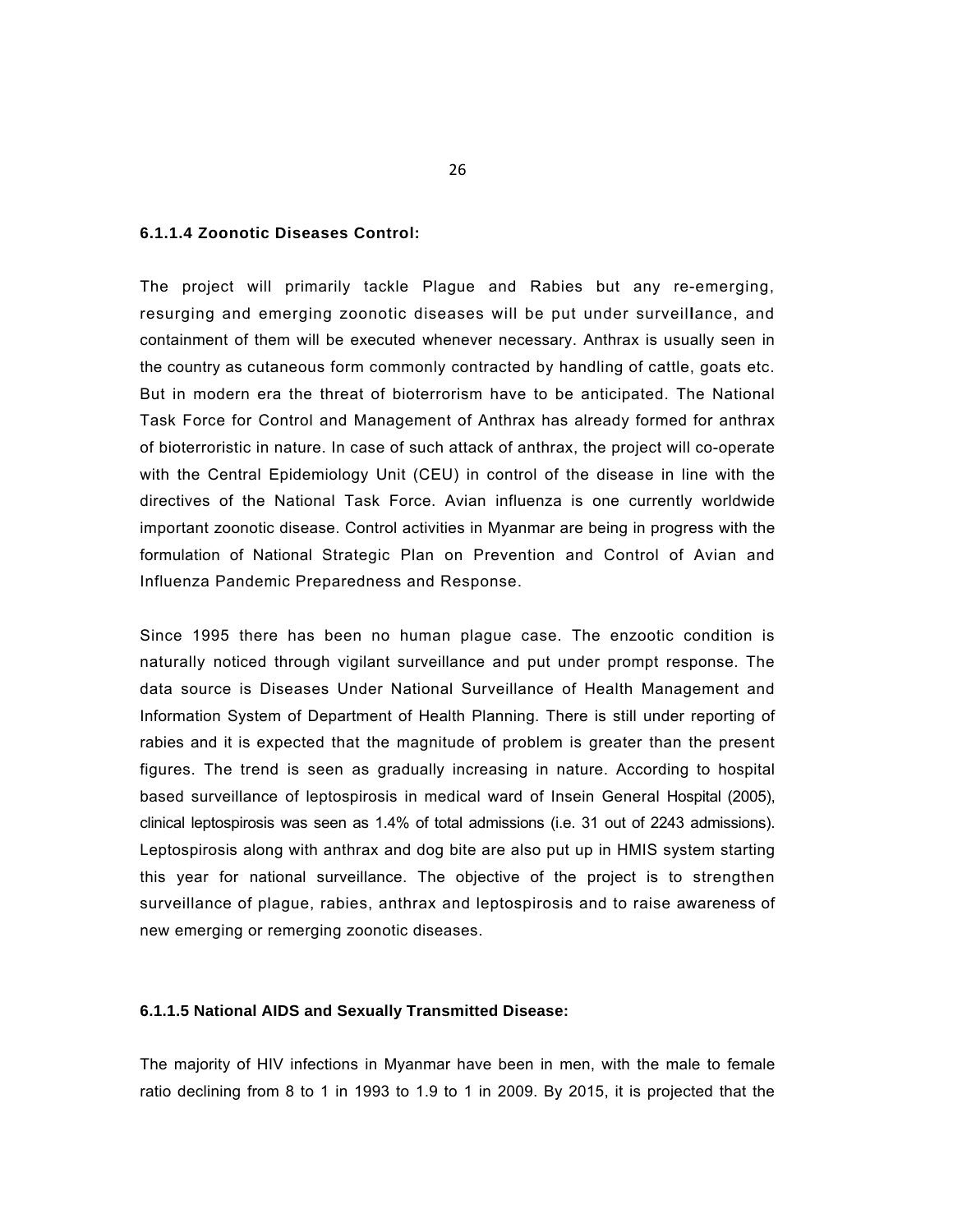#### 6.1.1.4 Zoonotic Diseases Control:

The project will primarily tackle Plague and Rabies but any re-emerging, resurging and emerging zoonotic diseases will be put under surveillance, and containment of them will be executed whenever necessary. Anthrax is usually seen in the country as cutaneous form commonly contracted by handling of cattle, goats etc. But in modern era the threat of bioterrorism have to be anticipated. The National Task Force for Control and Management of Anthrax has already formed for anthrax of bioterroristic in nature. In case of such attack of anthrax, the project will co-operate with the Central Epidemiology Unit (CEU) in control of the disease in line with the directives of the National Task Force. Avian influenza is one currently worldwide important zoonotic disease. Control activities in Myanmar are being in progress with the formulation of National Strategic Plan on Prevention and Control of Avian and Influenza Pandemic Preparedness and Response.

Since 1995 there has been no human plague case. The enzootic condition is naturally noticed through vigilant surveillance and put under prompt response. The data source is Diseases Under National Surveillance of Health Management and Information System of Department of Health Planning. There is still under reporting of rabies and it is expected that the magnitude of problem is greater than the present figures. The trend is seen as gradually increasing in nature. According to hospital based surveillance of leptospirosis in medical ward of Insein General Hospital (2005), clinical leptospirosis was seen as 1.4% of total admissions (i.e. 31 out of 2243 admissions). Leptospirosis along with anthrax and dog bite are also put up in HMIS system starting this year for national surveillance. The objective of the project is to strengthen surveillance of plague, rabies, anthrax and leptospirosis and to raise awareness of new emerging or remerging zoonotic diseases.

#### 6.1.1.5 National AIDS and Sexually Transmitted Disease:

The majority of HIV infections in Myanmar have been in men, with the male to female ratio declining from 8 to 1 in 1993 to 1.9 to 1 in 2009. By 2015, it is projected that the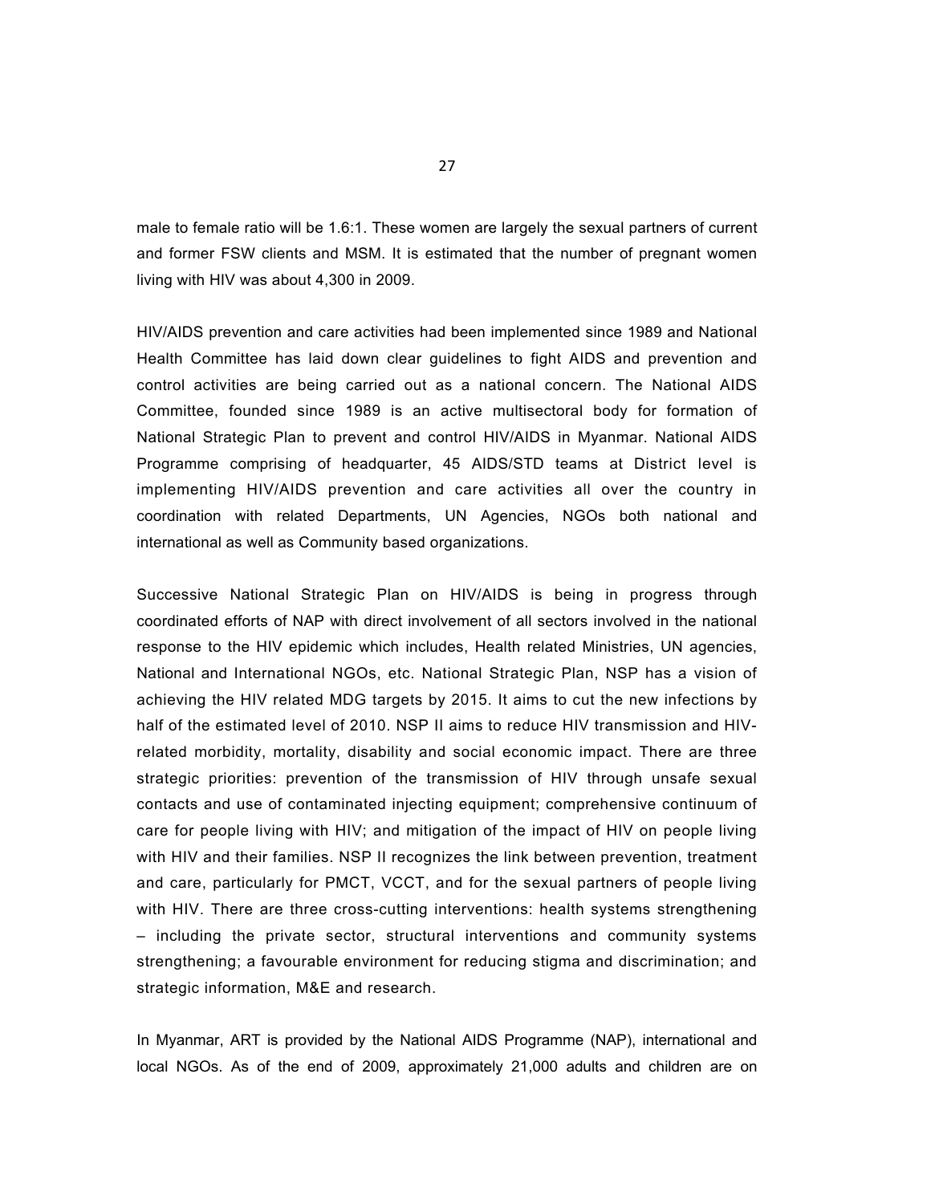male to female ratio will be 1.6:1. These women are largely the sexual partners of current and former FSW clients and MSM. It is estimated that the number of pregnant women living with HIV was about 4,300 in 2009.

HIV/AIDS prevention and care activities had been implemented since 1989 and National Health Committee has laid down clear guidelines to fight AIDS and prevention and control activities are being carried out as a national concern. The National AIDS Committee, founded since 1989 is an active multisectoral body for formation of National Strategic Plan to prevent and control HIV/AIDS in Myanmar. National AIDS Programme comprising of headquarter, 45 AIDS/STD teams at District level is implementing HIV/AIDS prevention and care activities all over the country in coordination with related Departments, UN Agencies, NGOs both national and international as well as Community based organizations.

Successive National Strategic Plan on HIV/AIDS is being in progress through coordinated efforts of NAP with direct involvement of all sectors involved in the national response to the HIV epidemic which includes, Health related Ministries, UN agencies, National and International NGOs, etc. National Strategic Plan, NSP has a vision of achieving the HIV related MDG targets by 2015. It aims to cut the new infections by half of the estimated level of 2010. NSP II aims to reduce HIV transmission and HIV-related morbidity, mortality, disability and social economic impact. There are three strategic priorities: prevention of the transmission of HIV through unsafe sexual contacts and use of contaminated injecting equipment; comprehensive continuum of care for people living with HIV; and mitigation of the impact of HIV on people living with HIV and their families. NSP II recognizes the link between prevention, treatment and care, particularly for PMCT, VCCT, and for the sexual partners of people living with HIV. There are three cross-cutting interventions: health systems strengthening – including the private sector, structural interventions and community systems strengthening; a favourable environment for reducing stigma and discrimination; and strategic information, M&E and research.

In Myanmar, ART is provided by the National AIDS Programme (NAP), international and local NGOs. As of the end of 2009, approximately 21,000 adults and children are on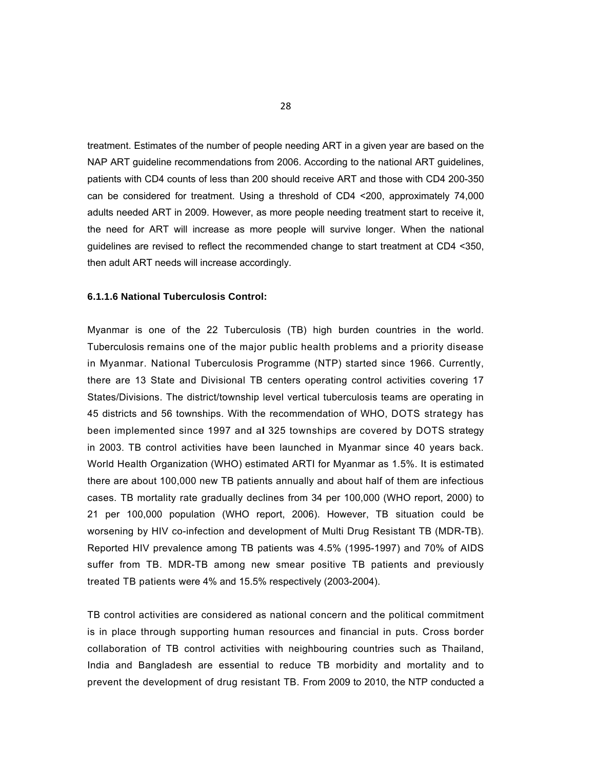treatment. Estimates of the number of people needing ART in a given year are based on the NAP ART guideline recommendations from 2006. According to the national ART guidelines, patients with CD4 counts of less than 200 should receive ART and those with CD4 200-350 can be considered for treatment. Using a threshold of CD4 <200, approximately 74,000 adults needed ART in 2009. However, as more people needing treatment start to receive it, the need for ART will increase as more people will survive longer. When the national guidelines are revised to reflect the recommended change to start treatment at CD4 <350, then adult ART needs will increase accordingly.

#### 6.1.1.6 National Tuberculosis Control:

Myanmar is one of the 22 Tuberculosis (TB) high burden countries in the world. Tuberculosis remains one of the major public health problems and a priority disease in Myanmar. National Tuberculosis Programme (NTP) started since 1966. Currently, there are 13 State and Divisional TB centers operating control activities covering 17 States/Divisions. The district/township level vertical tuberculosis teams are operating in 45 districts and 56 townships. With the recommendation of WHO, DOTS strategy has been implemented since 1997 and al 325 townships are covered by DOTS strategy in 2003. TB control activities have been launched in Myanmar since 40 years back. World Health Organization (WHO) estimated ARTI for Myanmar as 1.5%. It is estimated there are about 100,000 new TB patients annually and about half of them are infectious cases. TB mortality rate gradually declines from 34 per 100,000 (WHO report, 2000) to 21 per 100,000 population (WHO report, 2006). However, TB situation could be worsening by HIV co-infection and development of Multi Drug Resistant TB (MDR-TB). Reported HIV prevalence among TB patients was 4.5% (1995-1997) and 70% of AIDS suffer from TB. MDR-TB among new smear positive TB patients and previously treated TB patients were 4% and 15.5% respectively (2003-2004).

TB control activities are considered as national concern and the political commitment is in place through supporting human resources and financial in puts. Cross border collaboration of TB control activities with neighbouring countries such as Thailand, India and Bangladesh are essential to reduce TB morbidity and mortality and to prevent the development of drug resistant TB. From 2009 to 2010, the NTP conducted a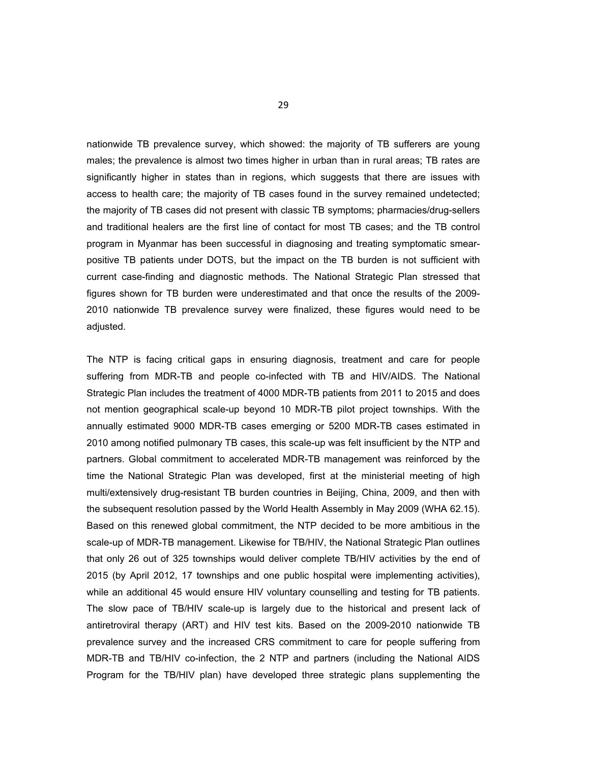nationwide TB prevalence survey, which showed: the majority of TB sufferers are young males; the prevalence is almost two times higher in urban than in rural areas; TB rates are significantly higher in states than in regions, which suggests that there are issues with access to health care; the majority of TB cases found in the survey remained undetected; the majority of TB cases did not present with classic TB symptoms; pharmacies/drug-sellers and traditional healers are the first line of contact for most TB cases; and the TB control program in Myanmar has been successful in diagnosing and treating symptomatic smear-positive TB patients under DOTS, but the impact on the TB burden is not sufficient with current case-finding and diagnostic methods. The National Strategic Plan stressed that figures shown for TB burden were underestimated and that once the results of the 2009-2010 nationwide TB prevalence survey were finalized, these figures would need to be adjusted.

The NTP is facing critical gaps in ensuring diagnosis, treatment and care for people suffering from MDR-TB and people co-infected with TB and HIV/AIDS. The National Strategic Plan includes the treatment of 4000 MDR-TB patients from 2011 to 2015 and does not mention geographical scale-up beyond 10 MDR-TB pilot project townships. With the annually estimated 9000 MDR-TB cases emerging or 5200 MDR-TB cases estimated in 2010 among notified pulmonary TB cases, this scale-up was felt insufficient by the NTP and partners. Global commitment to accelerated MDR-TB management was reinforced by the time the National Strategic Plan was developed, first at the ministerial meeting of high multi/extensively drug-resistant TB burden countries in Beijing, China, 2009, and then with the subsequent resolution passed by the World Health Assembly in May 2009 (WHA 62.15). Based on this renewed global commitment, the NTP decided to be more ambitious in the scale-up of MDR-TB management. Likewise for TB/HIV, the National Strategic Plan outlines that only 26 out of 325 townships would deliver complete TB/HIV activities by the end of 2015 (by April 2012, 17 townships and one public hospital were implementing activities), while an additional 45 would ensure HIV voluntary counselling and testing for TB patients. The slow pace of TB/HIV scale-up is largely due to the historical and present lack of antiretroviral therapy (ART) and HIV test kits. Based on the 2009-2010 nationwide TB prevalence survey and the increased CRS commitment to care for people suffering from MDR-TB and TB/HIV co-infection, the 2 NTP and partners (including the National AIDS Program for the TB/HIV plan) have developed three strategic plans supplementing the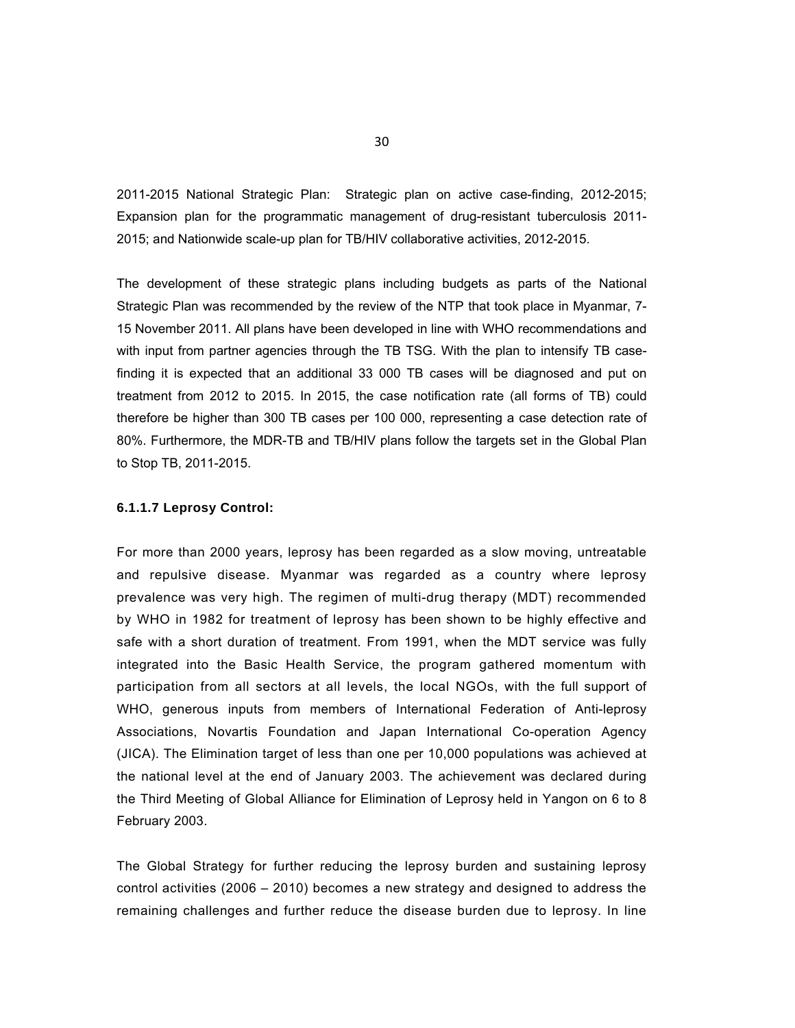2011-2015 National Strategic Plan: Strategic plan on active case-finding, 2012-2015; Expansion plan for the programmatic management of drug-resistant tuberculosis 2011-2015; and Nationwide scale-up plan for TB/HIV collaborative activities, 2012-2015.

The development of these strategic plans including budgets as parts of the National Strategic Plan was recommended by the review of the NTP that took place in Myanmar, 7-15 November 2011. All plans have been developed in line with WHO recommendations and with input from partner agencies through the TB TSG. With the plan to intensify TB case-finding it is expected that an additional 33 000 TB cases will be diagnosed and put on treatment from 2012 to 2015. In 2015, the case notification rate (all forms of TB) could therefore be higher than 300 TB cases per 100 000, representing a case detection rate of 80%. Furthermore, the MDR-TB and TB/HIV plans follow the targets set in the Global Plan to Stop TB, 2011-2015.

#### 6.1.1.7 Leprosy Control:

For more than 2000 years, leprosy has been regarded as a slow moving, untreatable and repulsive disease. Myanmar was regarded as a country where leprosy prevalence was very high. The regimen of multi-drug therapy (MDT) recommended by WHO in 1982 for treatment of leprosy has been shown to be highly effective and safe with a short duration of treatment. From 1991, when the MDT service was fully integrated into the Basic Health Service, the program gathered momentum with participation from all sectors at all levels, the local NGOs, with the full support of WHO, generous inputs from members of International Federation of Anti-leprosy Associations, Novartis Foundation and Japan International Co-operation Agency (JICA). The Elimination target of less than one per 10,000 populations was achieved at the national level at the end of January 2003. The achievement was declared during the Third Meeting of Global Alliance for Elimination of Leprosy held in Yangon on 6 to 8 February 2003.

The Global Strategy for further reducing the leprosy burden and sustaining leprosy control activities (2006 – 2010) becomes a new strategy and designed to address the remaining challenges and further reduce the disease burden due to leprosy. In line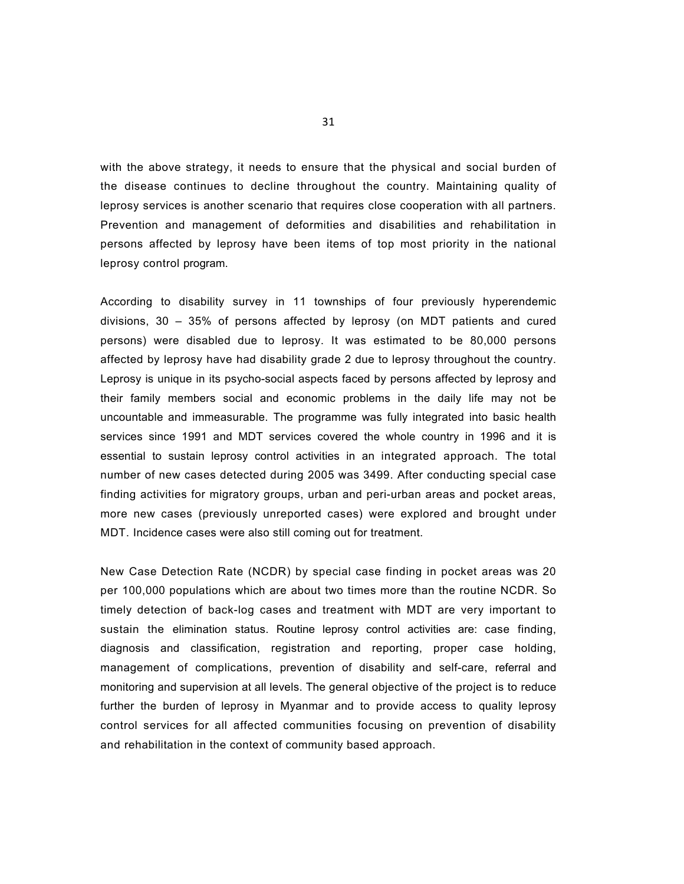with the above strategy, it needs to ensure that the physical and social burden of the disease continues to decline throughout the country. Maintaining quality of leprosy services is another scenario that requires close cooperation with all partners. Prevention and management of deformities and disabilities and rehabilitation in persons affected by leprosy have been items of top most priority in the national leprosy control program.

According to disability survey in 11 townships of four previously hyperendemic divisions, 30 – 35% of persons affected by leprosy (on MDT patients and cured persons) were disabled due to leprosy. It was estimated to be 80,000 persons affected by leprosy have had disability grade 2 due to leprosy throughout the country. Leprosy is unique in its psycho-social aspects faced by persons affected by leprosy and their family members social and economic problems in the daily life may not be uncountable and immeasurable. The programme was fully integrated into basic health services since 1991 and MDT services covered the whole country in 1996 and it is essential to sustain leprosy control activities in an integrated approach. The total number of new cases detected during 2005 was 3499. After conducting special case finding activities for migratory groups, urban and peri-urban areas and pocket areas, more new cases (previously unreported cases) were explored and brought under MDT. Incidence cases were also still coming out for treatment.

New Case Detection Rate (NCDR) by special case finding in pocket areas was 20 per 100,000 populations which are about two times more than the routine NCDR. So timely detection of back-log cases and treatment with MDT are very important to sustain the elimination status. Routine leprosy control activities are: case finding, diagnosis and classification, registration and reporting, proper case holding, management of complications, prevention of disability and self-care, referral and monitoring and supervision at all levels. The general objective of the project is to reduce further the burden of leprosy in Myanmar and to provide access to quality leprosy control services for all affected communities focusing on prevention of disability and rehabilitation in the context of community based approach.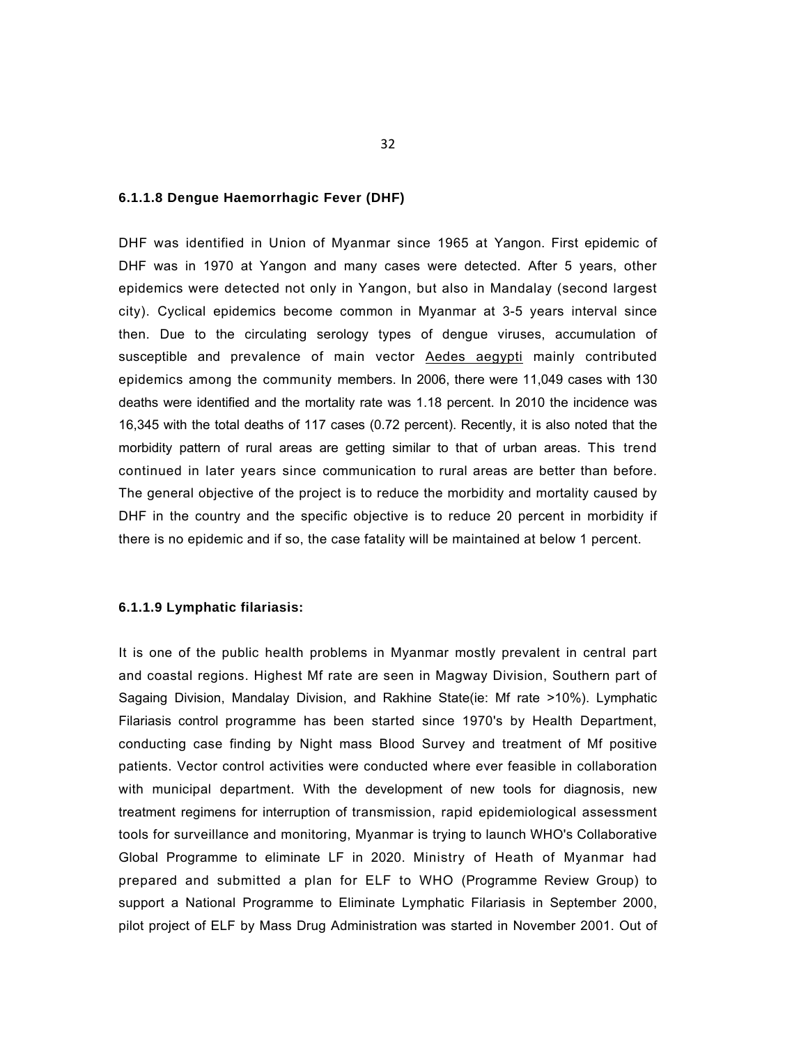### 6.1.1.8 Dengue Haemorrhagic Fever (DHF)

DHF was identified in Union of Myanmar since 1965 at Yangon. First epidemic of DHF was in 1970 at Yangon and many cases were detected. After 5 years, other epidemics were detected not only in Yangon, but also in Mandalay (second largest city). Cyclical epidemics become common in Myanmar at 3-5 years interval since then. Due to the circulating serology types of dengue viruses, accumulation of susceptible and prevalence of main vector Aedes aegypti mainly contributed epidemics among the community members. In 2006, there were 11,049 cases with 130 deaths were identified and the mortality rate was 1.18 percent. In 2010 the incidence was 16,345 with the total deaths of 117 cases (0.72 percent). Recently, it is also noted that the morbidity pattern of rural areas are getting similar to that of urban areas. This trend continued in later years since communication to rural areas are better than before. The general objective of the project is to reduce the morbidity and mortality caused by DHF in the country and the specific objective is to reduce 20 percent in morbidity if there is no epidemic and if so, the case fatality will be maintained at below 1 percent.

### 6.1.1.9 Lymphatic filariasis:

It is one of the public health problems in Myanmar mostly prevalent in central part and coastal regions. Highest Mf rate are seen in Magway Division, Southern part of Sagaing Division, Mandalay Division, and Rakhine State(ie: Mf rate >10%). Lymphatic Filariasis control programme has been started since 1970's by Health Department, conducting case finding by Night mass Blood Survey and treatment of Mf positive patients. Vector control activities were conducted where ever feasible in collaboration with municipal department. With the development of new tools for diagnosis, new treatment regimens for interruption of transmission, rapid epidemiological assessment tools for surveillance and monitoring, Myanmar is trying to launch WHO's Collaborative Global Programme to eliminate LF in 2020. Ministry of Heath of Myanmar had prepared and submitted a plan for ELF to WHO (Programme Review Group) to support a National Programme to Eliminate Lymphatic Filariasis in September 2000, pilot project of ELF by Mass Drug Administration was started in November 2001. Out of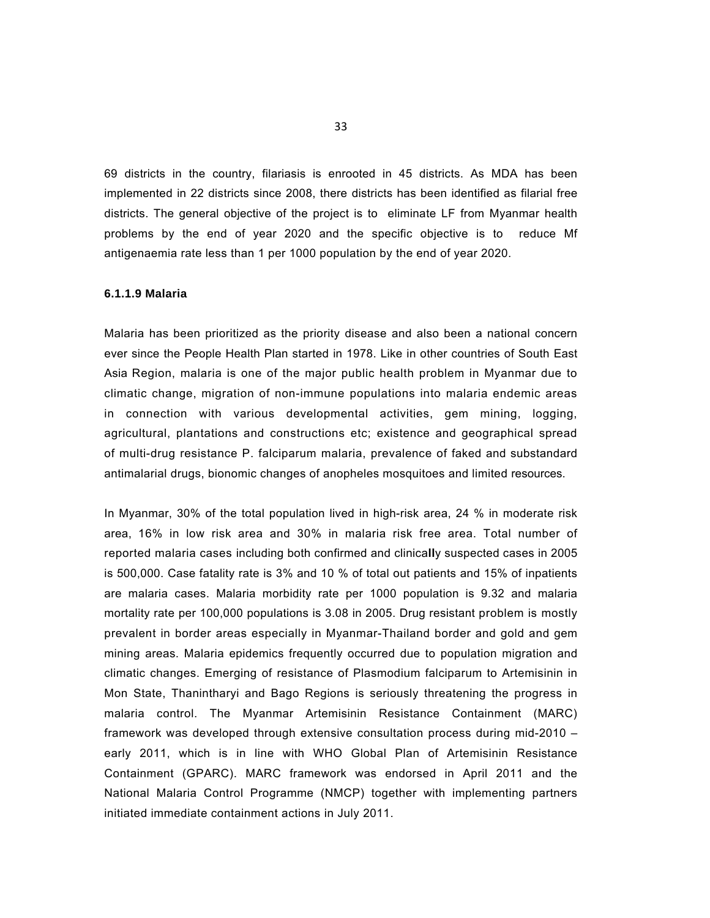69 districts in the country, filariasis is enrooted in 45 districts. As MDA has been implemented in 22 districts since 2008, there districts has been identified as filarial free districts. The general objective of the project is to eliminate LF from Myanmar health problems by the end of year 2020 and the specific objective is to reduce Mf antigenaemia rate less than 1 per 1000 population by the end of year 2020.

#### 6.1.1.9 Malaria

Malaria has been prioritized as the priority disease and also been a national concern ever since the People Health Plan started in 1978. Like in other countries of South East Asia Region, malaria is one of the major public health problem in Myanmar due to climatic change, migration of non-immune populations into malaria endemic areas in connection with various developmental activities, gem mining, logging, agricultural, plantations and constructions etc; existence and geographical spread of multi-drug resistance P. falciparum malaria, prevalence of faked and substandard antimalarial drugs, bionomic changes of anopheles mosquitoes and limited resources.

In Myanmar, 30% of the total population lived in high-risk area, 24 % in moderate risk area, 16% in low risk area and 30% in malaria risk free area. Total number of reported malaria cases including both confirmed and clinically suspected cases in 2005 is 500,000. Case fatality rate is 3% and 10 % of total out patients and 15% of inpatients are malaria cases. Malaria morbidity rate per 1000 population is 9.32 and malaria mortality rate per 100,000 populations is 3.08 in 2005. Drug resistant problem is mostly prevalent in border areas especially in Myanmar-Thailand border and gold and gem mining areas. Malaria epidemics frequently occurred due to population migration and climatic changes. Emerging of resistance of Plasmodium falciparum to Artemisinin in Mon State, Thanintharyi and Bago Regions is seriously threatening the progress in malaria control. The Myanmar Artemisinin Resistance Containment (MARC) framework was developed through extensive consultation process during mid-2010 – early 2011, which is in line with WHO Global Plan of Artemisinin Resistance Containment (GPARC). MARC framework was endorsed in April 2011 and the National Malaria Control Programme (NMCP) together with implementing partners initiated immediate containment actions in July 2011.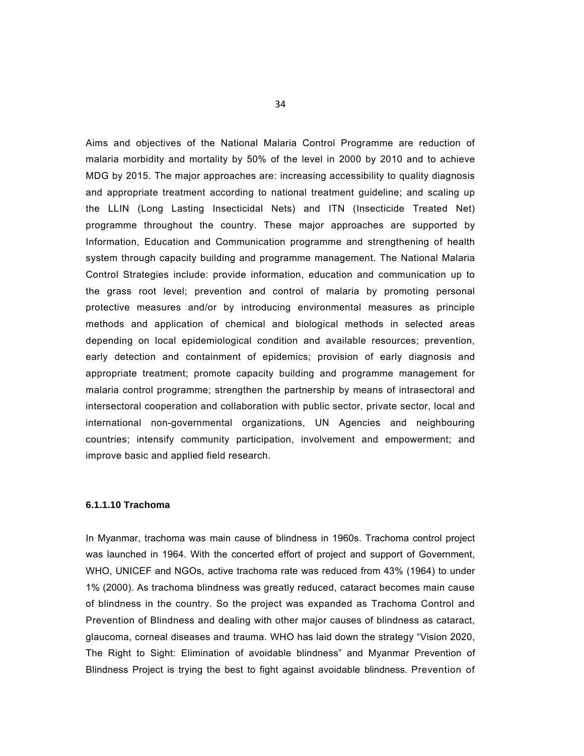Aims and objectives of the National Malaria Control Programme are reduction of malaria morbidity and mortality by 50% of the level in 2000 by 2010 and to achieve MDG by 2015. The major approaches are: increasing accessibility to quality diagnosis and appropriate treatment according to national treatment guideline; and scaling up the LLIN (Long Lasting Insecticidal Nets) and ITN (Insecticide Treated Net) programme throughout the country. These major approaches are supported by Information, Education and Communication programme and strengthening of health system through capacity building and programme management. The National Malaria Control Strategies include: provide information, education and communication up to the grass root level; prevention and control of malaria by promoting personal protective measures and/or by introducing environmental measures as principle methods and application of chemical and biological methods in selected areas depending on local epidemiological condition and available resources; prevention, early detection and containment of epidemics; provision of early diagnosis and appropriate treatment; promote capacity building and programme management for malaria control programme; strengthen the partnership by means of intrasectoral and intersectoral cooperation and collaboration with public sector, private sector, local and international non-governmental organizations, UN Agencies and neighbouring countries; intensify community participation, involvement and empowerment; and improve basic and applied field research.

#### 6.1.1.10 Trachoma

In Myanmar, trachoma was main cause of blindness in 1960s. Trachoma control project was launched in 1964. With the concerted effort of project and support of Government, WHO, UNICEF and NGOs, active trachoma rate was reduced from 43% (1964) to under 1% (2000). As trachoma blindness was greatly reduced, cataract becomes main cause of blindness in the country. So the project was expanded as Trachoma Control and Prevention of Blindness and dealing with other major causes of blindness as cataract, glaucoma, corneal diseases and trauma. WHO has laid down the strategy "Vision 2020, The Right to Sight: Elimination of avoidable blindness" and Myanmar Prevention of Blindness Project is trying the best to fight against avoidable blindness. Prevention of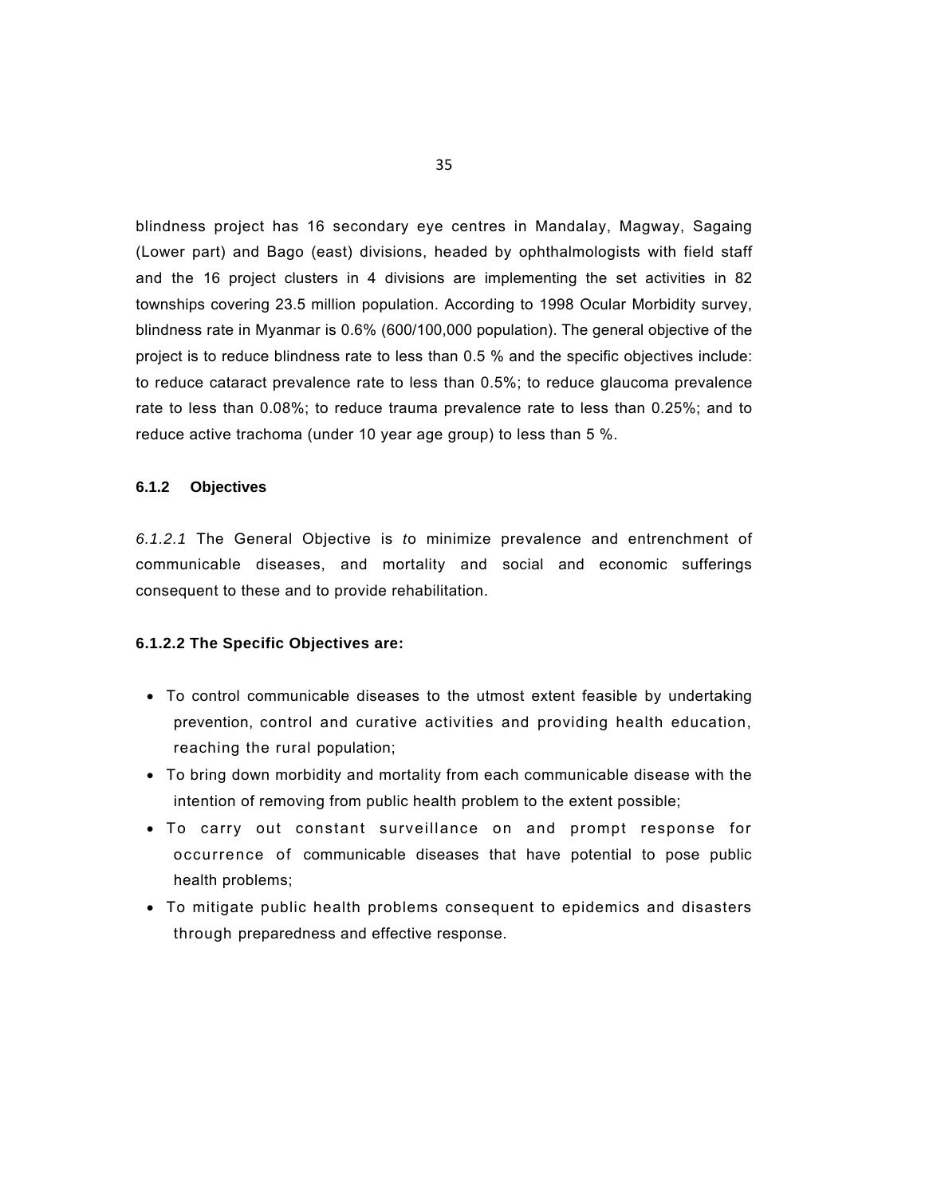blindness project has 16 secondary eye centres in Mandalay, Magway, Sagaing (Lower part) and Bago (east) divisions, headed by ophthalmologists with field staff and the 16 project clusters in 4 divisions are implementing the set activities in 82 townships covering 23.5 million population. According to 1998 Ocular Morbidity survey, blindness rate in Myanmar is 0.6% (600/100,000 population). The general objective of the project is to reduce blindness rate to less than 0.5 % and the specific objectives include: to reduce cataract prevalence rate to less than 0.5%; to reduce glaucoma prevalence rate to less than 0.08%; to reduce trauma prevalence rate to less than 0.25%; and to reduce active trachoma (under 10 year age group) to less than 5 %.

### 6.1.2 Objectives

*6.1.2.1* The General Objective is *to* minimize prevalence and entrenchment of communicable diseases, and mortality and social and economic sufferings consequent to these and to provide rehabilitation.

**6.1.2.2 The Specific Objectives are:**

- To control communicable diseases to the utmost extent feasible by undertaking prevention, control and curative activities and providing health education, reaching the rural population;
- To bring down morbidity and mortality from each communicable disease with the intention of removing from public health problem to the extent possible;
- To carry out constant surveillance on and prompt response for occurrence of communicable diseases that have potential to pose public health problems;
- To mitigate public health problems consequent to epidemics and disasters through preparedness and effective response.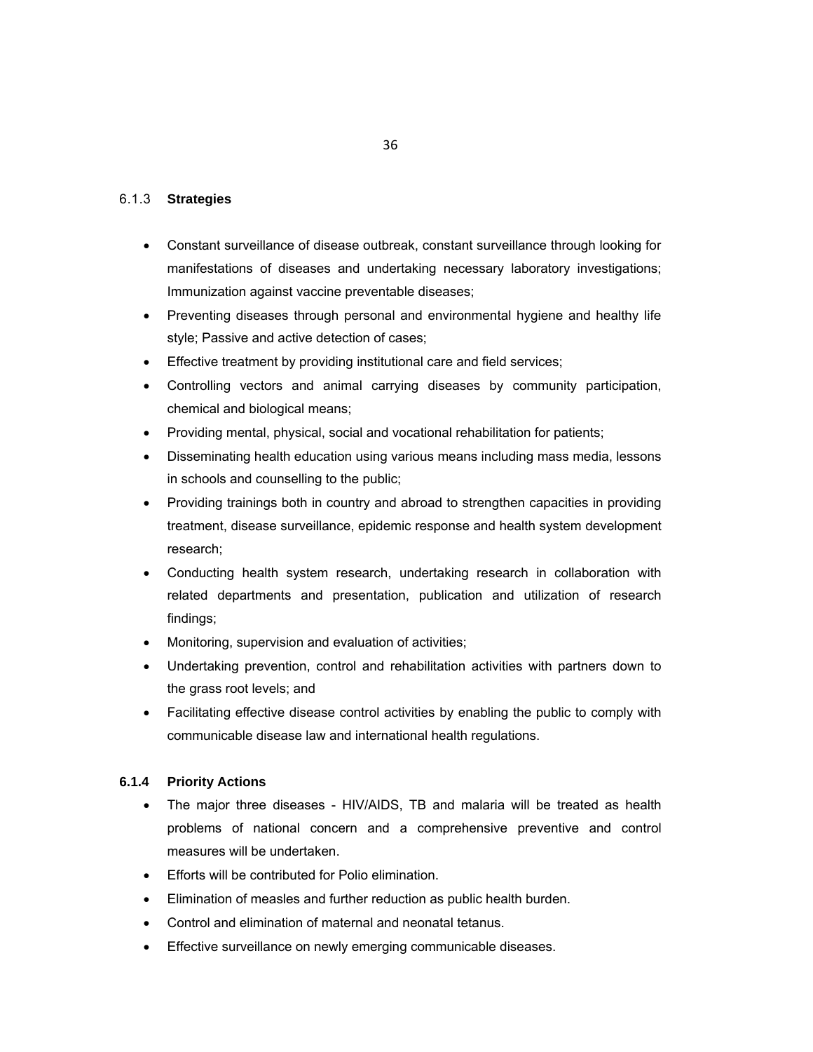### 6.1.3 Strategies

- Constant surveillance of disease outbreak, constant surveillance through looking for manifestations of diseases and undertaking necessary laboratory investigations; Immunization against vaccine preventable diseases;
- Preventing diseases through personal and environmental hygiene and healthy life style; Passive and active detection of cases;
- Effective treatment by providing institutional care and field services;
- Controlling vectors and animal carrying diseases by community participation, chemical and biological means;
- Providing mental, physical, social and vocational rehabilitation for patients;
- Disseminating health education using various means including mass media, lessons in schools and counselling to the public;
- Providing trainings both in country and abroad to strengthen capacities in providing treatment, disease surveillance, epidemic response and health system development research;
- Conducting health system research, undertaking research in collaboration with related departments and presentation, publication and utilization of research findings;
- Monitoring, supervision and evaluation of activities;
- Undertaking prevention, control and rehabilitation activities with partners down to the grass root levels; and
- Facilitating effective disease control activities by enabling the public to comply with communicable disease law and international health regulations.

### 6.1.4 Priority Actions

- The major three diseases - HIV/AIDS, TB and malaria will be treated as health problems of national concern and a comprehensive preventive and control measures will be undertaken.
- Efforts will be contributed for Polio elimination.
- Elimination of measles and further reduction as public health burden.
- Control and elimination of maternal and neonatal tetanus.
- Effective surveillance on newly emerging communicable diseases.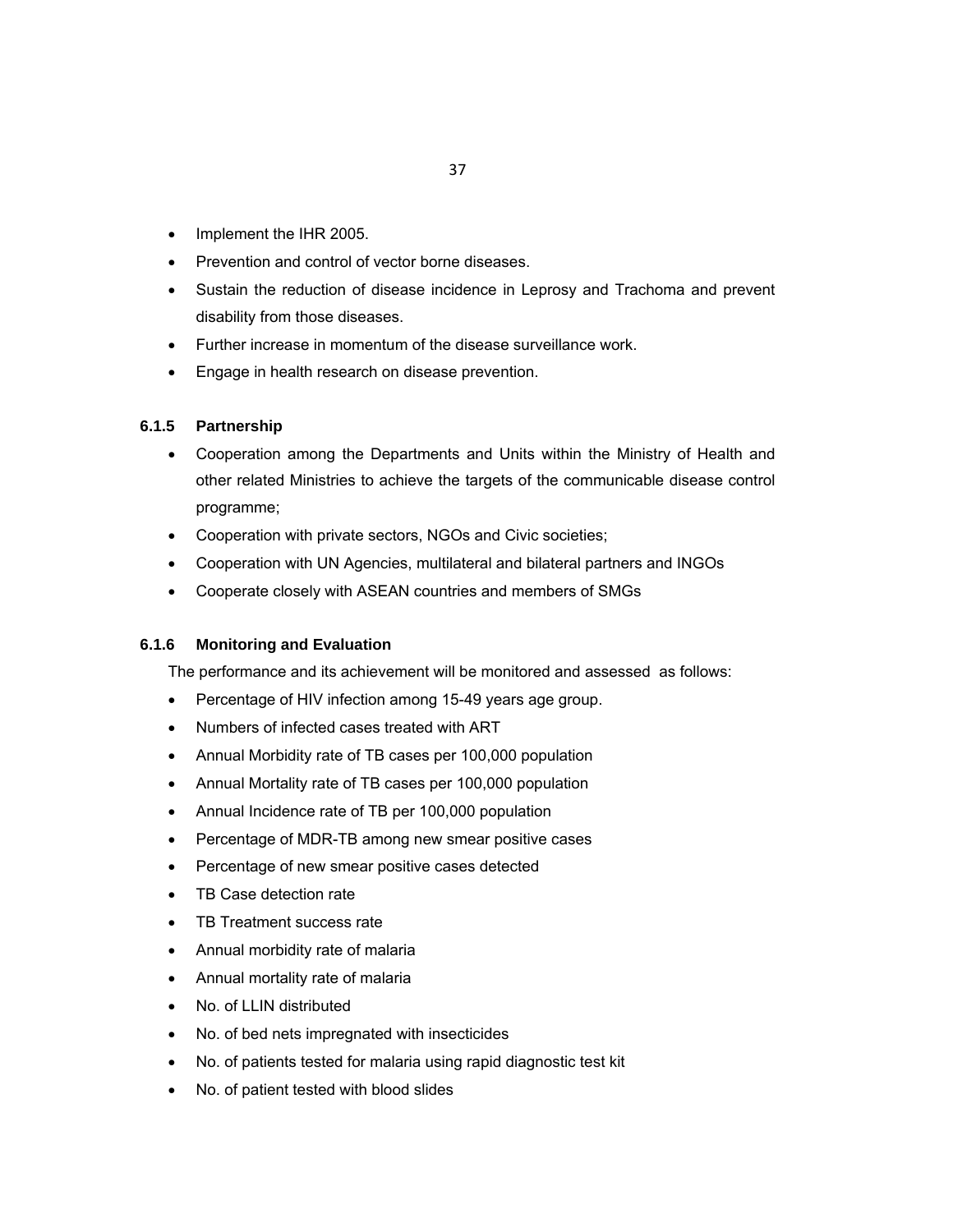- Implement the IHR 2005.
- Prevention and control of vector borne diseases.
- Sustain the reduction of disease incidence in Leprosy and Trachoma and prevent disability from those diseases.
- Further increase in momentum of the disease surveillance work.
- Engage in health research on disease prevention.

### 6.1.5 Partnership

- Cooperation among the Departments and Units within the Ministry of Health and other related Ministries to achieve the targets of the communicable disease control programme;
- Cooperation with private sectors, NGOs and Civic societies;
- Cooperation with UN Agencies, multilateral and bilateral partners and INGOs
- Cooperate closely with ASEAN countries and members of SMGs

### 6.1.6 Monitoring and Evaluation

The performance and its achievement will be monitored and assessed as follows:

- Percentage of HIV infection among 15-49 years age group.
- Numbers of infected cases treated with ART
- Annual Morbidity rate of TB cases per 100,000 population
- Annual Mortality rate of TB cases per 100,000 population
- Annual Incidence rate of TB per 100,000 population
- Percentage of MDR-TB among new smear positive cases
- Percentage of new smear positive cases detected
- TB Case detection rate
- TB Treatment success rate
- Annual morbidity rate of malaria
- Annual mortality rate of malaria
- No. of LLIN distributed
- No. of bed nets impregnated with insecticides
- No. of patients tested for malaria using rapid diagnostic test kit
- No. of patient tested with blood slides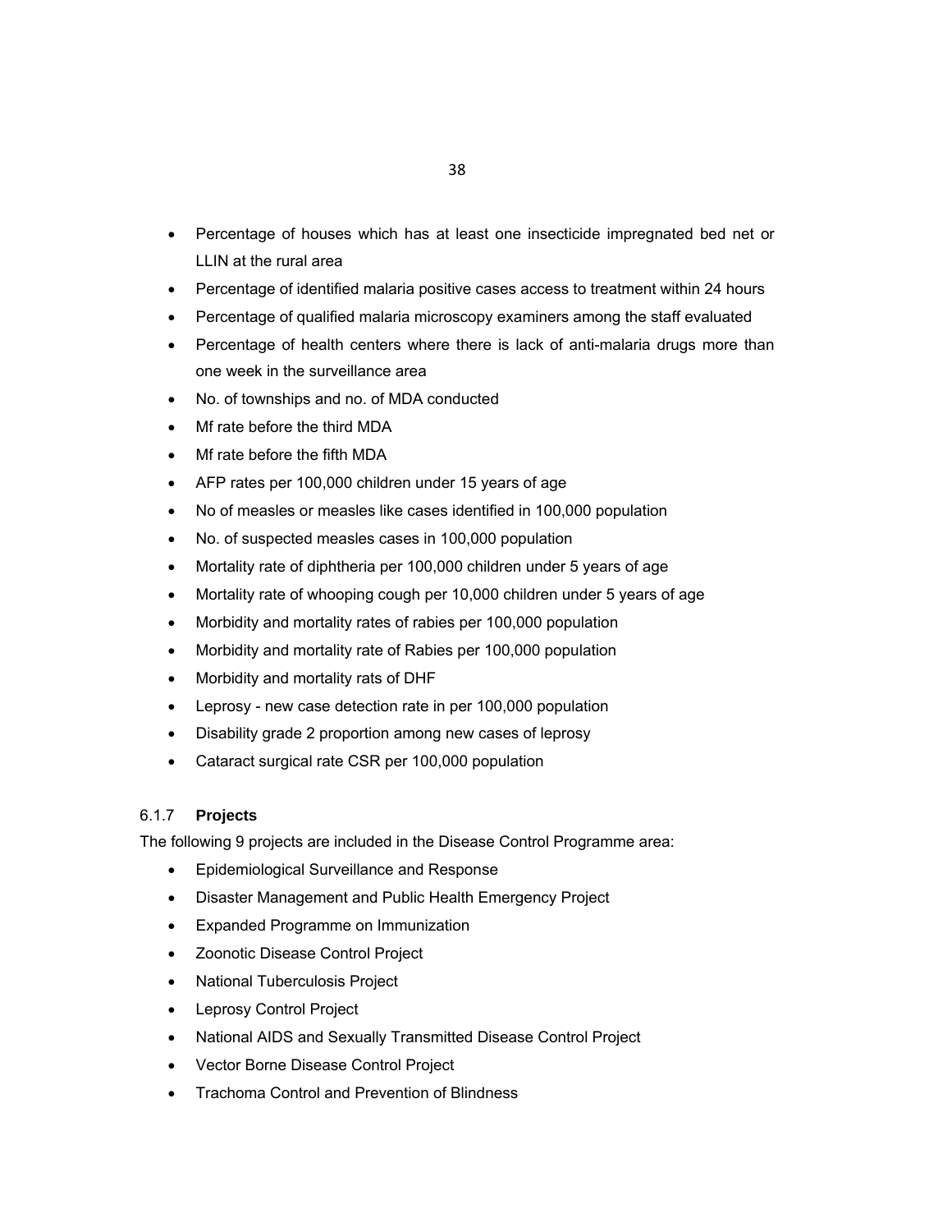- Percentage of houses which has at least one insecticide impregnated bed net or LLIN at the rural area
- Percentage of identified malaria positive cases access to treatment within 24 hours
- Percentage of qualified malaria microscopy examiners among the staff evaluated
- Percentage of health centers where there is lack of anti-malaria drugs more than one week in the surveillance area
- No. of townships and no. of MDA conducted
- Mf rate before the third MDA
- Mf rate before the fifth MDA
- AFP rates per 100,000 children under 15 years of age
- No of measles or measles like cases identified in 100,000 population
- No. of suspected measles cases in 100,000 population
- Mortality rate of diphtheria per 100,000 children under 5 years of age
- Mortality rate of whooping cough per 10,000 children under 5 years of age
- Morbidity and mortality rates of rabies per 100,000 population
- Morbidity and mortality rate of Rabies per 100,000 population
- Morbidity and mortality rats of DHF
- Leprosy - new case detection rate in per 100,000 population
- Disability grade 2 proportion among new cases of leprosy
- Cataract surgical rate CSR per 100,000 population

### 6.1.7 **Projects**

The following 9 projects are included in the Disease Control Programme area:

- Epidemiological Surveillance and Response
- Disaster Management and Public Health Emergency Project
- Expanded Programme on Immunization
- Zoonotic Disease Control Project
- National Tuberculosis Project
- Leprosy Control Project
- National AIDS and Sexually Transmitted Disease Control Project
- Vector Borne Disease Control Project
- Trachoma Control and Prevention of Blindness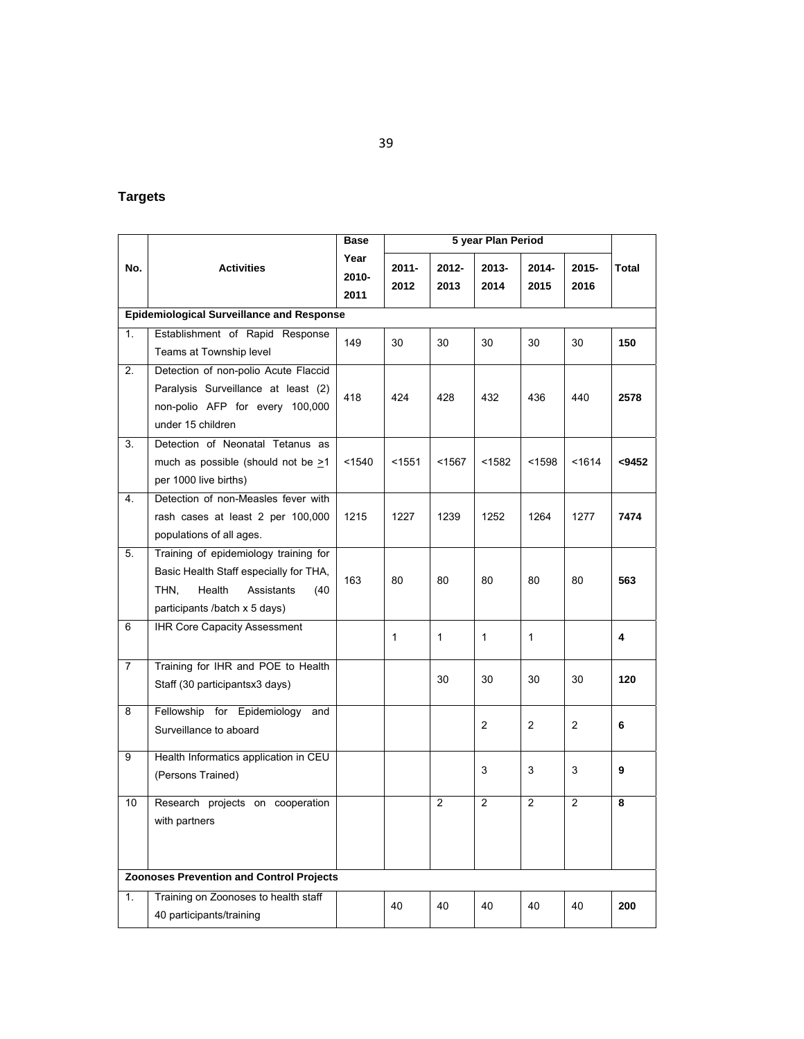## Targets

| No. | Activities | Base Year 2010-2011 | 5 year Plan Period | | | | | Total |
|---|---|---|---|---|---|---|---|---|
| | | | 2011-2012 | 2012-2013 | 2013-2014 | 2014-2015 | 2015-2016 | |
| **Epidemiological Surveillance and Response** | | | | | | | | |
| 1. | Establishment of Rapid Response Teams at Township level | 149 | 30 | 30 | 30 | 30 | 30 | **150** |
| 2. | Detection of non-polio Acute Flaccid Paralysis Surveillance at least (2) non-polio AFP for every 100,000 under 15 children | 418 | 424 | 428 | 432 | 436 | 440 | **2578** |
| 3. | Detection of Neonatal Tetanus as much as possible (should not be $\geq$1 per 1000 live births) | <1540 | <1551 | <1567 | <1582 | <1598 | <1614 | **<9452** |
| 4. | Detection of non-Measles fever with rash cases at least 2 per 100,000 populations of all ages. | 1215 | 1227 | 1239 | 1252 | 1264 | 1277 | **7474** |
| 5. | Training of epidemiology training for Basic Health Staff especially for THA, THN, Health Assistants (40 participants /batch x 5 days) | 163 | 80 | 80 | 80 | 80 | 80 | **563** |
| 6 | IHR Core Capacity Assessment | | 1 | 1 | 1 | 1 | | **4** |
| 7 | Training for IHR and POE to Health Staff (30 participantsx3 days) | | | 30 | 30 | 30 | 30 | **120** |
| 8 | Fellowship for Epidemiology and Surveillance to aboard | | | | 2 | 2 | 2 | **6** |
| 9 | Health Informatics application in CEU (Persons Trained) | | | | 3 | 3 | 3 | **9** |
| 10 | Research projects on cooperation with partners | | | 2 | 2 | 2 | 2 | **8** |
| **Zoonoses Prevention and Control Projects** | | | | | | | | |
| 1. | Training on Zoonoses to health staff 40 participants/training | | 40 | 40 | 40 | 40 | 40 | **200** |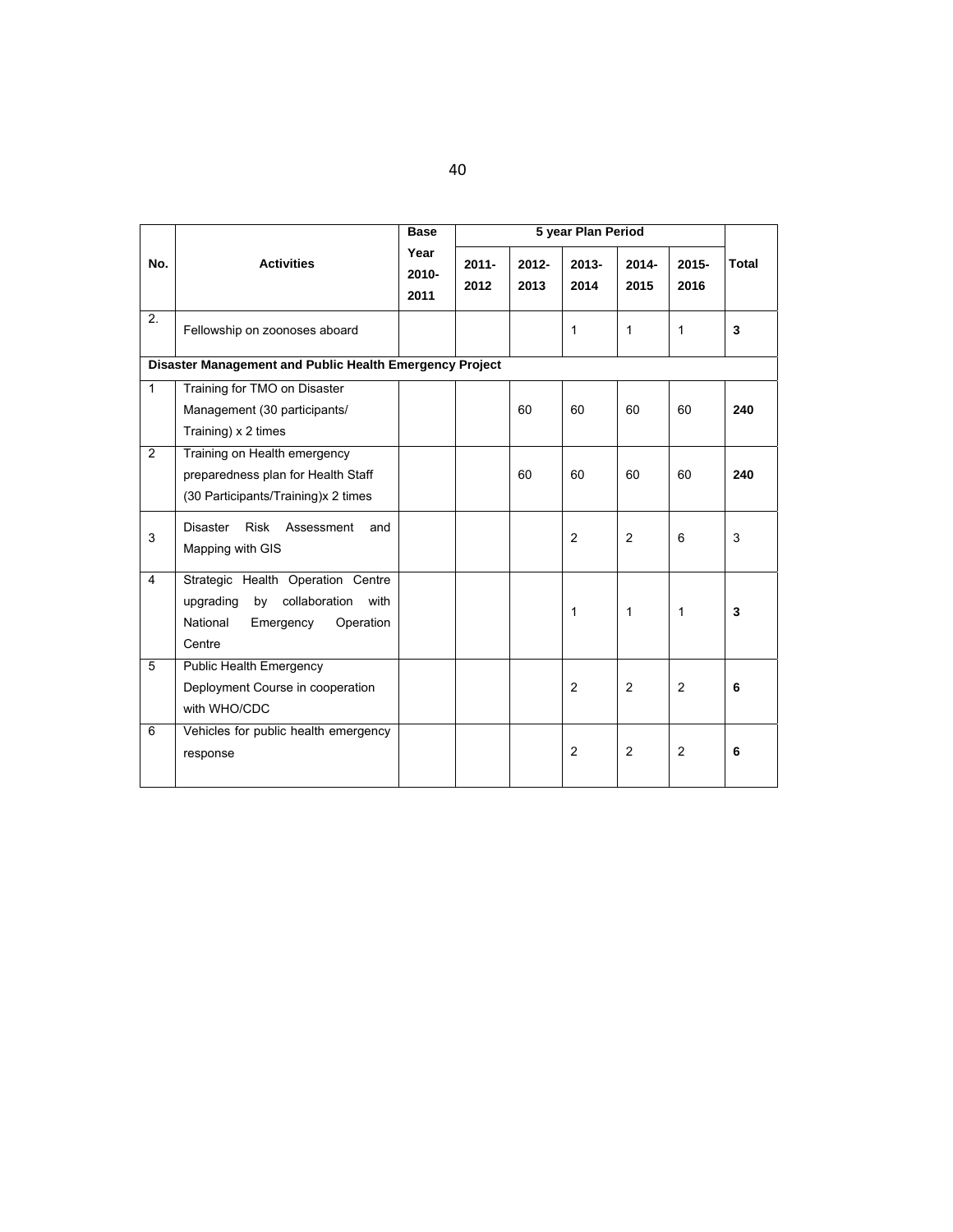| No. | Activities | Base Year 2010-2011 | 5 year Plan Period | | | | | Total |
|---|---|---|---|---|---|---|---|---|
| | | | 2011-2012 | 2012-2013 | 2013-2014 | 2014-2015 | 2015-2016 | |
| 2. | Fellowship on zoonoses aboard | | | | 1 | 1 | 1 | **3** |
| **Disaster Management and Public Health Emergency Project** | | | | | | | | |
| 1 | Training for TMO on Disaster Management (30 participants/ Training) x 2 times | | | 60 | 60 | 60 | 60 | **240** |
| 2 | Training on Health emergency preparedness plan for Health Staff (30 Participants/Training)x 2 times | | | 60 | 60 | 60 | 60 | **240** |
| 3 | Disaster Risk Assessment and Mapping with GIS | | | | 2 | 2 | 6 | 3 |
| 4 | Strategic Health Operation Centre upgrading by collaboration with National Emergency Operation Centre | | | | 1 | 1 | 1 | **3** |
| 5 | Public Health Emergency Deployment Course in cooperation with WHO/CDC | | | | 2 | 2 | 2 | **6** |
| 6 | Vehicles for public health emergency response | | | | 2 | 2 | 2 | **6** |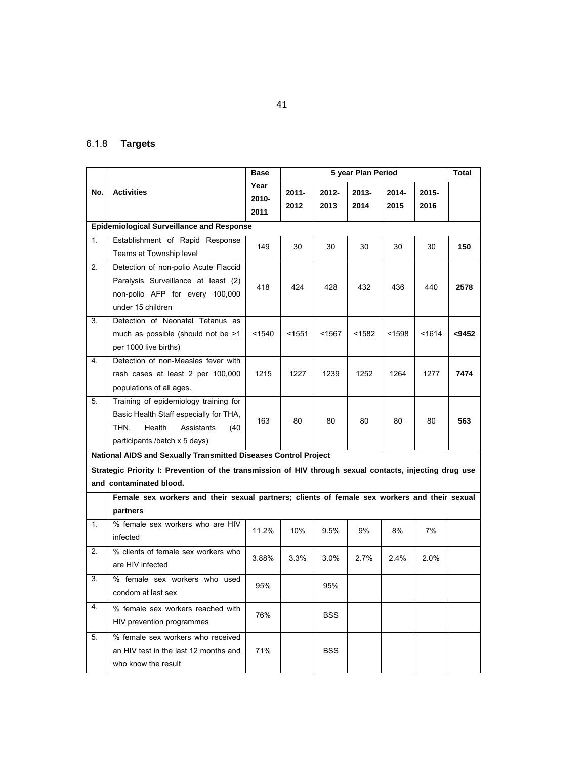## 6.1.8 Targets

| No. | Activities | Base Year 2010-2011 | 5 year Plan Period | | | | | Total |
|---|---|---|---|---|---|---|---|---|
| | | | 2011-2012 | 2012-2013 | 2013-2014 | 2014-2015 | 2015-2016 | |
| **Epidemiological Surveillance and Response** | | | | | | | | |
| 1. | Establishment of Rapid Response Teams at Township level | 149 | 30 | 30 | 30 | 30 | 30 | **150** |
| 2. | Detection of non-polio Acute Flaccid Paralysis Surveillance at least (2) non-polio AFP for every 100,000 under 15 children | 418 | 424 | 428 | 432 | 436 | 440 | **2578** |
| 3. | Detection of Neonatal Tetanus as much as possible (should not be ≥1 per 1000 live births) | <1540 | <1551 | <1567 | <1582 | <1598 | <1614 | **<9452** |
| 4. | Detection of non-Measles fever with rash cases at least 2 per 100,000 populations of all ages. | 1215 | 1227 | 1239 | 1252 | 1264 | 1277 | **7474** |
| 5. | Training of epidemiology training for Basic Health Staff especially for THA, THN, Health Assistants (40 participants /batch x 5 days) | 163 | 80 | 80 | 80 | 80 | 80 | **563** |
| **National AIDS and Sexually Transmitted Diseases Control Project** | | | | | | | | |
| **Strategic Priority I: Prevention of the transmission of HIV through sexual contacts, injecting drug use and contaminated blood.** | | | | | | | | |
| | **Female sex workers and their sexual partners; clients of female sex workers and their sexual partners** | | | | | | | |
| 1. | % female sex workers who are HIV infected | 11.2% | 10% | 9.5% | 9% | 8% | 7% | |
| 2. | % clients of female sex workers who are HIV infected | 3.88% | 3.3% | 3.0% | 2.7% | 2.4% | 2.0% | |
| 3. | % female sex workers who used condom at last sex | 95% | | 95% | | | | |
| 4. | % female sex workers reached with HIV prevention programmes | 76% | | BSS | | | | |
| 5. | % female sex workers who received an HIV test in the last 12 months and who know the result | 71% | | BSS | | | | |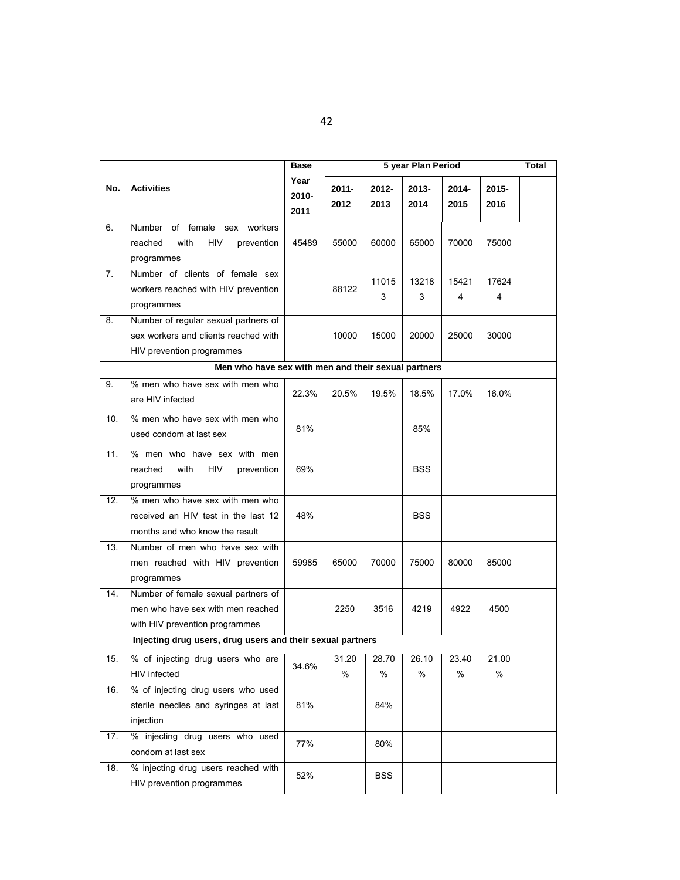| No. | Activities | Base Year 2010-2011 | 5 year Plan Period | | | | | Total |
|---|---|---|---|---|---|---|---|---|
| | | | 2011-2012 | 2012-2013 | 2013-2014 | 2014-2015 | 2015-2016 | |
| 6. | Number of female sex workers reached with HIV prevention programmes | 45489 | 55000 | 60000 | 65000 | 70000 | 75000 | |
| 7. | Number of clients of female sex workers reached with HIV prevention programmes | | 88122 | 110153 | 132183 | 154214 | 176244 | |
| 8. | Number of regular sexual partners of sex workers and clients reached with HIV prevention programmes | | 10000 | 15000 | 20000 | 25000 | 30000 | |
| | **Men who have sex with men and their sexual partners** | | | | | | | |
| 9. | % men who have sex with men who are HIV infected | 22.3% | 20.5% | 19.5% | 18.5% | 17.0% | 16.0% | |
| 10. | % men who have sex with men who used condom at last sex | 81% | | | 85% | | | |
| 11. | % men who have sex with men reached with HIV prevention programmes | 69% | | | BSS | | | |
| 12. | % men who have sex with men who received an HIV test in the last 12 months and who know the result | 48% | | | BSS | | | |
| 13. | Number of men who have sex with men reached with HIV prevention programmes | 59985 | 65000 | 70000 | 75000 | 80000 | 85000 | |
| 14. | Number of female sexual partners of men who have sex with men reached with HIV prevention programmes | | 2250 | 3516 | 4219 | 4922 | 4500 | |
| | **Injecting drug users, drug users and their sexual partners** | | | | | | | |
| 15. | % of injecting drug users who are HIV infected | 34.6% | 31.20 % | 28.70 % | 26.10 % | 23.40 % | 21.00 % | |
| 16. | % of injecting drug users who used sterile needles and syringes at last injection | 81% | | 84% | | | | |
| 17. | % injecting drug users who used condom at last sex | 77% | | 80% | | | | |
| 18. | % injecting drug users reached with HIV prevention programmes | 52% | | BSS | | | | |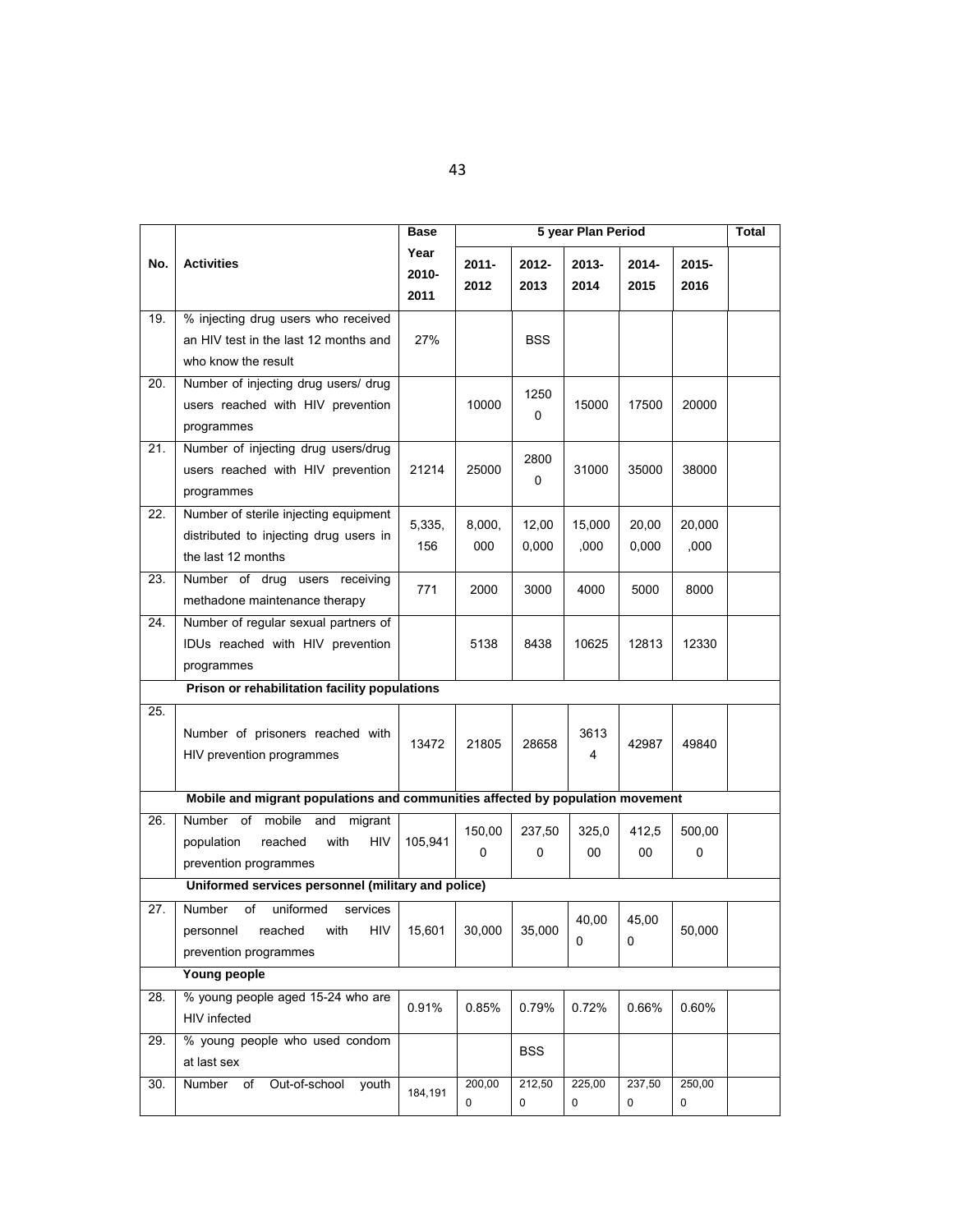| No. | Activities | Base Year 2010-2011 | 5 year Plan Period | | | | | Total |
|---|---|---|---|---|---|---|---|---|
| | | | 2011-2012 | 2012-2013 | 2013-2014 | 2014-2015 | 2015-2016 | |
| 19. | % injecting drug users who received an HIV test in the last 12 months and who know the result | 27% | | BSS | | | | |
| 20. | Number of injecting drug users/ drug users reached with HIV prevention programmes | | 10000 | 12500 | 15000 | 17500 | 20000 | |
| 21. | Number of injecting drug users/drug users reached with HIV prevention programmes | 21214 | 25000 | 28000 | 31000 | 35000 | 38000 | |
| 22. | Number of sterile injecting equipment distributed to injecting drug users in the last 12 months | 5,335,156 | 8,000,000 | 12,000,000 | 15,000,000 | 20,000,000 | 20,000,000 | |
| 23. | Number of drug users receiving methadone maintenance therapy | 771 | 2000 | 3000 | 4000 | 5000 | 8000 | |
| 24. | Number of regular sexual partners of IDUs reached with HIV prevention programmes | | 5138 | 8438 | 10625 | 12813 | 12330 | |
| | **Prison or rehabilitation facility populations** | | | | | | | |
| 25. | Number of prisoners reached with HIV prevention programmes | 13472 | 21805 | 28658 | 36134 | 42987 | 49840 | |
| | **Mobile and migrant populations and communities affected by population movement** | | | | | | | |
| 26. | Number of mobile and migrant population reached with HIV prevention programmes | 105,941 | 150,000 | 237,500 | 325,000 | 412,500 | 500,000 | |
| | **Uniformed services personnel (military and police)** | | | | | | | |
| 27. | Number of uniformed services personnel reached with HIV prevention programmes | 15,601 | 30,000 | 35,000 | 40,000 | 45,000 | 50,000 | |
| | **Young people** | | | | | | | |
| 28. | % young people aged 15-24 who are HIV infected | 0.91% | 0.85% | 0.79% | 0.72% | 0.66% | 0.60% | |
| 29. | % young people who used condom at last sex | | | BSS | | | | |
| 30. | Number of Out-of-school youth | 184,191 | 200,000 | 212,500 | 225,000 | 237,500 | 250,000 | |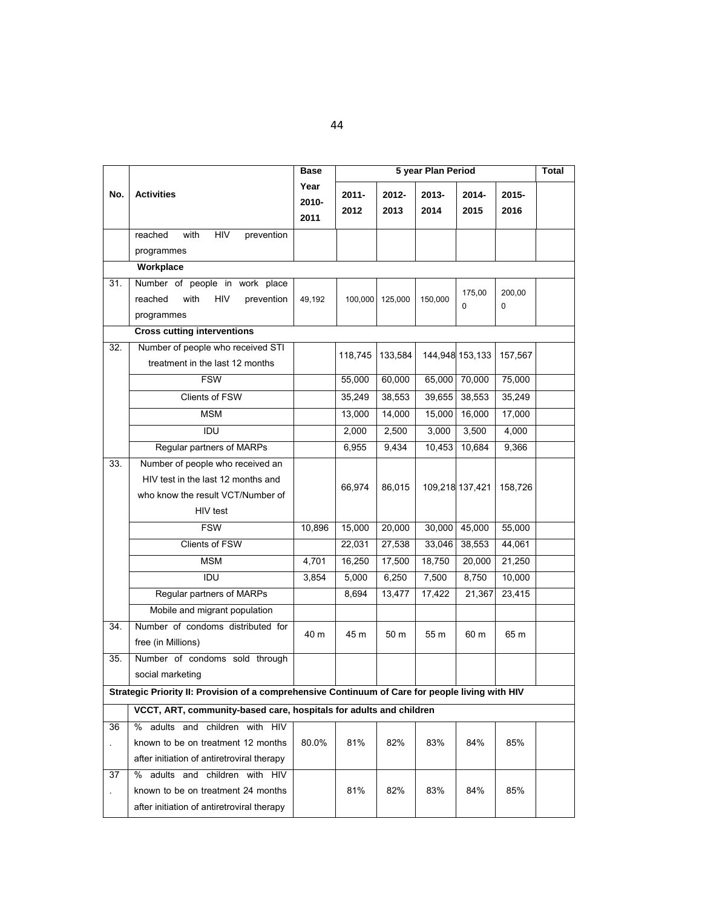| No. | Activities | Base Year 2010-2011 | 5 year Plan Period | | | | | Total |
|---|---|---|---|---|---|---|---|---|
| | | | 2011-2012 | 2012-2013 | 2013-2014 | 2014-2015 | 2015-2016 | |
| | reached with HIV prevention programmes | | | | | | | |
| | **Workplace** | | | | | | | |
| 31. | Number of people in work place reached with HIV prevention programmes | 49,192 | 100,000 | 125,000 | 150,000 | 175,000 | 200,000 | |
| | **Cross cutting interventions** | | | | | | | |
| 32. | Number of people who received STI treatment in the last 12 months | | 118,745 | 133,584 | 144,948 | 153,133 | 157,567 | |
| | FSW | | 55,000 | 60,000 | 65,000 | 70,000 | 75,000 | |
| | Clients of FSW | | 35,249 | 38,553 | 39,655 | 38,553 | 35,249 | |
| | MSM | | 13,000 | 14,000 | 15,000 | 16,000 | 17,000 | |
| | IDU | | 2,000 | 2,500 | 3,000 | 3,500 | 4,000 | |
| | Regular partners of MARPs | | 6,955 | 9,434 | 10,453 | 10,684 | 9,366 | |
| 33. | Number of people who received an HIV test in the last 12 months and who know the result VCT/Number of HIV test | | 66,974 | 86,015 | 109,218 | 137,421 | 158,726 | |
| | FSW | 10,896 | 15,000 | 20,000 | 30,000 | 45,000 | 55,000 | |
| | Clients of FSW | | 22,031 | 27,538 | 33,046 | 38,553 | 44,061 | |
| | MSM | 4,701 | 16,250 | 17,500 | 18,750 | 20,000 | 21,250 | |
| | IDU | 3,854 | 5,000 | 6,250 | 7,500 | 8,750 | 10,000 | |
| | Regular partners of MARPs | | 8,694 | 13,477 | 17,422 | 21,367 | 23,415 | |
| | Mobile and migrant population | | | | | | | |
| 34. | Number of condoms distributed for free (in Millions) | 40 m | 45 m | 50 m | 55 m | 60 m | 65 m | |
| 35. | Number of condoms sold through social marketing | | | | | | | |
| **Strategic Priority II: Provision of a comprehensive Continuum of Care for people living with HIV** | | | | | | | | |
| | **VCCT, ART, community-based care, hospitals for adults and children** | | | | | | | |
| 36. | % adults and children with HIV known to be on treatment 12 months after initiation of antiretroviral therapy | 80.0% | 81% | 82% | 83% | 84% | 85% | |
| 37. | % adults and children with HIV known to be on treatment 24 months after initiation of antiretroviral therapy | | 81% | 82% | 83% | 84% | 85% | |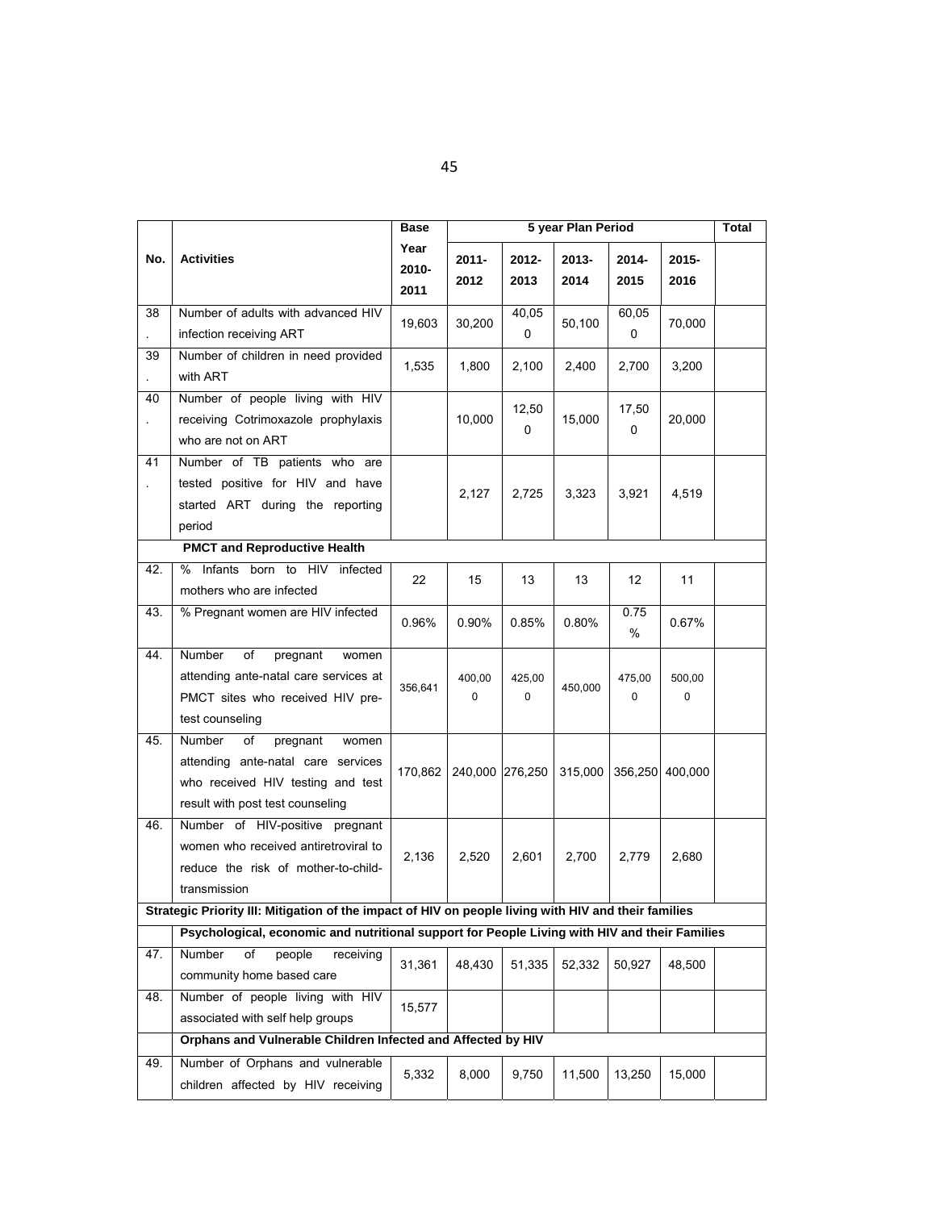| No. | Activities | Base Year 2010-2011 | 5 year Plan Period | | | | | Total |
|---|---|---|---|---|---|---|---|---|
| | | | 2011-2012 | 2012-2013 | 2013-2014 | 2014-2015 | 2015-2016 | |
| 38. | Number of adults with advanced HIV infection receiving ART | 19,603 | 30,200 | 40,050 | 50,100 | 60,050 | 70,000 | |
| 39. | Number of children in need provided with ART | 1,535 | 1,800 | 2,100 | 2,400 | 2,700 | 3,200 | |
| 40. | Number of people living with HIV receiving Cotrimoxazole prophylaxis who are not on ART | | 10,000 | 12,500 | 15,000 | 17,500 | 20,000 | |
| 41. | Number of TB patients who are tested positive for HIV and have started ART during the reporting period | | 2,127 | 2,725 | 3,323 | 3,921 | 4,519 | |
| | **PMCT and Reproductive Health** | | | | | | | |
| 42. | % Infants born to HIV infected mothers who are infected | 22 | 15 | 13 | 13 | 12 | 11 | |
| 43. | % Pregnant women are HIV infected | 0.96% | 0.90% | 0.85% | 0.80% | 0.75 % | 0.67% | |
| 44. | Number of pregnant women attending ante-natal care services at PMCT sites who received HIV pre-test counseling | 356,641 | 400,000 | 425,000 | 450,000 | 475,000 | 500,000 | |
| 45. | Number of pregnant women attending ante-natal care services who received HIV testing and test result with post test counseling | 170,862 | 240,000 | 276,250 | 315,000 | 356,250 | 400,000 | |
| 46. | Number of HIV-positive pregnant women who received antiretroviral to reduce the risk of mother-to-child-transmission | 2,136 | 2,520 | 2,601 | 2,700 | 2,779 | 2,680 | |
| | **Strategic Priority III: Mitigation of the impact of HIV on people living with HIV and their families** | | | | | | | |
| | **Psychological, economic and nutritional support for People Living with HIV and their Families** | | | | | | | |
| 47. | Number of people receiving community home based care | 31,361 | 48,430 | 51,335 | 52,332 | 50,927 | 48,500 | |
| 48. | Number of people living with HIV associated with self help groups | 15,577 | | | | | | |
| | **Orphans and Vulnerable Children Infected and Affected by HIV** | | | | | | | |
| 49. | Number of Orphans and vulnerable children affected by HIV receiving | 5,332 | 8,000 | 9,750 | 11,500 | 13,250 | 15,000 | |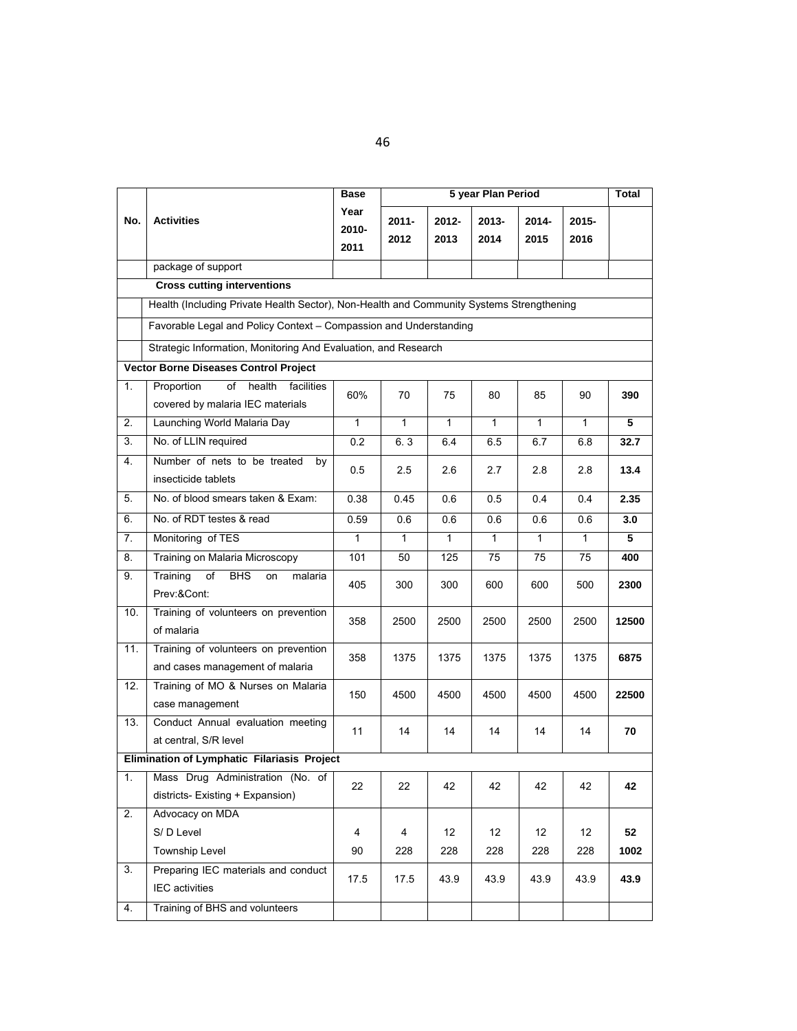| No. | Activities | Base Year 2010-2011 | 5 year Plan Period | | | | | Total |
|---|---|---|---|---|---|---|---|---|
| | | | 2011-2012 | 2012-2013 | 2013-2014 | 2014-2015 | 2015-2016 | |
| | package of support | | | | | | | |
| | **Cross cutting interventions** | | | | | | | |
| | Health (Including Private Health Sector), Non-Health and Community Systems Strengthening | | | | | | | |
| | Favorable Legal and Policy Context – Compassion and Understanding | | | | | | | |
| | Strategic Information, Monitoring And Evaluation, and Research | | | | | | | |
| **Vector Borne Diseases Control Project** | | | | | | | | |
| 1. | Proportion of health facilities covered by malaria IEC materials | 60% | 70 | 75 | 80 | 85 | 90 | **390** |
| 2. | Launching World Malaria Day | 1 | 1 | 1 | 1 | 1 | 1 | **5** |
| 3. | No. of LLIN required | 0.2 | 6. 3 | 6.4 | 6.5 | 6.7 | 6.8 | **32.7** |
| 4. | Number of nets to be treated by insecticide tablets | 0.5 | 2.5 | 2.6 | 2.7 | 2.8 | 2.8 | **13.4** |
| 5. | No. of blood smears taken & Exam: | 0.38 | 0.45 | 0.6 | 0.5 | 0.4 | 0.4 | **2.35** |
| 6. | No. of RDT testes & read | 0.59 | 0.6 | 0.6 | 0.6 | 0.6 | 0.6 | **3.0** |
| 7. | Monitoring of TES | 1 | 1 | 1 | 1 | 1 | 1 | **5** |
| 8. | Training on Malaria Microscopy | 101 | 50 | 125 | 75 | 75 | 75 | **400** |
| 9. | Training of BHS on malaria Prev:&Cont: | 405 | 300 | 300 | 600 | 600 | 500 | **2300** |
| 10. | Training of volunteers on prevention of malaria | 358 | 2500 | 2500 | 2500 | 2500 | 2500 | **12500** |
| 11. | Training of volunteers on prevention and cases management of malaria | 358 | 1375 | 1375 | 1375 | 1375 | 1375 | **6875** |
| 12. | Training of MO & Nurses on Malaria case management | 150 | 4500 | 4500 | 4500 | 4500 | 4500 | **22500** |
| 13. | Conduct Annual evaluation meeting at central, S/R level | 11 | 14 | 14 | 14 | 14 | 14 | **70** |
| **Elimination of Lymphatic Filariasis Project** | | | | | | | | |
| 1. | Mass Drug Administration (No. of districts- Existing + Expansion) | 22 | 22 | 42 | 42 | 42 | 42 | **42** |
| 2. | Advocacy on MDA | | | | | | | |
| | S/ D Level | 4 | 4 | 12 | 12 | 12 | 12 | **52** |
| | Township Level | 90 | 228 | 228 | 228 | 228 | 228 | **1002** |
| 3. | Preparing IEC materials and conduct IEC activities | 17.5 | 17.5 | 43.9 | 43.9 | 43.9 | 43.9 | **43.9** |
| 4. | Training of BHS and volunteers | | | | | | | |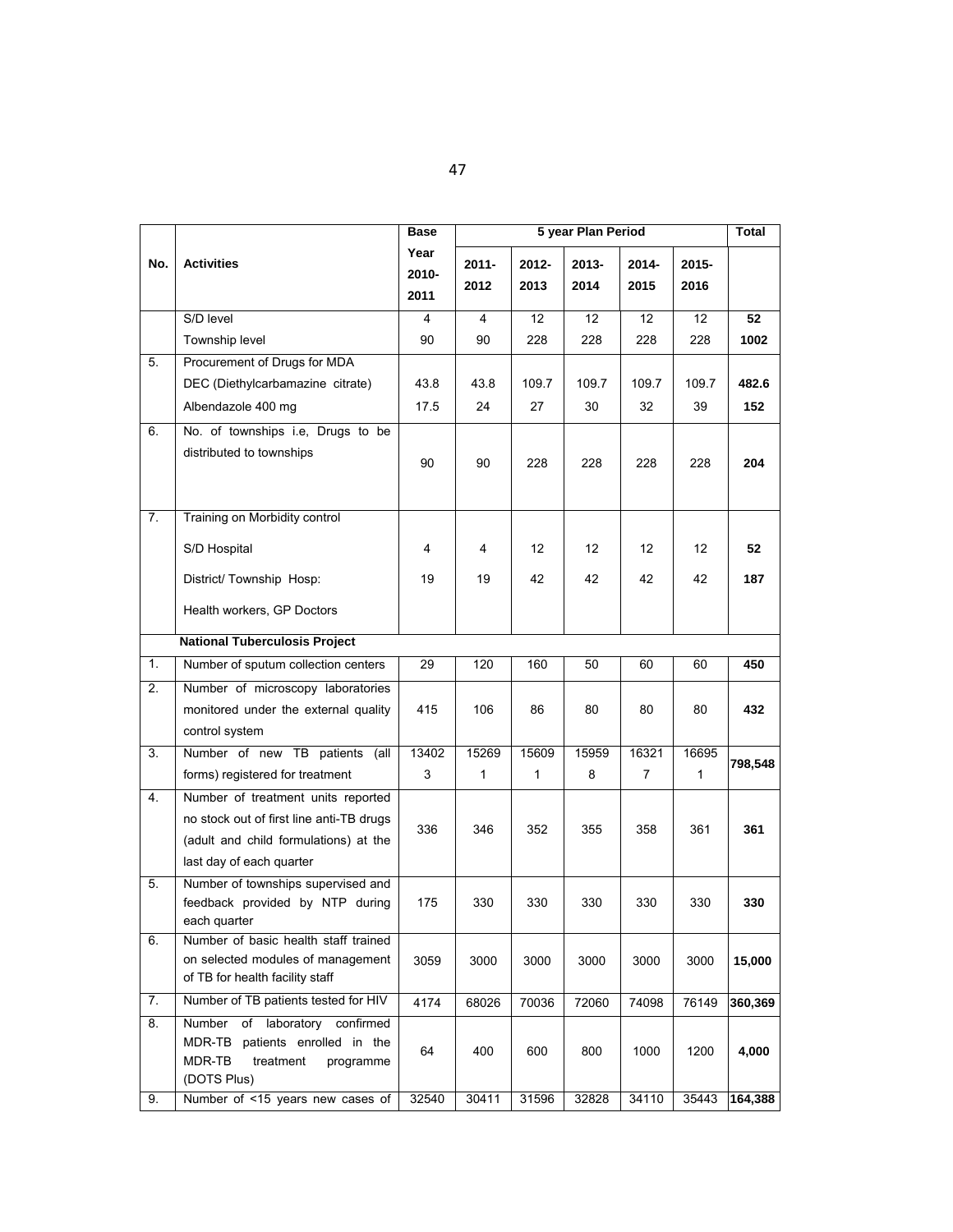| No. | Activities | Base Year 2010-2011 | 5 year Plan Period | | | | | Total |
|---|---|---|---|---|---|---|---|---|
| | | | 2011-2012 | 2012-2013 | 2013-2014 | 2014-2015 | 2015-2016 | |
| | S/D level | 4 | 4 | 12 | 12 | 12 | 12 | **52** |
| | Township level | 90 | 90 | 228 | 228 | 228 | 228 | **1002** |
| 5. | Procurement of Drugs for MDA | | | | | | | |
| | DEC (Diethylcarbamazine citrate) | 43.8 | 43.8 | 109.7 | 109.7 | 109.7 | 109.7 | **482.6** |
| | Albendazole 400 mg | 17.5 | 24 | 27 | 30 | 32 | 39 | **152** |
| 6. | No. of townships i.e, Drugs to be distributed to townships | 90 | 90 | 228 | 228 | 228 | 228 | **204** |
| 7. | Training on Morbidity control | | | | | | | |
| | S/D Hospital | 4 | 4 | 12 | 12 | 12 | 12 | **52** |
| | District/ Township Hosp: | 19 | 19 | 42 | 42 | 42 | 42 | **187** |
| | Health workers, GP Doctors | | | | | | | |
| | **National Tuberculosis Project** | | | | | | | |
| 1. | Number of sputum collection centers | 29 | 120 | 160 | 50 | 60 | 60 | **450** |
| 2. | Number of microscopy laboratories monitored under the external quality control system | 415 | 106 | 86 | 80 | 80 | 80 | **432** |
| 3. | Number of new TB patients (all forms) registered for treatment | 134023 | 152691 | 156091 | 159598 | 163217 | 166951 | **798,548** |
| 4. | Number of treatment units reported no stock out of first line anti-TB drugs (adult and child formulations) at the last day of each quarter | 336 | 346 | 352 | 355 | 358 | 361 | **361** |
| 5. | Number of townships supervised and feedback provided by NTP during each quarter | 175 | 330 | 330 | 330 | 330 | 330 | **330** |
| 6. | Number of basic health staff trained on selected modules of management of TB for health facility staff | 3059 | 3000 | 3000 | 3000 | 3000 | 3000 | **15,000** |
| 7. | Number of TB patients tested for HIV | 4174 | 68026 | 70036 | 72060 | 74098 | 76149 | **360,369** |
| 8. | Number of laboratory confirmed MDR-TB patients enrolled in the MDR-TB treatment programme (DOTS Plus) | 64 | 400 | 600 | 800 | 1000 | 1200 | **4,000** |
| 9. | Number of <15 years new cases of | 32540 | 30411 | 31596 | 32828 | 34110 | 35443 | **164,388** |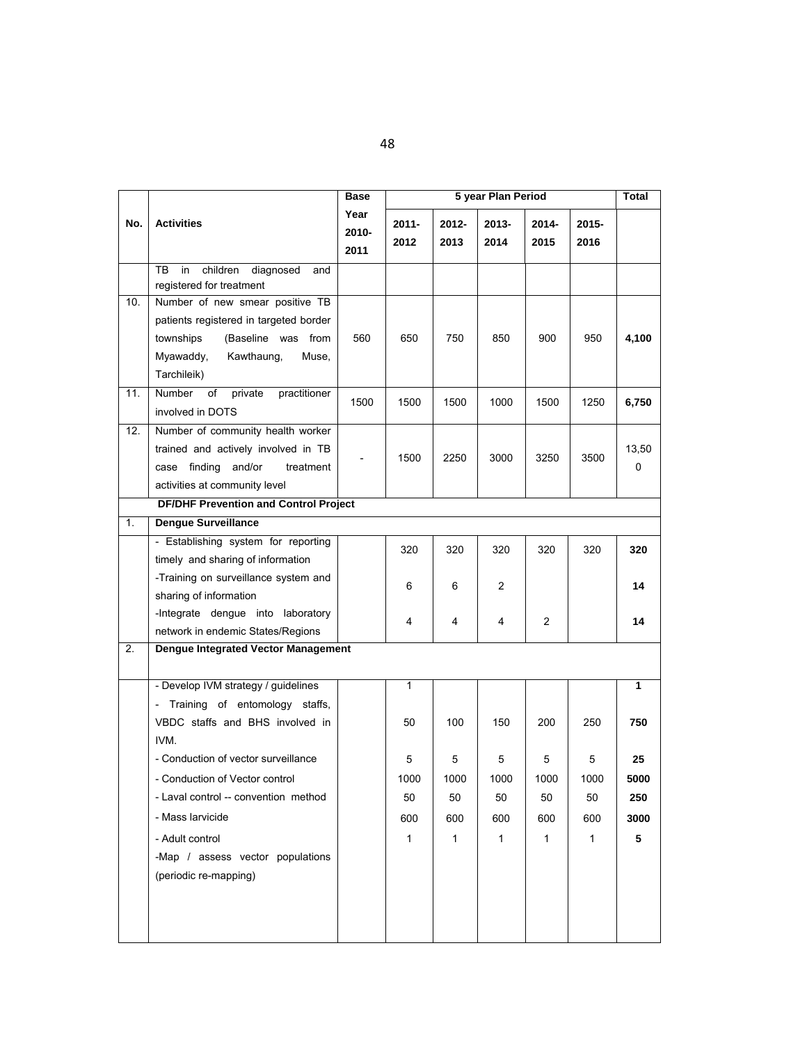| No. | Activities | Base Year 2010-2011 | 5 year Plan Period | | | | | Total |
|---|---|---|---|---|---|---|---|---|
| | | | 2011-2012 | 2012-2013 | 2013-2014 | 2014-2015 | 2015-2016 | |
| | TB in children diagnosed and registered for treatment | | | | | | | |
| 10. | Number of new smear positive TB patients registered in targeted border townships (Baseline was from Myawaddy, Kawthaung, Muse, Tarchileik) | 560 | 650 | 750 | 850 | 900 | 950 | **4,100** |
| 11. | Number of private practitioner involved in DOTS | 1500 | 1500 | 1500 | 1000 | 1500 | 1250 | **6,750** |
| 12. | Number of community health worker trained and actively involved in TB case finding and/or treatment activities at community level | - | 1500 | 2250 | 3000 | 3250 | 3500 | 13,500 |
| | **DF/DHF Prevention and Control Project** | | | | | | | |
| 1. | **Dengue Surveillance** | | | | | | | |
| | - Establishing system for reporting timely and sharing of information | | 320 | 320 | 320 | 320 | 320 | **320** |
| | -Training on surveillance system and sharing of information | | 6 | 6 | 2 | | | **14** |
| | -Integrate dengue into laboratory network in endemic States/Regions | | 4 | 4 | 4 | 2 | | **14** |
| 2. | **Dengue Integrated Vector Management** | | | | | | | |
| | - Develop IVM strategy / guidelines | | 1 | | | | | **1** |
| | - Training of entomology staffs, VBDC staffs and BHS involved in IVM. | | 50 | 100 | 150 | 200 | 250 | **750** |
| | - Conduction of vector surveillance | | 5 | 5 | 5 | 5 | 5 | **25** |
| | - Conduction of Vector control | | 1000 | 1000 | 1000 | 1000 | 1000 | **5000** |
| | - Laval control -- convention method | | 50 | 50 | 50 | 50 | 50 | **250** |
| | - Mass larvicide | | 600 | 600 | 600 | 600 | 600 | **3000** |
| | - Adult control | | 1 | 1 | 1 | 1 | 1 | **5** |
| | -Map / assess vector populations (periodic re-mapping) | | | | | | | |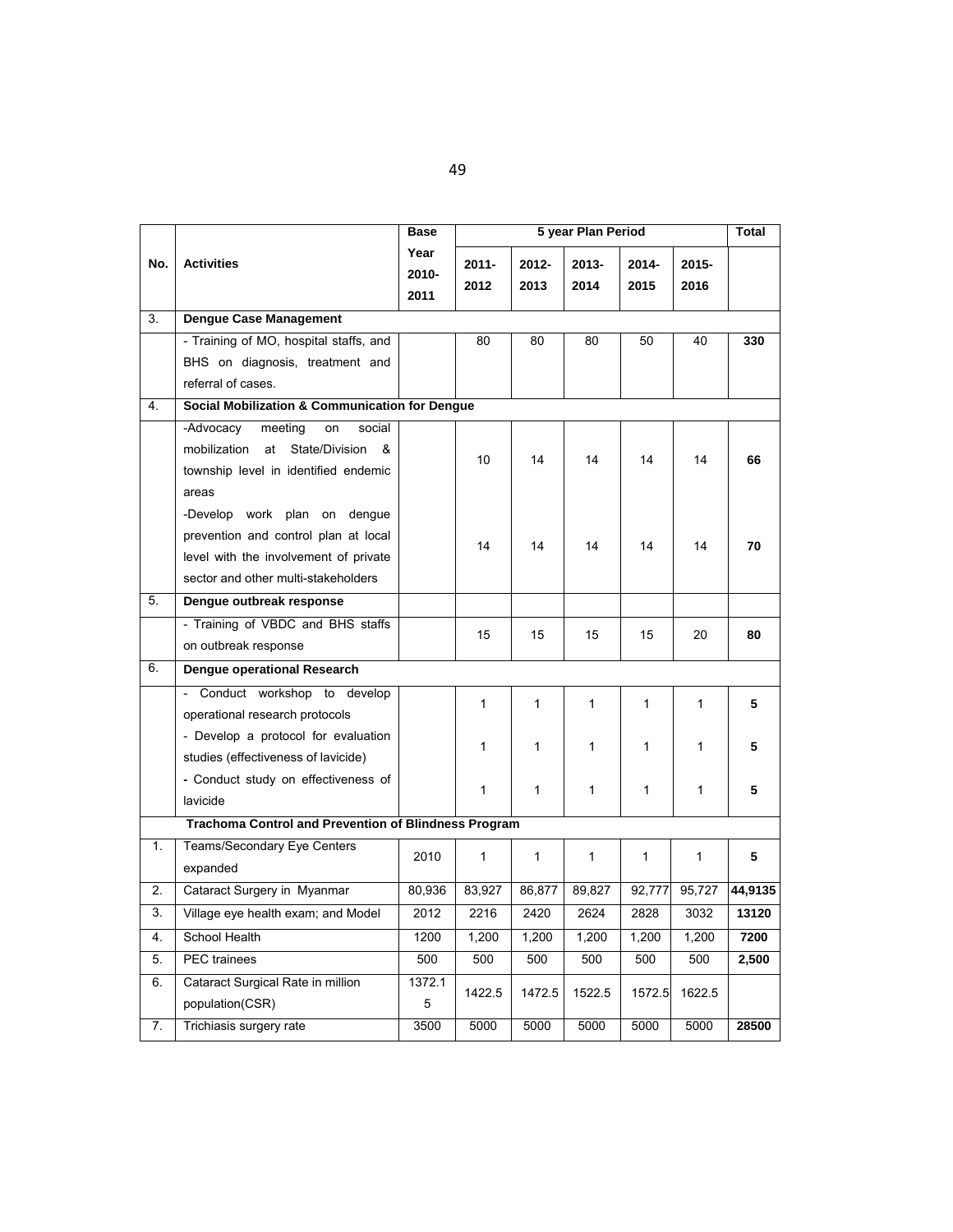| No. | Activities | Base Year 2010-2011 | 5 year Plan Period | | | | | Total |
|---|---|---|---|---|---|---|---|---|
| | | | 2011-2012 | 2012-2013 | 2013-2014 | 2014-2015 | 2015-2016 | |
| 3. | **Dengue Case Management** | | | | | | | |
| | - Training of MO, hospital staffs, and BHS on diagnosis, treatment and referral of cases. | | 80 | 80 | 80 | 50 | 40 | **330** |
| 4. | **Social Mobilization & Communication for Dengue** | | | | | | | |
| | -Advocacy meeting on social mobilization at State/Division & township level in identified endemic areas | | 10 | 14 | 14 | 14 | 14 | **66** |
| | -Develop work plan on dengue prevention and control plan at local level with the involvement of private sector and other multi-stakeholders | | 14 | 14 | 14 | 14 | 14 | **70** |
| 5. | **Dengue outbreak response** | | | | | | | |
| | - Training of VBDC and BHS staffs on outbreak response | | 15 | 15 | 15 | 15 | 20 | **80** |
| 6. | **Dengue operational Research** | | | | | | | |
| | - Conduct workshop to develop operational research protocols | | 1 | 1 | 1 | 1 | 1 | **5** |
| | - Develop a protocol for evaluation studies (effectiveness of lavicide) | | 1 | 1 | 1 | 1 | 1 | **5** |
| | - Conduct study on effectiveness of lavicide | | 1 | 1 | 1 | 1 | 1 | **5** |
| | **Trachoma Control and Prevention of Blindness Program** | | | | | | | |
| 1. | Teams/Secondary Eye Centers expanded | 2010 | 1 | 1 | 1 | 1 | 1 | **5** |
| 2. | Cataract Surgery in Myanmar | 80,936 | 83,927 | 86,877 | 89,827 | 92,777 | 95,727 | **44,9135** |
| 3. | Village eye health exam; and Model | 2012 | 2216 | 2420 | 2624 | 2828 | 3032 | **13120** |
| 4. | School Health | 1200 | 1,200 | 1,200 | 1,200 | 1,200 | 1,200 | **7200** |
| 5. | PEC trainees | 500 | 500 | 500 | 500 | 500 | 500 | **2,500** |
| 6. | Cataract Surgical Rate in million population(CSR) | 1372.15 | 1422.5 | 1472.5 | 1522.5 | 1572.5 | 1622.5 | |
| 7. | Trichiasis surgery rate | 3500 | 5000 | 5000 | 5000 | 5000 | 5000 | **28500** |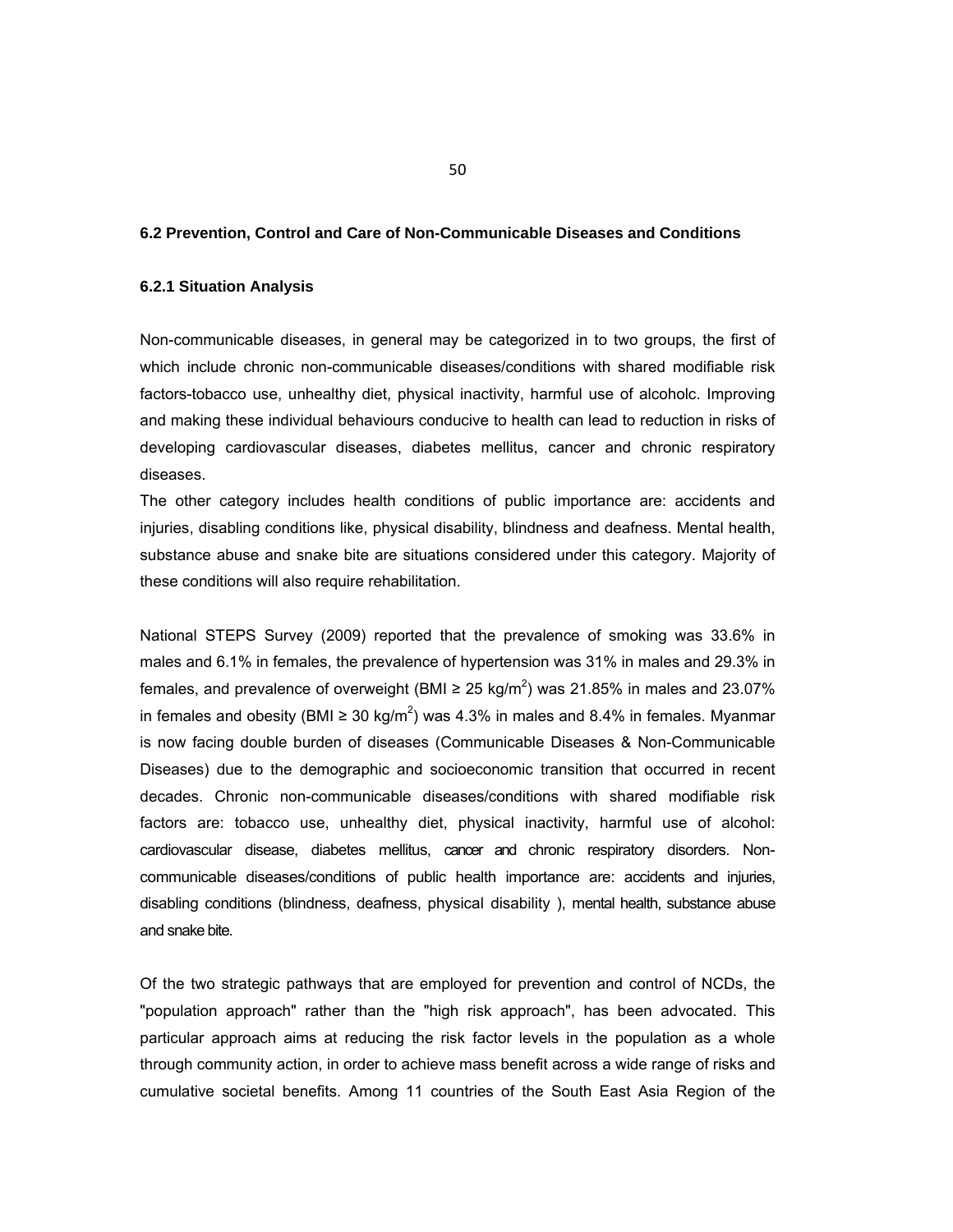### 6.2 Prevention, Control and Care of Non-Communicable Diseases and Conditions

#### 6.2.1 Situation Analysis

Non-communicable diseases, in general may be categorized in to two groups, the first of which include chronic non-communicable diseases/conditions with shared modifiable risk factors-tobacco use, unhealthy diet, physical inactivity, harmful use of alcoholc. Improving and making these individual behaviours conducive to health can lead to reduction in risks of developing cardiovascular diseases, diabetes mellitus, cancer and chronic respiratory diseases.

The other category includes health conditions of public importance are: accidents and injuries, disabling conditions like, physical disability, blindness and deafness. Mental health, substance abuse and snake bite are situations considered under this category. Majority of these conditions will also require rehabilitation.

National STEPS Survey (2009) reported that the prevalence of smoking was 33.6% in males and 6.1% in females, the prevalence of hypertension was 31% in males and 29.3% in females, and prevalence of overweight (BMI ≥ 25 kg/m$^2$) was 21.85% in males and 23.07% in females and obesity (BMI ≥ 30 kg/m$^2$) was 4.3% in males and 8.4% in females. Myanmar is now facing double burden of diseases (Communicable Diseases & Non-Communicable Diseases) due to the demographic and socioeconomic transition that occurred in recent decades. Chronic non-communicable diseases/conditions with shared modifiable risk factors are: tobacco use, unhealthy diet, physical inactivity, harmful use of alcohol: cardiovascular disease, diabetes mellitus, cancer and chronic respiratory disorders. Non-communicable diseases/conditions of public health importance are: accidents and injuries, disabling conditions (blindness, deafness, physical disability ), mental health, substance abuse and snake bite.

Of the two strategic pathways that are employed for prevention and control of NCDs, the "population approach" rather than the "high risk approach", has been advocated. This particular approach aims at reducing the risk factor levels in the population as a whole through community action, in order to achieve mass benefit across a wide range of risks and cumulative societal benefits. Among 11 countries of the South East Asia Region of the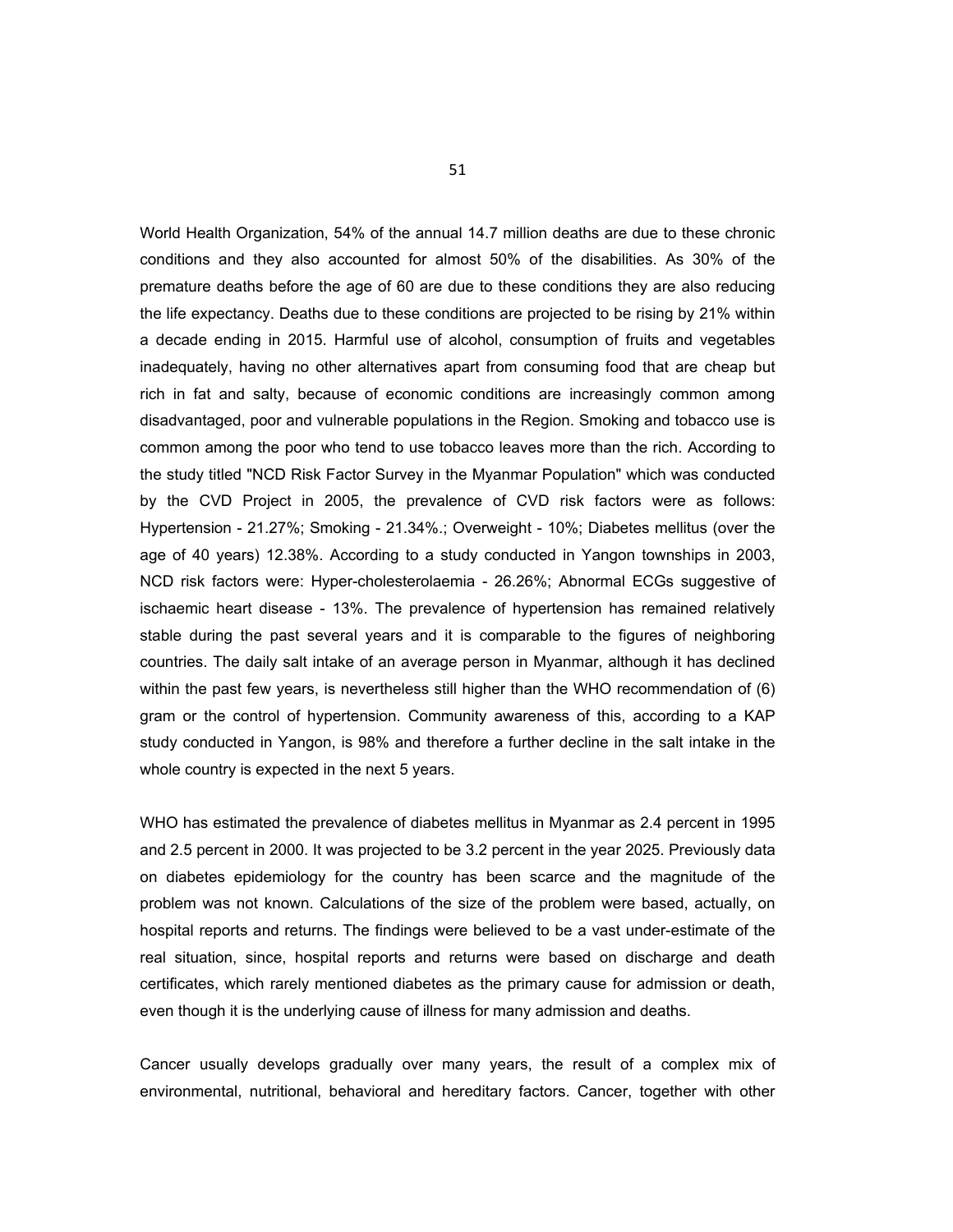World Health Organization, 54% of the annual 14.7 million deaths are due to these chronic conditions and they also accounted for almost 50% of the disabilities. As 30% of the premature deaths before the age of 60 are due to these conditions they are also reducing the life expectancy. Deaths due to these conditions are projected to be rising by 21% within a decade ending in 2015. Harmful use of alcohol, consumption of fruits and vegetables inadequately, having no other alternatives apart from consuming food that are cheap but rich in fat and salty, because of economic conditions are increasingly common among disadvantaged, poor and vulnerable populations in the Region. Smoking and tobacco use is common among the poor who tend to use tobacco leaves more than the rich. According to the study titled "NCD Risk Factor Survey in the Myanmar Population" which was conducted by the CVD Project in 2005, the prevalence of CVD risk factors were as follows: Hypertension - 21.27%; Smoking - 21.34%.; Overweight - 10%; Diabetes mellitus (over the age of 40 years) 12.38%. According to a study conducted in Yangon townships in 2003, NCD risk factors were: Hyper-cholesterolaemia - 26.26%; Abnormal ECGs suggestive of ischaemic heart disease - 13%. The prevalence of hypertension has remained relatively stable during the past several years and it is comparable to the figures of neighboring countries. The daily salt intake of an average person in Myanmar, although it has declined within the past few years, is nevertheless still higher than the WHO recommendation of (6) gram or the control of hypertension. Community awareness of this, according to a KAP study conducted in Yangon, is 98% and therefore a further decline in the salt intake in the whole country is expected in the next 5 years.

WHO has estimated the prevalence of diabetes mellitus in Myanmar as 2.4 percent in 1995 and 2.5 percent in 2000. It was projected to be 3.2 percent in the year 2025. Previously data on diabetes epidemiology for the country has been scarce and the magnitude of the problem was not known. Calculations of the size of the problem were based, actually, on hospital reports and returns. The findings were believed to be a vast under-estimate of the real situation, since, hospital reports and returns were based on discharge and death certificates, which rarely mentioned diabetes as the primary cause for admission or death, even though it is the underlying cause of illness for many admission and deaths.

Cancer usually develops gradually over many years, the result of a complex mix of environmental, nutritional, behavioral and hereditary factors. Cancer, together with other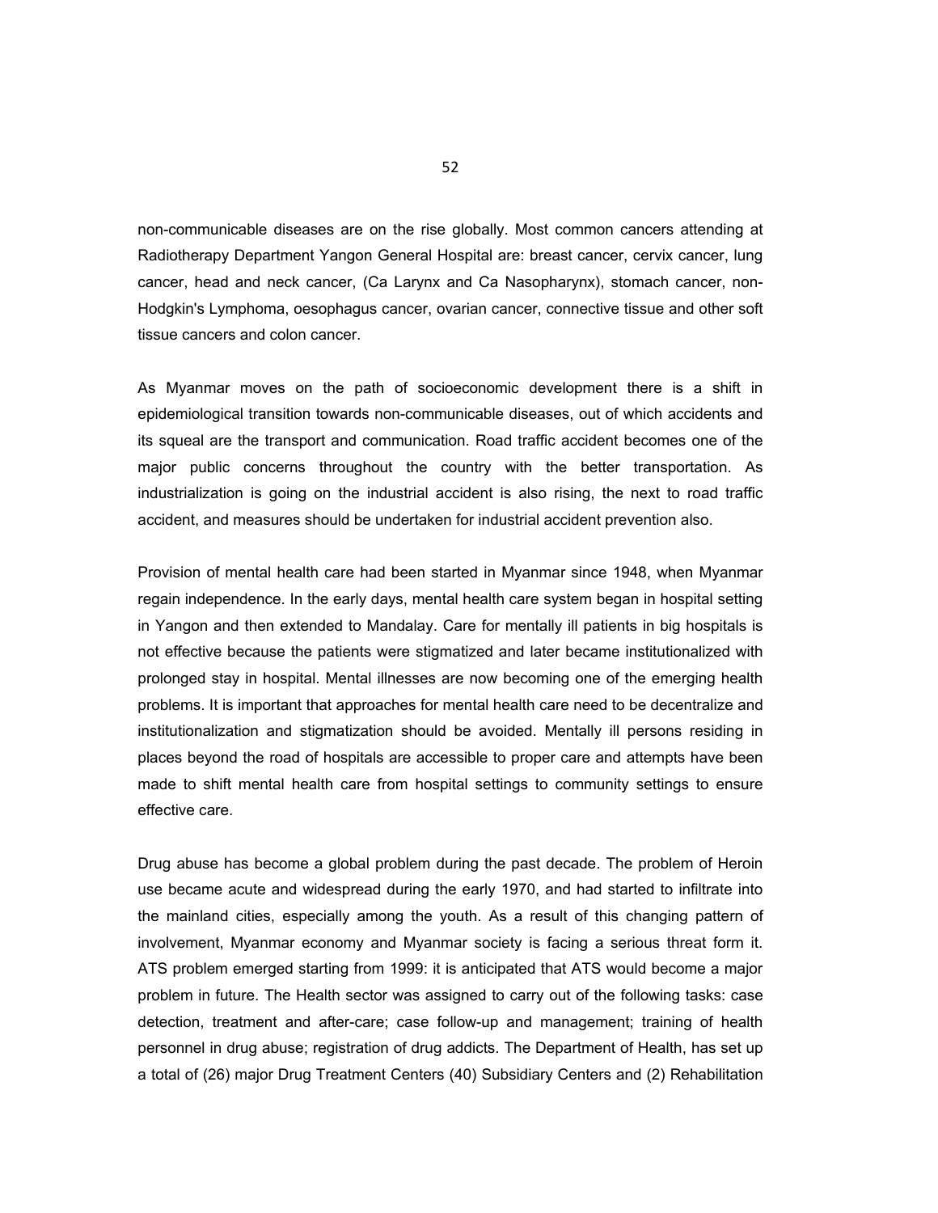non-communicable diseases are on the rise globally. Most common cancers attending at Radiotherapy Department Yangon General Hospital are: breast cancer, cervix cancer, lung cancer, head and neck cancer, (Ca Larynx and Ca Nasopharynx), stomach cancer, non-Hodgkin's Lymphoma, oesophagus cancer, ovarian cancer, connective tissue and other soft tissue cancers and colon cancer.

As Myanmar moves on the path of socioeconomic development there is a shift in epidemiological transition towards non-communicable diseases, out of which accidents and its squeal are the transport and communication. Road traffic accident becomes one of the major public concerns throughout the country with the better transportation. As industrialization is going on the industrial accident is also rising, the next to road traffic accident, and measures should be undertaken for industrial accident prevention also.

Provision of mental health care had been started in Myanmar since 1948, when Myanmar regain independence. In the early days, mental health care system began in hospital setting in Yangon and then extended to Mandalay. Care for mentally ill patients in big hospitals is not effective because the patients were stigmatized and later became institutionalized with prolonged stay in hospital. Mental illnesses are now becoming one of the emerging health problems. It is important that approaches for mental health care need to be decentralize and institutionalization and stigmatization should be avoided. Mentally ill persons residing in places beyond the road of hospitals are accessible to proper care and attempts have been made to shift mental health care from hospital settings to community settings to ensure effective care.

Drug abuse has become a global problem during the past decade. The problem of Heroin use became acute and widespread during the early 1970, and had started to infiltrate into the mainland cities, especially among the youth. As a result of this changing pattern of involvement, Myanmar economy and Myanmar society is facing a serious threat form it. ATS problem emerged starting from 1999: it is anticipated that ATS would become a major problem in future. The Health sector was assigned to carry out of the following tasks: case detection, treatment and after-care; case follow-up and management; training of health personnel in drug abuse; registration of drug addicts. The Department of Health, has set up a total of (26) major Drug Treatment Centers (40) Subsidiary Centers and (2) Rehabilitation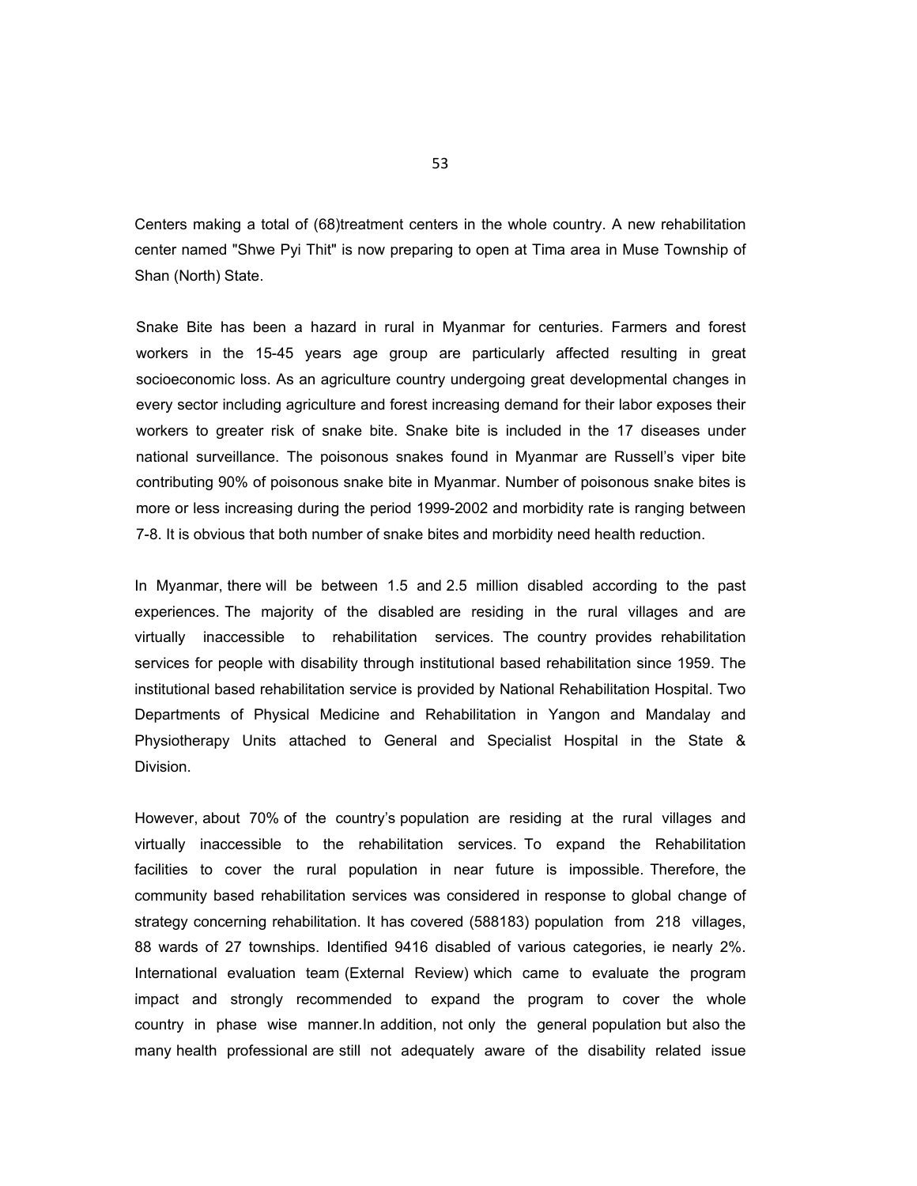Centers making a total of (68)treatment centers in the whole country. A new rehabilitation center named "Shwe Pyi Thit" is now preparing to open at Tima area in Muse Township of Shan (North) State.

Snake Bite has been a hazard in rural in Myanmar for centuries. Farmers and forest workers in the 15-45 years age group are particularly affected resulting in great socioeconomic loss. As an agriculture country undergoing great developmental changes in every sector including agriculture and forest increasing demand for their labor exposes their workers to greater risk of snake bite. Snake bite is included in the 17 diseases under national surveillance. The poisonous snakes found in Myanmar are Russell's viper bite contributing 90% of poisonous snake bite in Myanmar. Number of poisonous snake bites is more or less increasing during the period 1999-2002 and morbidity rate is ranging between 7-8. It is obvious that both number of snake bites and morbidity need health reduction.

In Myanmar, there will be between 1.5 and 2.5 million disabled according to the past experiences. The majority of the disabled are residing in the rural villages and are virtually inaccessible to rehabilitation services. The country provides rehabilitation services for people with disability through institutional based rehabilitation since 1959. The institutional based rehabilitation service is provided by National Rehabilitation Hospital. Two Departments of Physical Medicine and Rehabilitation in Yangon and Mandalay and Physiotherapy Units attached to General and Specialist Hospital in the State & Division.

However, about 70% of the country's population are residing at the rural villages and virtually inaccessible to the rehabilitation services. To expand the Rehabilitation facilities to cover the rural population in near future is impossible. Therefore, the community based rehabilitation services was considered in response to global change of strategy concerning rehabilitation. It has covered (588183) population from 218 villages, 88 wards of 27 townships. Identified 9416 disabled of various categories, ie nearly 2%. International evaluation team (External Review) which came to evaluate the program impact and strongly recommended to expand the program to cover the whole country in phase wise manner.In addition, not only the general population but also the many health professional are still not adequately aware of the disability related issue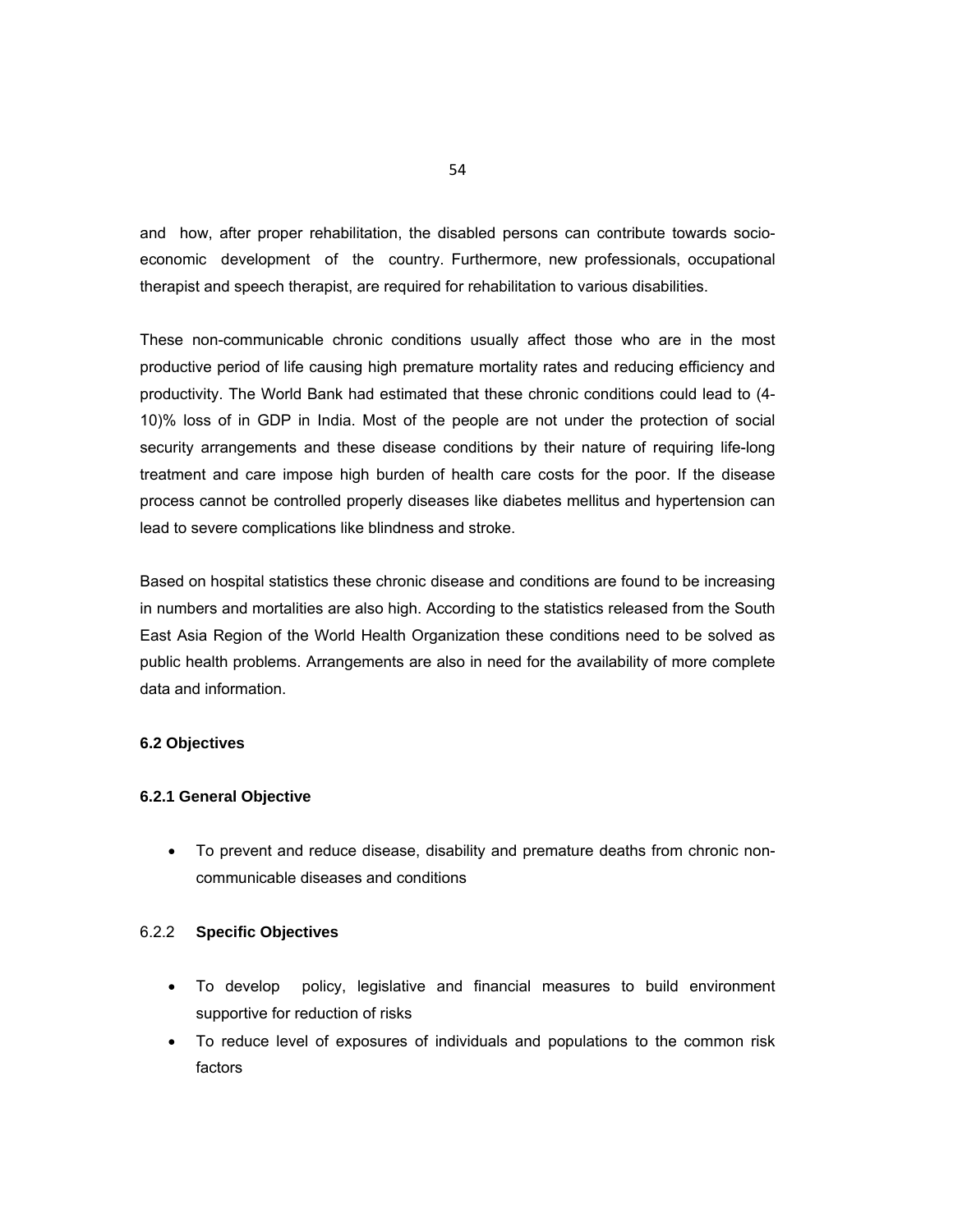and how, after proper rehabilitation, the disabled persons can contribute towards socio-economic development of the country. Furthermore, new professionals, occupational therapist and speech therapist, are required for rehabilitation to various disabilities.

These non-communicable chronic conditions usually affect those who are in the most productive period of life causing high premature mortality rates and reducing efficiency and productivity. The World Bank had estimated that these chronic conditions could lead to (4-10)% loss of in GDP in India. Most of the people are not under the protection of social security arrangements and these disease conditions by their nature of requiring life-long treatment and care impose high burden of health care costs for the poor. If the disease process cannot be controlled properly diseases like diabetes mellitus and hypertension can lead to severe complications like blindness and stroke.

Based on hospital statistics these chronic disease and conditions are found to be increasing in numbers and mortalities are also high. According to the statistics released from the South East Asia Region of the World Health Organization these conditions need to be solved as public health problems. Arrangements are also in need for the availability of more complete data and information.

### 6.2 Objectives

#### 6.2.1 General Objective

- To prevent and reduce disease, disability and premature deaths from chronic non-communicable diseases and conditions

#### 6.2.2 Specific Objectives

- To develop policy, legislative and financial measures to build environment supportive for reduction of risks
- To reduce level of exposures of individuals and populations to the common risk factors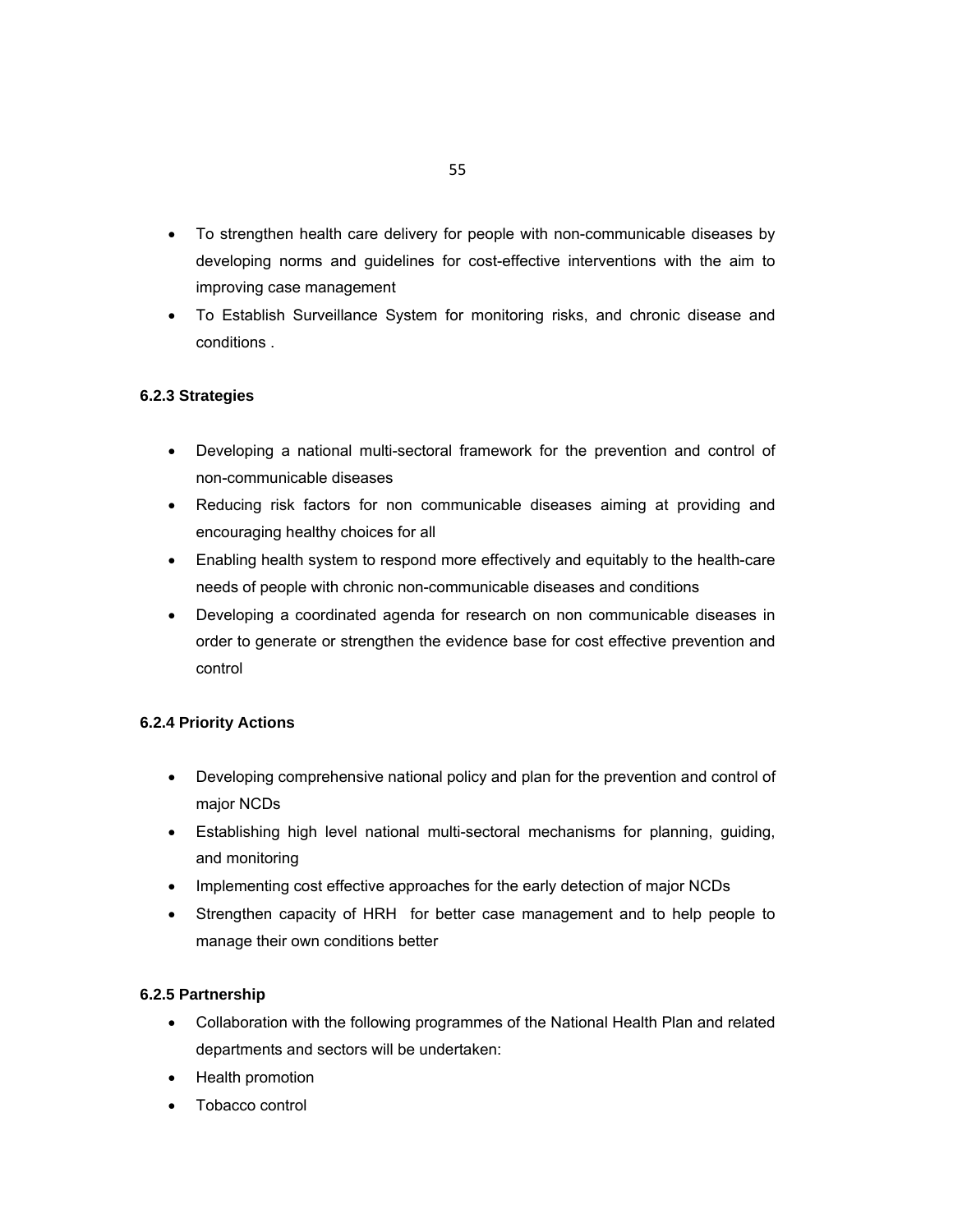- To strengthen health care delivery for people with non-communicable diseases by developing norms and guidelines for cost-effective interventions with the aim to improving case management
- To Establish Surveillance System for monitoring risks, and chronic disease and conditions .

### 6.2.3 Strategies

- Developing a national multi-sectoral framework for the prevention and control of non-communicable diseases
- Reducing risk factors for non communicable diseases aiming at providing and encouraging healthy choices for all
- Enabling health system to respond more effectively and equitably to the health-care needs of people with chronic non-communicable diseases and conditions
- Developing a coordinated agenda for research on non communicable diseases in order to generate or strengthen the evidence base for cost effective prevention and control

### 6.2.4 Priority Actions

- Developing comprehensive national policy and plan for the prevention and control of major NCDs
- Establishing high level national multi-sectoral mechanisms for planning, guiding, and monitoring
- Implementing cost effective approaches for the early detection of major NCDs
- Strengthen capacity of HRH for better case management and to help people to manage their own conditions better

### 6.2.5 Partnership

- Collaboration with the following programmes of the National Health Plan and related departments and sectors will be undertaken:
- Health promotion
- Tobacco control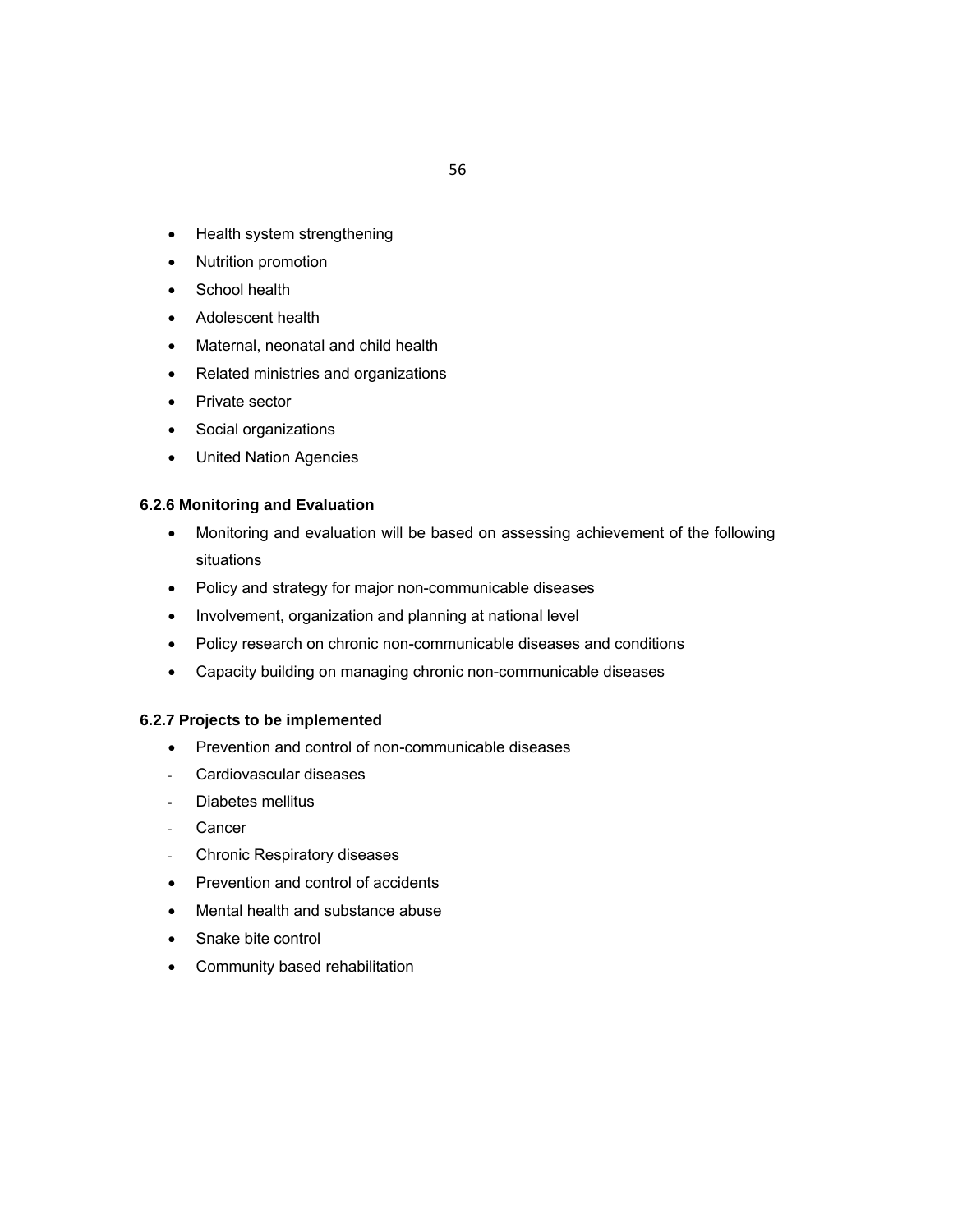- Health system strengthening
- Nutrition promotion
- School health
- Adolescent health
- Maternal, neonatal and child health
- Related ministries and organizations
- Private sector
- Social organizations
- United Nation Agencies

### 6.2.6 Monitoring and Evaluation

- Monitoring and evaluation will be based on assessing achievement of the following situations
- Policy and strategy for major non-communicable diseases
- Involvement, organization and planning at national level
- Policy research on chronic non-communicable diseases and conditions
- Capacity building on managing chronic non-communicable diseases

### 6.2.7 Projects to be implemented

- Prevention and control of non-communicable diseases
  - Cardiovascular diseases
  - Diabetes mellitus
  - Cancer
  - Chronic Respiratory diseases
- Prevention and control of accidents
- Mental health and substance abuse
- Snake bite control
- Community based rehabilitation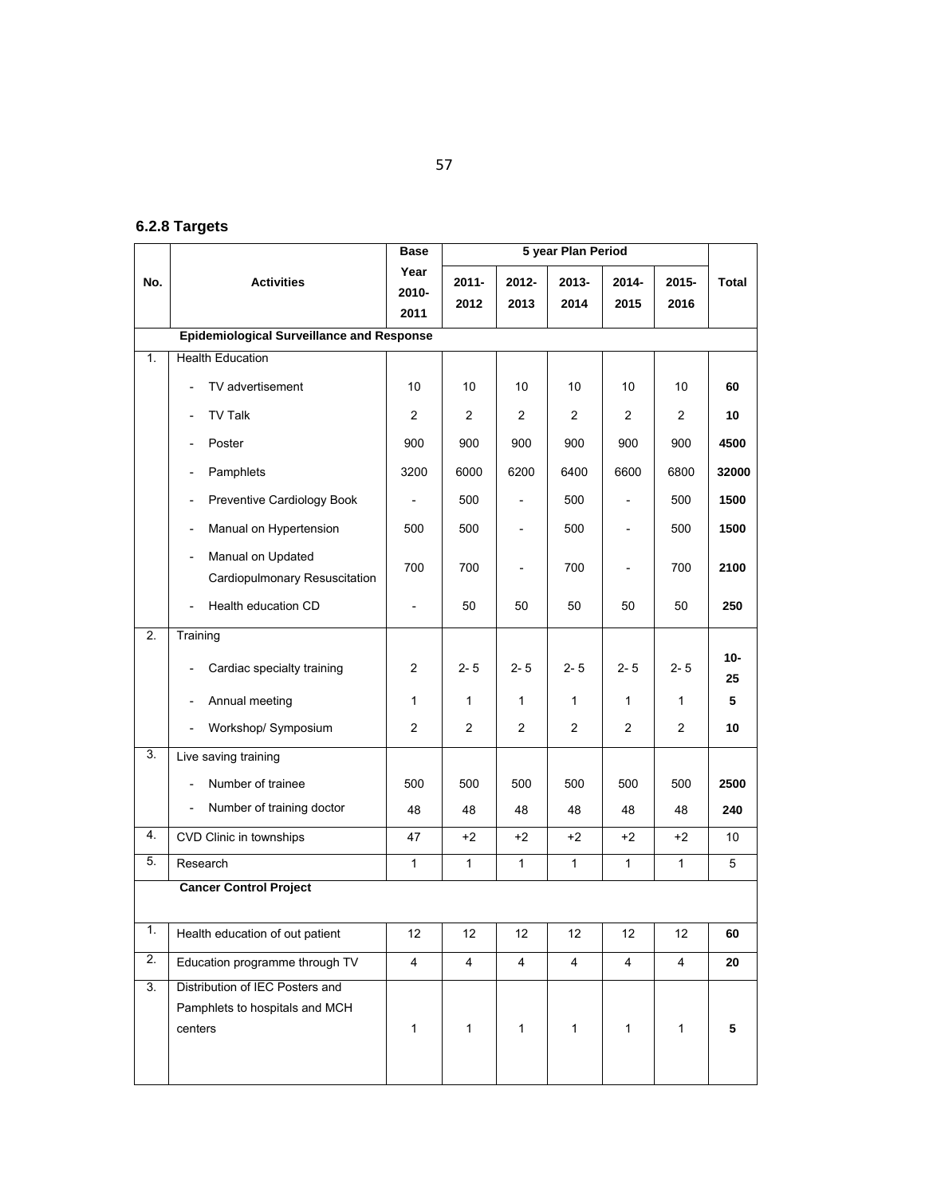### 6.2.8 Targets

| No. | Activities | Base Year 2010-2011 | 5 year Plan Period | | | | | Total |
|---|---|---|---|---|---|---|---|---|
| | | | 2011-2012 | 2012-2013 | 2013-2014 | 2014-2015 | 2015-2016 | |
| | **Epidemiological Surveillance and Response** | | | | | | | |
| 1. | Health Education | | | | | | | |
| | - TV advertisement | 10 | 10 | 10 | 10 | 10 | 10 | **60** |
| | - TV Talk | 2 | 2 | 2 | 2 | 2 | 2 | **10** |
| | - Poster | 900 | 900 | 900 | 900 | 900 | 900 | **4500** |
| | - Pamphlets | 3200 | 6000 | 6200 | 6400 | 6600 | 6800 | **32000** |
| | - Preventive Cardiology Book | - | 500 | - | 500 | - | 500 | **1500** |
| | - Manual on Hypertension | 500 | 500 | - | 500 | - | 500 | **1500** |
| | - Manual on Updated Cardiopulmonary Resuscitation | 700 | 700 | - | 700 | - | 700 | **2100** |
| | - Health education CD | - | 50 | 50 | 50 | 50 | 50 | **250** |
| 2. | Training | | | | | | | |
| | - Cardiac specialty training | 2 | 2- 5 | 2- 5 | 2- 5 | 2- 5 | 2- 5 | **10-25** |
| | - Annual meeting | 1 | 1 | 1 | 1 | 1 | 1 | **5** |
| | - Workshop/ Symposium | 2 | 2 | 2 | 2 | 2 | 2 | **10** |
| 3. | Live saving training | | | | | | | |
| | - Number of trainee | 500 | 500 | 500 | 500 | 500 | 500 | **2500** |
| | - Number of training doctor | 48 | 48 | 48 | 48 | 48 | 48 | **240** |
| 4. | CVD Clinic in townships | 47 | +2 | +2 | +2 | +2 | +2 | 10 |
| 5. | Research | 1 | 1 | 1 | 1 | 1 | 1 | 5 |
| | **Cancer Control Project** | | | | | | | |
| 1. | Health education of out patient | 12 | 12 | 12 | 12 | 12 | 12 | **60** |
| 2. | Education programme through TV | 4 | 4 | 4 | 4 | 4 | 4 | **20** |
| 3. | Distribution of IEC Posters and Pamphlets to hospitals and MCH centers | 1 | 1 | 1 | 1 | 1 | 1 | **5** |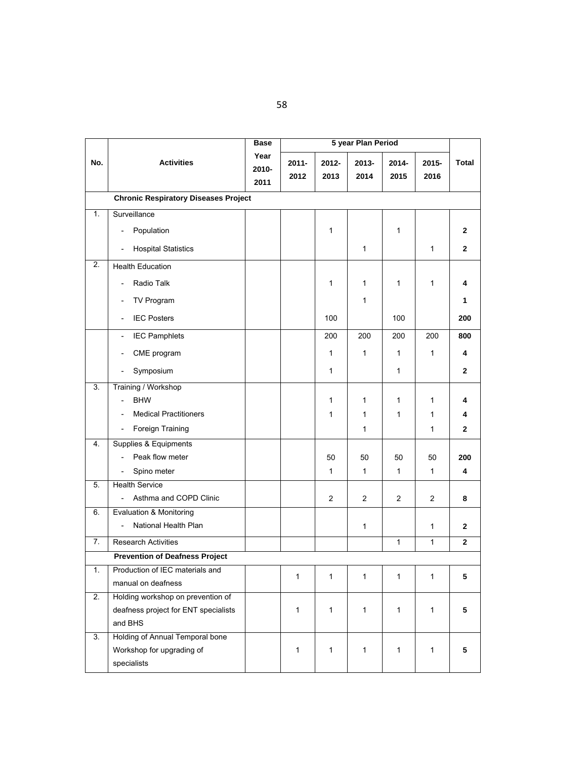| No. | Activities | Base Year 2010-2011 | 5 year Plan Period | | | | | Total |
|---|---|---|---|---|---|---|---|---|
| | | | 2011-2012 | 2012-2013 | 2013-2014 | 2014-2015 | 2015-2016 | |
| | **Chronic Respiratory Diseases Project** | | | | | | | |
| 1. | Surveillance | | | | | | | |
| | - Population | | | 1 | | 1 | | **2** |
| | - Hospital Statistics | | | | 1 | | 1 | **2** |
| 2. | Health Education | | | | | | | |
| | - Radio Talk | | | 1 | 1 | 1 | 1 | **4** |
| | - TV Program | | | | 1 | | | **1** |
| | - IEC Posters | | | 100 | | 100 | | **200** |
| | - IEC Pamphlets | | | 200 | 200 | 200 | 200 | **800** |
| | - CME program | | | 1 | 1 | 1 | 1 | **4** |
| | - Symposium | | | 1 | | 1 | | **2** |
| 3. | Training / Workshop | | | | | | | |
| | - BHW | | | 1 | 1 | 1 | 1 | **4** |
| | - Medical Practitioners | | | 1 | 1 | 1 | 1 | **4** |
| | - Foreign Training | | | | 1 | | 1 | **2** |
| 4. | Supplies & Equipments | | | | | | | |
| | - Peak flow meter | | | 50 | 50 | 50 | 50 | **200** |
| | - Spino meter | | | 1 | 1 | 1 | 1 | **4** |
| 5. | Health Service | | | | | | | |
| | - Asthma and COPD Clinic | | | 2 | 2 | 2 | 2 | **8** |
| 6. | Evaluation & Monitoring | | | | | | | |
| | - National Health Plan | | | | 1 | | 1 | **2** |
| 7. | Research Activities | | | | | 1 | 1 | **2** |
| | **Prevention of Deafness Project** | | | | | | | |
| 1. | Production of IEC materials and manual on deafness | | 1 | 1 | 1 | 1 | 1 | **5** |
| 2. | Holding workshop on prevention of deafness project for ENT specialists and BHS | | 1 | 1 | 1 | 1 | 1 | **5** |
| 3. | Holding of Annual Temporal bone Workshop for upgrading of specialists | | 1 | 1 | 1 | 1 | 1 | **5** |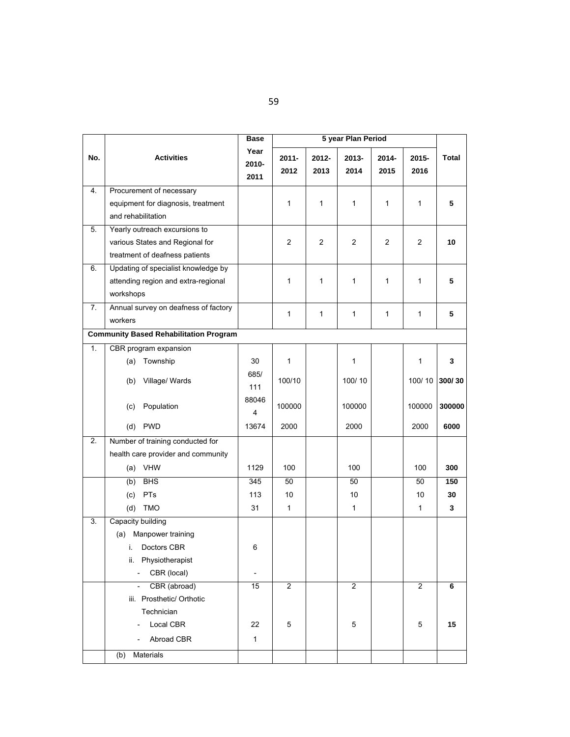| No. | Activities | Base Year 2010-2011 | 5 year Plan Period | | | | | Total |
|---|---|---|---|---|---|---|---|---|
| | | | 2011-2012 | 2012-2013 | 2013-2014 | 2014-2015 | 2015-2016 | |
| 4. | Procurement of necessary equipment for diagnosis, treatment and rehabilitation | | 1 | 1 | 1 | 1 | 1 | **5** |
| 5. | Yearly outreach excursions to various States and Regional for treatment of deafness patients | | 2 | 2 | 2 | 2 | 2 | **10** |
| 6. | Updating of specialist knowledge by attending region and extra-regional workshops | | 1 | 1 | 1 | 1 | 1 | **5** |
| 7. | Annual survey on deafness of factory workers | | 1 | 1 | 1 | 1 | 1 | **5** |
| **Community Based Rehabilitation Program** | | | | | | | | |
| 1. | CBR program expansion | | | | | | | |
| | (a) Township | 30 | 1 | | 1 | | 1 | **3** |
| | (b) Village/ Wards | 685/ 111 | 100/10 | | 100/ 10 | | 100/ 10 | **300/ 30** |
| | (c) Population | 880464 | 100000 | | 100000 | | 100000 | **300000** |
| | (d) PWD | 13674 | 2000 | | 2000 | | 2000 | **6000** |
| 2. | Number of training conducted for health care provider and community | | | | | | | |
| | (a) VHW | 1129 | 100 | | 100 | | 100 | **300** |
| | (b) BHS | 345 | 50 | | 50 | | 50 | **150** |
| | (c) PTs | 113 | 10 | | 10 | | 10 | **30** |
| | (d) TMO | 31 | 1 | | 1 | | 1 | **3** |
| 3. | Capacity building | | | | | | | |
| | (a) Manpower training | | | | | | | |
| | i. Doctors CBR | 6 | | | | | | |
| | ii. Physiotherapist | | | | | | | |
| | - CBR (local) | - | | | | | | |
| | - CBR (abroad) | 15 | 2 | | 2 | | 2 | **6** |
| | iii. Prosthetic/ Orthotic Technician | | | | | | | |
| | - Local CBR | 22 | 5 | | 5 | | 5 | **15** |
| | - Abroad CBR | 1 | | | | | | |
| | (b) Materials | | | | | | | |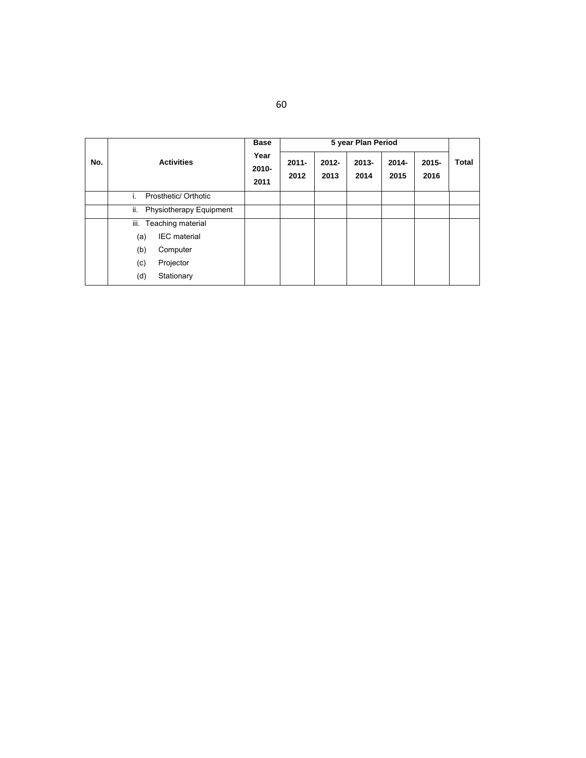| No. | Activities | Base Year 2010-2011 | 5 year Plan Period | | | | | Total |
|---|---|---|---|---|---|---|---|---|
| | | | 2011-2012 | 2012-2013 | 2013-2014 | 2014-2015 | 2015-2016 | |
| | i. Prosthetic/ Orthotic | | | | | | | |
| | ii. Physiotherapy Equipment | | | | | | | |
| | iii. Teaching material<br>(a) IEC material<br>(b) Computer<br>(c) Projector<br>(d) Stationary | | | | | | | |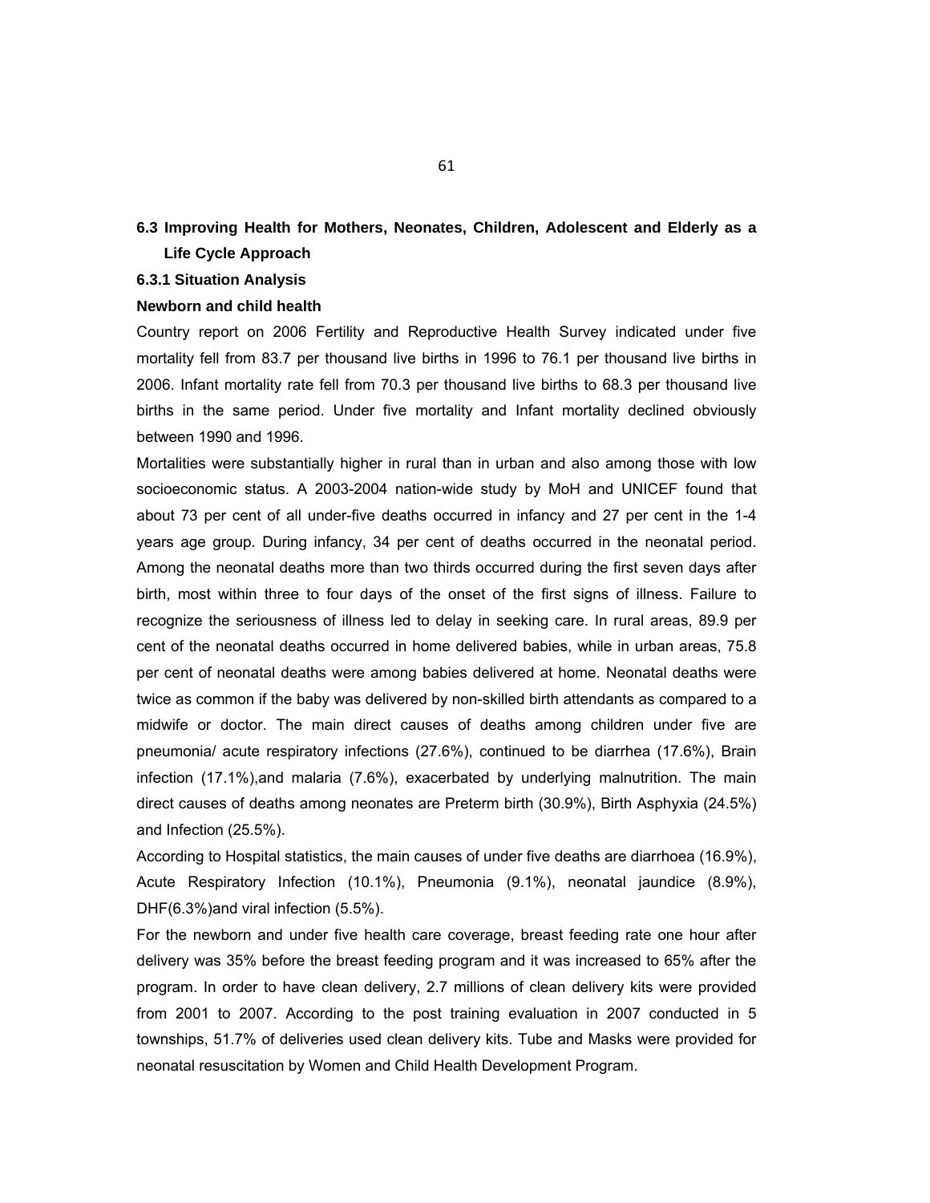## 6.3 Improving Health for Mothers, Neonates, Children, Adolescent and Elderly as a Life Cycle Approach

### 6.3.1 Situation Analysis

**Newborn and child health**

Country report on 2006 Fertility and Reproductive Health Survey indicated under five mortality fell from 83.7 per thousand live births in 1996 to 76.1 per thousand live births in 2006. Infant mortality rate fell from 70.3 per thousand live births to 68.3 per thousand live births in the same period. Under five mortality and Infant mortality declined obviously between 1990 and 1996.

Mortalities were substantially higher in rural than in urban and also among those with low socioeconomic status. A 2003-2004 nation-wide study by MoH and UNICEF found that about 73 per cent of all under-five deaths occurred in infancy and 27 per cent in the 1-4 years age group. During infancy, 34 per cent of deaths occurred in the neonatal period. Among the neonatal deaths more than two thirds occurred during the first seven days after birth, most within three to four days of the onset of the first signs of illness. Failure to recognize the seriousness of illness led to delay in seeking care. In rural areas, 89.9 per cent of the neonatal deaths occurred in home delivered babies, while in urban areas, 75.8 per cent of neonatal deaths were among babies delivered at home. Neonatal deaths were twice as common if the baby was delivered by non-skilled birth attendants as compared to a midwife or doctor. The main direct causes of deaths among children under five are pneumonia/ acute respiratory infections (27.6%), continued to be diarrhea (17.6%), Brain infection (17.1%),and malaria (7.6%), exacerbated by underlying malnutrition. The main direct causes of deaths among neonates are Preterm birth (30.9%), Birth Asphyxia (24.5%) and Infection (25.5%).

According to Hospital statistics, the main causes of under five deaths are diarrhoea (16.9%), Acute Respiratory Infection (10.1%), Pneumonia (9.1%), neonatal jaundice (8.9%), DHF(6.3%)and viral infection (5.5%).

For the newborn and under five health care coverage, breast feeding rate one hour after delivery was 35% before the breast feeding program and it was increased to 65% after the program. In order to have clean delivery, 2.7 millions of clean delivery kits were provided from 2001 to 2007. According to the post training evaluation in 2007 conducted in 5 townships, 51.7% of deliveries used clean delivery kits. Tube and Masks were provided for neonatal resuscitation by Women and Child Health Development Program.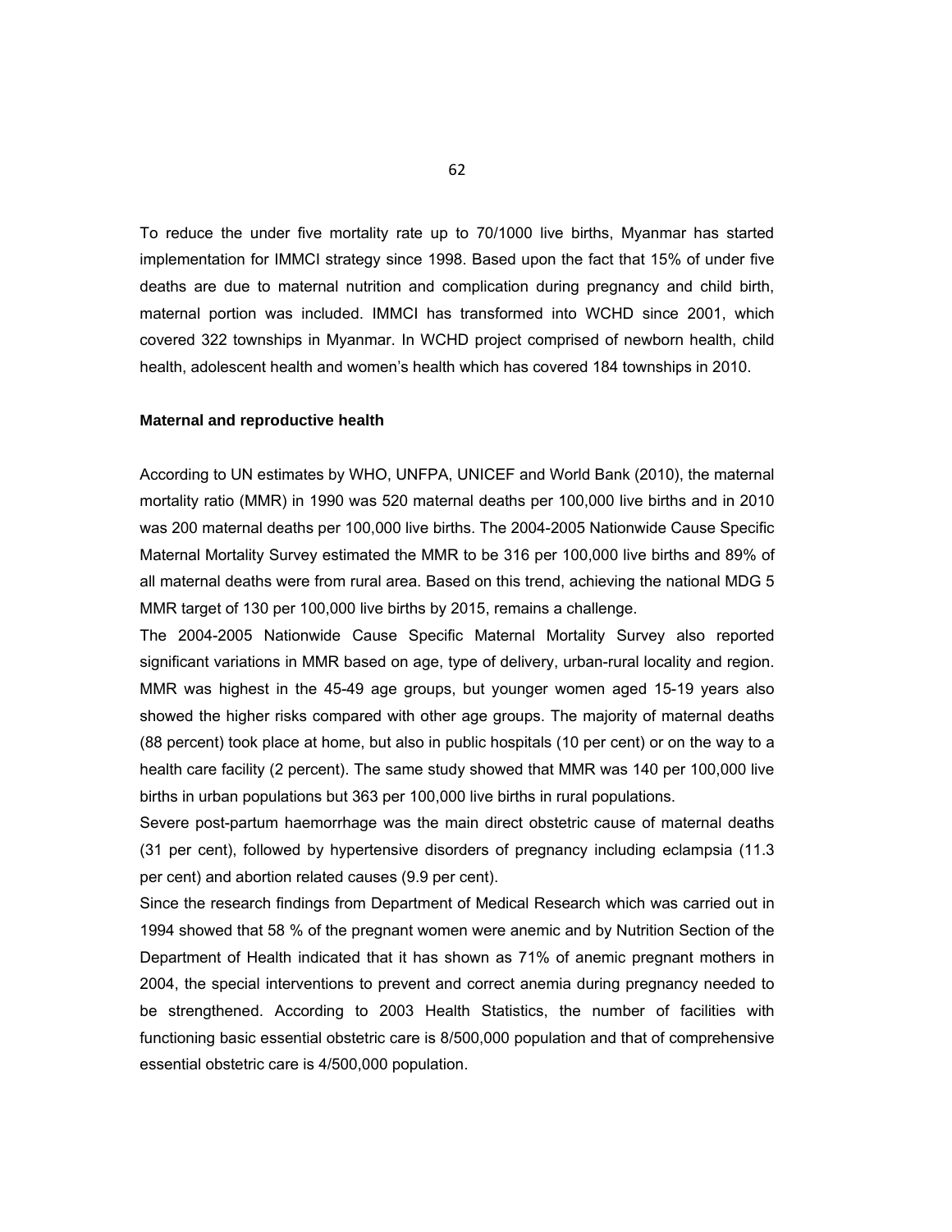To reduce the under five mortality rate up to 70/1000 live births, Myanmar has started implementation for IMMCI strategy since 1998. Based upon the fact that 15% of under five deaths are due to maternal nutrition and complication during pregnancy and child birth, maternal portion was included. IMMCI has transformed into WCHD since 2001, which covered 322 townships in Myanmar. In WCHD project comprised of newborn health, child health, adolescent health and women's health which has covered 184 townships in 2010.

**Maternal and reproductive health**

According to UN estimates by WHO, UNFPA, UNICEF and World Bank (2010), the maternal mortality ratio (MMR) in 1990 was 520 maternal deaths per 100,000 live births and in 2010 was 200 maternal deaths per 100,000 live births. The 2004-2005 Nationwide Cause Specific Maternal Mortality Survey estimated the MMR to be 316 per 100,000 live births and 89% of all maternal deaths were from rural area. Based on this trend, achieving the national MDG 5 MMR target of 130 per 100,000 live births by 2015, remains a challenge.

The 2004-2005 Nationwide Cause Specific Maternal Mortality Survey also reported significant variations in MMR based on age, type of delivery, urban-rural locality and region. MMR was highest in the 45-49 age groups, but younger women aged 15-19 years also showed the higher risks compared with other age groups. The majority of maternal deaths (88 percent) took place at home, but also in public hospitals (10 per cent) or on the way to a health care facility (2 percent). The same study showed that MMR was 140 per 100,000 live births in urban populations but 363 per 100,000 live births in rural populations.

Severe post-partum haemorrhage was the main direct obstetric cause of maternal deaths (31 per cent), followed by hypertensive disorders of pregnancy including eclampsia (11.3 per cent) and abortion related causes (9.9 per cent).

Since the research findings from Department of Medical Research which was carried out in 1994 showed that 58 % of the pregnant women were anemic and by Nutrition Section of the Department of Health indicated that it has shown as 71% of anemic pregnant mothers in 2004, the special interventions to prevent and correct anemia during pregnancy needed to be strengthened. According to 2003 Health Statistics, the number of facilities with functioning basic essential obstetric care is 8/500,000 population and that of comprehensive essential obstetric care is 4/500,000 population.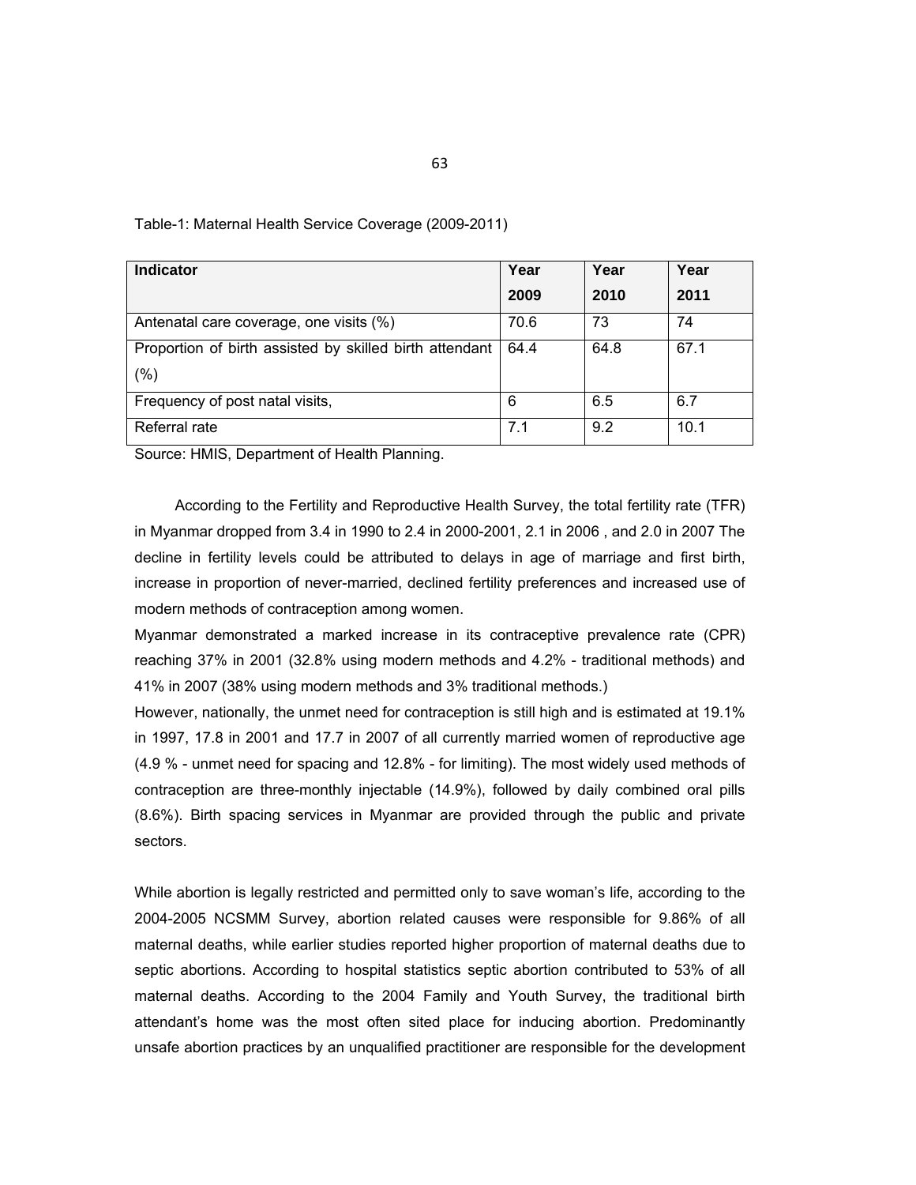Table-1: Maternal Health Service Coverage (2009-2011)

| Indicator | Year 2009 | Year 2010 | Year 2011 |
|---|---|---|---|
| Antenatal care coverage, one visits (%) | 70.6 | 73 | 74 |
| Proportion of birth assisted by skilled birth attendant (%) | 64.4 | 64.8 | 67.1 |
| Frequency of post natal visits, | 6 | 6.5 | 6.7 |
| Referral rate | 7.1 | 9.2 | 10.1 |

Source: HMIS, Department of Health Planning.

According to the Fertility and Reproductive Health Survey, the total fertility rate (TFR) in Myanmar dropped from 3.4 in 1990 to 2.4 in 2000-2001, 2.1 in 2006 , and 2.0 in 2007 The decline in fertility levels could be attributed to delays in age of marriage and first birth, increase in proportion of never-married, declined fertility preferences and increased use of modern methods of contraception among women.

Myanmar demonstrated a marked increase in its contraceptive prevalence rate (CPR) reaching 37% in 2001 (32.8% using modern methods and 4.2% - traditional methods) and 41% in 2007 (38% using modern methods and 3% traditional methods.)

However, nationally, the unmet need for contraception is still high and is estimated at 19.1% in 1997, 17.8 in 2001 and 17.7 in 2007 of all currently married women of reproductive age (4.9 % - unmet need for spacing and 12.8% - for limiting). The most widely used methods of contraception are three-monthly injectable (14.9%), followed by daily combined oral pills (8.6%). Birth spacing services in Myanmar are provided through the public and private sectors.

While abortion is legally restricted and permitted only to save woman's life, according to the 2004-2005 NCSMM Survey, abortion related causes were responsible for 9.86% of all maternal deaths, while earlier studies reported higher proportion of maternal deaths due to septic abortions. According to hospital statistics septic abortion contributed to 53% of all maternal deaths. According to the 2004 Family and Youth Survey, the traditional birth attendant's home was the most often sited place for inducing abortion. Predominantly unsafe abortion practices by an unqualified practitioner are responsible for the development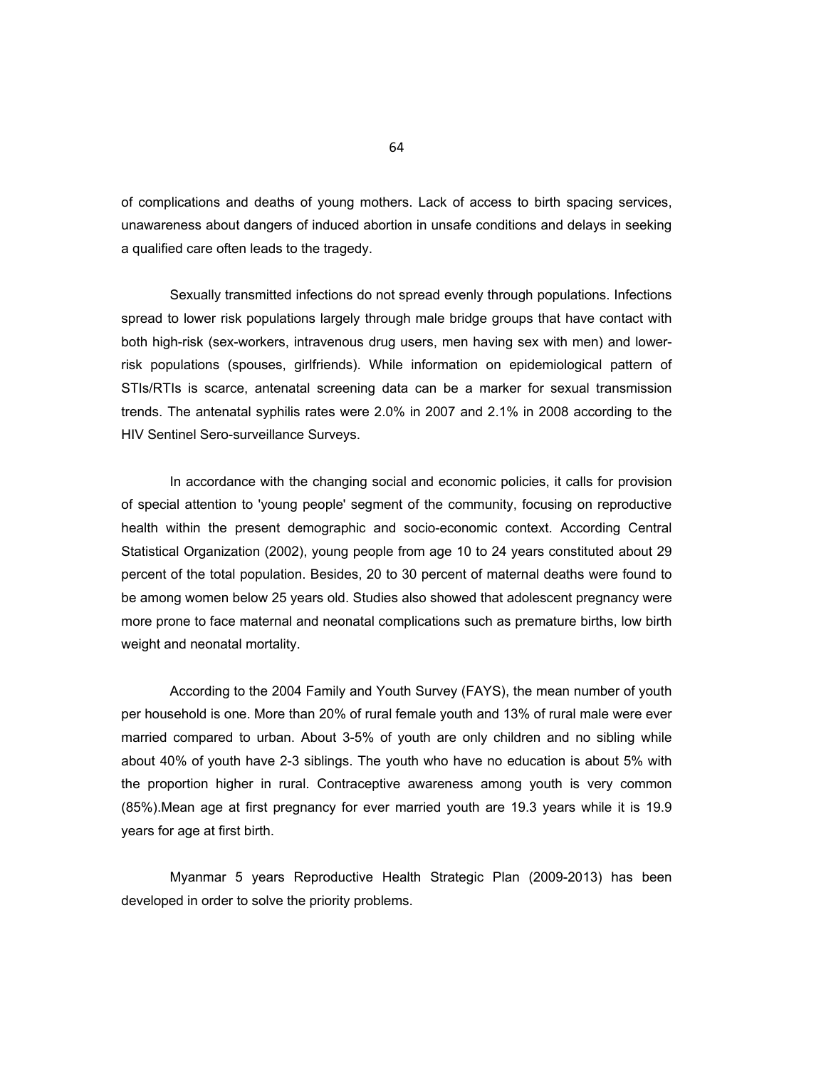of complications and deaths of young mothers. Lack of access to birth spacing services, unawareness about dangers of induced abortion in unsafe conditions and delays in seeking a qualified care often leads to the tragedy.

Sexually transmitted infections do not spread evenly through populations. Infections spread to lower risk populations largely through male bridge groups that have contact with both high-risk (sex-workers, intravenous drug users, men having sex with men) and lower-risk populations (spouses, girlfriends). While information on epidemiological pattern of STIs/RTIs is scarce, antenatal screening data can be a marker for sexual transmission trends. The antenatal syphilis rates were 2.0% in 2007 and 2.1% in 2008 according to the HIV Sentinel Sero-surveillance Surveys.

In accordance with the changing social and economic policies, it calls for provision of special attention to 'young people' segment of the community, focusing on reproductive health within the present demographic and socio-economic context. According Central Statistical Organization (2002), young people from age 10 to 24 years constituted about 29 percent of the total population. Besides, 20 to 30 percent of maternal deaths were found to be among women below 25 years old. Studies also showed that adolescent pregnancy were more prone to face maternal and neonatal complications such as premature births, low birth weight and neonatal mortality.

According to the 2004 Family and Youth Survey (FAYS), the mean number of youth per household is one. More than 20% of rural female youth and 13% of rural male were ever married compared to urban. About 3-5% of youth are only children and no sibling while about 40% of youth have 2-3 siblings. The youth who have no education is about 5% with the proportion higher in rural. Contraceptive awareness among youth is very common (85%).Mean age at first pregnancy for ever married youth are 19.3 years while it is 19.9 years for age at first birth.

Myanmar 5 years Reproductive Health Strategic Plan (2009-2013) has been developed in order to solve the priority problems.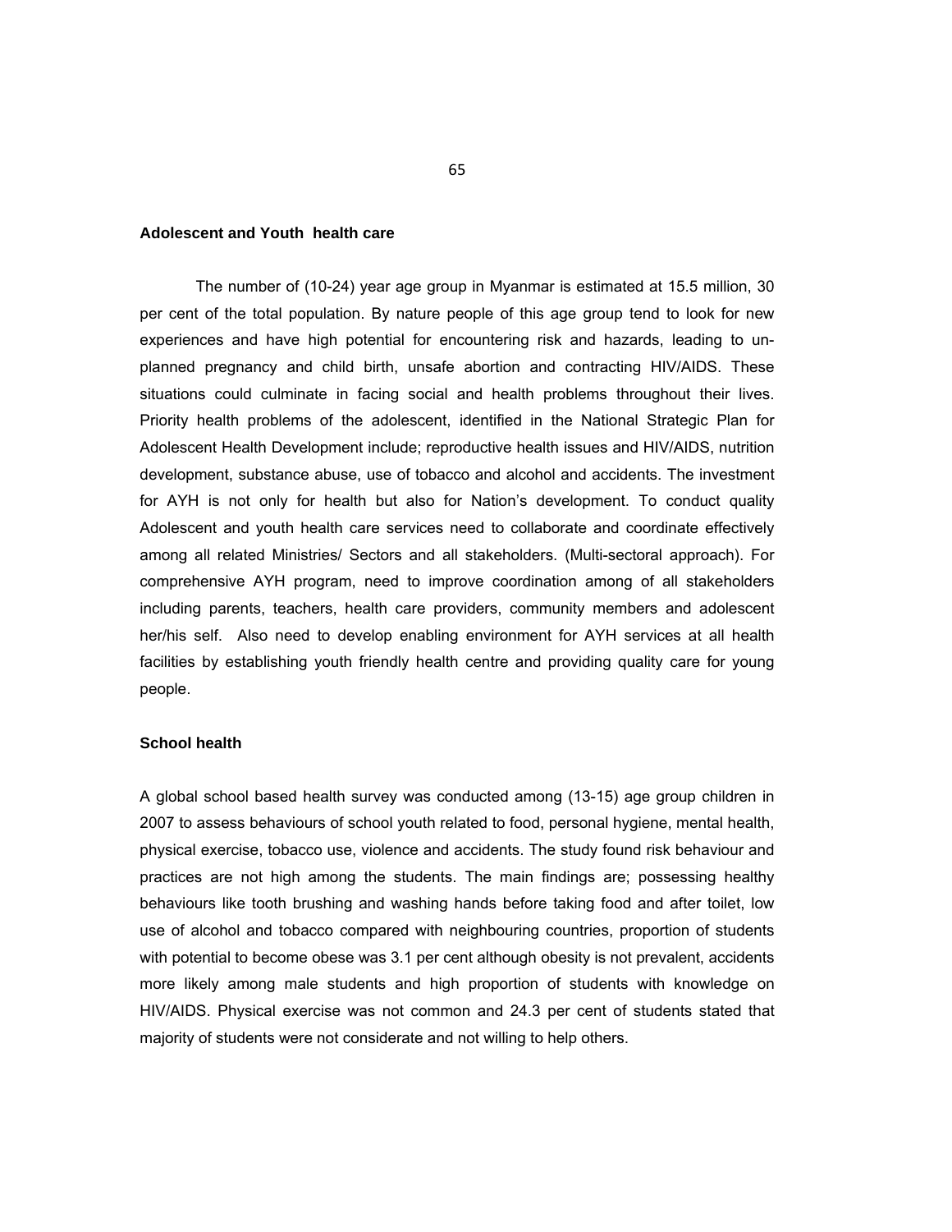**Adolescent and Youth health care**

The number of (10-24) year age group in Myanmar is estimated at 15.5 million, 30 per cent of the total population. By nature people of this age group tend to look for new experiences and have high potential for encountering risk and hazards, leading to un-planned pregnancy and child birth, unsafe abortion and contracting HIV/AIDS. These situations could culminate in facing social and health problems throughout their lives. Priority health problems of the adolescent, identified in the National Strategic Plan for Adolescent Health Development include; reproductive health issues and HIV/AIDS, nutrition development, substance abuse, use of tobacco and alcohol and accidents. The investment for AYH is not only for health but also for Nation's development. To conduct quality Adolescent and youth health care services need to collaborate and coordinate effectively among all related Ministries/ Sectors and all stakeholders. (Multi-sectoral approach). For comprehensive AYH program, need to improve coordination among of all stakeholders including parents, teachers, health care providers, community members and adolescent her/his self. Also need to develop enabling environment for AYH services at all health facilities by establishing youth friendly health centre and providing quality care for young people.

**School health**

A global school based health survey was conducted among (13-15) age group children in 2007 to assess behaviours of school youth related to food, personal hygiene, mental health, physical exercise, tobacco use, violence and accidents. The study found risk behaviour and practices are not high among the students. The main findings are; possessing healthy behaviours like tooth brushing and washing hands before taking food and after toilet, low use of alcohol and tobacco compared with neighbouring countries, proportion of students with potential to become obese was 3.1 per cent although obesity is not prevalent, accidents more likely among male students and high proportion of students with knowledge on HIV/AIDS. Physical exercise was not common and 24.3 per cent of students stated that majority of students were not considerate and not willing to help others.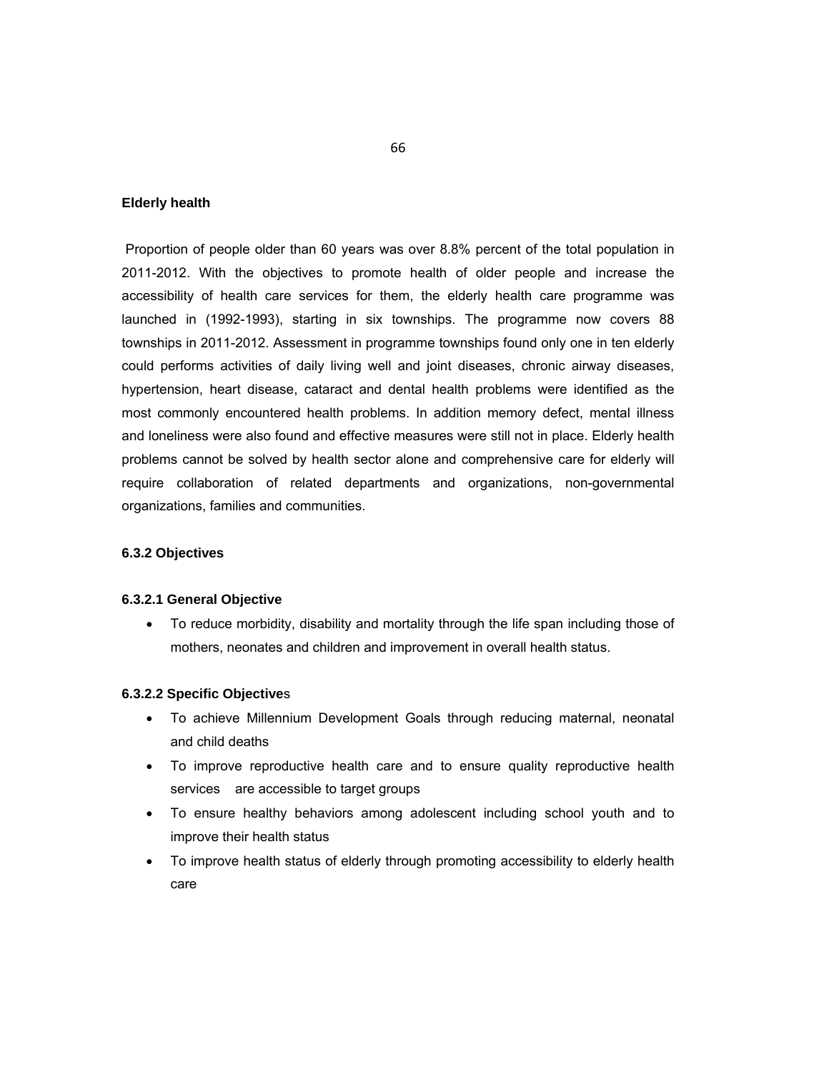**Elderly health**

Proportion of people older than 60 years was over 8.8% percent of the total population in 2011-2012. With the objectives to promote health of older people and increase the accessibility of health care services for them, the elderly health care programme was launched in (1992-1993), starting in six townships. The programme now covers 88 townships in 2011-2012. Assessment in programme townships found only one in ten elderly could performs activities of daily living well and joint diseases, chronic airway diseases, hypertension, heart disease, cataract and dental health problems were identified as the most commonly encountered health problems. In addition memory defect, mental illness and loneliness were also found and effective measures were still not in place. Elderly health problems cannot be solved by health sector alone and comprehensive care for elderly will require collaboration of related departments and organizations, non-governmental organizations, families and communities.

### 6.3.2 Objectives

#### 6.3.2.1 General Objective

- To reduce morbidity, disability and mortality through the life span including those of mothers, neonates and children and improvement in overall health status.

#### 6.3.2.2 Specific Objectives

- To achieve Millennium Development Goals through reducing maternal, neonatal and child deaths
- To improve reproductive health care and to ensure quality reproductive health services are accessible to target groups
- To ensure healthy behaviors among adolescent including school youth and to improve their health status
- To improve health status of elderly through promoting accessibility to elderly health care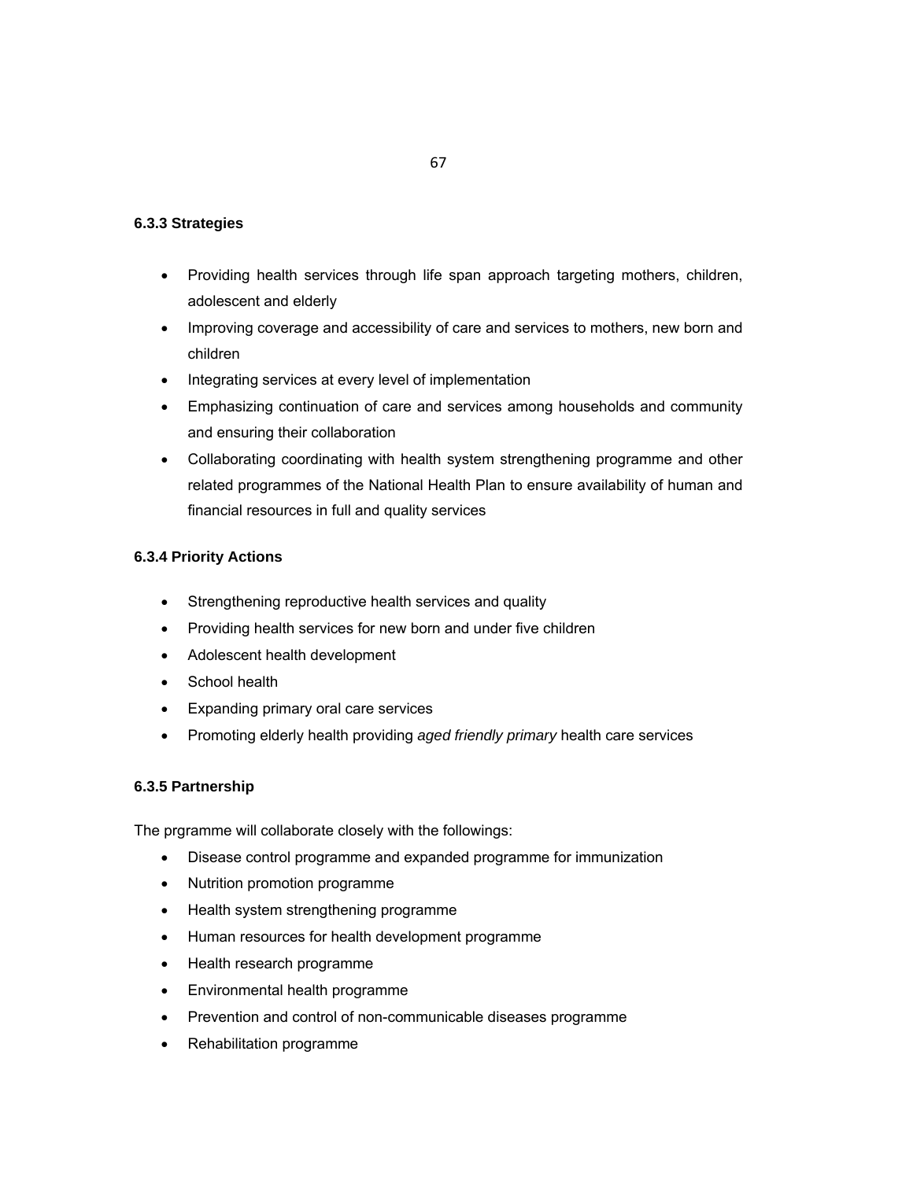### 6.3.3 Strategies

- Providing health services through life span approach targeting mothers, children, adolescent and elderly
- Improving coverage and accessibility of care and services to mothers, new born and children
- Integrating services at every level of implementation
- Emphasizing continuation of care and services among households and community and ensuring their collaboration
- Collaborating coordinating with health system strengthening programme and other related programmes of the National Health Plan to ensure availability of human and financial resources in full and quality services

### 6.3.4 Priority Actions

- Strengthening reproductive health services and quality
- Providing health services for new born and under five children
- Adolescent health development
- School health
- Expanding primary oral care services
- Promoting elderly health providing *aged friendly primary* health care services

### 6.3.5 Partnership

The prgramme will collaborate closely with the followings:

- Disease control programme and expanded programme for immunization
- Nutrition promotion programme
- Health system strengthening programme
- Human resources for health development programme
- Health research programme
- Environmental health programme
- Prevention and control of non-communicable diseases programme
- Rehabilitation programme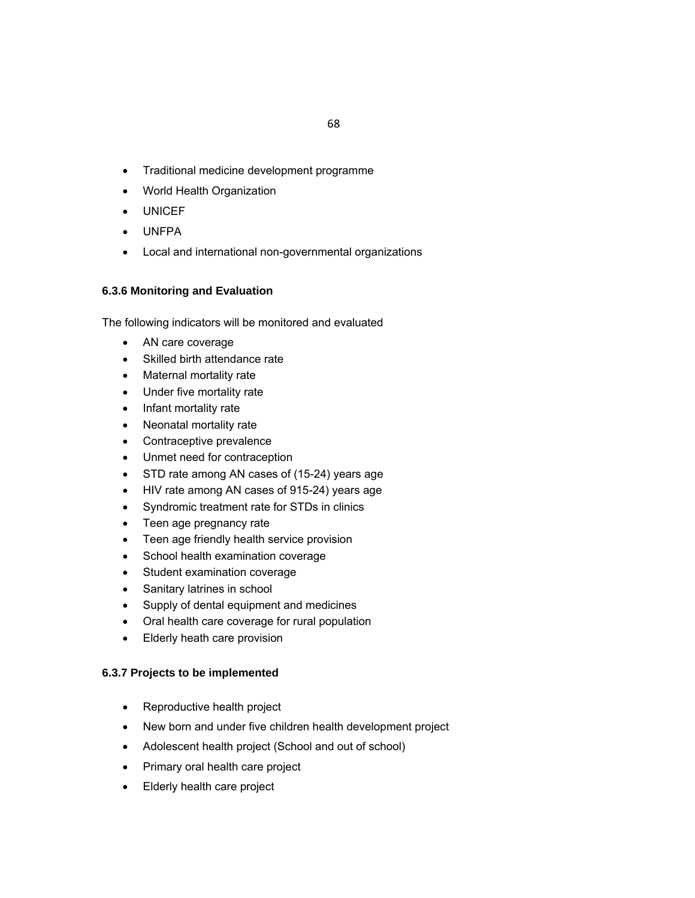- Traditional medicine development programme
- World Health Organization
- UNICEF
- UNFPA
- Local and international non-governmental organizations

### 6.3.6 Monitoring and Evaluation

The following indicators will be monitored and evaluated

- AN care coverage
- Skilled birth attendance rate
- Maternal mortality rate
- Under five mortality rate
- Infant mortality rate
- Neonatal mortality rate
- Contraceptive prevalence
- Unmet need for contraception
- STD rate among AN cases of (15-24) years age
- HIV rate among AN cases of 915-24) years age
- Syndromic treatment rate for STDs in clinics
- Teen age pregnancy rate
- Teen age friendly health service provision
- School health examination coverage
- Student examination coverage
- Sanitary latrines in school
- Supply of dental equipment and medicines
- Oral health care coverage for rural population
- Elderly heath care provision

### 6.3.7 Projects to be implemented

- Reproductive health project
- New born and under five children health development project
- Adolescent health project (School and out of school)
- Primary oral health care project
- Elderly health care project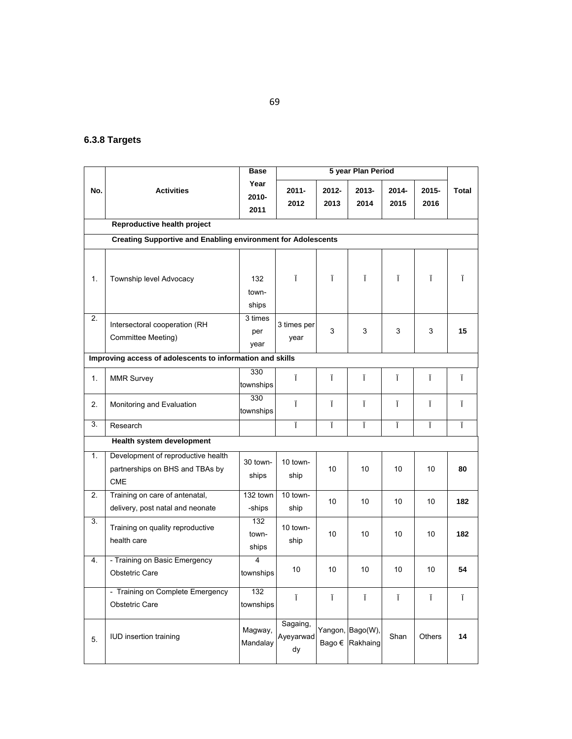### 6.3.8 Targets

| No. | Activities | Base Year 2010-2011 | 5 year Plan Period | | | | | Total |
|---|---|---|---|---|---|---|---|---|
| | | | 2011-2012 | 2012-2013 | 2013-2014 | 2014-2015 | 2015-2016 | |
| | **Reproductive health project** | | | | | | | |
| | **Creating Supportive and Enabling environment for Adolescents** | | | | | | | |
| 1. | Township level Advocacy | 132 town-ships | Ï | Ï | Ï | Ï | Ï | Ï |
| 2. | Intersectoral cooperation (RH Committee Meeting) | 3 times per year | 3 times per year | 3 | 3 | 3 | 3 | **15** |
| | **Improving access of adolescents to information and skills** | | | | | | | |
| 1. | MMR Survey | 330 townships | Ï | Ï | Ï | Ï | Ï | Ï |
| 2. | Monitoring and Evaluation | 330 townships | Ï | Ï | Ï | Ï | Ï | Ï |
| 3. | Research | | Ï | Ï | Ï | Ï | Ï | Ï |
| | **Health system development** | | | | | | | |
| 1. | Development of reproductive health partnerships on BHS and TBAs by CME | 30 town-ships | 10 town-ship | 10 | 10 | 10 | 10 | **80** |
| 2. | Training on care of antenatal, delivery, post natal and neonate | 132 town -ships | 10 town-ship | 10 | 10 | 10 | 10 | **182** |
| 3. | Training on quality reproductive health care | 132 town-ships | 10 town-ship | 10 | 10 | 10 | 10 | **182** |
| 4. | - Training on Basic Emergency Obstetric Care | 4 townships | 10 | 10 | 10 | 10 | 10 | **54** |
| | - Training on Complete Emergency Obstetric Care | 132 townships | Ï | Ï | Ï | Ï | Ï | Ï |
| 5. | IUD insertion training | Magway, Mandalay | Sagaing, Ayeyarwaddy | Yangon, Bago € | Bago(W), Rakhaing | Shan | Others | **14** |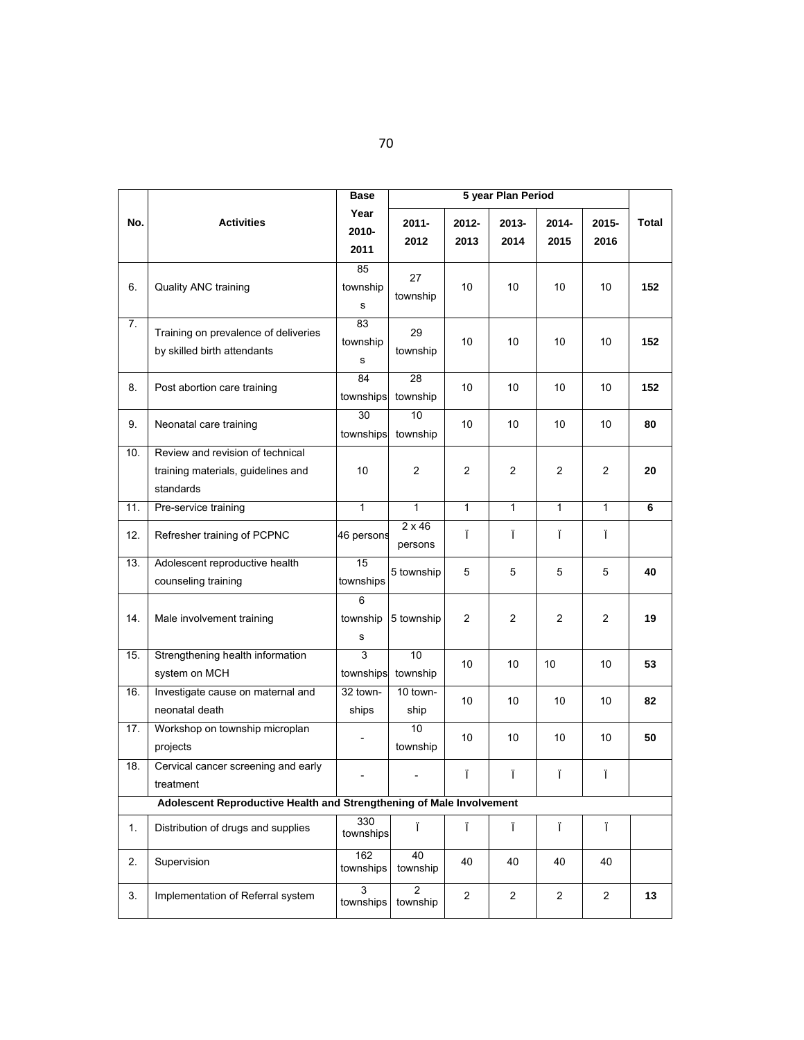| No. | Activities | Base Year 2010-2011 | 5 year Plan Period | | | | | Total |
|---|---|---|---|---|---|---|---|---|
| | | | 2011-2012 | 2012-2013 | 2013-2014 | 2014-2015 | 2015-2016 | |
| 6. | Quality ANC training | 85 townships | 27 township | 10 | 10 | 10 | 10 | **152** |
| 7. | Training on prevalence of deliveries by skilled birth attendants | 83 townships | 29 township | 10 | 10 | 10 | 10 | **152** |
| 8. | Post abortion care training | 84 townships | 28 township | 10 | 10 | 10 | 10 | **152** |
| 9. | Neonatal care training | 30 townships | 10 township | 10 | 10 | 10 | 10 | **80** |
| 10. | Review and revision of technical training materials, guidelines and standards | 10 | 2 | 2 | 2 | 2 | 2 | **20** |
| 11. | Pre-service training | 1 | 1 | 1 | 1 | 1 | 1 | **6** |
| 12. | Refresher training of PCPNC | 46 persons | 2 x 46 persons | Ï | Ï | Ï | Ï | |
| 13. | Adolescent reproductive health counseling training | 15 townships | 5 township | 5 | 5 | 5 | 5 | **40** |
| 14. | Male involvement training | 6 townships | 5 township | 2 | 2 | 2 | 2 | **19** |
| 15. | Strengthening health information system on MCH | 3 townships | 10 township | 10 | 10 | 10 | 10 | **53** |
| 16. | Investigate cause on maternal and neonatal death | 32 town-ships | 10 town-ship | 10 | 10 | 10 | 10 | **82** |
| 17. | Workshop on township microplan projects | - | 10 township | 10 | 10 | 10 | 10 | **50** |
| 18. | Cervical cancer screening and early treatment | - | - | Ï | Ï | Ï | Ï | |
| | **Adolescent Reproductive Health and Strengthening of Male Involvement** | | | | | | | |
| 1. | Distribution of drugs and supplies | 330 townships | Ï | Ï | Ï | Ï | Ï | |
| 2. | Supervision | 162 townships | 40 township | 40 | 40 | 40 | 40 | |
| 3. | Implementation of Referral system | 3 townships | 2 township | 2 | 2 | 2 | 2 | **13** |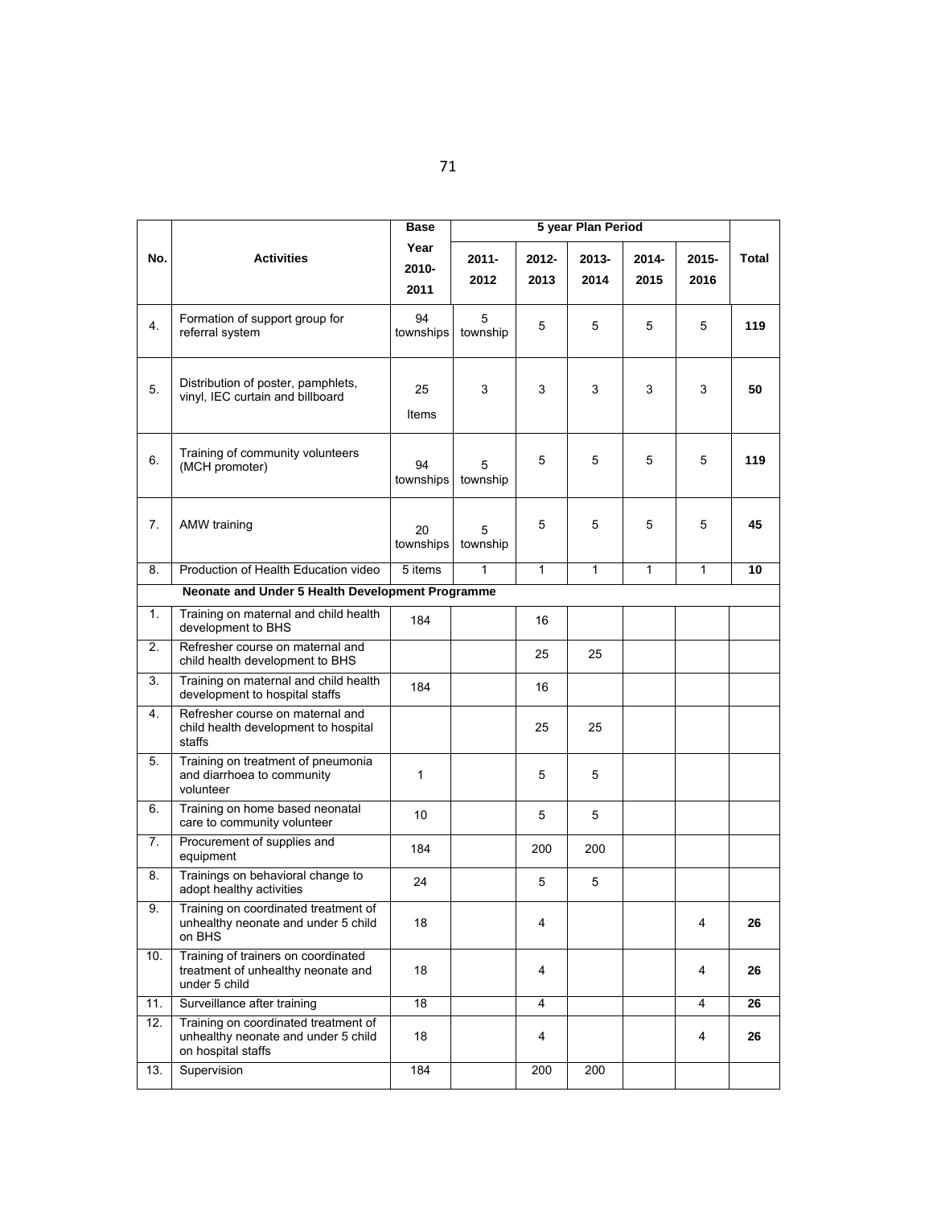| No. | Activities | Base Year 2010-2011 | 5 year Plan Period | | | | | Total |
|---|---|---|---|---|---|---|---|---|
| | | | 2011-2012 | 2012-2013 | 2013-2014 | 2014-2015 | 2015-2016 | |
| 4. | Formation of support group for referral system | 94 townships | 5 township | 5 | 5 | 5 | 5 | **119** |
| 5. | Distribution of poster, pamphlets, vinyl, IEC curtain and billboard | 25 Items | 3 | 3 | 3 | 3 | 3 | **50** |
| 6. | Training of community volunteers (MCH promoter) | 94 townships | 5 township | 5 | 5 | 5 | 5 | **119** |
| 7. | AMW training | 20 townships | 5 township | 5 | 5 | 5 | 5 | **45** |
| 8. | Production of Health Education video | 5 items | 1 | 1 | 1 | 1 | 1 | **10** |
| | **Neonate and Under 5 Health Development Programme** | | | | | | | |
| 1. | Training on maternal and child health development to BHS | 184 | | 16 | | | | |
| 2. | Refresher course on maternal and child health development to BHS | | | 25 | 25 | | | |
| 3. | Training on maternal and child health development to hospital staffs | 184 | | 16 | | | | |
| 4. | Refresher course on maternal and child health development to hospital staffs | | | 25 | 25 | | | |
| 5. | Training on treatment of pneumonia and diarrhoea to community volunteer | 1 | | 5 | 5 | | | |
| 6. | Training on home based neonatal care to community volunteer | 10 | | 5 | 5 | | | |
| 7. | Procurement of supplies and equipment | 184 | | 200 | 200 | | | |
| 8. | Trainings on behavioral change to adopt healthy activities | 24 | | 5 | 5 | | | |
| 9. | Training on coordinated treatment of unhealthy neonate and under 5 child on BHS | 18 | | 4 | | | 4 | **26** |
| 10. | Training of trainers on coordinated treatment of unhealthy neonate and under 5 child | 18 | | 4 | | | 4 | **26** |
| 11. | Surveillance after training | 18 | | 4 | | | 4 | **26** |
| 12. | Training on coordinated treatment of unhealthy neonate and under 5 child on hospital staffs | 18 | | 4 | | | 4 | **26** |
| 13. | Supervision | 184 | | 200 | 200 | | | |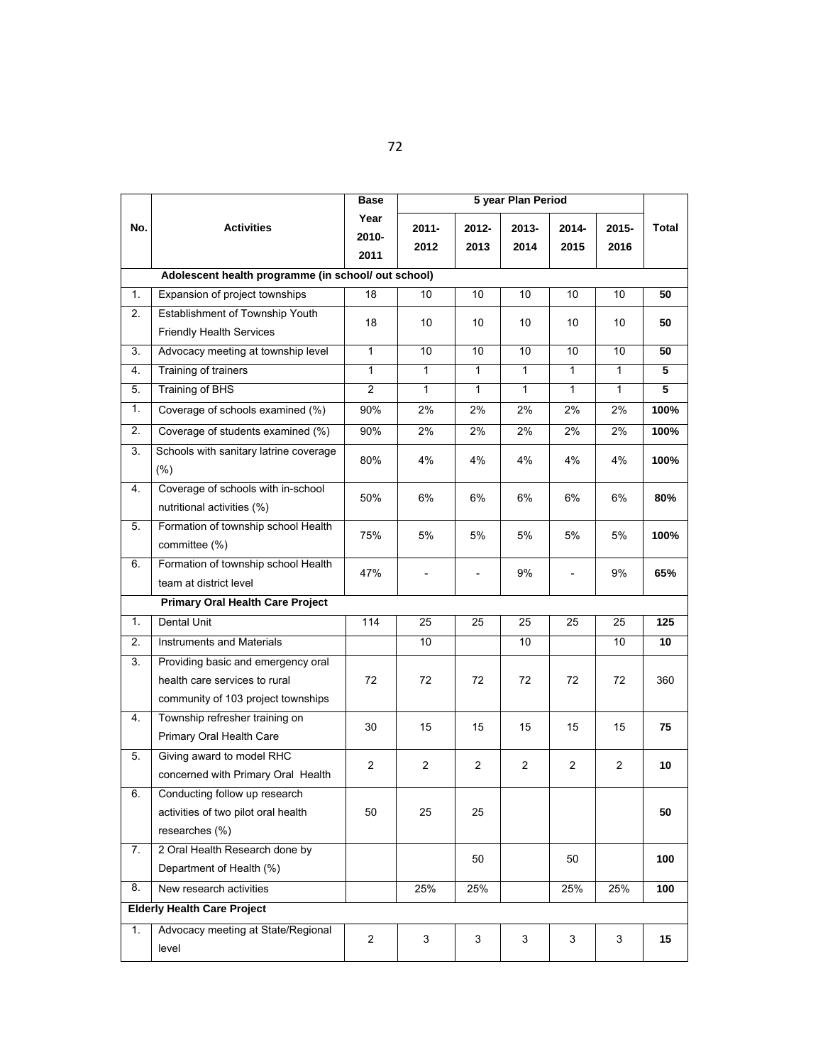| No. | Activities | Base Year 2010-2011 | 5 year Plan Period | | | | | Total |
|---|---|---|---|---|---|---|---|---|
| | | | 2011-2012 | 2012-2013 | 2013-2014 | 2014-2015 | 2015-2016 | |
| | **Adolescent health programme (in school/ out school)** | | | | | | | |
| 1. | Expansion of project townships | 18 | 10 | 10 | 10 | 10 | 10 | **50** |
| 2. | Establishment of Township Youth Friendly Health Services | 18 | 10 | 10 | 10 | 10 | 10 | **50** |
| 3. | Advocacy meeting at township level | 1 | 10 | 10 | 10 | 10 | 10 | **50** |
| 4. | Training of trainers | 1 | 1 | 1 | 1 | 1 | 1 | **5** |
| 5. | Training of BHS | 2 | 1 | 1 | 1 | 1 | 1 | **5** |
| 1. | Coverage of schools examined (%) | 90% | 2% | 2% | 2% | 2% | 2% | **100%** |
| 2. | Coverage of students examined (%) | 90% | 2% | 2% | 2% | 2% | 2% | **100%** |
| 3. | Schools with sanitary latrine coverage (%) | 80% | 4% | 4% | 4% | 4% | 4% | **100%** |
| 4. | Coverage of schools with in-school nutritional activities (%) | 50% | 6% | 6% | 6% | 6% | 6% | **80%** |
| 5. | Formation of township school Health committee (%) | 75% | 5% | 5% | 5% | 5% | 5% | **100%** |
| 6. | Formation of township school Health team at district level | 47% | - | - | 9% | - | 9% | **65%** |
| | **Primary Oral Health Care Project** | | | | | | | |
| 1. | Dental Unit | 114 | 25 | 25 | 25 | 25 | 25 | **125** |
| 2. | Instruments and Materials | | 10 | | 10 | | 10 | **10** |
| 3. | Providing basic and emergency oral health care services to rural community of 103 project townships | 72 | 72 | 72 | 72 | 72 | 72 | 360 |
| 4. | Township refresher training on Primary Oral Health Care | 30 | 15 | 15 | 15 | 15 | 15 | **75** |
| 5. | Giving award to model RHC concerned with Primary Oral Health | 2 | 2 | 2 | 2 | 2 | 2 | **10** |
| 6. | Conducting follow up research activities of two pilot oral health researches (%) | 50 | 25 | 25 | | | | **50** |
| 7. | 2 Oral Health Research done by Department of Health (%) | | | 50 | | 50 | | **100** |
| 8. | New research activities | | 25% | 25% | | 25% | 25% | **100** |
| **Elderly Health Care Project** | | | | | | | | |
| 1. | Advocacy meeting at State/Regional level | 2 | 3 | 3 | 3 | 3 | 3 | **15** |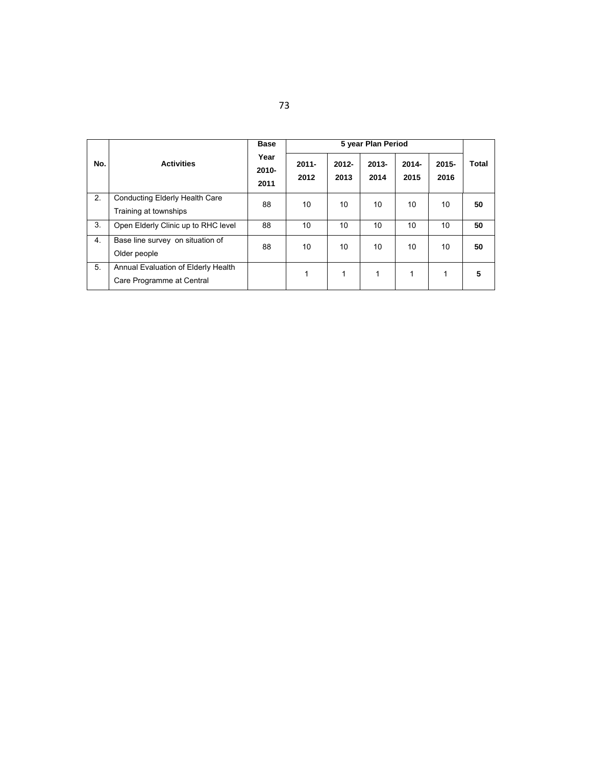| No. | Activities | Base Year 2010-2011 | 5 year Plan Period | | | | | Total |
|---|---|---|---|---|---|---|---|---|
| | | | 2011-2012 | 2012-2013 | 2013-2014 | 2014-2015 | 2015-2016 | |
| 2. | Conducting Elderly Health Care Training at townships | 88 | 10 | 10 | 10 | 10 | 10 | **50** |
| 3. | Open Elderly Clinic up to RHC level | 88 | 10 | 10 | 10 | 10 | 10 | **50** |
| 4. | Base line survey on situation of Older people | 88 | 10 | 10 | 10 | 10 | 10 | **50** |
| 5. | Annual Evaluation of Elderly Health Care Programme at Central | | 1 | 1 | 1 | 1 | 1 | **5** |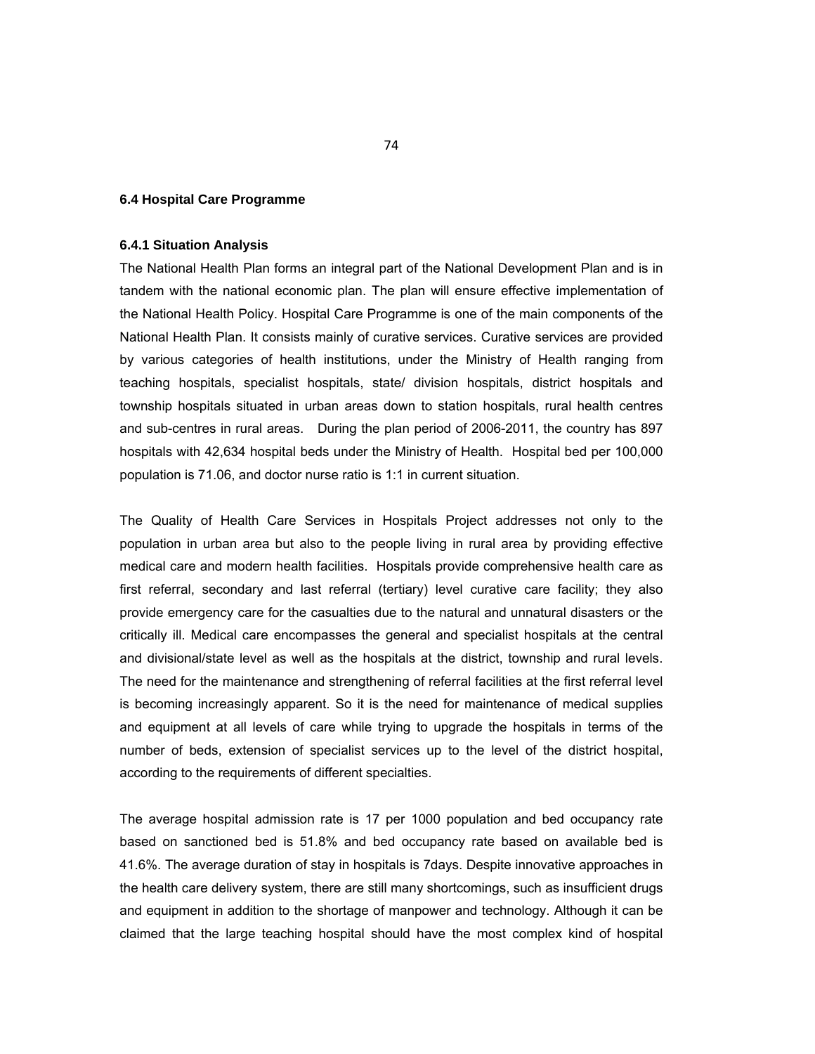## 6.4 Hospital Care Programme

### 6.4.1 Situation Analysis

The National Health Plan forms an integral part of the National Development Plan and is in tandem with the national economic plan. The plan will ensure effective implementation of the National Health Policy. Hospital Care Programme is one of the main components of the National Health Plan. It consists mainly of curative services. Curative services are provided by various categories of health institutions, under the Ministry of Health ranging from teaching hospitals, specialist hospitals, state/ division hospitals, district hospitals and township hospitals situated in urban areas down to station hospitals, rural health centres and sub-centres in rural areas. During the plan period of 2006-2011, the country has 897 hospitals with 42,634 hospital beds under the Ministry of Health. Hospital bed per 100,000 population is 71.06, and doctor nurse ratio is 1:1 in current situation.

The Quality of Health Care Services in Hospitals Project addresses not only to the population in urban area but also to the people living in rural area by providing effective medical care and modern health facilities. Hospitals provide comprehensive health care as first referral, secondary and last referral (tertiary) level curative care facility; they also provide emergency care for the casualties due to the natural and unnatural disasters or the critically ill. Medical care encompasses the general and specialist hospitals at the central and divisional/state level as well as the hospitals at the district, township and rural levels. The need for the maintenance and strengthening of referral facilities at the first referral level is becoming increasingly apparent. So it is the need for maintenance of medical supplies and equipment at all levels of care while trying to upgrade the hospitals in terms of the number of beds, extension of specialist services up to the level of the district hospital, according to the requirements of different specialties.

The average hospital admission rate is 17 per 1000 population and bed occupancy rate based on sanctioned bed is 51.8% and bed occupancy rate based on available bed is 41.6%. The average duration of stay in hospitals is 7days. Despite innovative approaches in the health care delivery system, there are still many shortcomings, such as insufficient drugs and equipment in addition to the shortage of manpower and technology. Although it can be claimed that the large teaching hospital should have the most complex kind of hospital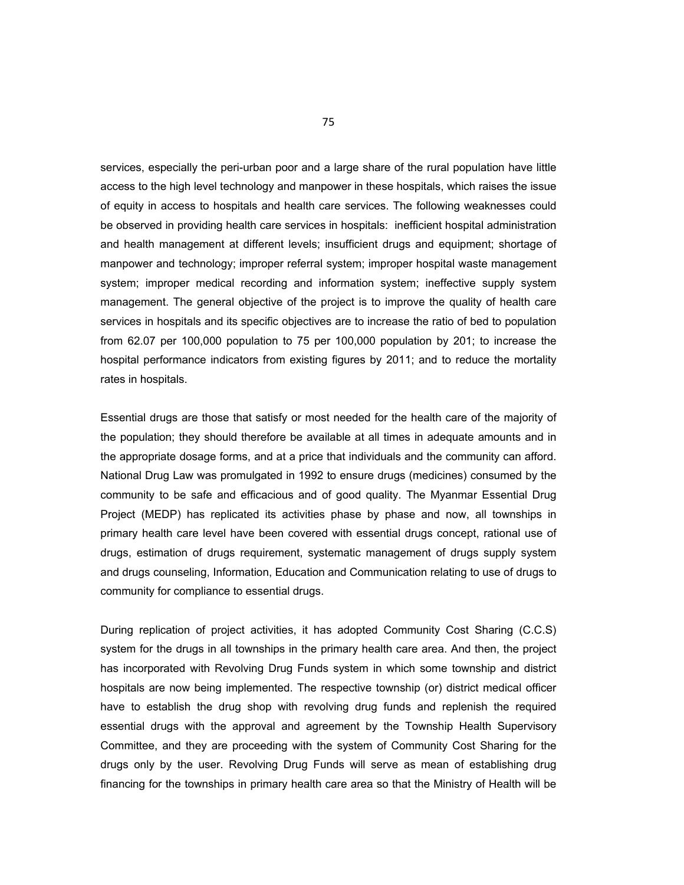services, especially the peri-urban poor and a large share of the rural population have little access to the high level technology and manpower in these hospitals, which raises the issue of equity in access to hospitals and health care services. The following weaknesses could be observed in providing health care services in hospitals: inefficient hospital administration and health management at different levels; insufficient drugs and equipment; shortage of manpower and technology; improper referral system; improper hospital waste management system; improper medical recording and information system; ineffective supply system management. The general objective of the project is to improve the quality of health care services in hospitals and its specific objectives are to increase the ratio of bed to population from 62.07 per 100,000 population to 75 per 100,000 population by 201; to increase the hospital performance indicators from existing figures by 2011; and to reduce the mortality rates in hospitals.

Essential drugs are those that satisfy or most needed for the health care of the majority of the population; they should therefore be available at all times in adequate amounts and in the appropriate dosage forms, and at a price that individuals and the community can afford. National Drug Law was promulgated in 1992 to ensure drugs (medicines) consumed by the community to be safe and efficacious and of good quality. The Myanmar Essential Drug Project (MEDP) has replicated its activities phase by phase and now, all townships in primary health care level have been covered with essential drugs concept, rational use of drugs, estimation of drugs requirement, systematic management of drugs supply system and drugs counseling, Information, Education and Communication relating to use of drugs to community for compliance to essential drugs.

During replication of project activities, it has adopted Community Cost Sharing (C.C.S) system for the drugs in all townships in the primary health care area. And then, the project has incorporated with Revolving Drug Funds system in which some township and district hospitals are now being implemented. The respective township (or) district medical officer have to establish the drug shop with revolving drug funds and replenish the required essential drugs with the approval and agreement by the Township Health Supervisory Committee, and they are proceeding with the system of Community Cost Sharing for the drugs only by the user. Revolving Drug Funds will serve as mean of establishing drug financing for the townships in primary health care area so that the Ministry of Health will be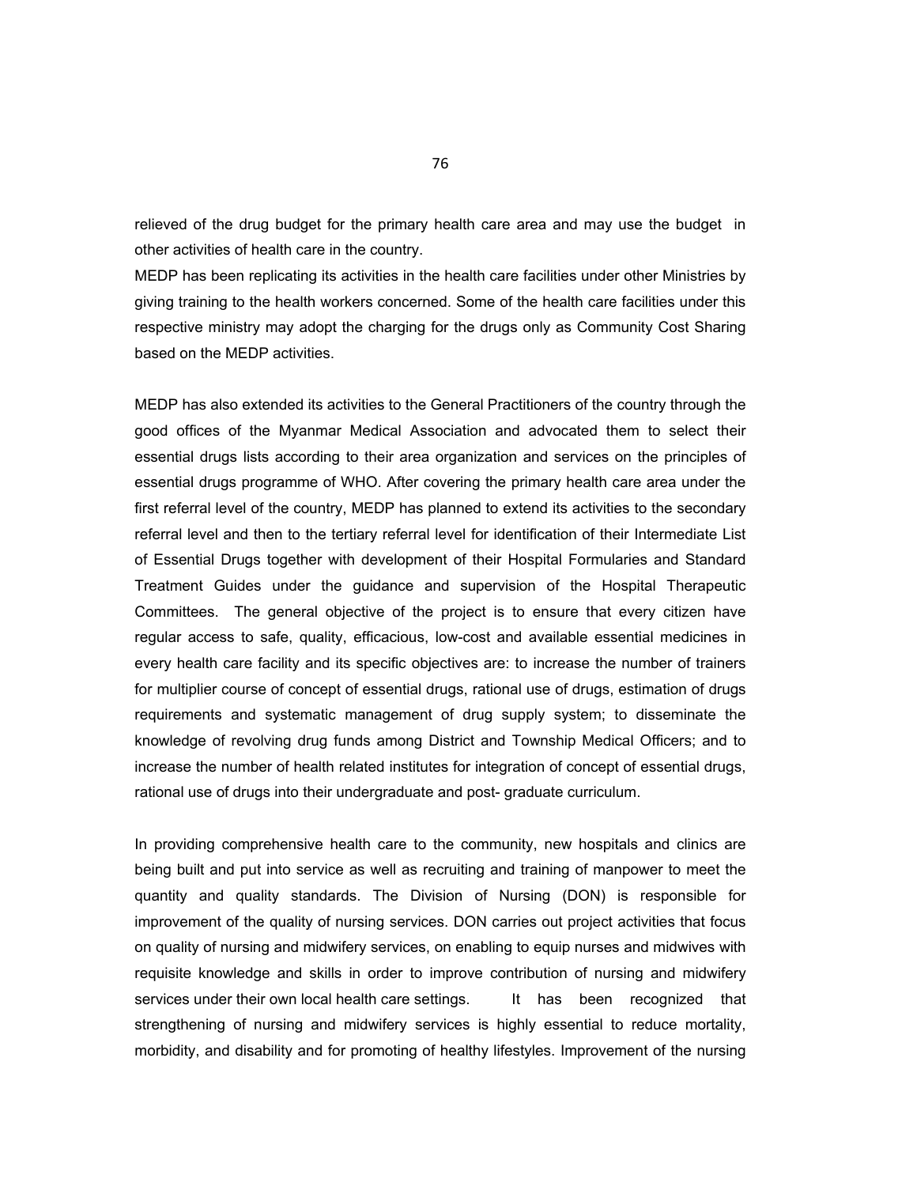relieved of the drug budget for the primary health care area and may use the budget in other activities of health care in the country.

MEDP has been replicating its activities in the health care facilities under other Ministries by giving training to the health workers concerned. Some of the health care facilities under this respective ministry may adopt the charging for the drugs only as Community Cost Sharing based on the MEDP activities.

MEDP has also extended its activities to the General Practitioners of the country through the good offices of the Myanmar Medical Association and advocated them to select their essential drugs lists according to their area organization and services on the principles of essential drugs programme of WHO. After covering the primary health care area under the first referral level of the country, MEDP has planned to extend its activities to the secondary referral level and then to the tertiary referral level for identification of their Intermediate List of Essential Drugs together with development of their Hospital Formularies and Standard Treatment Guides under the guidance and supervision of the Hospital Therapeutic Committees. The general objective of the project is to ensure that every citizen have regular access to safe, quality, efficacious, low-cost and available essential medicines in every health care facility and its specific objectives are: to increase the number of trainers for multiplier course of concept of essential drugs, rational use of drugs, estimation of drugs requirements and systematic management of drug supply system; to disseminate the knowledge of revolving drug funds among District and Township Medical Officers; and to increase the number of health related institutes for integration of concept of essential drugs, rational use of drugs into their undergraduate and post- graduate curriculum.

In providing comprehensive health care to the community, new hospitals and clinics are being built and put into service as well as recruiting and training of manpower to meet the quantity and quality standards. The Division of Nursing (DON) is responsible for improvement of the quality of nursing services. DON carries out project activities that focus on quality of nursing and midwifery services, on enabling to equip nurses and midwives with requisite knowledge and skills in order to improve contribution of nursing and midwifery services under their own local health care settings. It has been recognized that strengthening of nursing and midwifery services is highly essential to reduce mortality, morbidity, and disability and for promoting of healthy lifestyles. Improvement of the nursing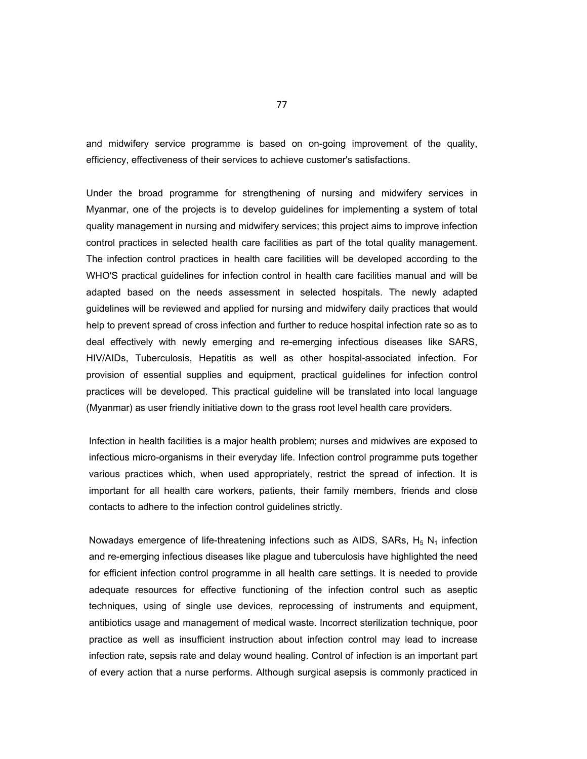and midwifery service programme is based on on-going improvement of the quality, efficiency, effectiveness of their services to achieve customer's satisfactions.

Under the broad programme for strengthening of nursing and midwifery services in Myanmar, one of the projects is to develop guidelines for implementing a system of total quality management in nursing and midwifery services; this project aims to improve infection control practices in selected health care facilities as part of the total quality management. The infection control practices in health care facilities will be developed according to the WHO'S practical guidelines for infection control in health care facilities manual and will be adapted based on the needs assessment in selected hospitals. The newly adapted guidelines will be reviewed and applied for nursing and midwifery daily practices that would help to prevent spread of cross infection and further to reduce hospital infection rate so as to deal effectively with newly emerging and re-emerging infectious diseases like SARS, HIV/AIDs, Tuberculosis, Hepatitis as well as other hospital-associated infection. For provision of essential supplies and equipment, practical guidelines for infection control practices will be developed. This practical guideline will be translated into local language (Myanmar) as user friendly initiative down to the grass root level health care providers.

Infection in health facilities is a major health problem; nurses and midwives are exposed to infectious micro-organisms in their everyday life. Infection control programme puts together various practices which, when used appropriately, restrict the spread of infection. It is important for all health care workers, patients, their family members, friends and close contacts to adhere to the infection control guidelines strictly.

Nowadays emergence of life-threatening infections such as AIDS, SARs, $H_5$ $N_1$ infection and re-emerging infectious diseases like plague and tuberculosis have highlighted the need for efficient infection control programme in all health care settings. It is needed to provide adequate resources for effective functioning of the infection control such as aseptic techniques, using of single use devices, reprocessing of instruments and equipment, antibiotics usage and management of medical waste. Incorrect sterilization technique, poor practice as well as insufficient instruction about infection control may lead to increase infection rate, sepsis rate and delay wound healing. Control of infection is an important part of every action that a nurse performs. Although surgical asepsis is commonly practiced in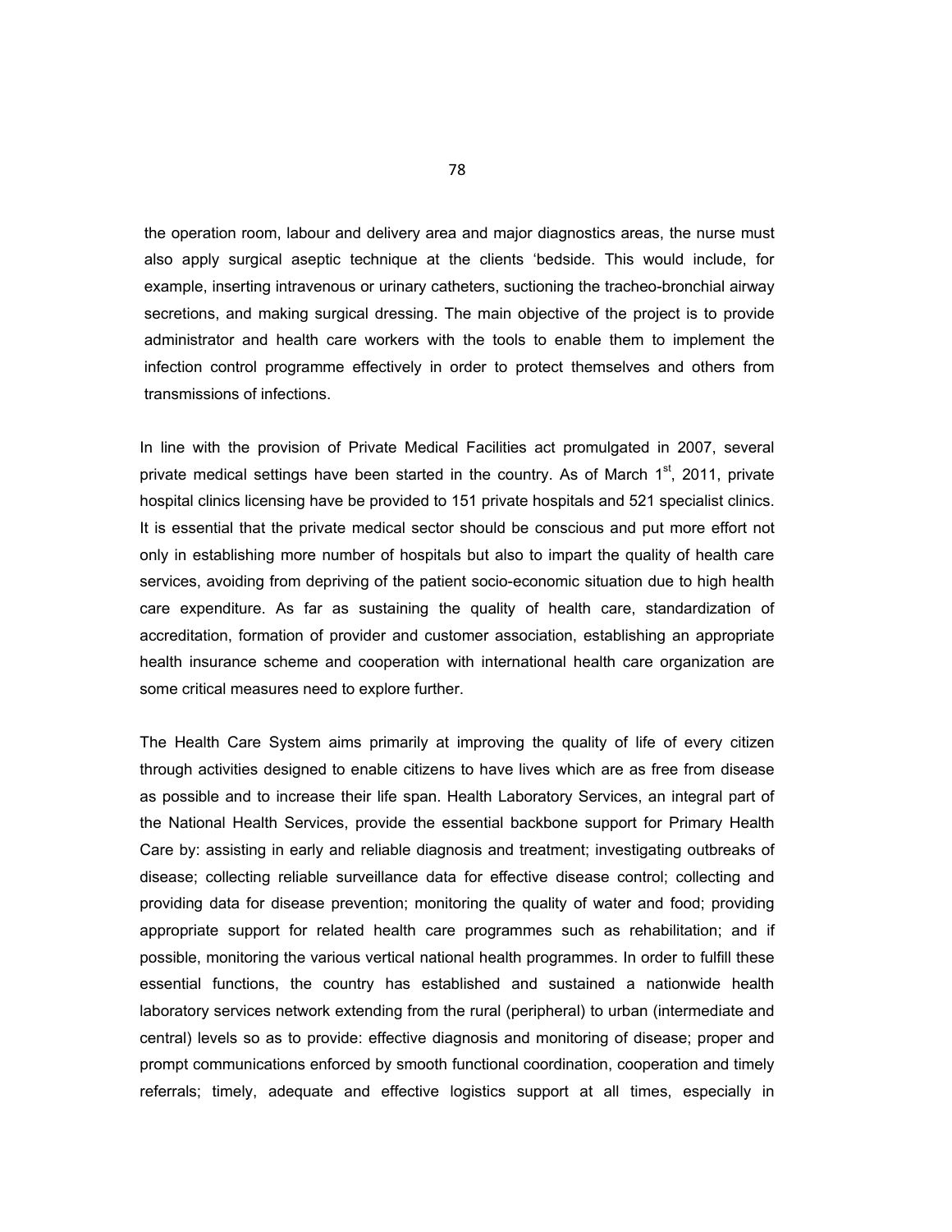the operation room, labour and delivery area and major diagnostics areas, the nurse must also apply surgical aseptic technique at the clients 'bedside. This would include, for example, inserting intravenous or urinary catheters, suctioning the tracheo-bronchial airway secretions, and making surgical dressing. The main objective of the project is to provide administrator and health care workers with the tools to enable them to implement the infection control programme effectively in order to protect themselves and others from transmissions of infections.

In line with the provision of Private Medical Facilities act promulgated in 2007, several private medical settings have been started in the country. As of March 1st, 2011, private hospital clinics licensing have be provided to 151 private hospitals and 521 specialist clinics. It is essential that the private medical sector should be conscious and put more effort not only in establishing more number of hospitals but also to impart the quality of health care services, avoiding from depriving of the patient socio-economic situation due to high health care expenditure. As far as sustaining the quality of health care, standardization of accreditation, formation of provider and customer association, establishing an appropriate health insurance scheme and cooperation with international health care organization are some critical measures need to explore further.

The Health Care System aims primarily at improving the quality of life of every citizen through activities designed to enable citizens to have lives which are as free from disease as possible and to increase their life span. Health Laboratory Services, an integral part of the National Health Services, provide the essential backbone support for Primary Health Care by: assisting in early and reliable diagnosis and treatment; investigating outbreaks of disease; collecting reliable surveillance data for effective disease control; collecting and providing data for disease prevention; monitoring the quality of water and food; providing appropriate support for related health care programmes such as rehabilitation; and if possible, monitoring the various vertical national health programmes. In order to fulfill these essential functions, the country has established and sustained a nationwide health laboratory services network extending from the rural (peripheral) to urban (intermediate and central) levels so as to provide: effective diagnosis and monitoring of disease; proper and prompt communications enforced by smooth functional coordination, cooperation and timely referrals; timely, adequate and effective logistics support at all times, especially in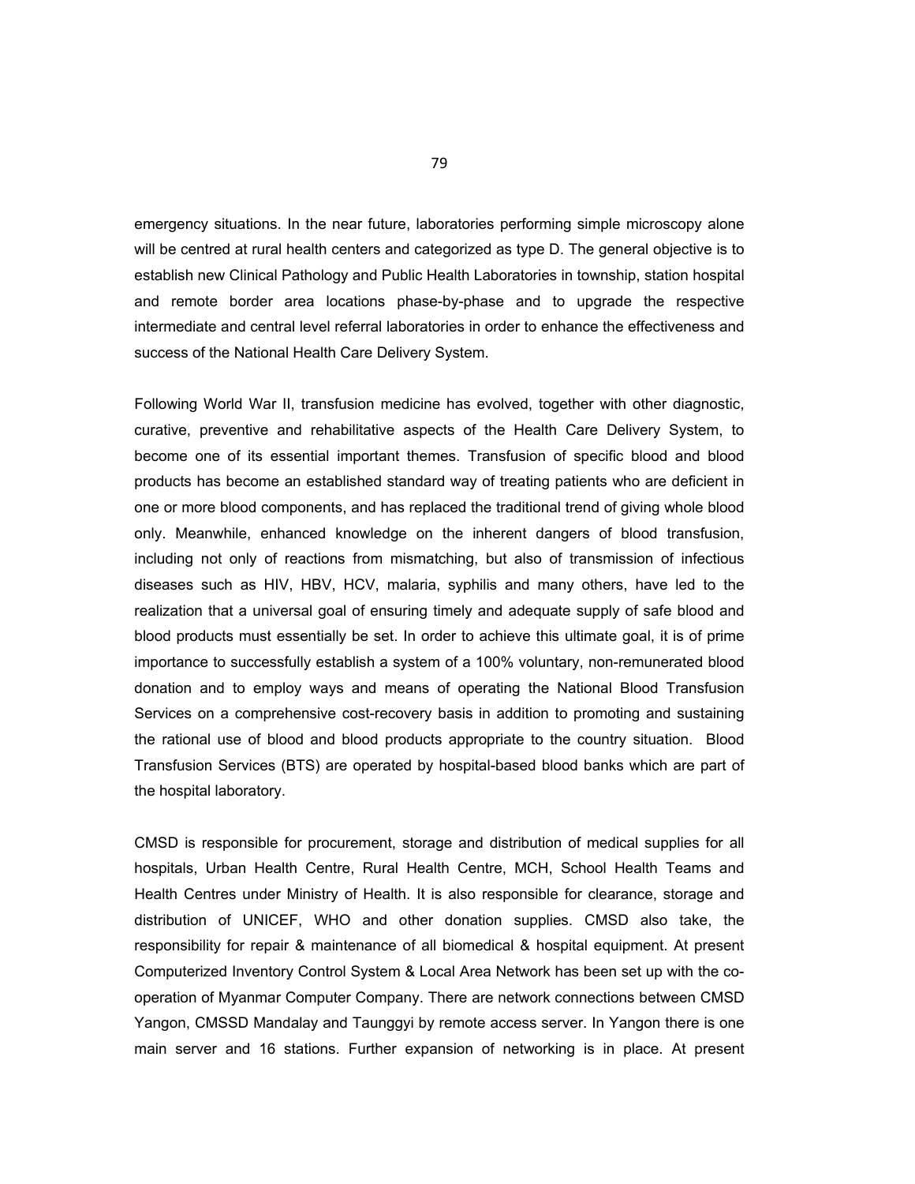emergency situations. In the near future, laboratories performing simple microscopy alone will be centred at rural health centers and categorized as type D. The general objective is to establish new Clinical Pathology and Public Health Laboratories in township, station hospital and remote border area locations phase-by-phase and to upgrade the respective intermediate and central level referral laboratories in order to enhance the effectiveness and success of the National Health Care Delivery System.

Following World War II, transfusion medicine has evolved, together with other diagnostic, curative, preventive and rehabilitative aspects of the Health Care Delivery System, to become one of its essential important themes. Transfusion of specific blood and blood products has become an established standard way of treating patients who are deficient in one or more blood components, and has replaced the traditional trend of giving whole blood only. Meanwhile, enhanced knowledge on the inherent dangers of blood transfusion, including not only of reactions from mismatching, but also of transmission of infectious diseases such as HIV, HBV, HCV, malaria, syphilis and many others, have led to the realization that a universal goal of ensuring timely and adequate supply of safe blood and blood products must essentially be set. In order to achieve this ultimate goal, it is of prime importance to successfully establish a system of a 100% voluntary, non-remunerated blood donation and to employ ways and means of operating the National Blood Transfusion Services on a comprehensive cost-recovery basis in addition to promoting and sustaining the rational use of blood and blood products appropriate to the country situation. Blood Transfusion Services (BTS) are operated by hospital-based blood banks which are part of the hospital laboratory.

CMSD is responsible for procurement, storage and distribution of medical supplies for all hospitals, Urban Health Centre, Rural Health Centre, MCH, School Health Teams and Health Centres under Ministry of Health. It is also responsible for clearance, storage and distribution of UNICEF, WHO and other donation supplies. CMSD also take, the responsibility for repair & maintenance of all biomedical & hospital equipment. At present Computerized Inventory Control System & Local Area Network has been set up with the co-operation of Myanmar Computer Company. There are network connections between CMSD Yangon, CMSSD Mandalay and Taunggyi by remote access server. In Yangon there is one main server and 16 stations. Further expansion of networking is in place. At present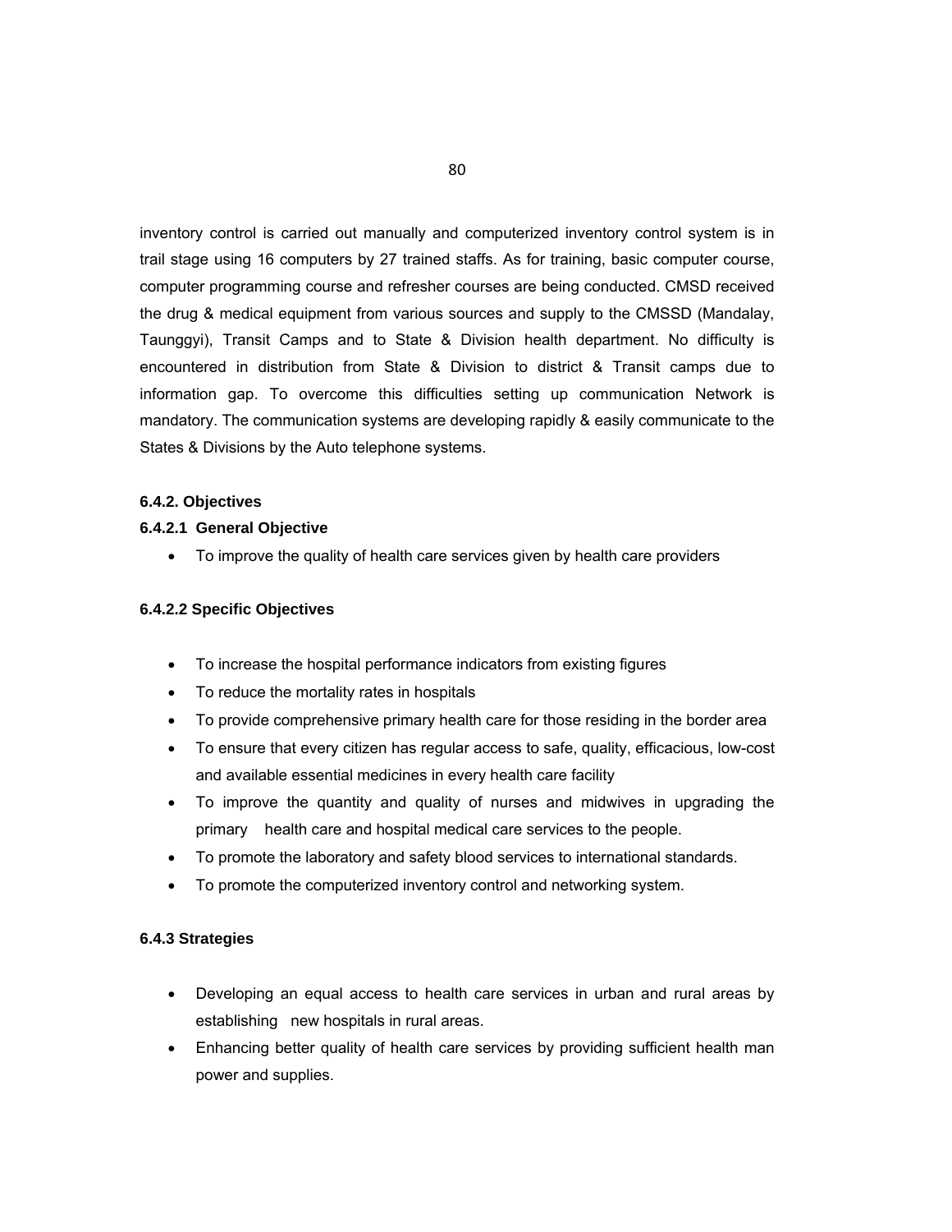inventory control is carried out manually and computerized inventory control system is in trail stage using 16 computers by 27 trained staffs. As for training, basic computer course, computer programming course and refresher courses are being conducted. CMSD received the drug & medical equipment from various sources and supply to the CMSSD (Mandalay, Taunggyi), Transit Camps and to State & Division health department. No difficulty is encountered in distribution from State & Division to district & Transit camps due to information gap. To overcome this difficulties setting up communication Network is mandatory. The communication systems are developing rapidly & easily communicate to the States & Divisions by the Auto telephone systems.

#### 6.4.2. Objectives

#### 6.4.2.1 General Objective

- To improve the quality of health care services given by health care providers

#### 6.4.2.2 Specific Objectives

- To increase the hospital performance indicators from existing figures
- To reduce the mortality rates in hospitals
- To provide comprehensive primary health care for those residing in the border area
- To ensure that every citizen has regular access to safe, quality, efficacious, low-cost and available essential medicines in every health care facility
- To improve the quantity and quality of nurses and midwives in upgrading the primary health care and hospital medical care services to the people.
- To promote the laboratory and safety blood services to international standards.
- To promote the computerized inventory control and networking system.

#### 6.4.3 Strategies

- Developing an equal access to health care services in urban and rural areas by establishing new hospitals in rural areas.
- Enhancing better quality of health care services by providing sufficient health man power and supplies.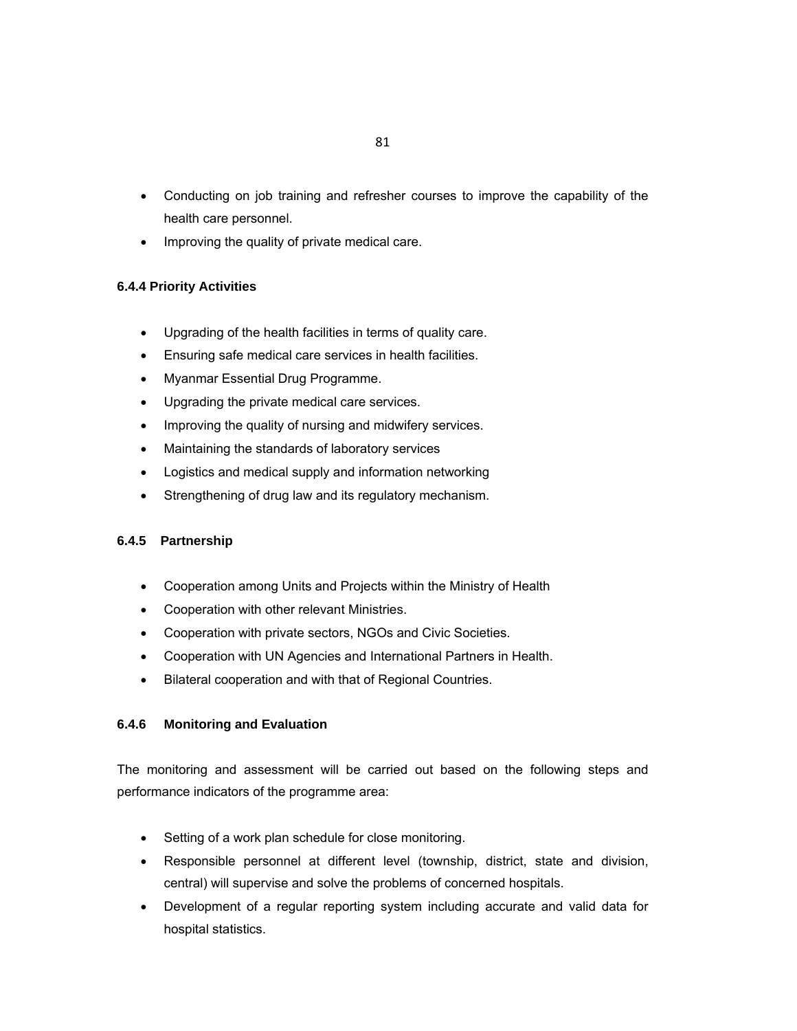- Conducting on job training and refresher courses to improve the capability of the health care personnel.
- Improving the quality of private medical care.

### 6.4.4 Priority Activities

- Upgrading of the health facilities in terms of quality care.
- Ensuring safe medical care services in health facilities.
- Myanmar Essential Drug Programme.
- Upgrading the private medical care services.
- Improving the quality of nursing and midwifery services.
- Maintaining the standards of laboratory services
- Logistics and medical supply and information networking
- Strengthening of drug law and its regulatory mechanism.

### 6.4.5 Partnership

- Cooperation among Units and Projects within the Ministry of Health
- Cooperation with other relevant Ministries.
- Cooperation with private sectors, NGOs and Civic Societies.
- Cooperation with UN Agencies and International Partners in Health.
- Bilateral cooperation and with that of Regional Countries.

### 6.4.6 Monitoring and Evaluation

The monitoring and assessment will be carried out based on the following steps and performance indicators of the programme area:

- Setting of a work plan schedule for close monitoring.
- Responsible personnel at different level (township, district, state and division, central) will supervise and solve the problems of concerned hospitals.
- Development of a regular reporting system including accurate and valid data for hospital statistics.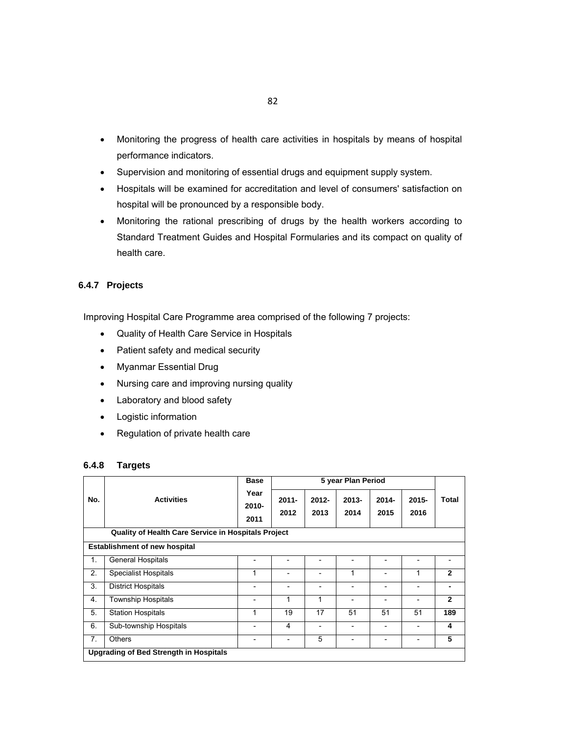- Monitoring the progress of health care activities in hospitals by means of hospital performance indicators.
- Supervision and monitoring of essential drugs and equipment supply system.
- Hospitals will be examined for accreditation and level of consumers' satisfaction on hospital will be pronounced by a responsible body.
- Monitoring the rational prescribing of drugs by the health workers according to Standard Treatment Guides and Hospital Formularies and its compact on quality of health care.

### 6.4.7 Projects

Improving Hospital Care Programme area comprised of the following 7 projects:

- Quality of Health Care Service in Hospitals
- Patient safety and medical security
- Myanmar Essential Drug
- Nursing care and improving nursing quality
- Laboratory and blood safety
- Logistic information
- Regulation of private health care

### 6.4.8 Targets

| No. | Activities | Base Year 2010-2011 | 5 year Plan Period | | | | | Total |
|---|---|---|---|---|---|---|---|---|
| | | | 2011-2012 | 2012-2013 | 2013-2014 | 2014-2015 | 2015-2016 | |
| | **Quality of Health Care Service in Hospitals Project** | | | | | | | |
| **Establishment of new hospital** | | | | | | | | |
| 1. | General Hospitals | - | - | - | - | - | - | - |
| 2. | Specialist Hospitals | 1 | - | - | 1 | - | 1 | **2** |
| 3. | District Hospitals | - | - | - | - | - | - | **-** |
| 4. | Township Hospitals | - | 1 | 1 | - | - | - | **2** |
| 5. | Station Hospitals | 1 | 19 | 17 | 51 | 51 | 51 | **189** |
| 6. | Sub-township Hospitals | - | 4 | - | - | - | - | **4** |
| 7. | Others | - | - | 5 | - | - | - | **5** |
| **Upgrading of Bed Strength in Hospitals** | | | | | | | | |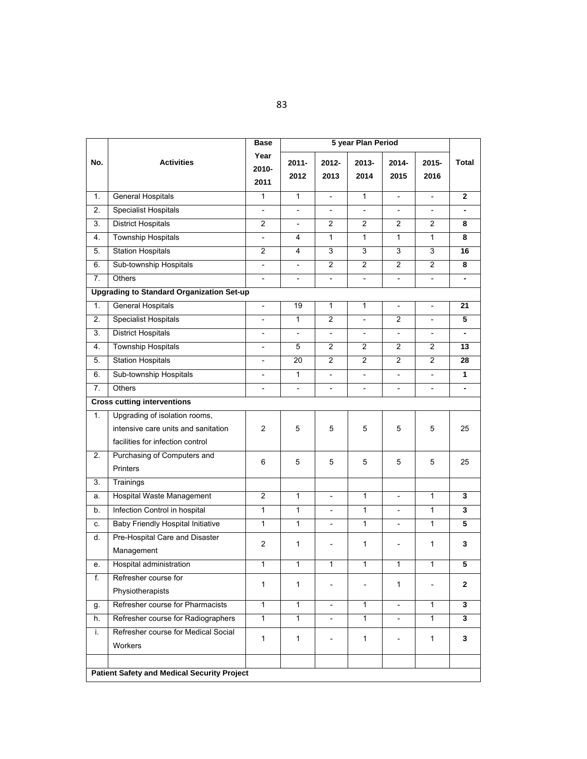| No. | Activities | Base Year 2010-2011 | 5 year Plan Period | | | | | Total |
|---|---|---|---|---|---|---|---|---|
| | | | 2011-2012 | 2012-2013 | 2013-2014 | 2014-2015 | 2015-2016 | |
| 1. | General Hospitals | 1 | 1 | - | 1 | - | - | **2** |
| 2. | Specialist Hospitals | - | - | - | - | - | - | **-** |
| 3. | District Hospitals | 2 | - | 2 | 2 | 2 | 2 | **8** |
| 4. | Township Hospitals | - | 4 | 1 | 1 | 1 | 1 | **8** |
| 5. | Station Hospitals | 2 | 4 | 3 | 3 | 3 | 3 | **16** |
| 6. | Sub-township Hospitals | - | - | 2 | 2 | 2 | 2 | **8** |
| 7. | Others | - | - | - | - | - | - | **-** |
| **Upgrading to Standard Organization Set-up** | | | | | | | | |
| 1. | General Hospitals | - | 19 | 1 | 1 | - | - | **21** |
| 2. | Specialist Hospitals | - | 1 | 2 | - | 2 | - | **5** |
| 3. | District Hospitals | - | - | - | - | - | - | **-** |
| 4. | Township Hospitals | - | 5 | 2 | 2 | 2 | 2 | **13** |
| 5. | Station Hospitals | - | 20 | 2 | 2 | 2 | 2 | **28** |
| 6. | Sub-township Hospitals | - | 1 | - | - | - | - | **1** |
| 7. | Others | - | - | - | - | - | - | **-** |
| **Cross cutting interventions** | | | | | | | | |
| 1. | Upgrading of isolation rooms, intensive care units and sanitation facilities for infection control | 2 | 5 | 5 | 5 | 5 | 5 | 25 |
| 2. | Purchasing of Computers and Printers | 6 | 5 | 5 | 5 | 5 | 5 | 25 |
| 3. | Trainings | | | | | | | |
| a. | Hospital Waste Management | 2 | 1 | - | 1 | - | 1 | **3** |
| b. | Infection Control in hospital | 1 | 1 | - | 1 | - | 1 | **3** |
| c. | Baby Friendly Hospital Initiative | 1 | 1 | - | 1 | - | 1 | **5** |
| d. | Pre-Hospital Care and Disaster Management | 2 | 1 | - | 1 | - | 1 | **3** |
| e. | Hospital administration | 1 | 1 | 1 | 1 | 1 | 1 | **5** |
| f. | Refresher course for Physiotherapists | 1 | 1 | - | - | 1 | - | **2** |
| g. | Refresher course for Pharmacists | 1 | 1 | - | 1 | - | 1 | **3** |
| h. | Refresher course for Radiographers | 1 | 1 | - | 1 | - | 1 | **3** |
| i. | Refresher course for Medical Social Workers | 1 | 1 | - | 1 | - | 1 | **3** |
| | | | | | | | | |
| **Patient Safety and Medical Security Project** | | | | | | | | |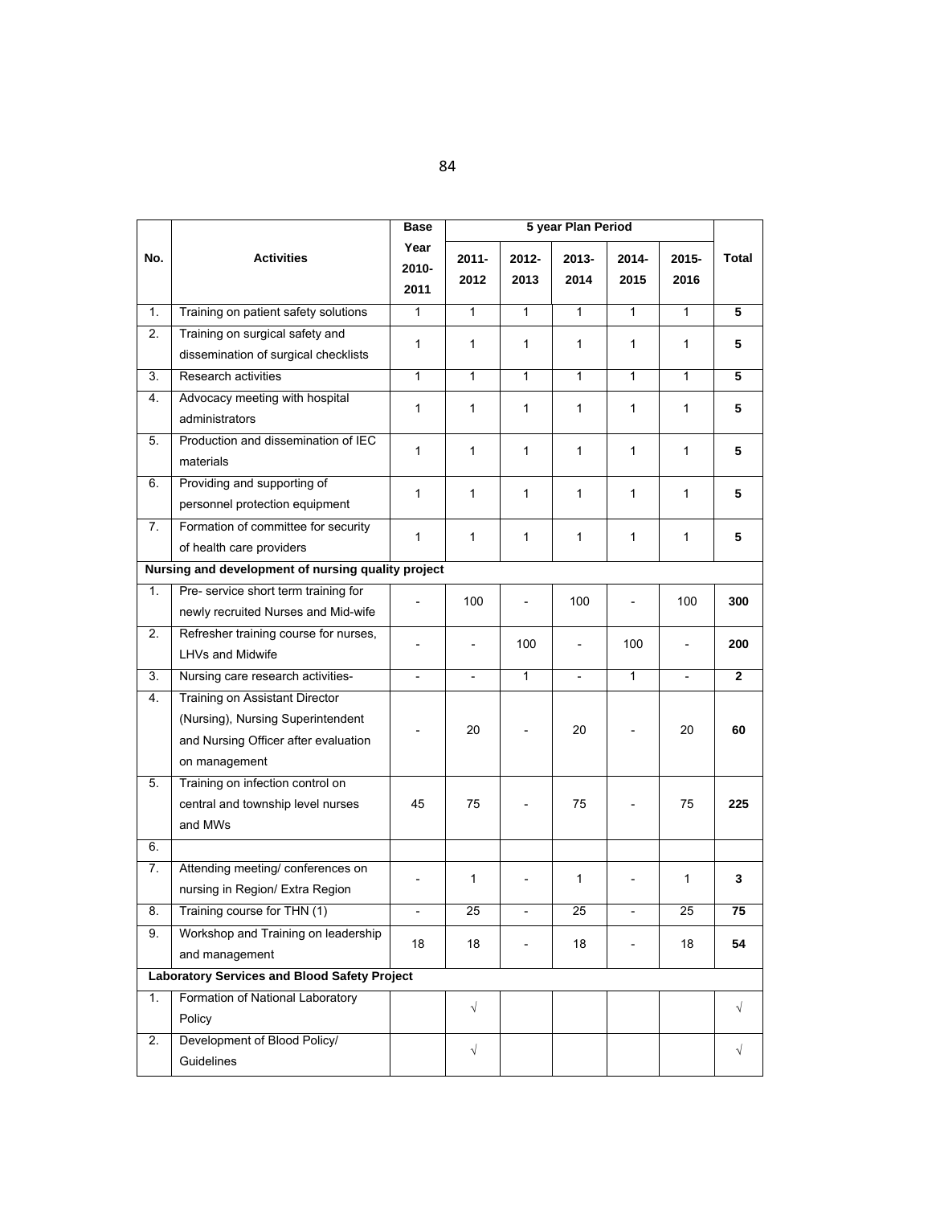| No. | Activities | Base Year 2010-2011 | 5 year Plan Period | | | | | Total |
|---|---|---|---|---|---|---|---|---|
| | | | 2011-2012 | 2012-2013 | 2013-2014 | 2014-2015 | 2015-2016 | |
| 1. | Training on patient safety solutions | 1 | 1 | 1 | 1 | 1 | 1 | **5** |
| 2. | Training on surgical safety and dissemination of surgical checklists | 1 | 1 | 1 | 1 | 1 | 1 | **5** |
| 3. | Research activities | 1 | 1 | 1 | 1 | 1 | 1 | **5** |
| 4. | Advocacy meeting with hospital administrators | 1 | 1 | 1 | 1 | 1 | 1 | **5** |
| 5. | Production and dissemination of IEC materials | 1 | 1 | 1 | 1 | 1 | 1 | **5** |
| 6. | Providing and supporting of personnel protection equipment | 1 | 1 | 1 | 1 | 1 | 1 | **5** |
| 7. | Formation of committee for security of health care providers | 1 | 1 | 1 | 1 | 1 | 1 | **5** |
| **Nursing and development of nursing quality project** | | | | | | | | |
| 1. | Pre- service short term training for newly recruited Nurses and Mid-wife | - | 100 | - | 100 | - | 100 | **300** |
| 2. | Refresher training course for nurses, LHVs and Midwife | - | - | 100 | - | 100 | - | **200** |
| 3. | Nursing care research activities- | - | - | 1 | - | 1 | - | **2** |
| 4. | Training on Assistant Director (Nursing), Nursing Superintendent and Nursing Officer after evaluation on management | - | 20 | - | 20 | - | 20 | **60** |
| 5. | Training on infection control on central and township level nurses and MWs | 45 | 75 | - | 75 | - | 75 | **225** |
| 6. | | | | | | | | |
| 7. | Attending meeting/ conferences on nursing in Region/ Extra Region | - | 1 | - | 1 | - | 1 | **3** |
| 8. | Training course for THN (1) | - | 25 | - | 25 | - | 25 | **75** |
| 9. | Workshop and Training on leadership and management | 18 | 18 | - | 18 | - | 18 | **54** |
| **Laboratory Services and Blood Safety Project** | | | | | | | | |
| 1. | Formation of National Laboratory Policy | | √ | | | | | √ |
| 2. | Development of Blood Policy/ Guidelines | | √ | | | | | √ |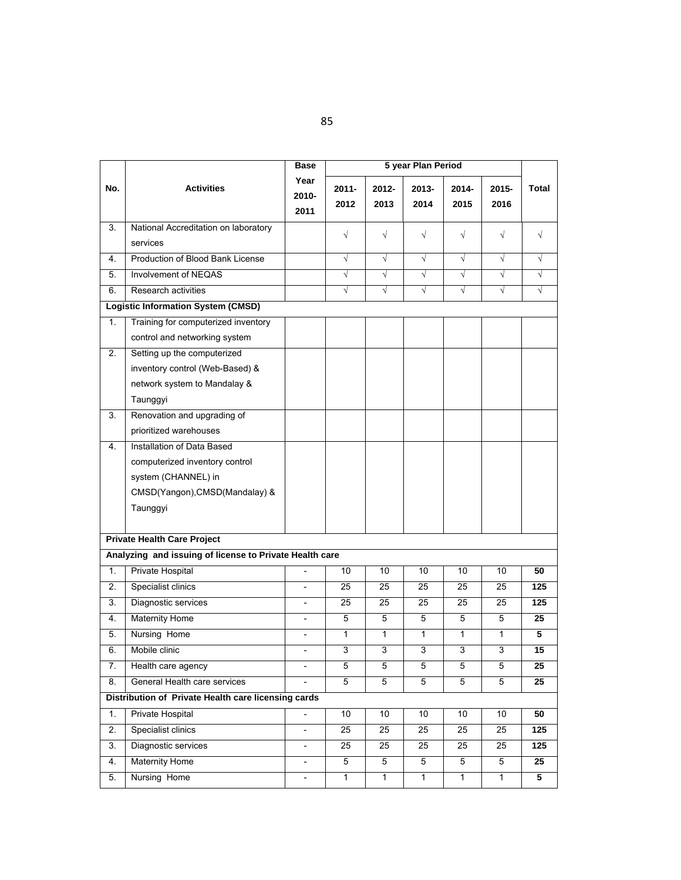| No. | Activities | Base Year 2010-2011 | 5 year Plan Period 2011-2012 | 2012-2013 | 2013-2014 | 2014-2015 | 2015-2016 | Total |
|---|---|---|---|---|---|---|---|---|
| 3. | National Accreditation on laboratory services | | √ | √ | √ | √ | √ | √ |
| 4. | Production of Blood Bank License | | √ | √ | √ | √ | √ | √ |
| 5. | Involvement of NEQAS | | √ | √ | √ | √ | √ | √ |
| 6. | Research activities | | √ | √ | √ | √ | √ | √ |
| **Logistic Information System (CMSD)** | | | | | | | | |
| 1. | Training for computerized inventory control and networking system | | | | | | | |
| 2. | Setting up the computerized inventory control (Web-Based) & network system to Mandalay & Taunggyi | | | | | | | |
| 3. | Renovation and upgrading of prioritized warehouses | | | | | | | |
| 4. | Installation of Data Based computerized inventory control system (CHANNEL) in CMSD(Yangon),CMSD(Mandalay) & Taunggyi | | | | | | | |
| **Private Health Care Project** | | | | | | | | |
| **Analyzing and issuing of license to Private Health care** | | | | | | | | |
| 1. | Private Hospital | - | 10 | 10 | 10 | 10 | 10 | **50** |
| 2. | Specialist clinics | - | 25 | 25 | 25 | 25 | 25 | **125** |
| 3. | Diagnostic services | - | 25 | 25 | 25 | 25 | 25 | **125** |
| 4. | Maternity Home | - | 5 | 5 | 5 | 5 | 5 | **25** |
| 5. | Nursing Home | - | 1 | 1 | 1 | 1 | 1 | **5** |
| 6. | Mobile clinic | - | 3 | 3 | 3 | 3 | 3 | **15** |
| 7. | Health care agency | - | 5 | 5 | 5 | 5 | 5 | **25** |
| 8. | General Health care services | - | 5 | 5 | 5 | 5 | 5 | **25** |
| **Distribution of Private Health care licensing cards** | | | | | | | | |
| 1. | Private Hospital | - | 10 | 10 | 10 | 10 | 10 | **50** |
| 2. | Specialist clinics | - | 25 | 25 | 25 | 25 | 25 | **125** |
| 3. | Diagnostic services | - | 25 | 25 | 25 | 25 | 25 | **125** |
| 4. | Maternity Home | - | 5 | 5 | 5 | 5 | 5 | **25** |
| 5. | Nursing Home | - | 1 | 1 | 1 | 1 | 1 | **5** |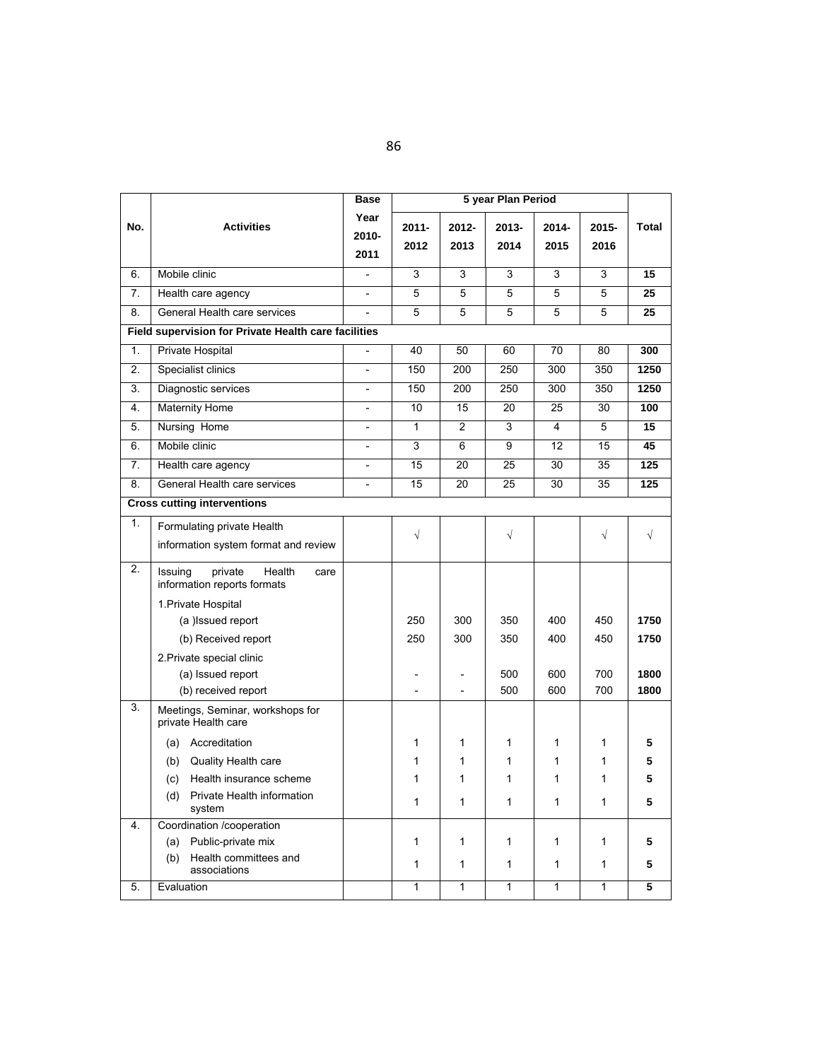| No. | Activities | Base Year 2010-2011 | 5 year Plan Period | | | | | Total |
|---|---|---|---|---|---|---|---|---|
| | | | 2011-2012 | 2012-2013 | 2013-2014 | 2014-2015 | 2015-2016 | |
| 6. | Mobile clinic | - | 3 | 3 | 3 | 3 | 3 | **15** |
| 7. | Health care agency | - | 5 | 5 | 5 | 5 | 5 | **25** |
| 8. | General Health care services | - | 5 | 5 | 5 | 5 | 5 | **25** |
| **Field supervision for Private Health care facilities** | | | | | | | | |
| 1. | Private Hospital | - | 40 | 50 | 60 | 70 | 80 | **300** |
| 2. | Specialist clinics | - | 150 | 200 | 250 | 300 | 350 | **1250** |
| 3. | Diagnostic services | - | 150 | 200 | 250 | 300 | 350 | **1250** |
| 4. | Maternity Home | - | 10 | 15 | 20 | 25 | 30 | **100** |
| 5. | Nursing Home | - | 1 | 2 | 3 | 4 | 5 | **15** |
| 6. | Mobile clinic | - | 3 | 6 | 9 | 12 | 15 | **45** |
| 7. | Health care agency | - | 15 | 20 | 25 | 30 | 35 | **125** |
| 8. | General Health care services | - | 15 | 20 | 25 | 30 | 35 | **125** |
| **Cross cutting interventions** | | | | | | | | |
| 1. | Formulating private Health information system format and review | | √ | | √ | | √ | √ |
| 2. | Issuing private Health care information reports formats | | | | | | | |
| | 1. Private Hospital | | | | | | | |
| | (a) Issued report | | 250 | 300 | 350 | 400 | 450 | **1750** |
| | (b) Received report | | 250 | 300 | 350 | 400 | 450 | **1750** |
| | 2. Private special clinic | | | | | | | |
| | (a) Issued report | | - | - | 500 | 600 | 700 | **1800** |
| | (b) received report | | - | - | 500 | 600 | 700 | **1800** |
| 3. | Meetings, Seminar, workshops for private Health care | | | | | | | |
| | (a) Accreditation | | 1 | 1 | 1 | 1 | 1 | **5** |
| | (b) Quality Health care | | 1 | 1 | 1 | 1 | 1 | **5** |
| | (c) Health insurance scheme | | 1 | 1 | 1 | 1 | 1 | **5** |
| | (d) Private Health information system | | 1 | 1 | 1 | 1 | 1 | **5** |
| 4. | Coordination /cooperation | | | | | | | |
| | (a) Public-private mix | | 1 | 1 | 1 | 1 | 1 | **5** |
| | (b) Health committees and associations | | 1 | 1 | 1 | 1 | 1 | **5** |
| 5. | Evaluation | | 1 | 1 | 1 | 1 | 1 | **5** |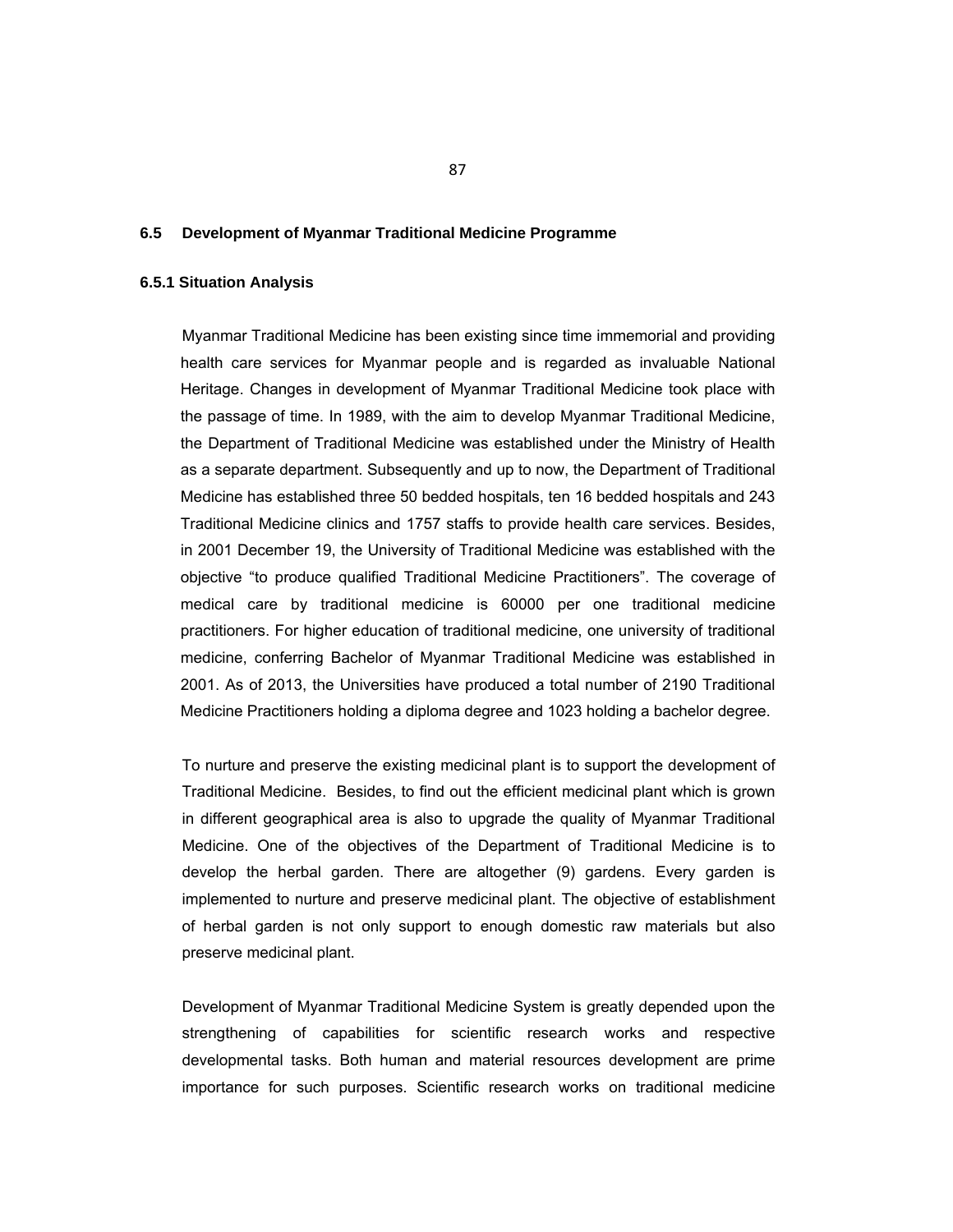## 6.5 Development of Myanmar Traditional Medicine Programme

### 6.5.1 Situation Analysis

Myanmar Traditional Medicine has been existing since time immemorial and providing health care services for Myanmar people and is regarded as invaluable National Heritage. Changes in development of Myanmar Traditional Medicine took place with the passage of time. In 1989, with the aim to develop Myanmar Traditional Medicine, the Department of Traditional Medicine was established under the Ministry of Health as a separate department. Subsequently and up to now, the Department of Traditional Medicine has established three 50 bedded hospitals, ten 16 bedded hospitals and 243 Traditional Medicine clinics and 1757 staffs to provide health care services. Besides, in 2001 December 19, the University of Traditional Medicine was established with the objective "to produce qualified Traditional Medicine Practitioners". The coverage of medical care by traditional medicine is 60000 per one traditional medicine practitioners. For higher education of traditional medicine, one university of traditional medicine, conferring Bachelor of Myanmar Traditional Medicine was established in 2001. As of 2013, the Universities have produced a total number of 2190 Traditional Medicine Practitioners holding a diploma degree and 1023 holding a bachelor degree.

To nurture and preserve the existing medicinal plant is to support the development of Traditional Medicine. Besides, to find out the efficient medicinal plant which is grown in different geographical area is also to upgrade the quality of Myanmar Traditional Medicine. One of the objectives of the Department of Traditional Medicine is to develop the herbal garden. There are altogether (9) gardens. Every garden is implemented to nurture and preserve medicinal plant. The objective of establishment of herbal garden is not only support to enough domestic raw materials but also preserve medicinal plant.

Development of Myanmar Traditional Medicine System is greatly depended upon the strengthening of capabilities for scientific research works and respective developmental tasks. Both human and material resources development are prime importance for such purposes. Scientific research works on traditional medicine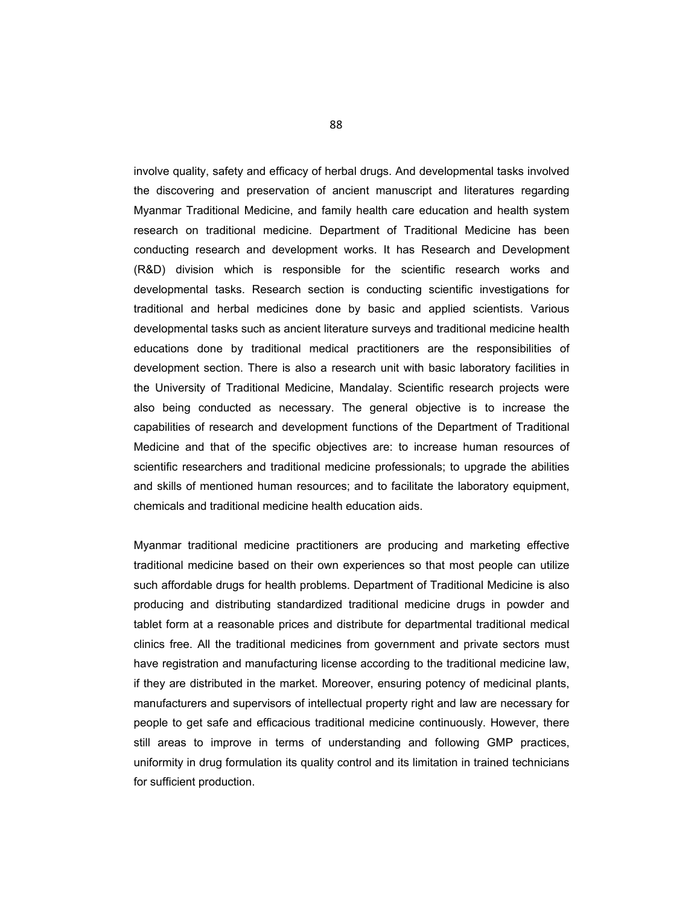involve quality, safety and efficacy of herbal drugs. And developmental tasks involved the discovering and preservation of ancient manuscript and literatures regarding Myanmar Traditional Medicine, and family health care education and health system research on traditional medicine. Department of Traditional Medicine has been conducting research and development works. It has Research and Development (R&D) division which is responsible for the scientific research works and developmental tasks. Research section is conducting scientific investigations for traditional and herbal medicines done by basic and applied scientists. Various developmental tasks such as ancient literature surveys and traditional medicine health educations done by traditional medical practitioners are the responsibilities of development section. There is also a research unit with basic laboratory facilities in the University of Traditional Medicine, Mandalay. Scientific research projects were also being conducted as necessary. The general objective is to increase the capabilities of research and development functions of the Department of Traditional Medicine and that of the specific objectives are: to increase human resources of scientific researchers and traditional medicine professionals; to upgrade the abilities and skills of mentioned human resources; and to facilitate the laboratory equipment, chemicals and traditional medicine health education aids.

Myanmar traditional medicine practitioners are producing and marketing effective traditional medicine based on their own experiences so that most people can utilize such affordable drugs for health problems. Department of Traditional Medicine is also producing and distributing standardized traditional medicine drugs in powder and tablet form at a reasonable prices and distribute for departmental traditional medical clinics free. All the traditional medicines from government and private sectors must have registration and manufacturing license according to the traditional medicine law, if they are distributed in the market. Moreover, ensuring potency of medicinal plants, manufacturers and supervisors of intellectual property right and law are necessary for people to get safe and efficacious traditional medicine continuously. However, there still areas to improve in terms of understanding and following GMP practices, uniformity in drug formulation its quality control and its limitation in trained technicians for sufficient production.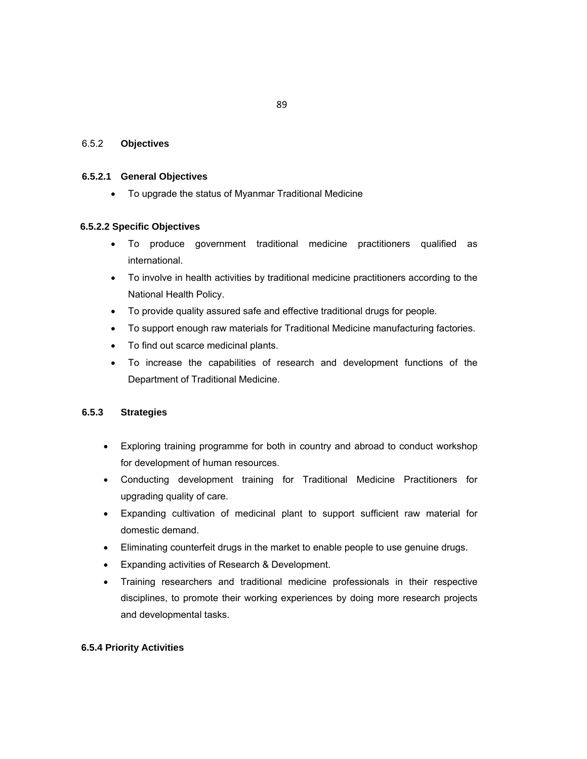### 6.5.2 Objectives

#### 6.5.2.1 General Objectives

- To upgrade the status of Myanmar Traditional Medicine

#### 6.5.2.2 Specific Objectives

- To produce government traditional medicine practitioners qualified as international.
- To involve in health activities by traditional medicine practitioners according to the National Health Policy.
- To provide quality assured safe and effective traditional drugs for people.
- To support enough raw materials for Traditional Medicine manufacturing factories.
- To find out scarce medicinal plants.
- To increase the capabilities of research and development functions of the Department of Traditional Medicine.

### 6.5.3 Strategies

- Exploring training programme for both in country and abroad to conduct workshop for development of human resources.
- Conducting development training for Traditional Medicine Practitioners for upgrading quality of care.
- Expanding cultivation of medicinal plant to support sufficient raw material for domestic demand.
- Eliminating counterfeit drugs in the market to enable people to use genuine drugs.
- Expanding activities of Research & Development.
- Training researchers and traditional medicine professionals in their respective disciplines, to promote their working experiences by doing more research projects and developmental tasks.

### 6.5.4 Priority Activities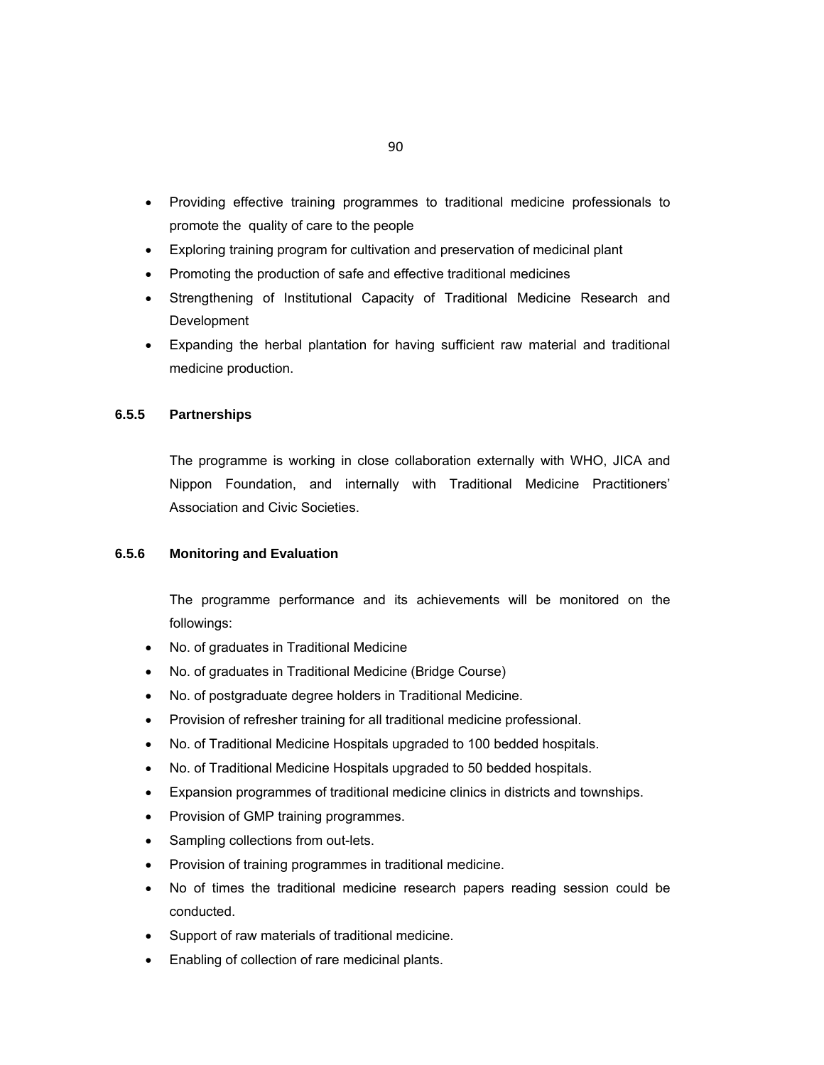- Providing effective training programmes to traditional medicine professionals to promote the quality of care to the people
- Exploring training program for cultivation and preservation of medicinal plant
- Promoting the production of safe and effective traditional medicines
- Strengthening of Institutional Capacity of Traditional Medicine Research and Development
- Expanding the herbal plantation for having sufficient raw material and traditional medicine production.

### 6.5.5 Partnerships

The programme is working in close collaboration externally with WHO, JICA and Nippon Foundation, and internally with Traditional Medicine Practitioners' Association and Civic Societies.

### 6.5.6 Monitoring and Evaluation

The programme performance and its achievements will be monitored on the followings:

- No. of graduates in Traditional Medicine
- No. of graduates in Traditional Medicine (Bridge Course)
- No. of postgraduate degree holders in Traditional Medicine.
- Provision of refresher training for all traditional medicine professional.
- No. of Traditional Medicine Hospitals upgraded to 100 bedded hospitals.
- No. of Traditional Medicine Hospitals upgraded to 50 bedded hospitals.
- Expansion programmes of traditional medicine clinics in districts and townships.
- Provision of GMP training programmes.
- Sampling collections from out-lets.
- Provision of training programmes in traditional medicine.
- No of times the traditional medicine research papers reading session could be conducted.
- Support of raw materials of traditional medicine.
- Enabling of collection of rare medicinal plants.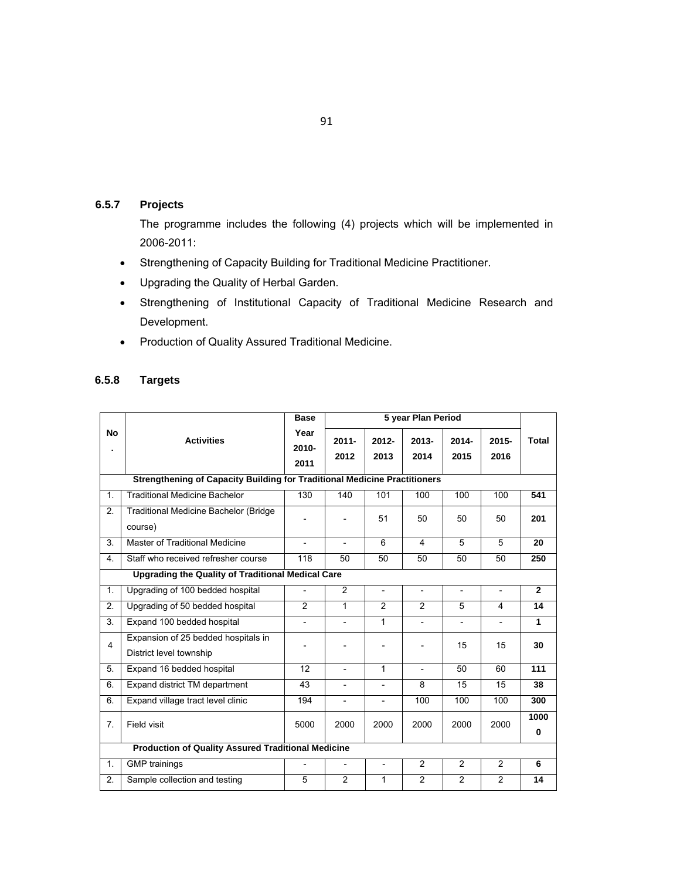### 6.5.7 Projects

The programme includes the following (4) projects which will be implemented in 2006-2011:

- Strengthening of Capacity Building for Traditional Medicine Practitioner.
- Upgrading the Quality of Herbal Garden.
- Strengthening of Institutional Capacity of Traditional Medicine Research and Development.
- Production of Quality Assured Traditional Medicine.

### 6.5.8 Targets

| No. | Activities | Base Year 2010-2011 | 5 year Plan Period | | | | | Total |
|---|---|---|---|---|---|---|---|---|
| | | | 2011-2012 | 2012-2013 | 2013-2014 | 2014-2015 | 2015-2016 | |
| | **Strengthening of Capacity Building for Traditional Medicine Practitioners** | | | | | | | |
| 1. | Traditional Medicine Bachelor | 130 | 140 | 101 | 100 | 100 | 100 | **541** |
| 2. | Traditional Medicine Bachelor (Bridge course) | - | - | 51 | 50 | 50 | 50 | **201** |
| 3. | Master of Traditional Medicine | - | - | 6 | 4 | 5 | 5 | **20** |
| 4. | Staff who received refresher course | 118 | 50 | 50 | 50 | 50 | 50 | **250** |
| | **Upgrading the Quality of Traditional Medical Care** | | | | | | | |
| 1. | Upgrading of 100 bedded hospital | - | 2 | - | - | - | - | **2** |
| 2. | Upgrading of 50 bedded hospital | 2 | 1 | 2 | 2 | 5 | 4 | **14** |
| 3. | Expand 100 bedded hospital | - | - | 1 | - | - | - | **1** |
| 4 | Expansion of 25 bedded hospitals in District level township | - | - | - | - | 15 | 15 | **30** |
| 5. | Expand 16 bedded hospital | 12 | - | 1 | - | 50 | 60 | **111** |
| 6. | Expand district TM department | 43 | - | - | 8 | 15 | 15 | **38** |
| 6. | Expand village tract level clinic | 194 | - | - | 100 | 100 | 100 | **300** |
| 7. | Field visit | 5000 | 2000 | 2000 | 2000 | 2000 | 2000 | **10000** |
| | **Production of Quality Assured Traditional Medicine** | | | | | | | |
| 1. | GMP trainings | - | - | - | 2 | 2 | 2 | **6** |
| 2. | Sample collection and testing | 5 | 2 | 1 | 2 | 2 | 2 | **14** |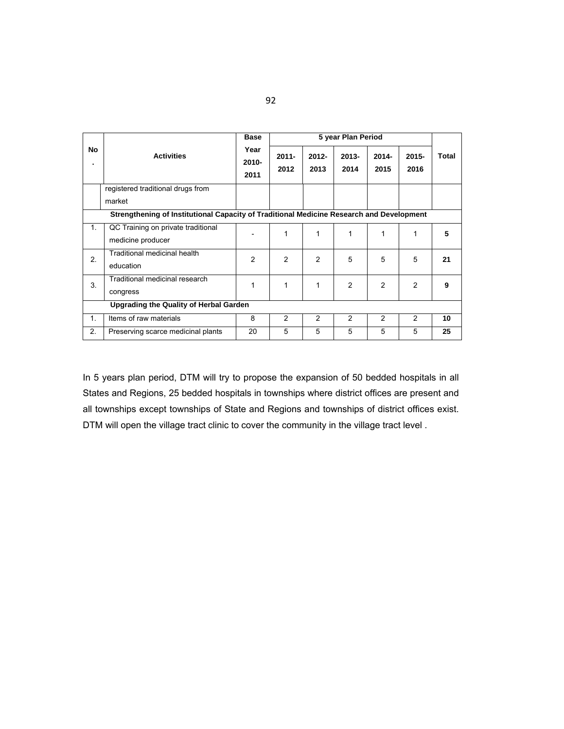| No. | Activities | Base Year 2010-2011 | 5 year Plan Period | | | | | Total |
|---|---|---|---|---|---|---|---|---|
| | | | 2011-2012 | 2012-2013 | 2013-2014 | 2014-2015 | 2015-2016 | |
| | registered traditional drugs from market | | | | | | | |
| **Strengthening of Institutional Capacity of Traditional Medicine Research and Development** | | | | | | | | |
| 1. | QC Training on private traditional medicine producer | - | 1 | 1 | 1 | 1 | 1 | **5** |
| 2. | Traditional medicinal health education | 2 | 2 | 2 | 5 | 5 | 5 | **21** |
| 3. | Traditional medicinal research congress | 1 | 1 | 1 | 2 | 2 | 2 | **9** |
| **Upgrading the Quality of Herbal Garden** | | | | | | | | |
| 1. | Items of raw materials | 8 | 2 | 2 | 2 | 2 | 2 | **10** |
| 2. | Preserving scarce medicinal plants | 20 | 5 | 5 | 5 | 5 | 5 | **25** |

In 5 years plan period, DTM will try to propose the expansion of 50 bedded hospitals in all States and Regions, 25 bedded hospitals in townships where district offices are present and all townships except townships of State and Regions and townships of district offices exist. DTM will open the village tract clinic to cover the community in the village tract level .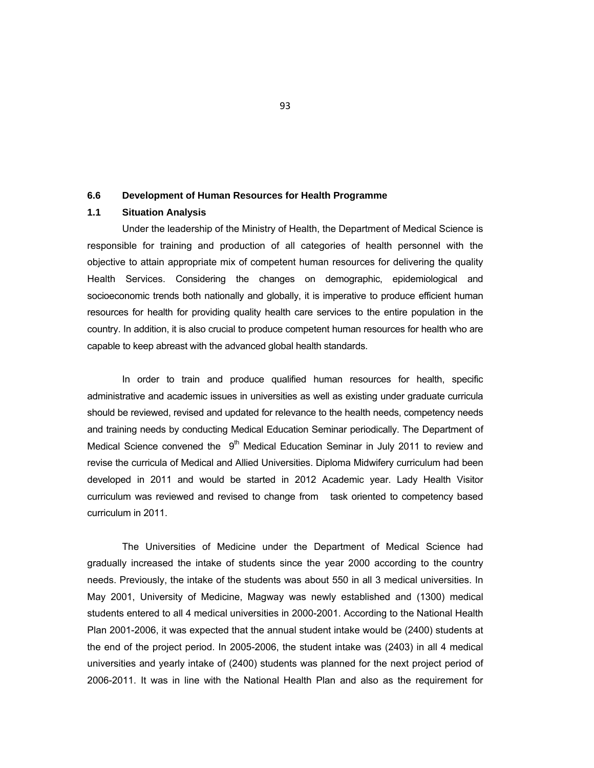## 6.6 Development of Human Resources for Health Programme

### 1.1 Situation Analysis

Under the leadership of the Ministry of Health, the Department of Medical Science is responsible for training and production of all categories of health personnel with the objective to attain appropriate mix of competent human resources for delivering the quality Health Services. Considering the changes on demographic, epidemiological and socioeconomic trends both nationally and globally, it is imperative to produce efficient human resources for health for providing quality health care services to the entire population in the country. In addition, it is also crucial to produce competent human resources for health who are capable to keep abreast with the advanced global health standards.

In order to train and produce qualified human resources for health, specific administrative and academic issues in universities as well as existing under graduate curricula should be reviewed, revised and updated for relevance to the health needs, competency needs and training needs by conducting Medical Education Seminar periodically. The Department of Medical Science convened the 9th Medical Education Seminar in July 2011 to review and revise the curricula of Medical and Allied Universities. Diploma Midwifery curriculum had been developed in 2011 and would be started in 2012 Academic year. Lady Health Visitor curriculum was reviewed and revised to change from task oriented to competency based curriculum in 2011.

The Universities of Medicine under the Department of Medical Science had gradually increased the intake of students since the year 2000 according to the country needs. Previously, the intake of the students was about 550 in all 3 medical universities. In May 2001, University of Medicine, Magway was newly established and (1300) medical students entered to all 4 medical universities in 2000-2001. According to the National Health Plan 2001-2006, it was expected that the annual student intake would be (2400) students at the end of the project period. In 2005-2006, the student intake was (2403) in all 4 medical universities and yearly intake of (2400) students was planned for the next project period of 2006-2011. It was in line with the National Health Plan and also as the requirement for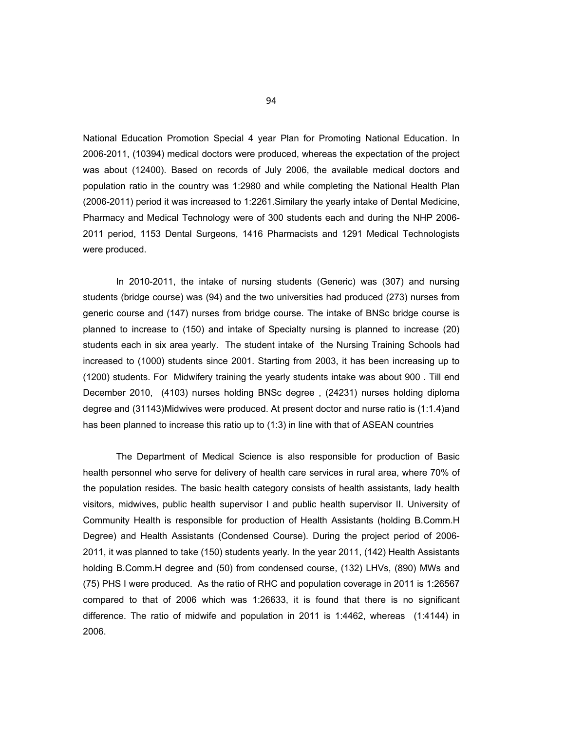National Education Promotion Special 4 year Plan for Promoting National Education. In 2006-2011, (10394) medical doctors were produced, whereas the expectation of the project was about (12400). Based on records of July 2006, the available medical doctors and population ratio in the country was 1:2980 and while completing the National Health Plan (2006-2011) period it was increased to 1:2261.Similary the yearly intake of Dental Medicine, Pharmacy and Medical Technology were of 300 students each and during the NHP 2006-2011 period, 1153 Dental Surgeons, 1416 Pharmacists and 1291 Medical Technologists were produced.

In 2010-2011, the intake of nursing students (Generic) was (307) and nursing students (bridge course) was (94) and the two universities had produced (273) nurses from generic course and (147) nurses from bridge course. The intake of BNSc bridge course is planned to increase to (150) and intake of Specialty nursing is planned to increase (20) students each in six area yearly. The student intake of the Nursing Training Schools had increased to (1000) students since 2001. Starting from 2003, it has been increasing up to (1200) students. For Midwifery training the yearly students intake was about 900 . Till end December 2010, (4103) nurses holding BNSc degree , (24231) nurses holding diploma degree and (31143)Midwives were produced. At present doctor and nurse ratio is (1:1.4)and has been planned to increase this ratio up to (1:3) in line with that of ASEAN countries

The Department of Medical Science is also responsible for production of Basic health personnel who serve for delivery of health care services in rural area, where 70% of the population resides. The basic health category consists of health assistants, lady health visitors, midwives, public health supervisor I and public health supervisor II. University of Community Health is responsible for production of Health Assistants (holding B.Comm.H Degree) and Health Assistants (Condensed Course). During the project period of 2006-2011, it was planned to take (150) students yearly. In the year 2011, (142) Health Assistants holding B.Comm.H degree and (50) from condensed course, (132) LHVs, (890) MWs and (75) PHS I were produced. As the ratio of RHC and population coverage in 2011 is 1:26567 compared to that of 2006 which was 1:26633, it is found that there is no significant difference. The ratio of midwife and population in 2011 is 1:4462, whereas (1:4144) in 2006.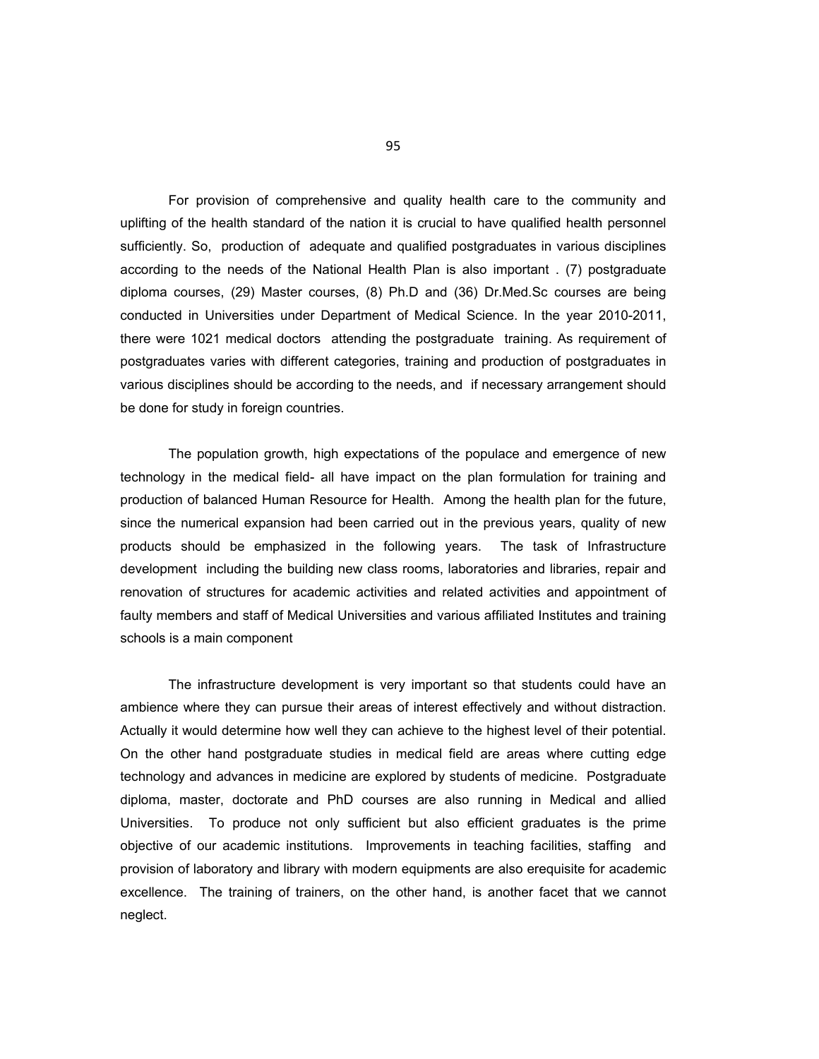For provision of comprehensive and quality health care to the community and uplifting of the health standard of the nation it is crucial to have qualified health personnel sufficiently. So, production of adequate and qualified postgraduates in various disciplines according to the needs of the National Health Plan is also important . (7) postgraduate diploma courses, (29) Master courses, (8) Ph.D and (36) Dr.Med.Sc courses are being conducted in Universities under Department of Medical Science. In the year 2010-2011, there were 1021 medical doctors attending the postgraduate training. As requirement of postgraduates varies with different categories, training and production of postgraduates in various disciplines should be according to the needs, and if necessary arrangement should be done for study in foreign countries.

The population growth, high expectations of the populace and emergence of new technology in the medical field- all have impact on the plan formulation for training and production of balanced Human Resource for Health. Among the health plan for the future, since the numerical expansion had been carried out in the previous years, quality of new products should be emphasized in the following years. The task of Infrastructure development including the building new class rooms, laboratories and libraries, repair and renovation of structures for academic activities and related activities and appointment of faulty members and staff of Medical Universities and various affiliated Institutes and training schools is a main component

The infrastructure development is very important so that students could have an ambience where they can pursue their areas of interest effectively and without distraction. Actually it would determine how well they can achieve to the highest level of their potential. On the other hand postgraduate studies in medical field are areas where cutting edge technology and advances in medicine are explored by students of medicine. Postgraduate diploma, master, doctorate and PhD courses are also running in Medical and allied Universities. To produce not only sufficient but also efficient graduates is the prime objective of our academic institutions. Improvements in teaching facilities, staffing and provision of laboratory and library with modern equipments are also erequisite for academic excellence. The training of trainers, on the other hand, is another facet that we cannot neglect.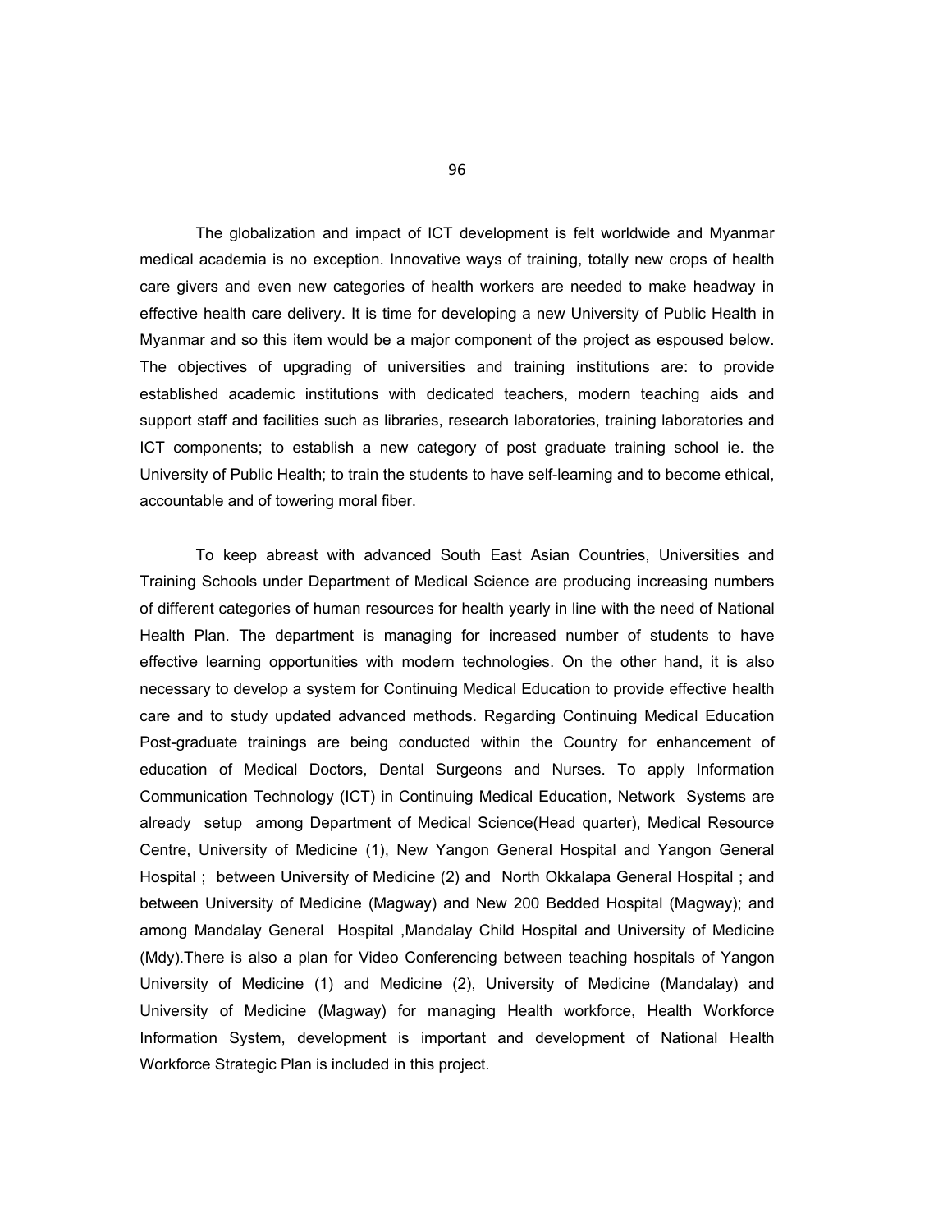The globalization and impact of ICT development is felt worldwide and Myanmar medical academia is no exception. Innovative ways of training, totally new crops of health care givers and even new categories of health workers are needed to make headway in effective health care delivery. It is time for developing a new University of Public Health in Myanmar and so this item would be a major component of the project as espoused below. The objectives of upgrading of universities and training institutions are: to provide established academic institutions with dedicated teachers, modern teaching aids and support staff and facilities such as libraries, research laboratories, training laboratories and ICT components; to establish a new category of post graduate training school ie. the University of Public Health; to train the students to have self-learning and to become ethical, accountable and of towering moral fiber.

To keep abreast with advanced South East Asian Countries, Universities and Training Schools under Department of Medical Science are producing increasing numbers of different categories of human resources for health yearly in line with the need of National Health Plan. The department is managing for increased number of students to have effective learning opportunities with modern technologies. On the other hand, it is also necessary to develop a system for Continuing Medical Education to provide effective health care and to study updated advanced methods. Regarding Continuing Medical Education Post-graduate trainings are being conducted within the Country for enhancement of education of Medical Doctors, Dental Surgeons and Nurses. To apply Information Communication Technology (ICT) in Continuing Medical Education, Network Systems are already setup among Department of Medical Science(Head quarter), Medical Resource Centre, University of Medicine (1), New Yangon General Hospital and Yangon General Hospital ; between University of Medicine (2) and North Okkalapa General Hospital ; and between University of Medicine (Magway) and New 200 Bedded Hospital (Magway); and among Mandalay General Hospital ,Mandalay Child Hospital and University of Medicine (Mdy).There is also a plan for Video Conferencing between teaching hospitals of Yangon University of Medicine (1) and Medicine (2), University of Medicine (Mandalay) and University of Medicine (Magway) for managing Health workforce, Health Workforce Information System, development is important and development of National Health Workforce Strategic Plan is included in this project.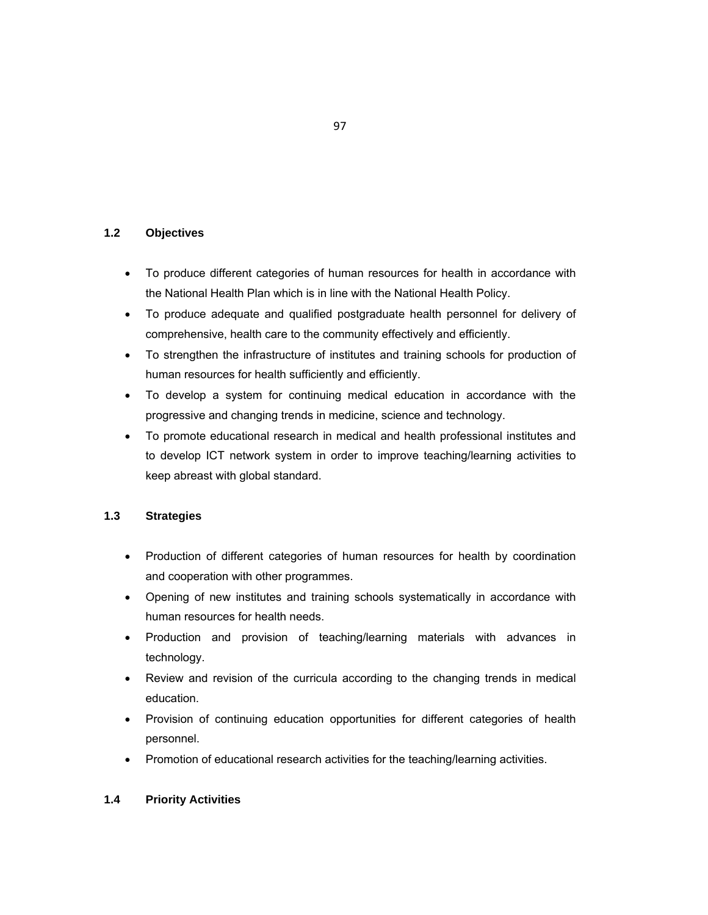### 1.2 Objectives

- To produce different categories of human resources for health in accordance with the National Health Plan which is in line with the National Health Policy.
- To produce adequate and qualified postgraduate health personnel for delivery of comprehensive, health care to the community effectively and efficiently.
- To strengthen the infrastructure of institutes and training schools for production of human resources for health sufficiently and efficiently.
- To develop a system for continuing medical education in accordance with the progressive and changing trends in medicine, science and technology.
- To promote educational research in medical and health professional institutes and to develop ICT network system in order to improve teaching/learning activities to keep abreast with global standard.

### 1.3 Strategies

- Production of different categories of human resources for health by coordination and cooperation with other programmes.
- Opening of new institutes and training schools systematically in accordance with human resources for health needs.
- Production and provision of teaching/learning materials with advances in technology.
- Review and revision of the curricula according to the changing trends in medical education.
- Provision of continuing education opportunities for different categories of health personnel.
- Promotion of educational research activities for the teaching/learning activities.

### 1.4 Priority Activities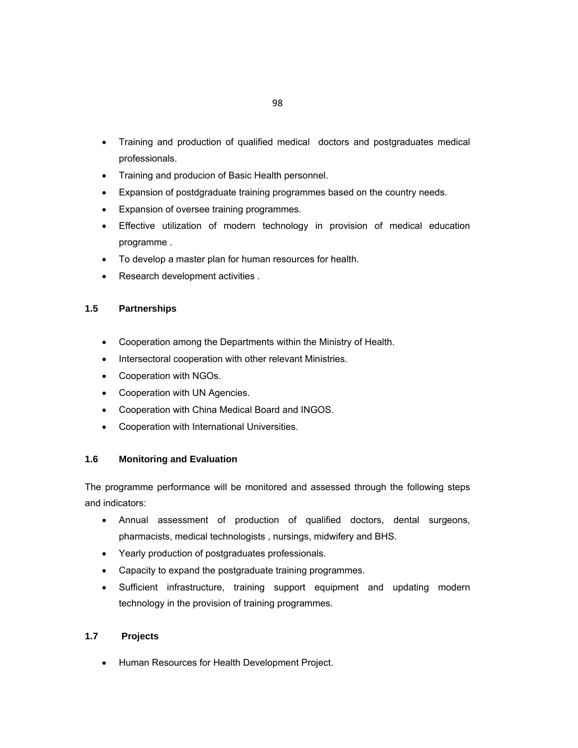- Training and production of qualified medical doctors and postgraduates medical professionals.
- Training and producion of Basic Health personnel.
- Expansion of postdgraduate training programmes based on the country needs.
- Expansion of oversee training programmes.
- Effective utilization of modern technology in provision of medical education programme .
- To develop a master plan for human resources for health.
- Research development activities .

### 1.5 Partnerships

- Cooperation among the Departments within the Ministry of Health.
- Intersectoral cooperation with other relevant Ministries.
- Cooperation with NGOs.
- Cooperation with UN Agencies.
- Cooperation with China Medical Board and INGOS.
- Cooperation with International Universities.

### 1.6 Monitoring and Evaluation

The programme performance will be monitored and assessed through the following steps and indicators:

- Annual assessment of production of qualified doctors, dental surgeons, pharmacists, medical technologists , nursings, midwifery and BHS.
- Yearly production of postgraduates professionals.
- Capacity to expand the postgraduate training programmes.
- Sufficient infrastructure, training support equipment and updating modern technology in the provision of training programmes.

### 1.7 Projects

- Human Resources for Health Development Project.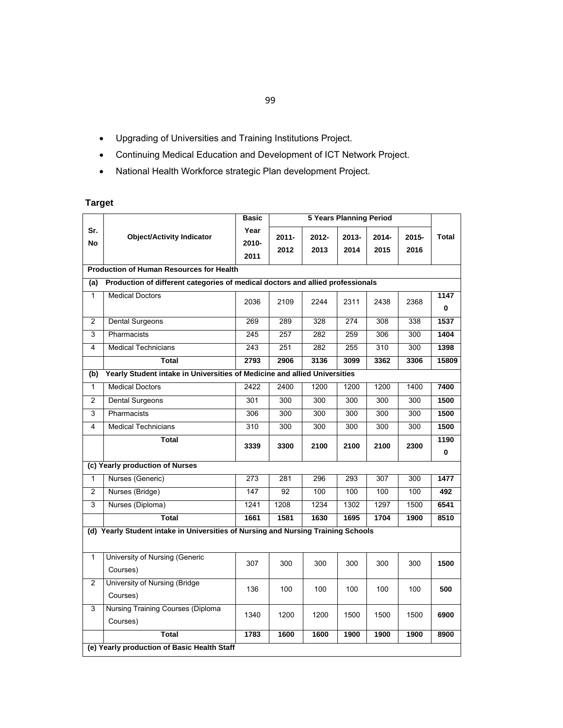- Upgrading of Universities and Training Institutions Project.
- Continuing Medical Education and Development of ICT Network Project.
- National Health Workforce strategic Plan development Project.

**Target**

| Sr. No | Object/Activity Indicator | Basic Year 2010-2011 | 5 Years Planning Period | | | | | Total |
|---|---|---|---|---|---|---|---|---|
| | | | 2011-2012 | 2012-2013 | 2013-2014 | 2014-2015 | 2015-2016 | |
| **Production of Human Resources for Health** | | | | | | | | |
| **(a) Production of different categories of medical doctors and allied professionals** | | | | | | | | |
| 1 | Medical Doctors | 2036 | 2109 | 2244 | 2311 | 2438 | 2368 | **11470** |
| 2 | Dental Surgeons | 269 | 289 | 328 | 274 | 308 | 338 | **1537** |
| 3 | Pharmacists | 245 | 257 | 282 | 259 | 306 | 300 | **1404** |
| 4 | Medical Technicians | 243 | 251 | 282 | 255 | 310 | 300 | **1398** |
| | **Total** | **2793** | **2906** | **3136** | **3099** | **3362** | **3306** | **15809** |
| **(b) Yearly Student intake in Universities of Medicine and allied Universities** | | | | | | | | |
| 1 | Medical Doctors | 2422 | 2400 | 1200 | 1200 | 1200 | 1400 | **7400** |
| 2 | Dental Surgeons | 301 | 300 | 300 | 300 | 300 | 300 | **1500** |
| 3 | Pharmacists | 306 | 300 | 300 | 300 | 300 | 300 | **1500** |
| 4 | Medical Technicians | 310 | 300 | 300 | 300 | 300 | 300 | **1500** |
| | **Total** | **3339** | **3300** | **2100** | **2100** | **2100** | **2300** | **11900** |
| **(c) Yearly production of Nurses** | | | | | | | | |
| 1 | Nurses (Generic) | 273 | 281 | 296 | 293 | 307 | 300 | **1477** |
| 2 | Nurses (Bridge) | 147 | 92 | 100 | 100 | 100 | 100 | **492** |
| 3 | Nurses (Diploma) | 1241 | 1208 | 1234 | 1302 | 1297 | 1500 | **6541** |
| | **Total** | **1661** | **1581** | **1630** | **1695** | **1704** | **1900** | **8510** |
| **(d) Yearly Student intake in Universities of Nursing and Nursing Training Schools** | | | | | | | | |
| 1 | University of Nursing (Generic Courses) | 307 | 300 | 300 | 300 | 300 | 300 | **1500** |
| 2 | University of Nursing (Bridge Courses) | 136 | 100 | 100 | 100 | 100 | 100 | **500** |
| 3 | Nursing Training Courses (Diploma Courses) | 1340 | 1200 | 1200 | 1500 | 1500 | 1500 | **6900** |
| | **Total** | **1783** | **1600** | **1600** | **1900** | **1900** | **1900** | **8900** |
| **(e) Yearly production of Basic Health Staff** | | | | | | | | |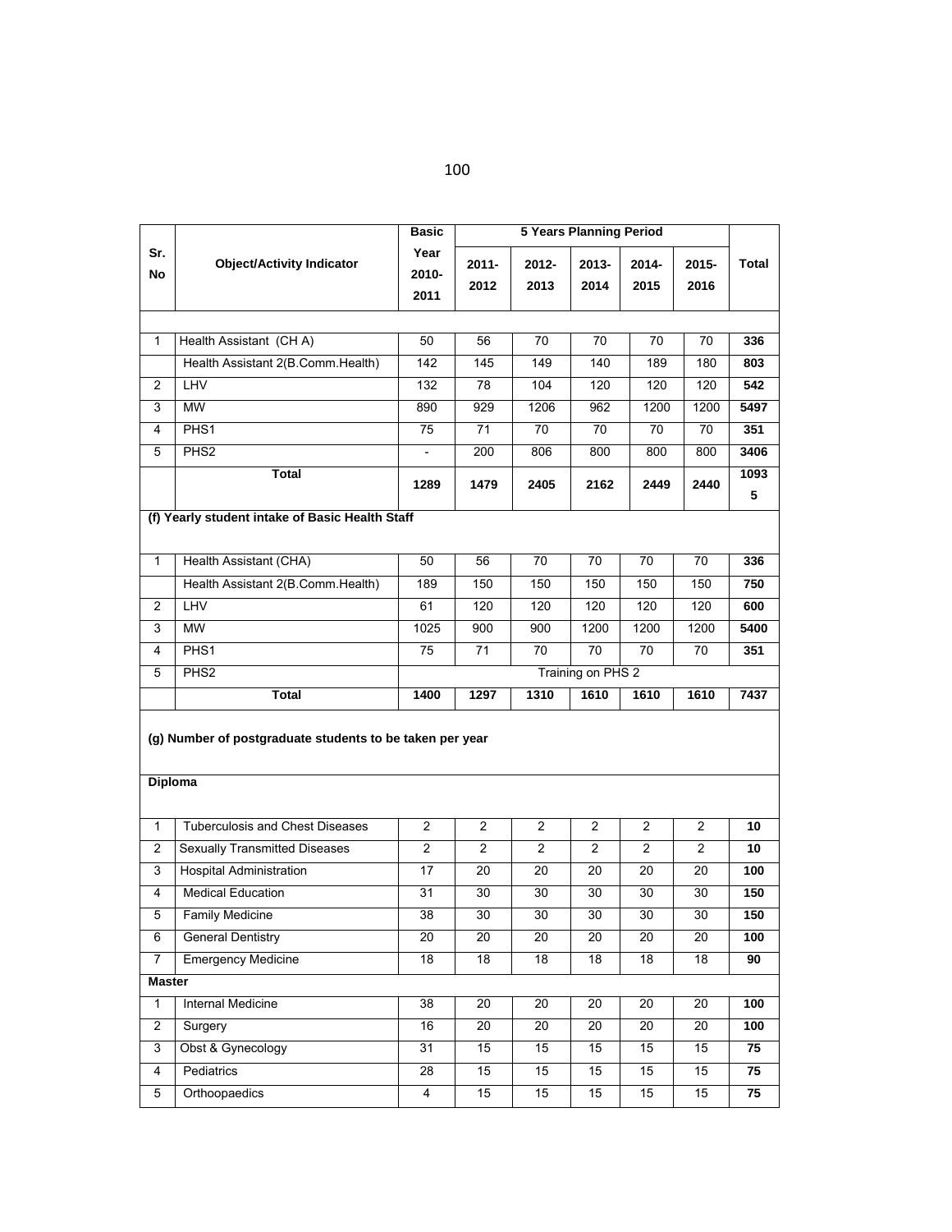| Sr. No | Object/Activity Indicator | Basic Year 2010-2011 | 5 Years Planning Period | | | | | Total |
|---|---|---|---|---|---|---|---|---|
| | | | 2011-2012 | 2012-2013 | 2013-2014 | 2014-2015 | 2015-2016 | |
| 1 | Health Assistant (CH A) | 50 | 56 | 70 | 70 | 70 | 70 | **336** |
| | Health Assistant 2(B.Comm.Health) | 142 | 145 | 149 | 140 | 189 | 180 | **803** |
| 2 | LHV | 132 | 78 | 104 | 120 | 120 | 120 | **542** |
| 3 | MW | 890 | 929 | 1206 | 962 | 1200 | 1200 | **5497** |
| 4 | PHS1 | 75 | 71 | 70 | 70 | 70 | 70 | **351** |
| 5 | PHS2 | - | 200 | 806 | 800 | 800 | 800 | **3406** |
| | **Total** | **1289** | **1479** | **2405** | **2162** | **2449** | **2440** | **10935** |
| **(f) Yearly student intake of Basic Health Staff** | | | | | | | | |
| 1 | Health Assistant (CHA) | 50 | 56 | 70 | 70 | 70 | 70 | **336** |
| | Health Assistant 2(B.Comm.Health) | 189 | 150 | 150 | 150 | 150 | 150 | **750** |
| 2 | LHV | 61 | 120 | 120 | 120 | 120 | 120 | **600** |
| 3 | MW | 1025 | 900 | 900 | 1200 | 1200 | 1200 | **5400** |
| 4 | PHS1 | 75 | 71 | 70 | 70 | 70 | 70 | **351** |
| 5 | PHS2 | Training on PHS 2 | | | | | | |
| | **Total** | **1400** | **1297** | **1310** | **1610** | **1610** | **1610** | **7437** |
| **(g) Number of postgraduate students to be taken per year** | | | | | | | | |
| **Diploma** | | | | | | | | |
| 1 | Tuberculosis and Chest Diseases | 2 | 2 | 2 | 2 | 2 | 2 | **10** |
| 2 | Sexually Transmitted Diseases | 2 | 2 | 2 | 2 | 2 | 2 | **10** |
| 3 | Hospital Administration | 17 | 20 | 20 | 20 | 20 | 20 | **100** |
| 4 | Medical Education | 31 | 30 | 30 | 30 | 30 | 30 | **150** |
| 5 | Family Medicine | 38 | 30 | 30 | 30 | 30 | 30 | **150** |
| 6 | General Dentistry | 20 | 20 | 20 | 20 | 20 | 20 | **100** |
| 7 | Emergency Medicine | 18 | 18 | 18 | 18 | 18 | 18 | **90** |
| **Master** | | | | | | | | |
| 1 | Internal Medicine | 38 | 20 | 20 | 20 | 20 | 20 | **100** |
| 2 | Surgery | 16 | 20 | 20 | 20 | 20 | 20 | **100** |
| 3 | Obst & Gynecology | 31 | 15 | 15 | 15 | 15 | 15 | **75** |
| 4 | Pediatrics | 28 | 15 | 15 | 15 | 15 | 15 | **75** |
| 5 | Orthoopaedics | 4 | 15 | 15 | 15 | 15 | 15 | **75** |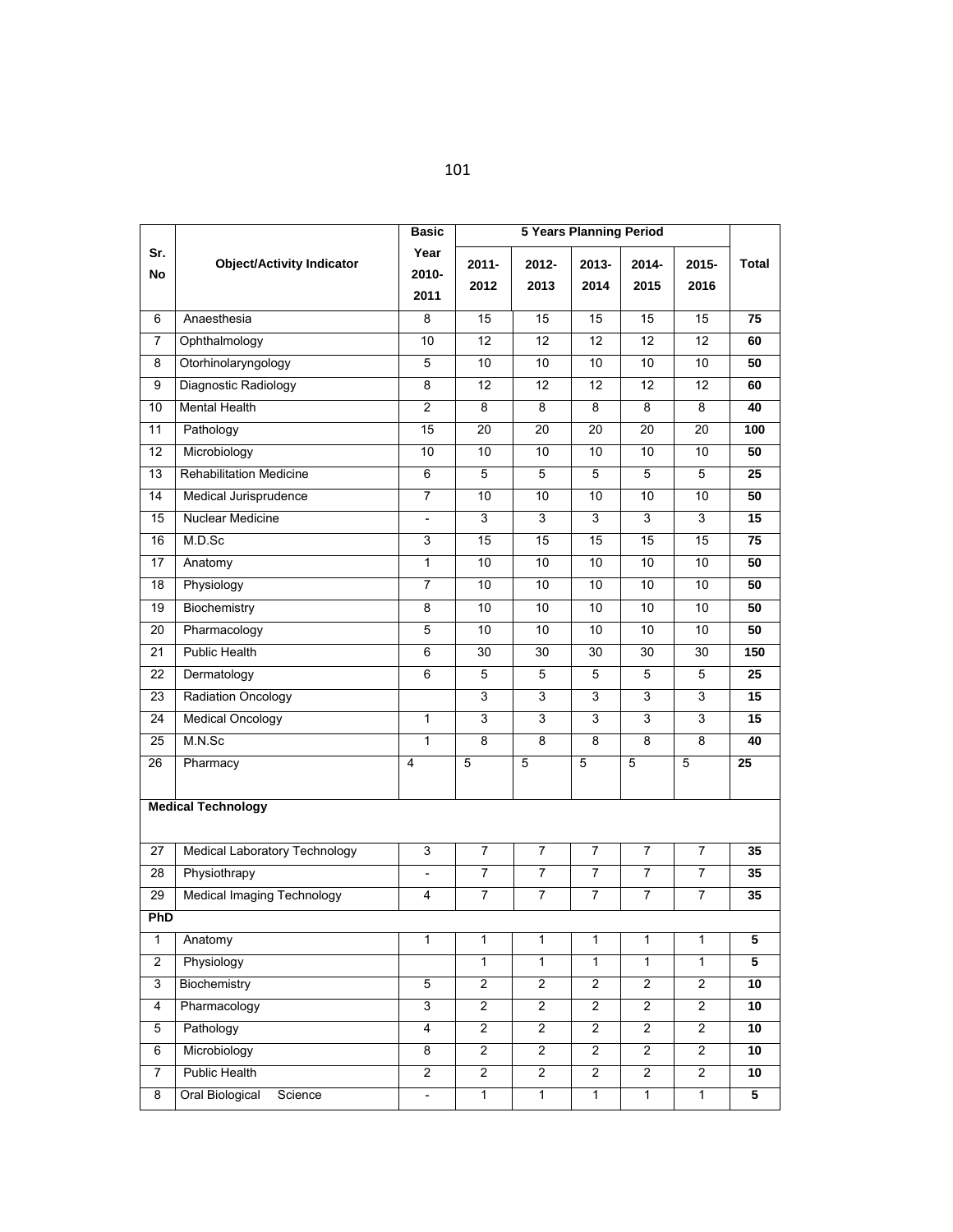| Sr. No | Object/Activity Indicator | Basic Year 2010-2011 | 5 Years Planning Period | | | | | Total |
|---|---|---|---|---|---|---|---|---|
| | | | 2011-2012 | 2012-2013 | 2013-2014 | 2014-2015 | 2015-2016 | |
| 6 | Anaesthesia | 8 | 15 | 15 | 15 | 15 | 15 | **75** |
| 7 | Ophthalmology | 10 | 12 | 12 | 12 | 12 | 12 | **60** |
| 8 | Otorhinolaryngology | 5 | 10 | 10 | 10 | 10 | 10 | **50** |
| 9 | Diagnostic Radiology | 8 | 12 | 12 | 12 | 12 | 12 | **60** |
| 10 | Mental Health | 2 | 8 | 8 | 8 | 8 | 8 | **40** |
| 11 | Pathology | 15 | 20 | 20 | 20 | 20 | 20 | **100** |
| 12 | Microbiology | 10 | 10 | 10 | 10 | 10 | 10 | **50** |
| 13 | Rehabilitation Medicine | 6 | 5 | 5 | 5 | 5 | 5 | **25** |
| 14 | Medical Jurisprudence | 7 | 10 | 10 | 10 | 10 | 10 | **50** |
| 15 | Nuclear Medicine | - | 3 | 3 | 3 | 3 | 3 | **15** |
| 16 | M.D.Sc | 3 | 15 | 15 | 15 | 15 | 15 | **75** |
| 17 | Anatomy | 1 | 10 | 10 | 10 | 10 | 10 | **50** |
| 18 | Physiology | 7 | 10 | 10 | 10 | 10 | 10 | **50** |
| 19 | Biochemistry | 8 | 10 | 10 | 10 | 10 | 10 | **50** |
| 20 | Pharmacology | 5 | 10 | 10 | 10 | 10 | 10 | **50** |
| 21 | Public Health | 6 | 30 | 30 | 30 | 30 | 30 | **150** |
| 22 | Dermatology | 6 | 5 | 5 | 5 | 5 | 5 | **25** |
| 23 | Radiation Oncology | | 3 | 3 | 3 | 3 | 3 | **15** |
| 24 | Medical Oncology | 1 | 3 | 3 | 3 | 3 | 3 | **15** |
| 25 | M.N.Sc | 1 | 8 | 8 | 8 | 8 | 8 | **40** |
| 26 | Pharmacy | 4 | 5 | 5 | 5 | 5 | 5 | **25** |
| **Medical Technology** | | | | | | | | |
| 27 | Medical Laboratory Technology | 3 | 7 | 7 | 7 | 7 | 7 | **35** |
| 28 | Physiothrapy | - | 7 | 7 | 7 | 7 | 7 | **35** |
| 29 | Medical Imaging Technology | 4 | 7 | 7 | 7 | 7 | 7 | **35** |
| **PhD** | | | | | | | | |
| 1 | Anatomy | 1 | 1 | 1 | 1 | 1 | 1 | **5** |
| 2 | Physiology | | 1 | 1 | 1 | 1 | 1 | **5** |
| 3 | Biochemistry | 5 | 2 | 2 | 2 | 2 | 2 | **10** |
| 4 | Pharmacology | 3 | 2 | 2 | 2 | 2 | 2 | **10** |
| 5 | Pathology | 4 | 2 | 2 | 2 | 2 | 2 | **10** |
| 6 | Microbiology | 8 | 2 | 2 | 2 | 2 | 2 | **10** |
| 7 | Public Health | 2 | 2 | 2 | 2 | 2 | 2 | **10** |
| 8 | Oral Biological Science | - | 1 | 1 | 1 | 1 | 1 | **5** |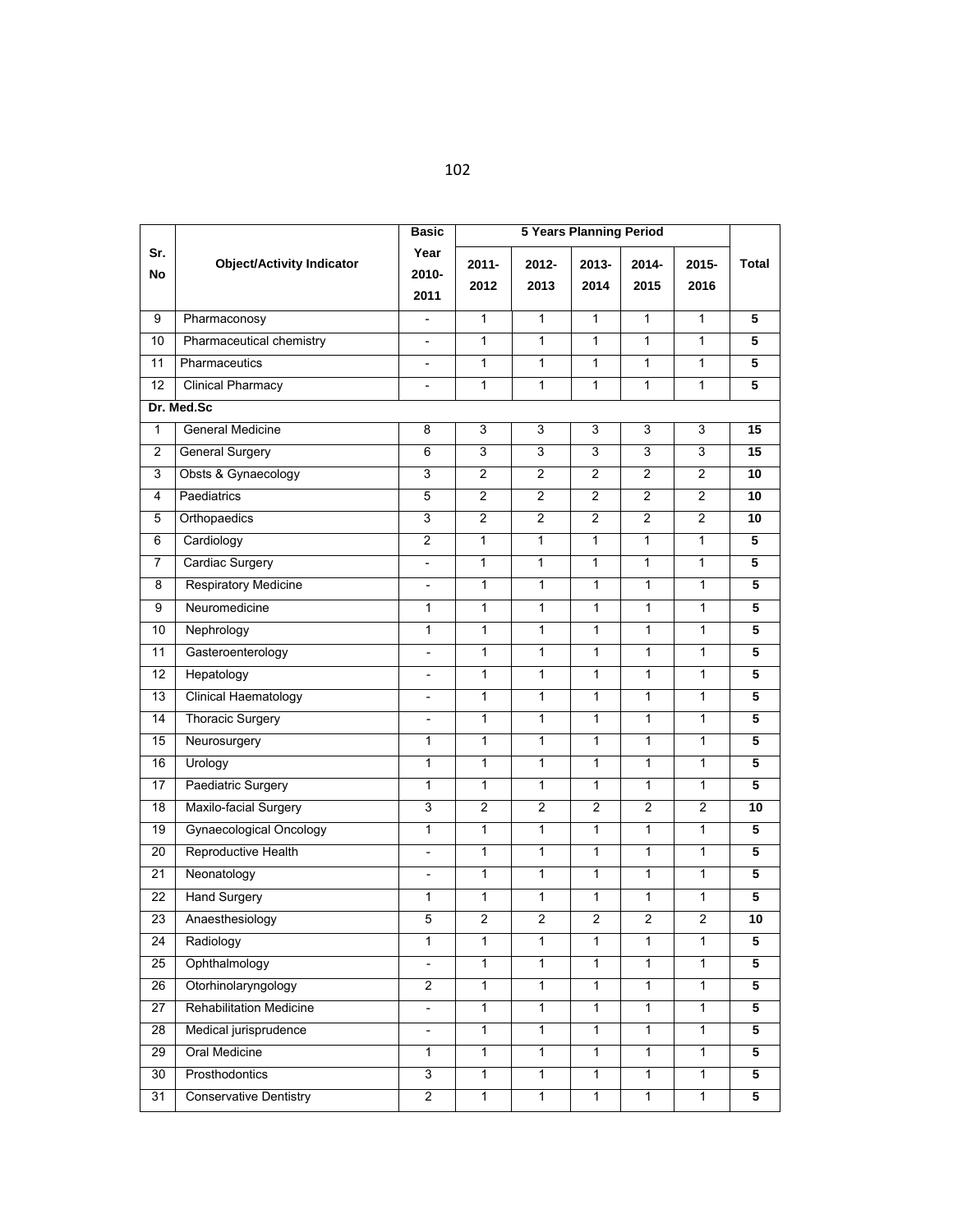| Sr. No | Object/Activity Indicator | Basic Year 2010-2011 | 5 Years Planning Period | | | | | Total |
|---|---|---|---|---|---|---|---|---|
| | | | 2011-2012 | 2012-2013 | 2013-2014 | 2014-2015 | 2015-2016 | |
| 9 | Pharmaconosy | - | 1 | 1 | 1 | 1 | 1 | **5** |
| 10 | Pharmaceutical chemistry | - | 1 | 1 | 1 | 1 | 1 | **5** |
| 11 | Pharmaceutics | - | 1 | 1 | 1 | 1 | 1 | **5** |
| 12 | Clinical Pharmacy | - | 1 | 1 | 1 | 1 | 1 | **5** |
| **Dr. Med.Sc** | | | | | | | | |
| 1 | General Medicine | 8 | 3 | 3 | 3 | 3 | 3 | **15** |
| 2 | General Surgery | 6 | 3 | 3 | 3 | 3 | 3 | **15** |
| 3 | Obsts & Gynaecology | 3 | 2 | 2 | 2 | 2 | 2 | **10** |
| 4 | Paediatrics | 5 | 2 | 2 | 2 | 2 | 2 | **10** |
| 5 | Orthopaedics | 3 | 2 | 2 | 2 | 2 | 2 | **10** |
| 6 | Cardiology | 2 | 1 | 1 | 1 | 1 | 1 | **5** |
| 7 | Cardiac Surgery | - | 1 | 1 | 1 | 1 | 1 | **5** |
| 8 | Respiratory Medicine | - | 1 | 1 | 1 | 1 | 1 | **5** |
| 9 | Neuromedicine | 1 | 1 | 1 | 1 | 1 | 1 | **5** |
| 10 | Nephrology | 1 | 1 | 1 | 1 | 1 | 1 | **5** |
| 11 | Gasteroenterology | - | 1 | 1 | 1 | 1 | 1 | **5** |
| 12 | Hepatology | - | 1 | 1 | 1 | 1 | 1 | **5** |
| 13 | Clinical Haematology | - | 1 | 1 | 1 | 1 | 1 | **5** |
| 14 | Thoracic Surgery | - | 1 | 1 | 1 | 1 | 1 | **5** |
| 15 | Neurosurgery | 1 | 1 | 1 | 1 | 1 | 1 | **5** |
| 16 | Urology | 1 | 1 | 1 | 1 | 1 | 1 | **5** |
| 17 | Paediatric Surgery | 1 | 1 | 1 | 1 | 1 | 1 | **5** |
| 18 | Maxilo-facial Surgery | 3 | 2 | 2 | 2 | 2 | 2 | **10** |
| 19 | Gynaecological Oncology | 1 | 1 | 1 | 1 | 1 | 1 | **5** |
| 20 | Reproductive Health | - | 1 | 1 | 1 | 1 | 1 | **5** |
| 21 | Neonatology | - | 1 | 1 | 1 | 1 | 1 | **5** |
| 22 | Hand Surgery | 1 | 1 | 1 | 1 | 1 | 1 | **5** |
| 23 | Anaesthesiology | 5 | 2 | 2 | 2 | 2 | 2 | **10** |
| 24 | Radiology | 1 | 1 | 1 | 1 | 1 | 1 | **5** |
| 25 | Ophthalmology | - | 1 | 1 | 1 | 1 | 1 | **5** |
| 26 | Otorhinolaryngology | 2 | 1 | 1 | 1 | 1 | 1 | **5** |
| 27 | Rehabilitation Medicine | - | 1 | 1 | 1 | 1 | 1 | **5** |
| 28 | Medical jurisprudence | - | 1 | 1 | 1 | 1 | 1 | **5** |
| 29 | Oral Medicine | 1 | 1 | 1 | 1 | 1 | 1 | **5** |
| 30 | Prosthodontics | 3 | 1 | 1 | 1 | 1 | 1 | **5** |
| 31 | Conservative Dentistry | 2 | 1 | 1 | 1 | 1 | 1 | **5** |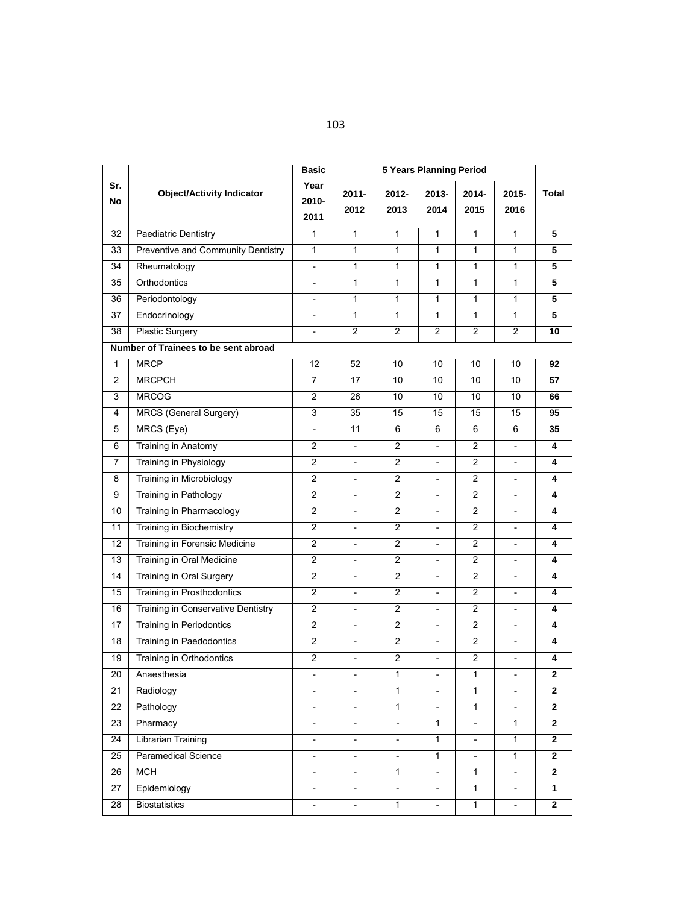| Sr. No | Object/Activity Indicator | Basic Year 2010-2011 | 5 Years Planning Period | | | | | Total |
|---|---|---|---|---|---|---|---|---|
| | | | 2011-2012 | 2012-2013 | 2013-2014 | 2014-2015 | 2015-2016 | |
| 32 | Paediatric Dentistry | 1 | 1 | 1 | 1 | 1 | 1 | **5** |
| 33 | Preventive and Community Dentistry | 1 | 1 | 1 | 1 | 1 | 1 | **5** |
| 34 | Rheumatology | - | 1 | 1 | 1 | 1 | 1 | **5** |
| 35 | Orthodontics | - | 1 | 1 | 1 | 1 | 1 | **5** |
| 36 | Periodontology | - | 1 | 1 | 1 | 1 | 1 | **5** |
| 37 | Endocrinology | - | 1 | 1 | 1 | 1 | 1 | **5** |
| 38 | Plastic Surgery | - | 2 | 2 | 2 | 2 | 2 | **10** |
| **Number of Trainees to be sent abroad** | | | | | | | | |
| 1 | MRCP | 12 | 52 | 10 | 10 | 10 | 10 | **92** |
| 2 | MRCPCH | 7 | 17 | 10 | 10 | 10 | 10 | **57** |
| 3 | MRCOG | 2 | 26 | 10 | 10 | 10 | 10 | **66** |
| 4 | MRCS (General Surgery) | 3 | 35 | 15 | 15 | 15 | 15 | **95** |
| 5 | MRCS (Eye) | - | 11 | 6 | 6 | 6 | 6 | **35** |
| 6 | Training in Anatomy | 2 | - | 2 | - | 2 | - | **4** |
| 7 | Training in Physiology | 2 | - | 2 | - | 2 | - | **4** |
| 8 | Training in Microbiology | 2 | - | 2 | - | 2 | - | **4** |
| 9 | Training in Pathology | 2 | - | 2 | - | 2 | - | **4** |
| 10 | Training in Pharmacology | 2 | - | 2 | - | 2 | - | **4** |
| 11 | Training in Biochemistry | 2 | - | 2 | - | 2 | - | **4** |
| 12 | Training in Forensic Medicine | 2 | - | 2 | - | 2 | - | **4** |
| 13 | Training in Oral Medicine | 2 | - | 2 | - | 2 | - | **4** |
| 14 | Training in Oral Surgery | 2 | - | 2 | - | 2 | - | **4** |
| 15 | Training in Prosthodontics | 2 | - | 2 | - | 2 | - | **4** |
| 16 | Training in Conservative Dentistry | 2 | - | 2 | - | 2 | - | **4** |
| 17 | Training in Periodontics | 2 | - | 2 | - | 2 | - | **4** |
| 18 | Training in Paedodontics | 2 | - | 2 | - | 2 | - | **4** |
| 19 | Training in Orthodontics | 2 | - | 2 | - | 2 | - | **4** |
| 20 | Anaesthesia | - | - | 1 | - | 1 | - | **2** |
| 21 | Radiology | - | - | 1 | - | 1 | - | **2** |
| 22 | Pathology | - | - | 1 | - | 1 | - | **2** |
| 23 | Pharmacy | - | - | - | 1 | - | 1 | **2** |
| 24 | Librarian Training | - | - | - | 1 | - | 1 | **2** |
| 25 | Paramedical Science | - | - | - | 1 | - | 1 | **2** |
| 26 | MCH | - | - | 1 | - | 1 | - | **2** |
| 27 | Epidemiology | - | - | - | - | 1 | - | **1** |
| 28 | Biostatistics | - | - | 1 | - | 1 | - | **2** |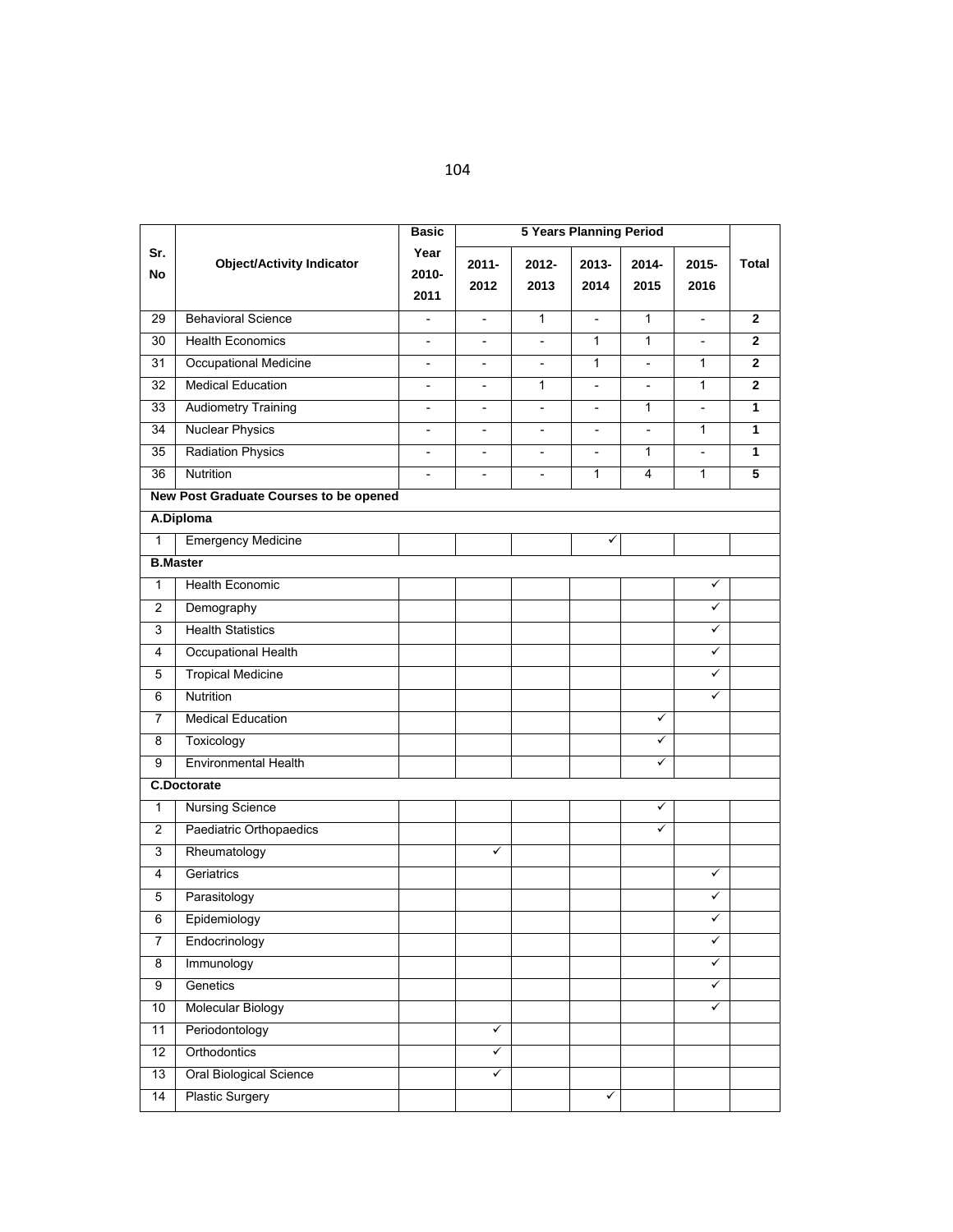| Sr. No | Object/Activity Indicator | Basic Year 2010-2011 | 5 Years Planning Period | | | | | Total |
|---|---|---|---|---|---|---|---|---|
| | | | 2011-2012 | 2012-2013 | 2013-2014 | 2014-2015 | 2015-2016 | |
| 29 | Behavioral Science | - | - | 1 | - | 1 | - | **2** |
| 30 | Health Economics | - | - | - | 1 | 1 | - | **2** |
| 31 | Occupational Medicine | - | - | - | 1 | - | 1 | **2** |
| 32 | Medical Education | - | - | 1 | - | - | 1 | **2** |
| 33 | Audiometry Training | - | - | - | - | 1 | - | **1** |
| 34 | Nuclear Physics | - | - | - | - | - | 1 | **1** |
| 35 | Radiation Physics | - | - | - | - | 1 | - | **1** |
| 36 | Nutrition | - | - | - | 1 | 4 | 1 | **5** |
| **New Post Graduate Courses to be opened** | | | | | | | | |
| **A.Diploma** | | | | | | | | |
| 1 | Emergency Medicine | | | | ✓ | | | |
| **B.Master** | | | | | | | | |
| 1 | Health Economic | | | | | | ✓ | |
| 2 | Demography | | | | | | ✓ | |
| 3 | Health Statistics | | | | | | ✓ | |
| 4 | Occupational Health | | | | | | ✓ | |
| 5 | Tropical Medicine | | | | | | ✓ | |
| 6 | Nutrition | | | | | | ✓ | |
| 7 | Medical Education | | | | | ✓ | | |
| 8 | Toxicology | | | | | ✓ | | |
| 9 | Environmental Health | | | | | ✓ | | |
| **C.Doctorate** | | | | | | | | |
| 1 | Nursing Science | | | | | ✓ | | |
| 2 | Paediatric Orthopaedics | | | | | ✓ | | |
| 3 | Rheumatology | | ✓ | | | | | |
| 4 | Geriatrics | | | | | | ✓ | |
| 5 | Parasitology | | | | | | ✓ | |
| 6 | Epidemiology | | | | | | ✓ | |
| 7 | Endocrinology | | | | | | ✓ | |
| 8 | Immunology | | | | | | ✓ | |
| 9 | Genetics | | | | | | ✓ | |
| 10 | Molecular Biology | | | | | | ✓ | |
| 11 | Periodontology | | ✓ | | | | | |
| 12 | Orthodontics | | ✓ | | | | | |
| 13 | Oral Biological Science | | ✓ | | | | | |
| 14 | Plastic Surgery | | | | ✓ | | | |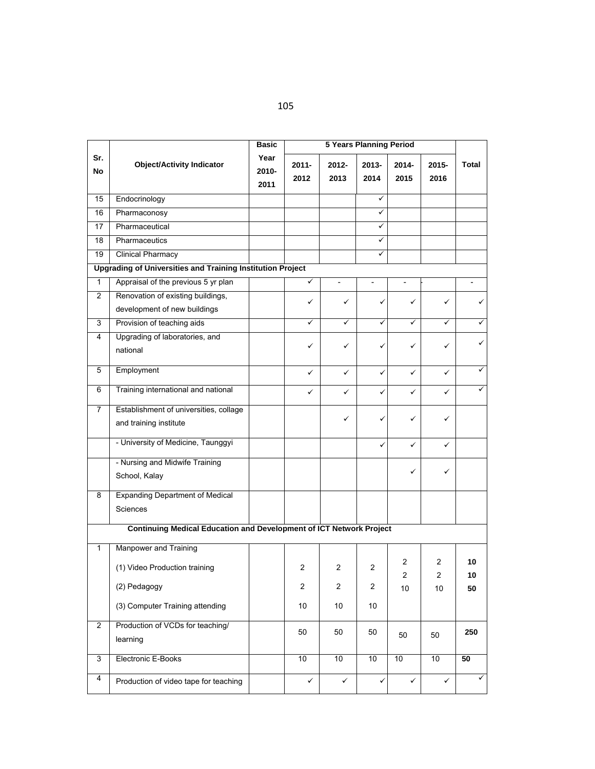| Sr. No | Object/Activity Indicator | Basic Year 2010-2011 | 5 Years Planning Period | | | | | Total |
|---|---|---|---|---|---|---|---|---|
| | | | 2011-2012 | 2012-2013 | 2013-2014 | 2014-2015 | 2015-2016 | |
| 15 | Endocrinology | | | | ✓ | | | |
| 16 | Pharmaconosy | | | | ✓ | | | |
| 17 | Pharmaceutical | | | | ✓ | | | |
| 18 | Pharmaceutics | | | | ✓ | | | |
| 19 | Clinical Pharmacy | | | | ✓ | | | |
| **Upgrading of Universities and Training Institution Project** | | | | | | | | |
| 1 | Appraisal of the previous 5 yr plan | | ✓ | - | - | - | - | - |
| 2 | Renovation of existing buildings, development of new buildings | | ✓ | ✓ | ✓ | ✓ | ✓ | ✓ |
| 3 | Provision of teaching aids | | ✓ | ✓ | ✓ | ✓ | ✓ | ✓ |
| 4 | Upgrading of laboratories, and national | | ✓ | ✓ | ✓ | ✓ | ✓ | ✓ |
| 5 | Employment | | ✓ | ✓ | ✓ | ✓ | ✓ | ✓ |
| 6 | Training international and national | | ✓ | ✓ | ✓ | ✓ | ✓ | ✓ |
| 7 | Establishment of universities, collage and training institute | | | ✓ | ✓ | ✓ | ✓ | |
| | - University of Medicine, Taunggyi | | | | ✓ | ✓ | ✓ | |
| | - Nursing and Midwife Training School, Kalay | | | | | ✓ | ✓ | |
| 8 | Expanding Department of Medical Sciences | | | | | | | |
| **Continuing Medical Education and Development of ICT Network Project** | | | | | | | | |
| 1 | Manpower and Training<br>(1) Video Production training<br>(2) Pedagogy<br>(3) Computer Training attending | | 2<br>2<br>10 | 2<br>2<br>10 | 2<br>2<br>10 | 2<br>2<br>10 | 2<br>2<br>10 | **10**<br>**10**<br>**50** |
| 2 | Production of VCDs for teaching/ learning | | 50 | 50 | 50 | 50 | 50 | **250** |
| 3 | Electronic E-Books | | 10 | 10 | 10 | 10 | 10 | **50** |
| 4 | Production of video tape for teaching | | ✓ | ✓ | ✓ | ✓ | ✓ | ✓ |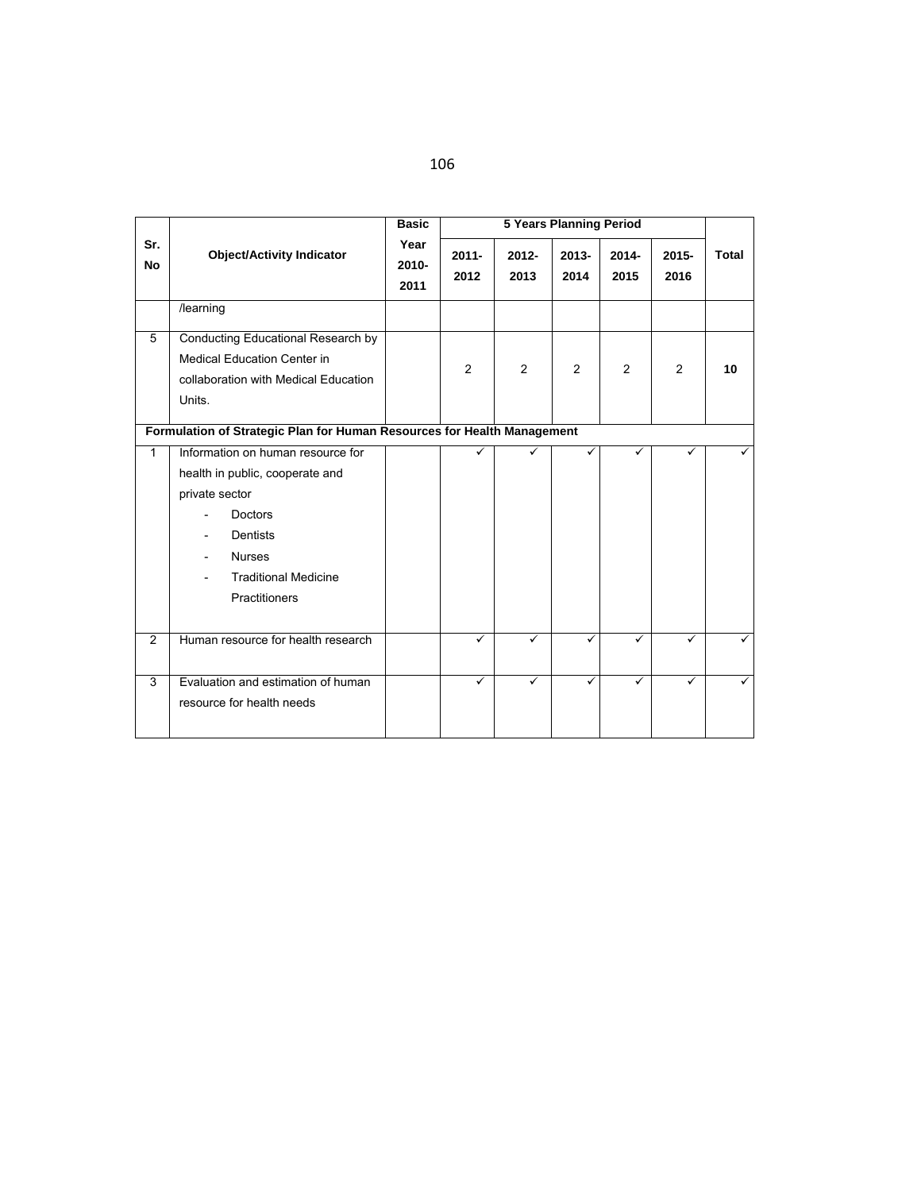| Sr. No | Object/Activity Indicator | Basic Year 2010-2011 | 5 Years Planning Period | | | | | Total |
|---|---|---|---|---|---|---|---|---|
| | | | 2011-2012 | 2012-2013 | 2013-2014 | 2014-2015 | 2015-2016 | |
| | /learning | | | | | | | |
| 5 | Conducting Educational Research by Medical Education Center in collaboration with Medical Education Units. | | 2 | 2 | 2 | 2 | 2 | **10** |
| **Formulation of Strategic Plan for Human Resources for Health Management** | | | | | | | | |
| 1 | Information on human resource for health in public, cooperate and private sector<br>- Doctors<br>- Dentists<br>- Nurses<br>- Traditional Medicine Practitioners | | ✓ | ✓ | ✓ | ✓ | ✓ | ✓ |
| 2 | Human resource for health research | | ✓ | ✓ | ✓ | ✓ | ✓ | ✓ |
| 3 | Evaluation and estimation of human resource for health needs | | ✓ | ✓ | ✓ | ✓ | ✓ | ✓ |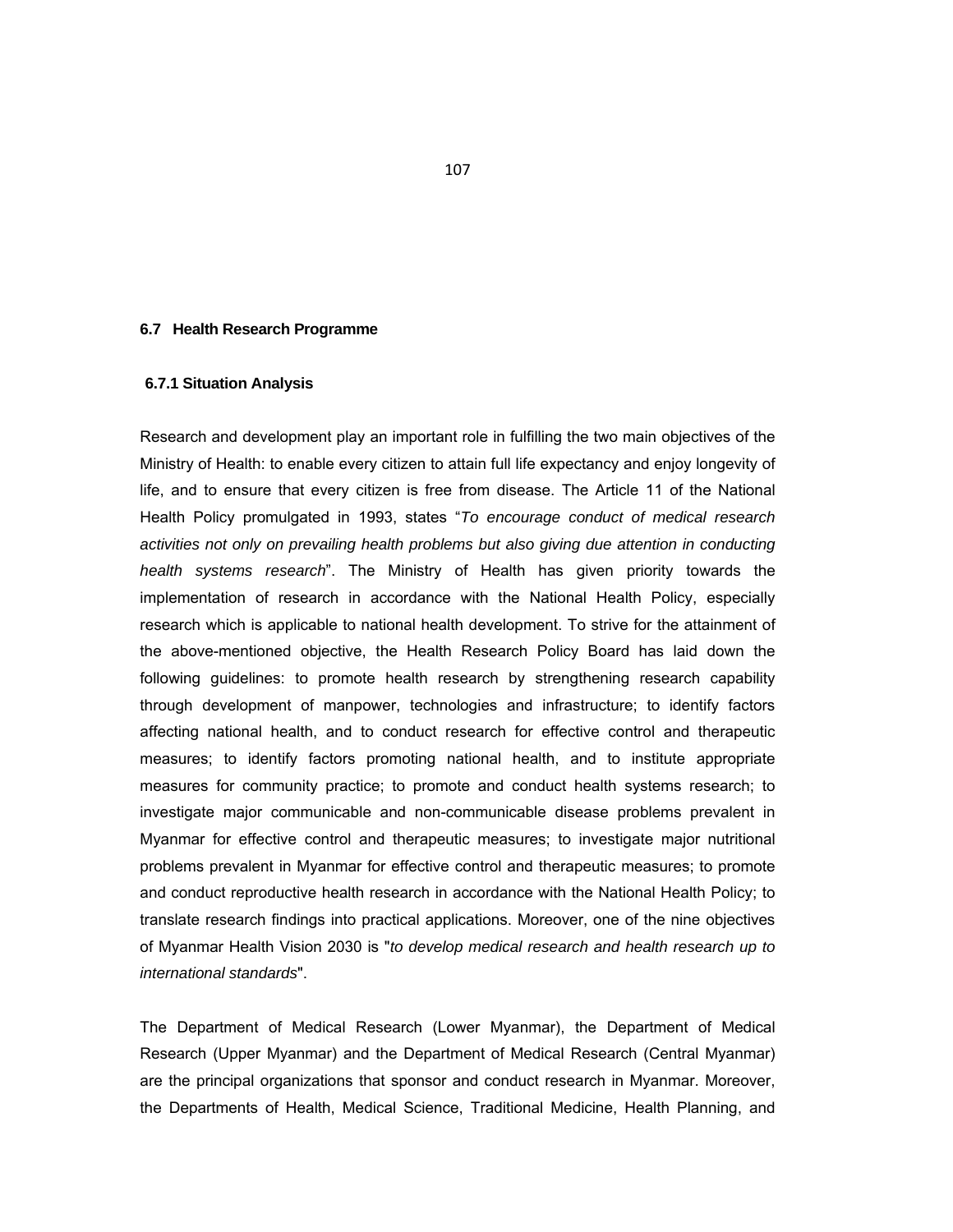## 6.7 Health Research Programme

### 6.7.1 Situation Analysis

Research and development play an important role in fulfilling the two main objectives of the Ministry of Health: to enable every citizen to attain full life expectancy and enjoy longevity of life, and to ensure that every citizen is free from disease. The Article 11 of the National Health Policy promulgated in 1993, states "*To encourage conduct of medical research activities not only on prevailing health problems but also giving due attention in conducting health systems research*". The Ministry of Health has given priority towards the implementation of research in accordance with the National Health Policy, especially research which is applicable to national health development. To strive for the attainment of the above-mentioned objective, the Health Research Policy Board has laid down the following guidelines: to promote health research by strengthening research capability through development of manpower, technologies and infrastructure; to identify factors affecting national health, and to conduct research for effective control and therapeutic measures; to identify factors promoting national health, and to institute appropriate measures for community practice; to promote and conduct health systems research; to investigate major communicable and non-communicable disease problems prevalent in Myanmar for effective control and therapeutic measures; to investigate major nutritional problems prevalent in Myanmar for effective control and therapeutic measures; to promote and conduct reproductive health research in accordance with the National Health Policy; to translate research findings into practical applications. Moreover, one of the nine objectives of Myanmar Health Vision 2030 is "*to develop medical research and health research up to international standards*".

The Department of Medical Research (Lower Myanmar), the Department of Medical Research (Upper Myanmar) and the Department of Medical Research (Central Myanmar) are the principal organizations that sponsor and conduct research in Myanmar. Moreover, the Departments of Health, Medical Science, Traditional Medicine, Health Planning, and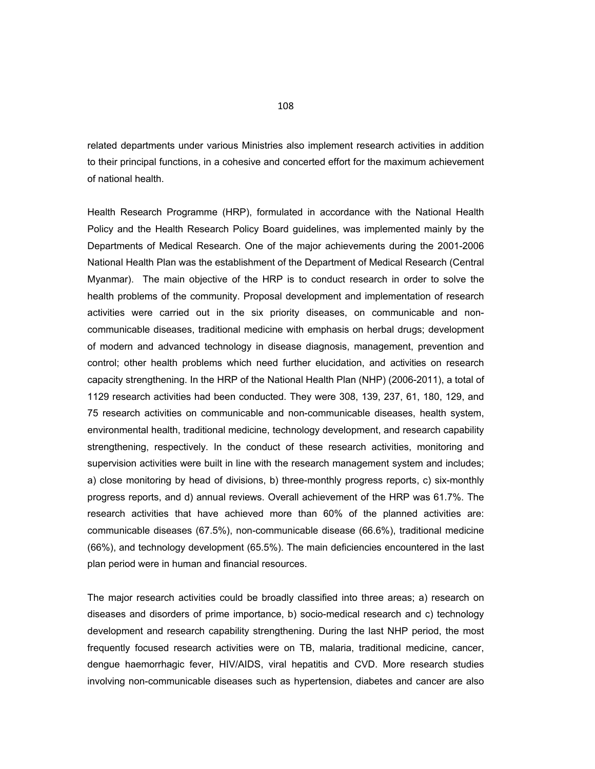related departments under various Ministries also implement research activities in addition to their principal functions, in a cohesive and concerted effort for the maximum achievement of national health.

Health Research Programme (HRP), formulated in accordance with the National Health Policy and the Health Research Policy Board guidelines, was implemented mainly by the Departments of Medical Research. One of the major achievements during the 2001-2006 National Health Plan was the establishment of the Department of Medical Research (Central Myanmar). The main objective of the HRP is to conduct research in order to solve the health problems of the community. Proposal development and implementation of research activities were carried out in the six priority diseases, on communicable and non-communicable diseases, traditional medicine with emphasis on herbal drugs; development of modern and advanced technology in disease diagnosis, management, prevention and control; other health problems which need further elucidation, and activities on research capacity strengthening. In the HRP of the National Health Plan (NHP) (2006-2011), a total of 1129 research activities had been conducted. They were 308, 139, 237, 61, 180, 129, and 75 research activities on communicable and non-communicable diseases, health system, environmental health, traditional medicine, technology development, and research capability strengthening, respectively. In the conduct of these research activities, monitoring and supervision activities were built in line with the research management system and includes; a) close monitoring by head of divisions, b) three-monthly progress reports, c) six-monthly progress reports, and d) annual reviews. Overall achievement of the HRP was 61.7%. The research activities that have achieved more than 60% of the planned activities are: communicable diseases (67.5%), non-communicable disease (66.6%), traditional medicine (66%), and technology development (65.5%). The main deficiencies encountered in the last plan period were in human and financial resources.

The major research activities could be broadly classified into three areas; a) research on diseases and disorders of prime importance, b) socio-medical research and c) technology development and research capability strengthening. During the last NHP period, the most frequently focused research activities were on TB, malaria, traditional medicine, cancer, dengue haemorrhagic fever, HIV/AIDS, viral hepatitis and CVD. More research studies involving non-communicable diseases such as hypertension, diabetes and cancer are also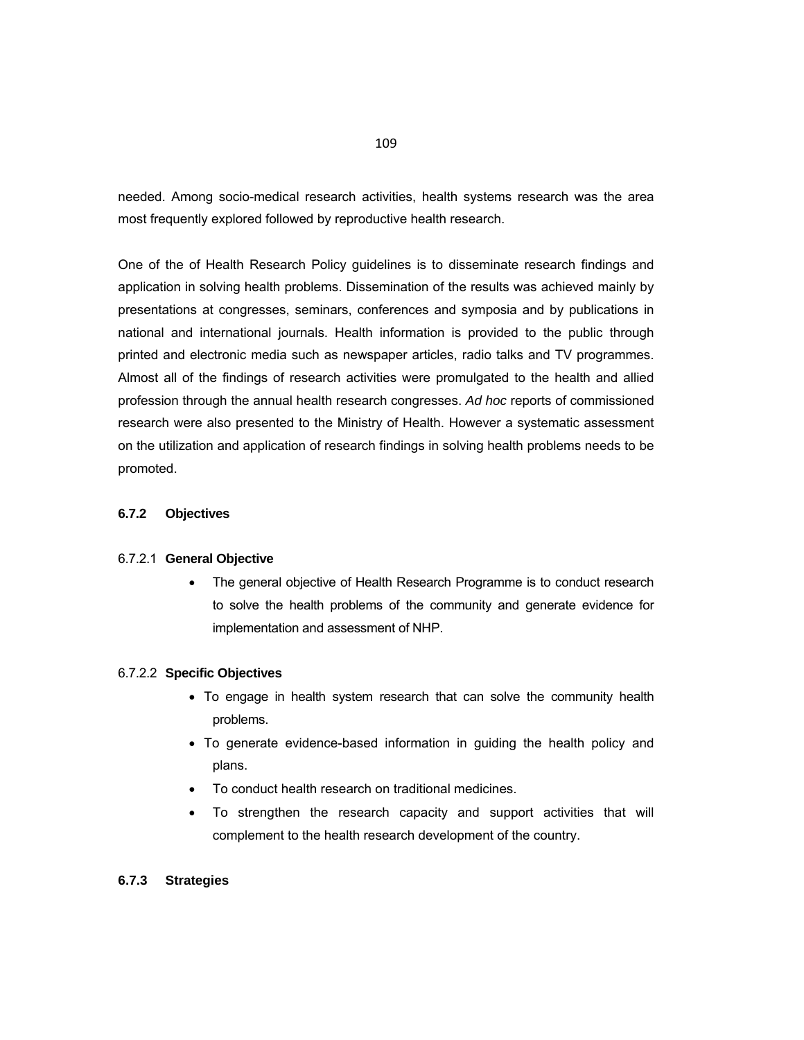needed. Among socio-medical research activities, health systems research was the area most frequently explored followed by reproductive health research.

One of the of Health Research Policy guidelines is to disseminate research findings and application in solving health problems. Dissemination of the results was achieved mainly by presentations at congresses, seminars, conferences and symposia and by publications in national and international journals. Health information is provided to the public through printed and electronic media such as newspaper articles, radio talks and TV programmes. Almost all of the findings of research activities were promulgated to the health and allied profession through the annual health research congresses. *Ad hoc* reports of commissioned research were also presented to the Ministry of Health. However a systematic assessment on the utilization and application of research findings in solving health problems needs to be promoted.

### 6.7.2 Objectives

#### 6.7.2.1 General Objective

- The general objective of Health Research Programme is to conduct research to solve the health problems of the community and generate evidence for implementation and assessment of NHP.

#### 6.7.2.2 Specific Objectives

- To engage in health system research that can solve the community health problems.
- To generate evidence-based information in guiding the health policy and plans.
- To conduct health research on traditional medicines.
- To strengthen the research capacity and support activities that will complement to the health research development of the country.

### 6.7.3 Strategies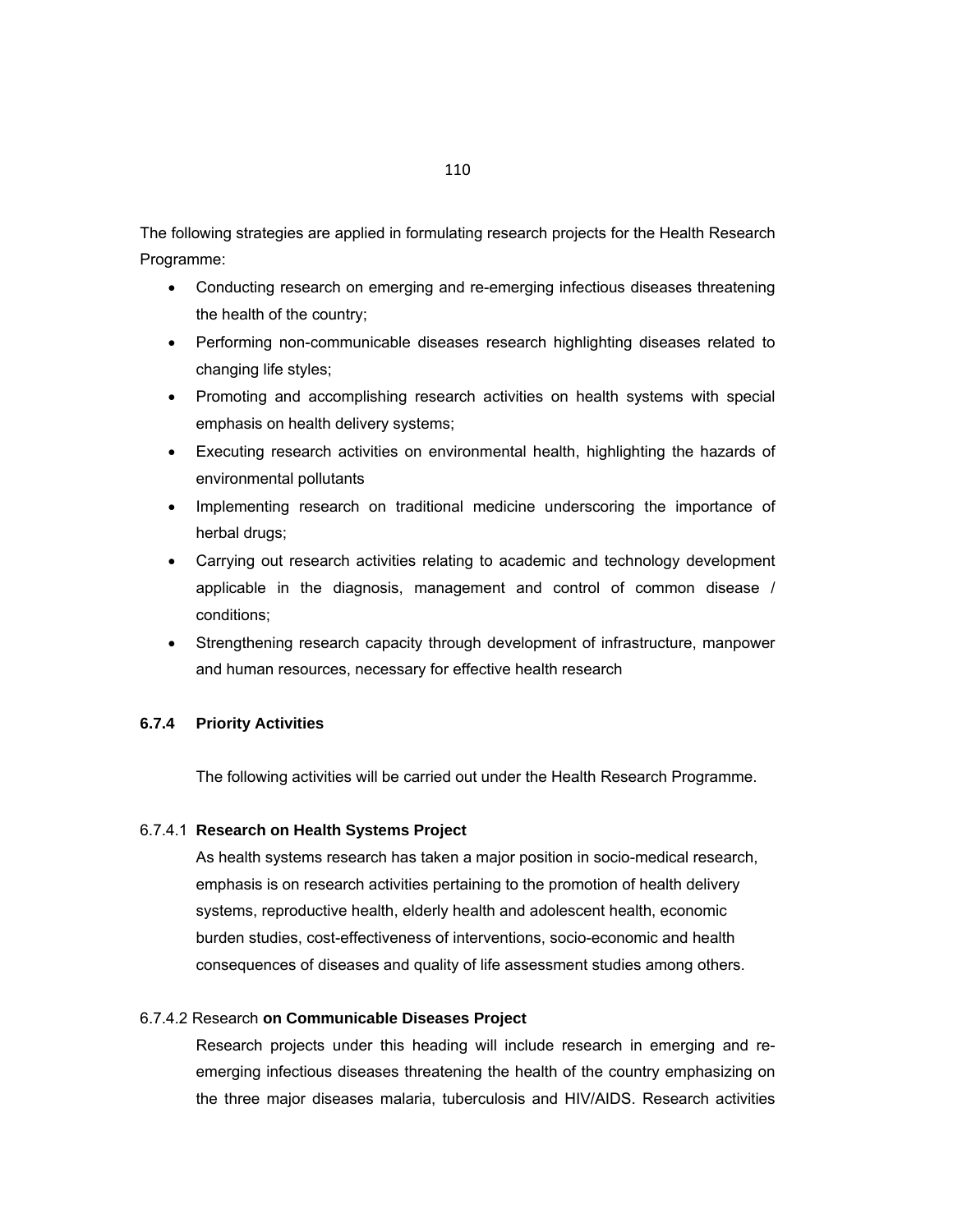The following strategies are applied in formulating research projects for the Health Research Programme:

- Conducting research on emerging and re-emerging infectious diseases threatening the health of the country;
- Performing non-communicable diseases research highlighting diseases related to changing life styles;
- Promoting and accomplishing research activities on health systems with special emphasis on health delivery systems;
- Executing research activities on environmental health, highlighting the hazards of environmental pollutants
- Implementing research on traditional medicine underscoring the importance of herbal drugs;
- Carrying out research activities relating to academic and technology development applicable in the diagnosis, management and control of common disease / conditions;
- Strengthening research capacity through development of infrastructure, manpower and human resources, necessary for effective health research

### 6.7.4 Priority Activities

The following activities will be carried out under the Health Research Programme.

#### 6.7.4.1 **Research on Health Systems Project**

As health systems research has taken a major position in socio-medical research, emphasis is on research activities pertaining to the promotion of health delivery systems, reproductive health, elderly health and adolescent health, economic burden studies, cost-effectiveness of interventions, socio-economic and health consequences of diseases and quality of life assessment studies among others.

#### 6.7.4.2 Research **on Communicable Diseases Project**

Research projects under this heading will include research in emerging and re-emerging infectious diseases threatening the health of the country emphasizing on the three major diseases malaria, tuberculosis and HIV/AIDS. Research activities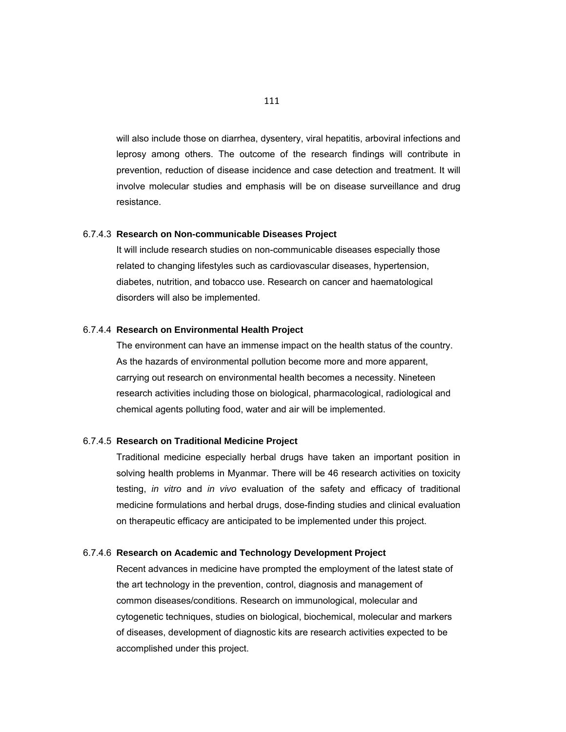will also include those on diarrhea, dysentery, viral hepatitis, arboviral infections and leprosy among others. The outcome of the research findings will contribute in prevention, reduction of disease incidence and case detection and treatment. It will involve molecular studies and emphasis will be on disease surveillance and drug resistance.

#### 6.7.4.3 Research on Non-communicable Diseases Project

It will include research studies on non-communicable diseases especially those related to changing lifestyles such as cardiovascular diseases, hypertension, diabetes, nutrition, and tobacco use. Research on cancer and haematological disorders will also be implemented.

#### 6.7.4.4 Research on Environmental Health Project

The environment can have an immense impact on the health status of the country. As the hazards of environmental pollution become more and more apparent, carrying out research on environmental health becomes a necessity. Nineteen research activities including those on biological, pharmacological, radiological and chemical agents polluting food, water and air will be implemented.

#### 6.7.4.5 Research on Traditional Medicine Project

Traditional medicine especially herbal drugs have taken an important position in solving health problems in Myanmar. There will be 46 research activities on toxicity testing, *in vitro* and *in vivo* evaluation of the safety and efficacy of traditional medicine formulations and herbal drugs, dose-finding studies and clinical evaluation on therapeutic efficacy are anticipated to be implemented under this project.

#### 6.7.4.6 Research on Academic and Technology Development Project

Recent advances in medicine have prompted the employment of the latest state of the art technology in the prevention, control, diagnosis and management of common diseases/conditions. Research on immunological, molecular and cytogenetic techniques, studies on biological, biochemical, molecular and markers of diseases, development of diagnostic kits are research activities expected to be accomplished under this project.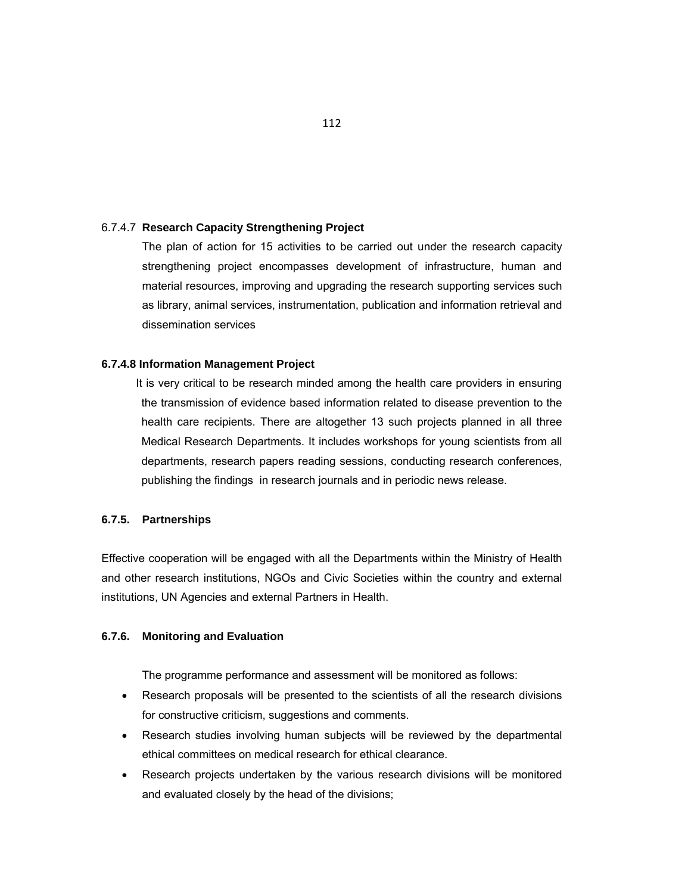#### 6.7.4.7 **Research Capacity Strengthening Project**

The plan of action for 15 activities to be carried out under the research capacity strengthening project encompasses development of infrastructure, human and material resources, improving and upgrading the research supporting services such as library, animal services, instrumentation, publication and information retrieval and dissemination services

#### **6.7.4.8 Information Management Project**

It is very critical to be research minded among the health care providers in ensuring the transmission of evidence based information related to disease prevention to the health care recipients. There are altogether 13 such projects planned in all three Medical Research Departments. It includes workshops for young scientists from all departments, research papers reading sessions, conducting research conferences, publishing the findings in research journals and in periodic news release.

### **6.7.5. Partnerships**

Effective cooperation will be engaged with all the Departments within the Ministry of Health and other research institutions, NGOs and Civic Societies within the country and external institutions, UN Agencies and external Partners in Health.

### **6.7.6. Monitoring and Evaluation**

The programme performance and assessment will be monitored as follows:

- Research proposals will be presented to the scientists of all the research divisions for constructive criticism, suggestions and comments.
- Research studies involving human subjects will be reviewed by the departmental ethical committees on medical research for ethical clearance.
- Research projects undertaken by the various research divisions will be monitored and evaluated closely by the head of the divisions;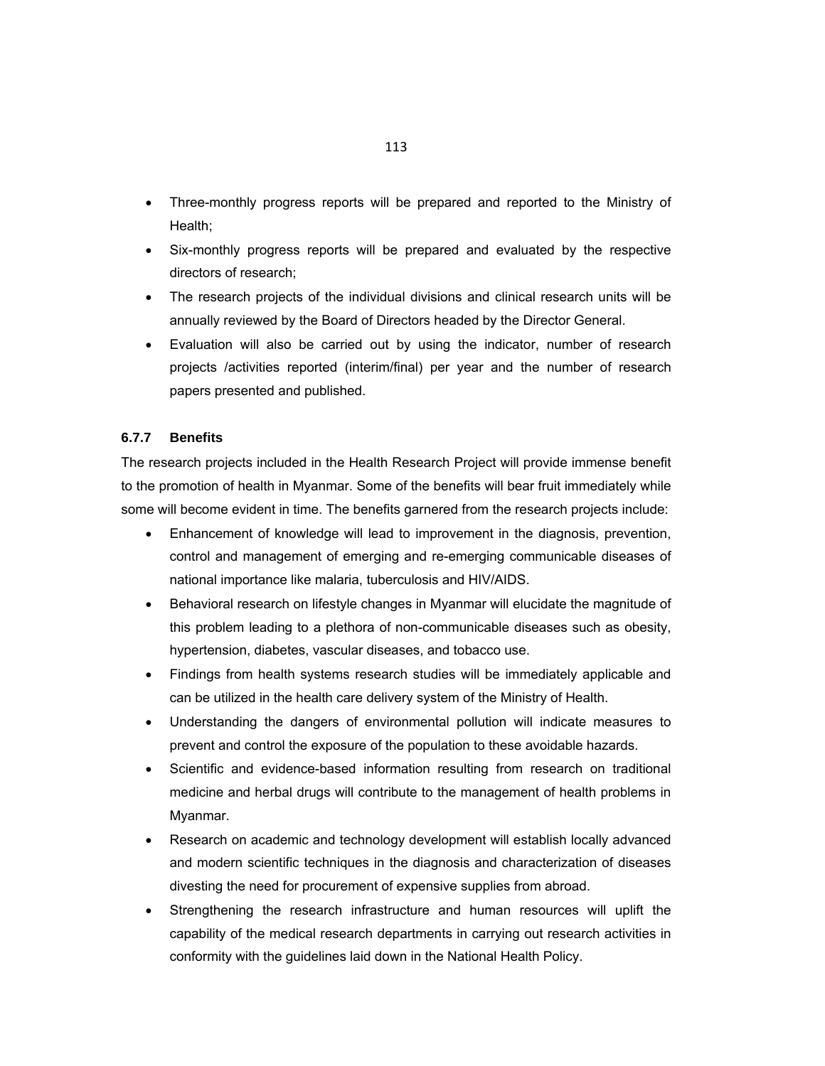- Three-monthly progress reports will be prepared and reported to the Ministry of Health;
- Six-monthly progress reports will be prepared and evaluated by the respective directors of research;
- The research projects of the individual divisions and clinical research units will be annually reviewed by the Board of Directors headed by the Director General.
- Evaluation will also be carried out by using the indicator, number of research projects /activities reported (interim/final) per year and the number of research papers presented and published.

### 6.7.7 Benefits

The research projects included in the Health Research Project will provide immense benefit to the promotion of health in Myanmar. Some of the benefits will bear fruit immediately while some will become evident in time. The benefits garnered from the research projects include:

- Enhancement of knowledge will lead to improvement in the diagnosis, prevention, control and management of emerging and re-emerging communicable diseases of national importance like malaria, tuberculosis and HIV/AIDS.
- Behavioral research on lifestyle changes in Myanmar will elucidate the magnitude of this problem leading to a plethora of non-communicable diseases such as obesity, hypertension, diabetes, vascular diseases, and tobacco use.
- Findings from health systems research studies will be immediately applicable and can be utilized in the health care delivery system of the Ministry of Health.
- Understanding the dangers of environmental pollution will indicate measures to prevent and control the exposure of the population to these avoidable hazards.
- Scientific and evidence-based information resulting from research on traditional medicine and herbal drugs will contribute to the management of health problems in Myanmar.
- Research on academic and technology development will establish locally advanced and modern scientific techniques in the diagnosis and characterization of diseases divesting the need for procurement of expensive supplies from abroad.
- Strengthening the research infrastructure and human resources will uplift the capability of the medical research departments in carrying out research activities in conformity with the guidelines laid down in the National Health Policy.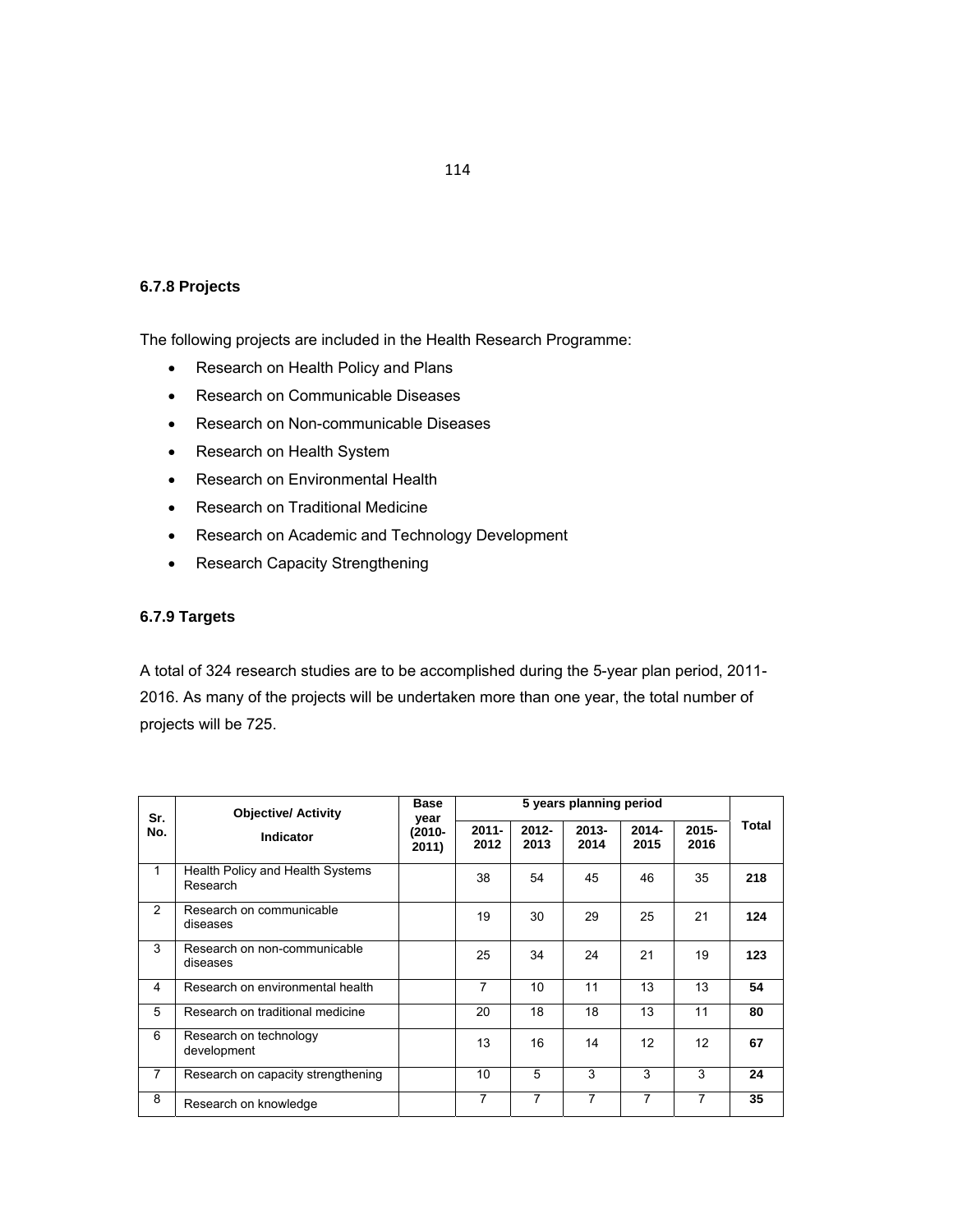### 6.7.8 Projects

The following projects are included in the Health Research Programme:

- Research on Health Policy and Plans
- Research on Communicable Diseases
- Research on Non-communicable Diseases
- Research on Health System
- Research on Environmental Health
- Research on Traditional Medicine
- Research on Academic and Technology Development
- Research Capacity Strengthening

### 6.7.9 Targets

A total of 324 research studies are to be accomplished during the 5-year plan period, 2011-2016. As many of the projects will be undertaken more than one year, the total number of projects will be 725.

| Sr. No. | Objective/ Activity Indicator | Base year (2010-2011) | 5 years planning period | | | | | Total |
|---|---|---|---|---|---|---|---|---|
| | | | 2011-2012 | 2012-2013 | 2013-2014 | 2014-2015 | 2015-2016 | |
| 1 | Health Policy and Health Systems Research | | 38 | 54 | 45 | 46 | 35 | **218** |
| 2 | Research on communicable diseases | | 19 | 30 | 29 | 25 | 21 | **124** |
| 3 | Research on non-communicable diseases | | 25 | 34 | 24 | 21 | 19 | **123** |
| 4 | Research on environmental health | | 7 | 10 | 11 | 13 | 13 | **54** |
| 5 | Research on traditional medicine | | 20 | 18 | 18 | 13 | 11 | **80** |
| 6 | Research on technology development | | 13 | 16 | 14 | 12 | 12 | **67** |
| 7 | Research on capacity strengthening | | 10 | 5 | 3 | 3 | 3 | **24** |
| 8 | Research on knowledge | | 7 | 7 | 7 | 7 | 7 | **35** |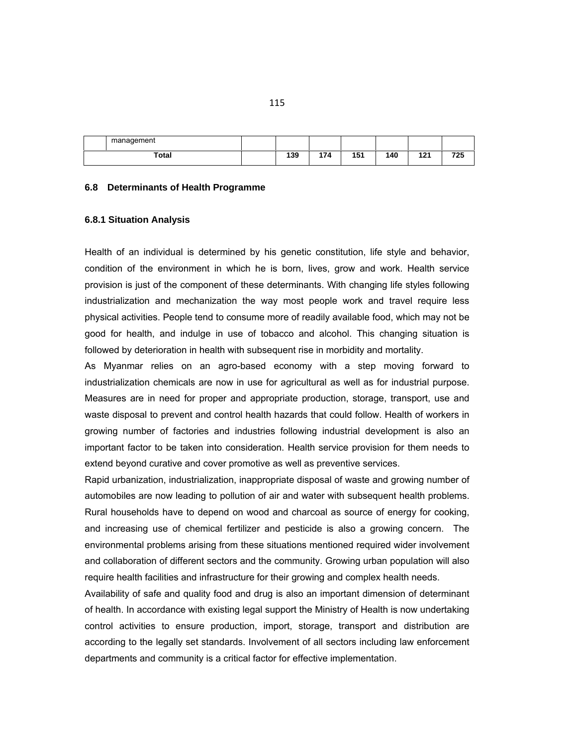|  | management |  |  |  |  |  |  |  |
|---|---|---|---|---|---|---|---|---|
| **Total** | |  | **139** | **174** | **151** | **140** | **121** | **725** |

### 6.8 Determinants of Health Programme

#### 6.8.1 Situation Analysis

Health of an individual is determined by his genetic constitution, life style and behavior, condition of the environment in which he is born, lives, grow and work. Health service provision is just of the component of these determinants. With changing life styles following industrialization and mechanization the way most people work and travel require less physical activities. People tend to consume more of readily available food, which may not be good for health, and indulge in use of tobacco and alcohol. This changing situation is followed by deterioration in health with subsequent rise in morbidity and mortality.

As Myanmar relies on an agro-based economy with a step moving forward to industrialization chemicals are now in use for agricultural as well as for industrial purpose. Measures are in need for proper and appropriate production, storage, transport, use and waste disposal to prevent and control health hazards that could follow. Health of workers in growing number of factories and industries following industrial development is also an important factor to be taken into consideration. Health service provision for them needs to extend beyond curative and cover promotive as well as preventive services.

Rapid urbanization, industrialization, inappropriate disposal of waste and growing number of automobiles are now leading to pollution of air and water with subsequent health problems. Rural households have to depend on wood and charcoal as source of energy for cooking, and increasing use of chemical fertilizer and pesticide is also a growing concern. The environmental problems arising from these situations mentioned required wider involvement and collaboration of different sectors and the community. Growing urban population will also require health facilities and infrastructure for their growing and complex health needs.

Availability of safe and quality food and drug is also an important dimension of determinant of health. In accordance with existing legal support the Ministry of Health is now undertaking control activities to ensure production, import, storage, transport and distribution are according to the legally set standards. Involvement of all sectors including law enforcement departments and community is a critical factor for effective implementation.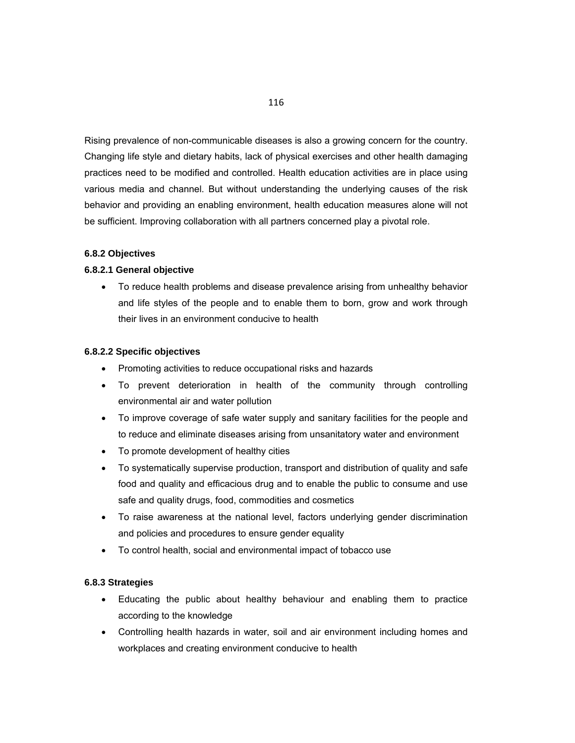Rising prevalence of non-communicable diseases is also a growing concern for the country. Changing life style and dietary habits, lack of physical exercises and other health damaging practices need to be modified and controlled. Health education activities are in place using various media and channel. But without understanding the underlying causes of the risk behavior and providing an enabling environment, health education measures alone will not be sufficient. Improving collaboration with all partners concerned play a pivotal role.

### 6.8.2 Objectives

#### 6.8.2.1 General objective

- To reduce health problems and disease prevalence arising from unhealthy behavior and life styles of the people and to enable them to born, grow and work through their lives in an environment conducive to health

#### 6.8.2.2 Specific objectives

- Promoting activities to reduce occupational risks and hazards
- To prevent deterioration in health of the community through controlling environmental air and water pollution
- To improve coverage of safe water supply and sanitary facilities for the people and to reduce and eliminate diseases arising from unsanitatory water and environment
- To promote development of healthy cities
- To systematically supervise production, transport and distribution of quality and safe food and quality and efficacious drug and to enable the public to consume and use safe and quality drugs, food, commodities and cosmetics
- To raise awareness at the national level, factors underlying gender discrimination and policies and procedures to ensure gender equality
- To control health, social and environmental impact of tobacco use

### 6.8.3 Strategies

- Educating the public about healthy behaviour and enabling them to practice according to the knowledge
- Controlling health hazards in water, soil and air environment including homes and workplaces and creating environment conducive to health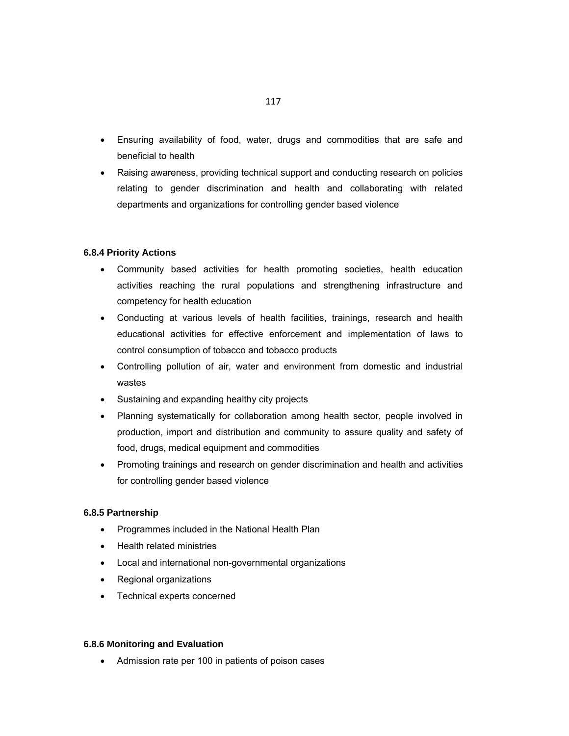- Ensuring availability of food, water, drugs and commodities that are safe and beneficial to health
- Raising awareness, providing technical support and conducting research on policies relating to gender discrimination and health and collaborating with related departments and organizations for controlling gender based violence

### 6.8.4 Priority Actions

- Community based activities for health promoting societies, health education activities reaching the rural populations and strengthening infrastructure and competency for health education
- Conducting at various levels of health facilities, trainings, research and health educational activities for effective enforcement and implementation of laws to control consumption of tobacco and tobacco products
- Controlling pollution of air, water and environment from domestic and industrial wastes
- Sustaining and expanding healthy city projects
- Planning systematically for collaboration among health sector, people involved in production, import and distribution and community to assure quality and safety of food, drugs, medical equipment and commodities
- Promoting trainings and research on gender discrimination and health and activities for controlling gender based violence

### 6.8.5 Partnership

- Programmes included in the National Health Plan
- Health related ministries
- Local and international non-governmental organizations
- Regional organizations
- Technical experts concerned

### 6.8.6 Monitoring and Evaluation

- Admission rate per 100 in patients of poison cases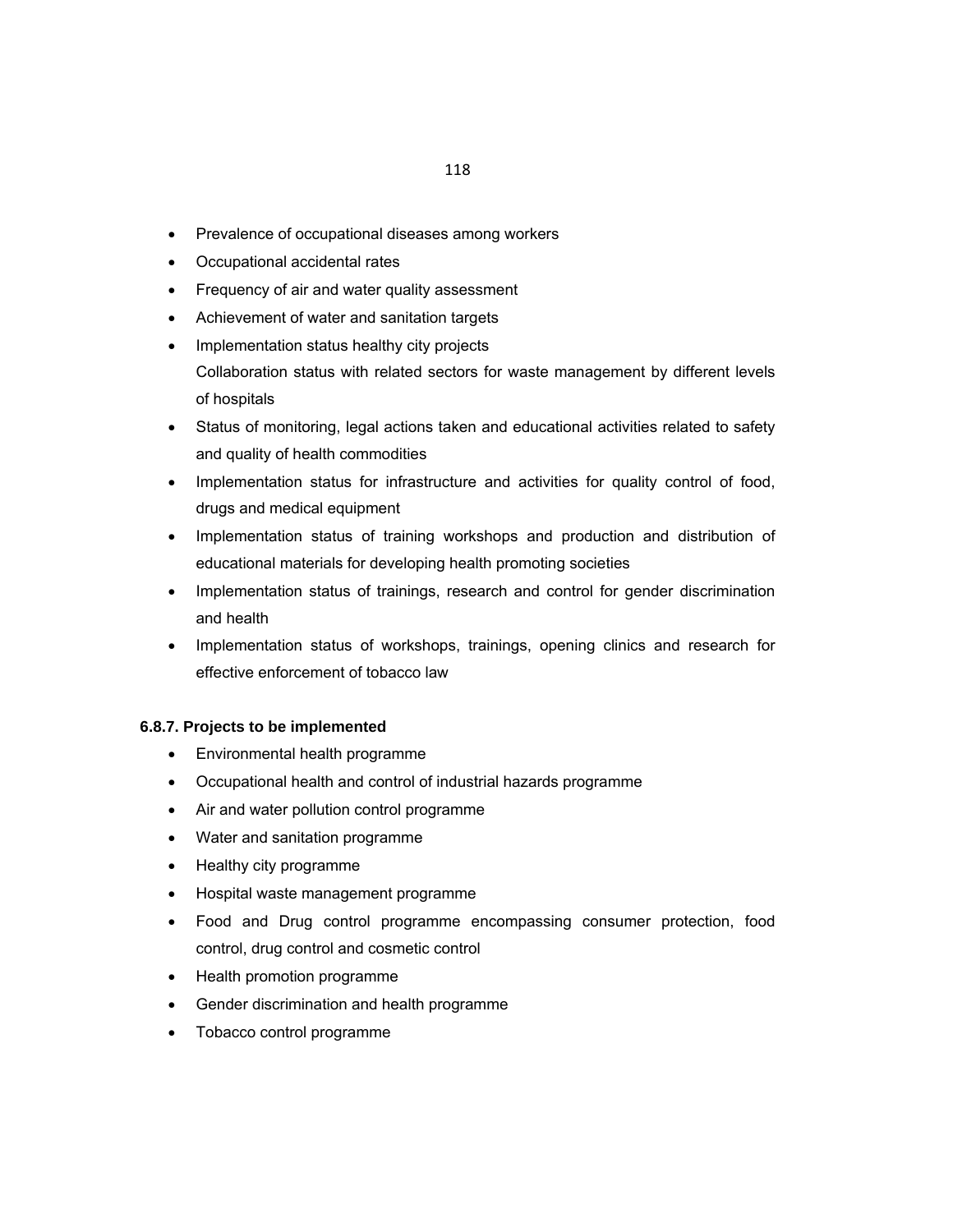- Prevalence of occupational diseases among workers
- Occupational accidental rates
- Frequency of air and water quality assessment
- Achievement of water and sanitation targets
- Implementation status healthy city projects
  Collaboration status with related sectors for waste management by different levels of hospitals
- Status of monitoring, legal actions taken and educational activities related to safety and quality of health commodities
- Implementation status for infrastructure and activities for quality control of food, drugs and medical equipment
- Implementation status of training workshops and production and distribution of educational materials for developing health promoting societies
- Implementation status of trainings, research and control for gender discrimination and health
- Implementation status of workshops, trainings, opening clinics and research for effective enforcement of tobacco law

### 6.8.7. Projects to be implemented

- Environmental health programme
- Occupational health and control of industrial hazards programme
- Air and water pollution control programme
- Water and sanitation programme
- Healthy city programme
- Hospital waste management programme
- Food and Drug control programme encompassing consumer protection, food control, drug control and cosmetic control
- Health promotion programme
- Gender discrimination and health programme
- Tobacco control programme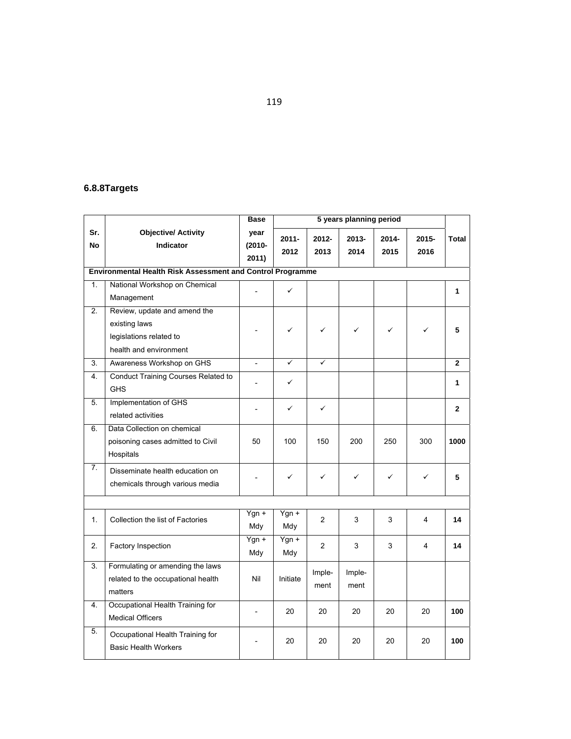### 6.8.8Targets

| Sr. No | Objective/ Activity Indicator | Base year (2010-2011) | 5 years planning period | | | | | Total |
|---|---|---|---|---|---|---|---|---|
| | | | 2011-2012 | 2012-2013 | 2013-2014 | 2014-2015 | 2015-2016 | |
| **Environmental Health Risk Assessment and Control Programme** | | | | | | | | |
| 1. | National Workshop on Chemical Management | - | ✓ | | | | | **1** |
| 2. | Review, update and amend the existing laws legislations related to health and environment | - | ✓ | ✓ | ✓ | ✓ | ✓ | **5** |
| 3. | Awareness Workshop on GHS | - | ✓ | ✓ | | | | **2** |
| 4. | Conduct Training Courses Related to GHS | - | ✓ | | | | | **1** |
| 5. | Implementation of GHS related activities | - | ✓ | ✓ | | | | **2** |
| 6. | Data Collection on chemical poisoning cases admitted to Civil Hospitals | 50 | 100 | 150 | 200 | 250 | 300 | **1000** |
| 7. | Disseminate health education on chemicals through various media | - | ✓ | ✓ | ✓ | ✓ | ✓ | **5** |
| | | | | | | | | |
| 1. | Collection the list of Factories | Ygn + Mdy | Ygn + Mdy | 2 | 3 | 3 | 4 | **14** |
| 2. | Factory Inspection | Ygn + Mdy | Ygn + Mdy | 2 | 3 | 3 | 4 | **14** |
| 3. | Formulating or amending the laws related to the occupational health matters | Nil | Initiate | Imple-ment | Imple-ment | | | |
| 4. | Occupational Health Training for Medical Officers | - | 20 | 20 | 20 | 20 | 20 | **100** |
| 5. | Occupational Health Training for Basic Health Workers | - | 20 | 20 | 20 | 20 | 20 | **100** |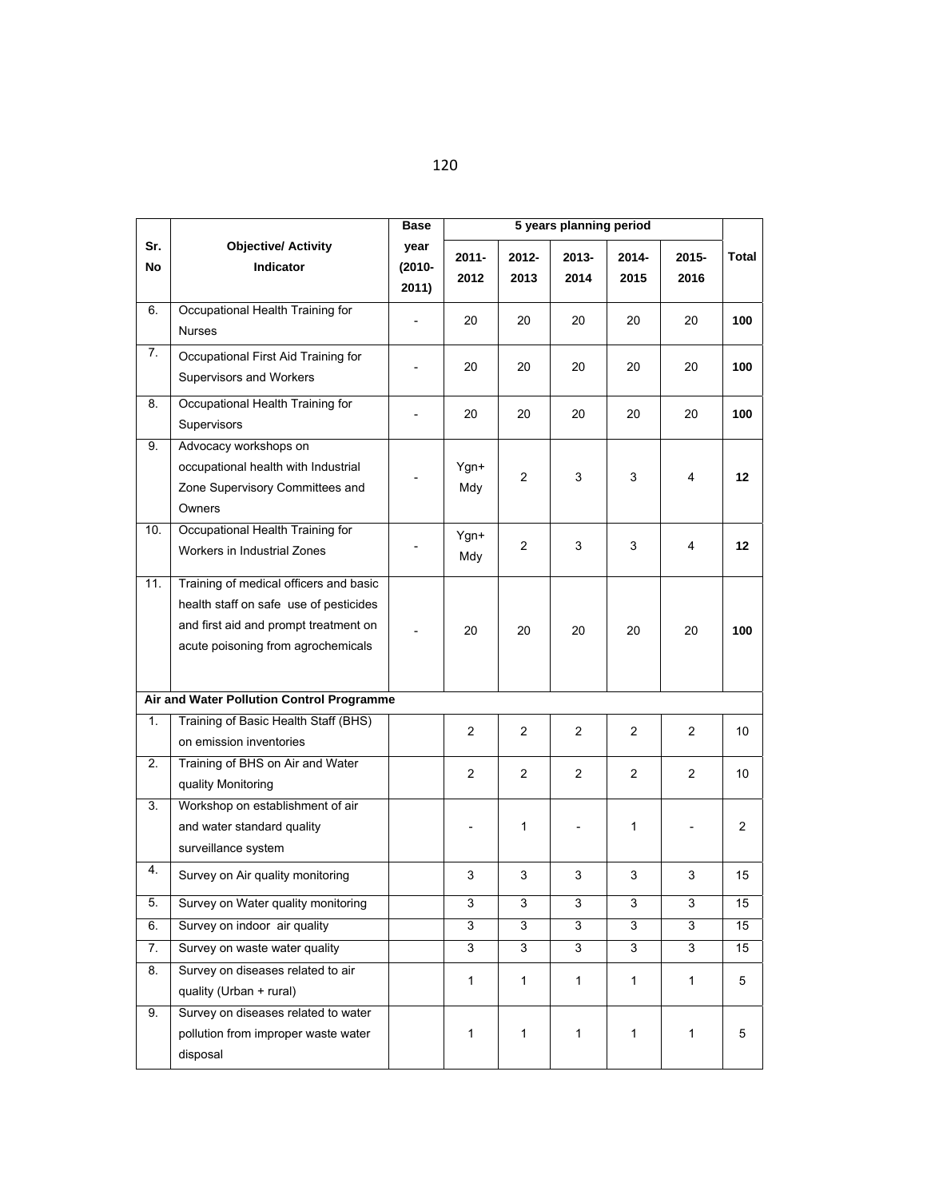| Sr. No | Objective/ Activity Indicator | Base year (2010-2011) | 5 years planning period | | | | | Total |
|---|---|---|---|---|---|---|---|---|
| | | | 2011-2012 | 2012-2013 | 2013-2014 | 2014-2015 | 2015-2016 | |
| 6. | Occupational Health Training for Nurses | - | 20 | 20 | 20 | 20 | 20 | **100** |
| 7. | Occupational First Aid Training for Supervisors and Workers | - | 20 | 20 | 20 | 20 | 20 | **100** |
| 8. | Occupational Health Training for Supervisors | - | 20 | 20 | 20 | 20 | 20 | **100** |
| 9. | Advocacy workshops on occupational health with Industrial Zone Supervisory Committees and Owners | - | Ygn+ Mdy | 2 | 3 | 3 | 4 | **12** |
| 10. | Occupational Health Training for Workers in Industrial Zones | - | Ygn+ Mdy | 2 | 3 | 3 | 4 | **12** |
| 11. | Training of medical officers and basic health staff on safe use of pesticides and first aid and prompt treatment on acute poisoning from agrochemicals | - | 20 | 20 | 20 | 20 | 20 | **100** |
| **Air and Water Pollution Control Programme** | | | | | | | | |
| 1. | Training of Basic Health Staff (BHS) on emission inventories | | 2 | 2 | 2 | 2 | 2 | 10 |
| 2. | Training of BHS on Air and Water quality Monitoring | | 2 | 2 | 2 | 2 | 2 | 10 |
| 3. | Workshop on establishment of air and water standard quality surveillance system | | - | 1 | - | 1 | - | 2 |
| 4. | Survey on Air quality monitoring | | 3 | 3 | 3 | 3 | 3 | 15 |
| 5. | Survey on Water quality monitoring | | 3 | 3 | 3 | 3 | 3 | 15 |
| 6. | Survey on indoor air quality | | 3 | 3 | 3 | 3 | 3 | 15 |
| 7. | Survey on waste water quality | | 3 | 3 | 3 | 3 | 3 | 15 |
| 8. | Survey on diseases related to air quality (Urban + rural) | | 1 | 1 | 1 | 1 | 1 | 5 |
| 9. | Survey on diseases related to water pollution from improper waste water disposal | | 1 | 1 | 1 | 1 | 1 | 5 |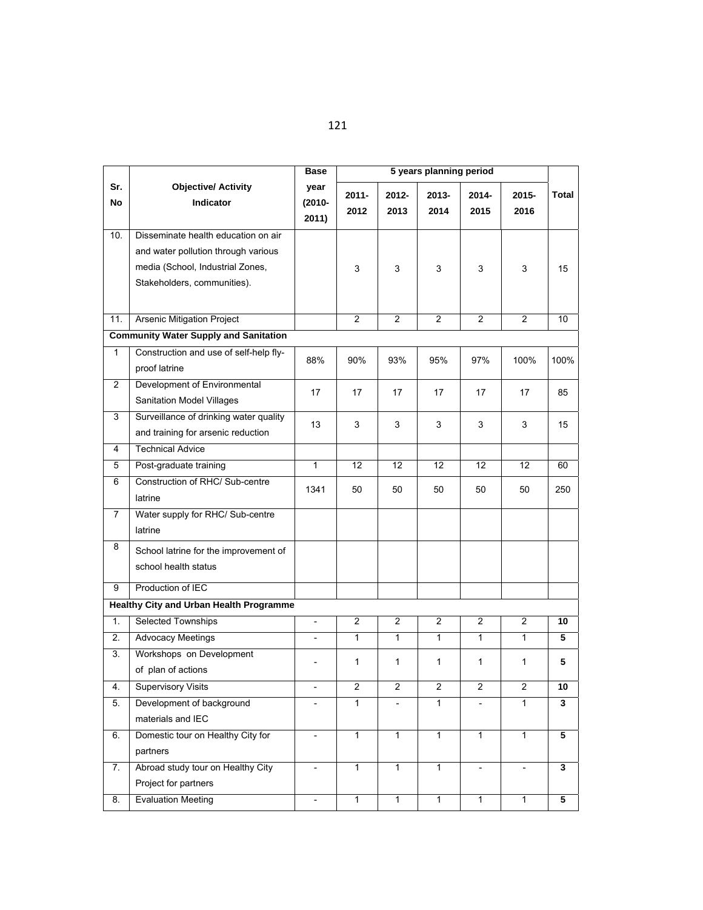| Sr. No | Objective/ Activity Indicator | Base year (2010-2011) | 5 years planning period | | | | | Total |
|---|---|---|---|---|---|---|---|---|
| | | | 2011-2012 | 2012-2013 | 2013-2014 | 2014-2015 | 2015-2016 | |
| 10. | Disseminate health education on air and water pollution through various media (School, Industrial Zones, Stakeholders, communities). | | 3 | 3 | 3 | 3 | 3 | 15 |
| 11. | Arsenic Mitigation Project | | 2 | 2 | 2 | 2 | 2 | 10 |
| **Community Water Supply and Sanitation** | | | | | | | | |
| 1 | Construction and use of self-help fly-proof latrine | 88% | 90% | 93% | 95% | 97% | 100% | 100% |
| 2 | Development of Environmental Sanitation Model Villages | 17 | 17 | 17 | 17 | 17 | 17 | 85 |
| 3 | Surveillance of drinking water quality and training for arsenic reduction | 13 | 3 | 3 | 3 | 3 | 3 | 15 |
| 4 | Technical Advice | | | | | | | |
| 5 | Post-graduate training | 1 | 12 | 12 | 12 | 12 | 12 | 60 |
| 6 | Construction of RHC/ Sub-centre latrine | 1341 | 50 | 50 | 50 | 50 | 50 | 250 |
| 7 | Water supply for RHC/ Sub-centre latrine | | | | | | | |
| 8 | School latrine for the improvement of school health status | | | | | | | |
| 9 | Production of IEC | | | | | | | |
| **Healthy City and Urban Health Programme** | | | | | | | | |
| 1. | Selected Townships | - | 2 | 2 | 2 | 2 | 2 | **10** |
| 2. | Advocacy Meetings | - | 1 | 1 | 1 | 1 | 1 | **5** |
| 3. | Workshops on Development of plan of actions | - | 1 | 1 | 1 | 1 | 1 | **5** |
| 4. | Supervisory Visits | - | 2 | 2 | 2 | 2 | 2 | **10** |
| 5. | Development of background materials and IEC | - | 1 | - | 1 | - | 1 | **3** |
| 6. | Domestic tour on Healthy City for partners | - | 1 | 1 | 1 | 1 | 1 | **5** |
| 7. | Abroad study tour on Healthy City Project for partners | - | 1 | 1 | 1 | - | - | **3** |
| 8. | Evaluation Meeting | - | 1 | 1 | 1 | 1 | 1 | **5** |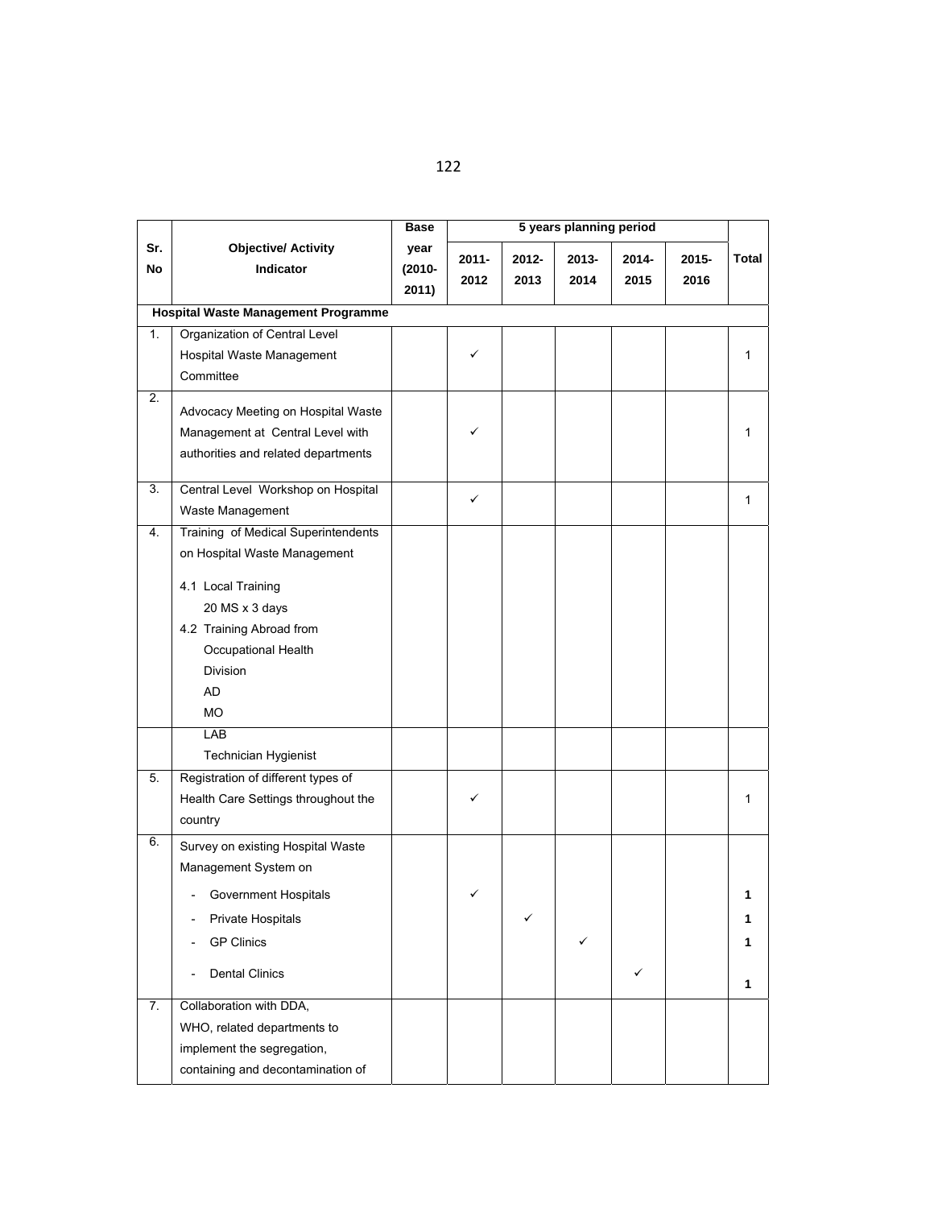| Sr. No | Objective/ Activity Indicator | Base year (2010-2011) | 5 years planning period | | | | | Total |
|---|---|---|---|---|---|---|---|---|
| | | | 2011-2012 | 2012-2013 | 2013-2014 | 2014-2015 | 2015-2016 | |
| **Hospital Waste Management Programme** | | | | | | | | |
| 1. | Organization of Central Level Hospital Waste Management Committee | | ✓ | | | | | 1 |
| 2. | Advocacy Meeting on Hospital Waste Management at Central Level with authorities and related departments | | ✓ | | | | | 1 |
| 3. | Central Level Workshop on Hospital Waste Management | | ✓ | | | | | 1 |
| 4. | Training of Medical Superintendents on Hospital Waste Management<br><br>4.1 Local Training<br>20 MS x 3 days<br>4.2 Training Abroad from Occupational Health Division<br>AD<br>MO | | | | | | | |
| | LAB<br>Technician Hygienist | | | | | | | |
| 5. | Registration of different types of Health Care Settings throughout the country | | ✓ | | | | | 1 |
| 6. | Survey on existing Hospital Waste Management System on<br>- Government Hospitals<br>- Private Hospitals<br>- GP Clinics<br>- Dental Clinics | | ✓ | ✓ | ✓ | ✓ | | **1**<br>**1**<br>**1**<br>**1** |
| 7. | Collaboration with DDA, WHO, related departments to implement the segregation, containing and decontamination of | | | | | | | |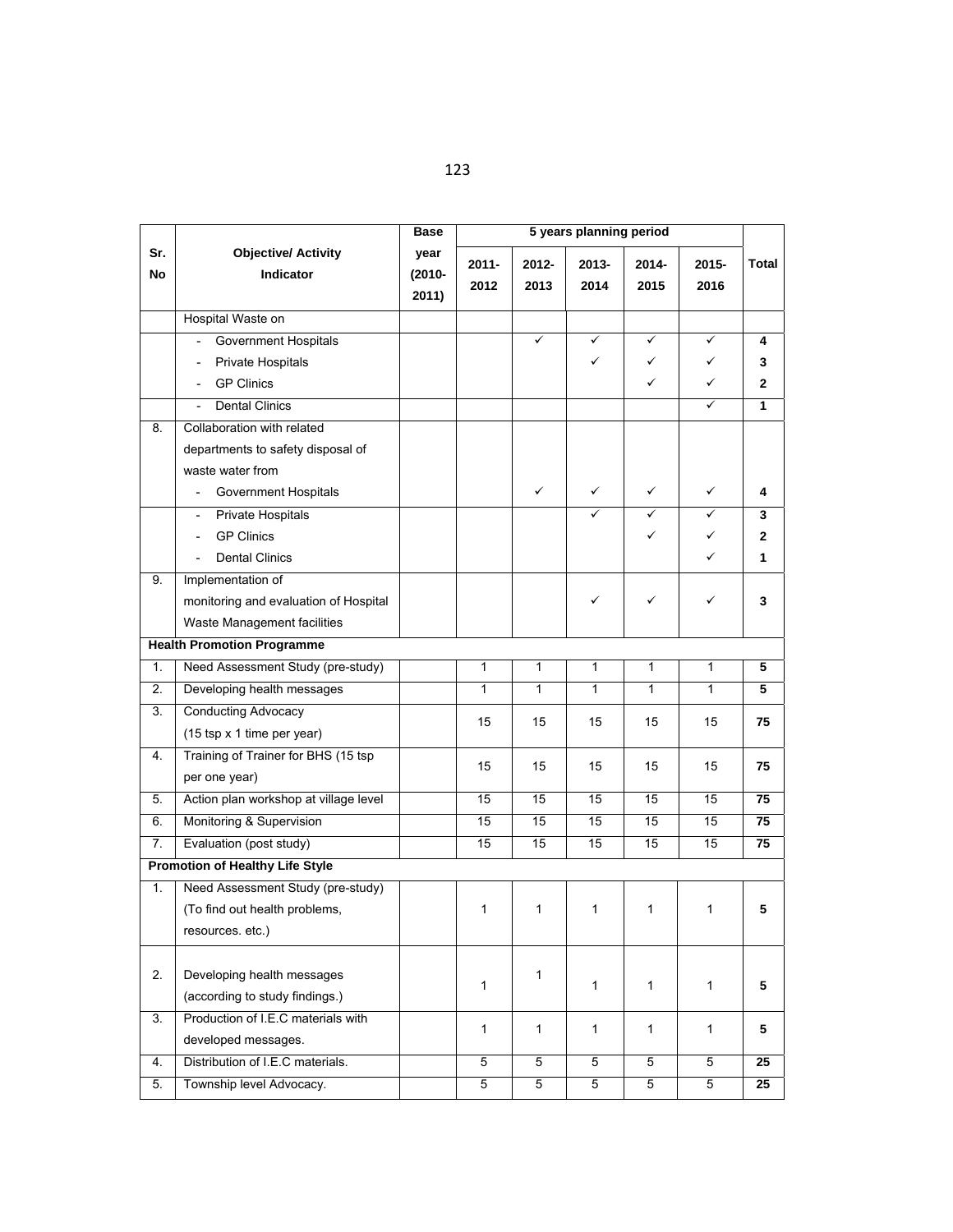| Sr. No | Objective/ Activity Indicator | Base year (2010-2011) | 5 years planning period | | | | | Total |
|---|---|---|---|---|---|---|---|---|
| | | | 2011-2012 | 2012-2013 | 2013-2014 | 2014-2015 | 2015-2016 | |
| | Hospital Waste on | | | | | | | |
| | - Government Hospitals | | | ✓ | ✓ | ✓ | ✓ | **4** |
| | - Private Hospitals | | | | ✓ | ✓ | ✓ | **3** |
| | - GP Clinics | | | | | ✓ | ✓ | **2** |
| | - Dental Clinics | | | | | | ✓ | **1** |
| 8. | Collaboration with related departments to safety disposal of waste water from | | | | | | | |
| | - Government Hospitals | | | ✓ | ✓ | ✓ | ✓ | **4** |
| | - Private Hospitals | | | | ✓ | ✓ | ✓ | **3** |
| | - GP Clinics | | | | | ✓ | ✓ | **2** |
| | - Dental Clinics | | | | | | ✓ | **1** |
| 9. | Implementation of monitoring and evaluation of Hospital Waste Management facilities | | | | ✓ | ✓ | ✓ | **3** |
| **Health Promotion Programme** | | | | | | | | |
| 1. | Need Assessment Study (pre-study) | | 1 | 1 | 1 | 1 | 1 | **5** |
| 2. | Developing health messages | | 1 | 1 | 1 | 1 | 1 | **5** |
| 3. | Conducting Advocacy (15 tsp x 1 time per year) | | 15 | 15 | 15 | 15 | 15 | **75** |
| 4. | Training of Trainer for BHS (15 tsp per one year) | | 15 | 15 | 15 | 15 | 15 | **75** |
| 5. | Action plan workshop at village level | | 15 | 15 | 15 | 15 | 15 | **75** |
| 6. | Monitoring & Supervision | | 15 | 15 | 15 | 15 | 15 | **75** |
| 7. | Evaluation (post study) | | 15 | 15 | 15 | 15 | 15 | **75** |
| **Promotion of Healthy Life Style** | | | | | | | | |
| 1. | Need Assessment Study (pre-study) (To find out health problems, resources. etc.) | | 1 | 1 | 1 | 1 | 1 | **5** |
| 2. | Developing health messages (according to study findings.) | | 1 | 1 | 1 | 1 | 1 | **5** |
| 3. | Production of I.E.C materials with developed messages. | | 1 | 1 | 1 | 1 | 1 | **5** |
| 4. | Distribution of I.E.C materials. | | 5 | 5 | 5 | 5 | 5 | **25** |
| 5. | Township level Advocacy. | | 5 | 5 | 5 | 5 | 5 | **25** |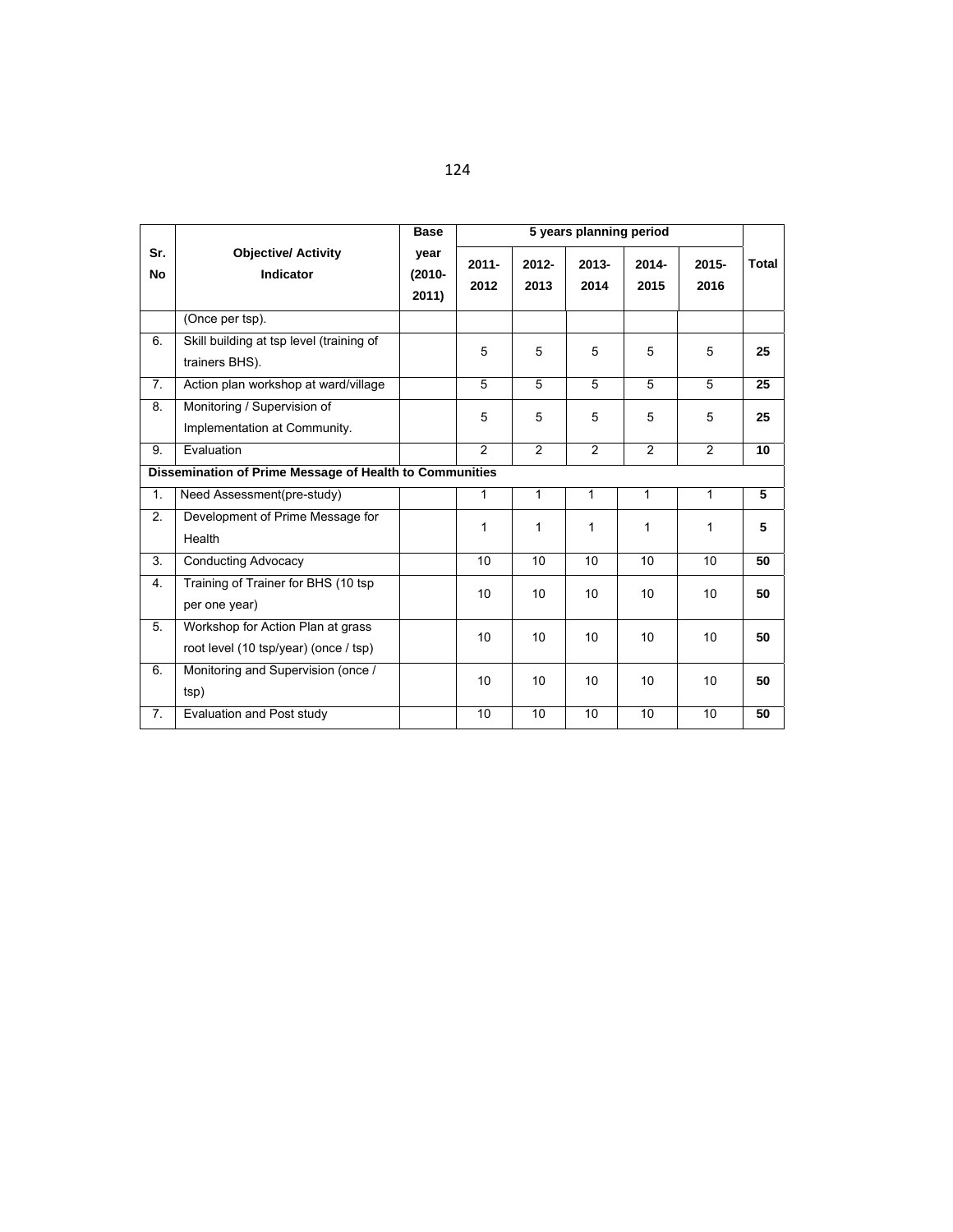| Sr. No | Objective/ Activity Indicator | Base year (2010-2011) | 5 years planning period | | | | | Total |
|---|---|---|---|---|---|---|---|---|
| | | | 2011-2012 | 2012-2013 | 2013-2014 | 2014-2015 | 2015-2016 | |
| | (Once per tsp). | | | | | | | |
| 6. | Skill building at tsp level (training of trainers BHS). | | 5 | 5 | 5 | 5 | 5 | **25** |
| 7. | Action plan workshop at ward/village | | 5 | 5 | 5 | 5 | 5 | **25** |
| 8. | Monitoring / Supervision of Implementation at Community. | | 5 | 5 | 5 | 5 | 5 | **25** |
| 9. | Evaluation | | 2 | 2 | 2 | 2 | 2 | **10** |
| **Dissemination of Prime Message of Health to Communities** | | | | | | | | |
| 1. | Need Assessment(pre-study) | | 1 | 1 | 1 | 1 | 1 | **5** |
| 2. | Development of Prime Message for Health | | 1 | 1 | 1 | 1 | 1 | **5** |
| 3. | Conducting Advocacy | | 10 | 10 | 10 | 10 | 10 | **50** |
| 4. | Training of Trainer for BHS (10 tsp per one year) | | 10 | 10 | 10 | 10 | 10 | **50** |
| 5. | Workshop for Action Plan at grass root level (10 tsp/year) (once / tsp) | | 10 | 10 | 10 | 10 | 10 | **50** |
| 6. | Monitoring and Supervision (once / tsp) | | 10 | 10 | 10 | 10 | 10 | **50** |
| 7. | Evaluation and Post study | | 10 | 10 | 10 | 10 | 10 | **50** |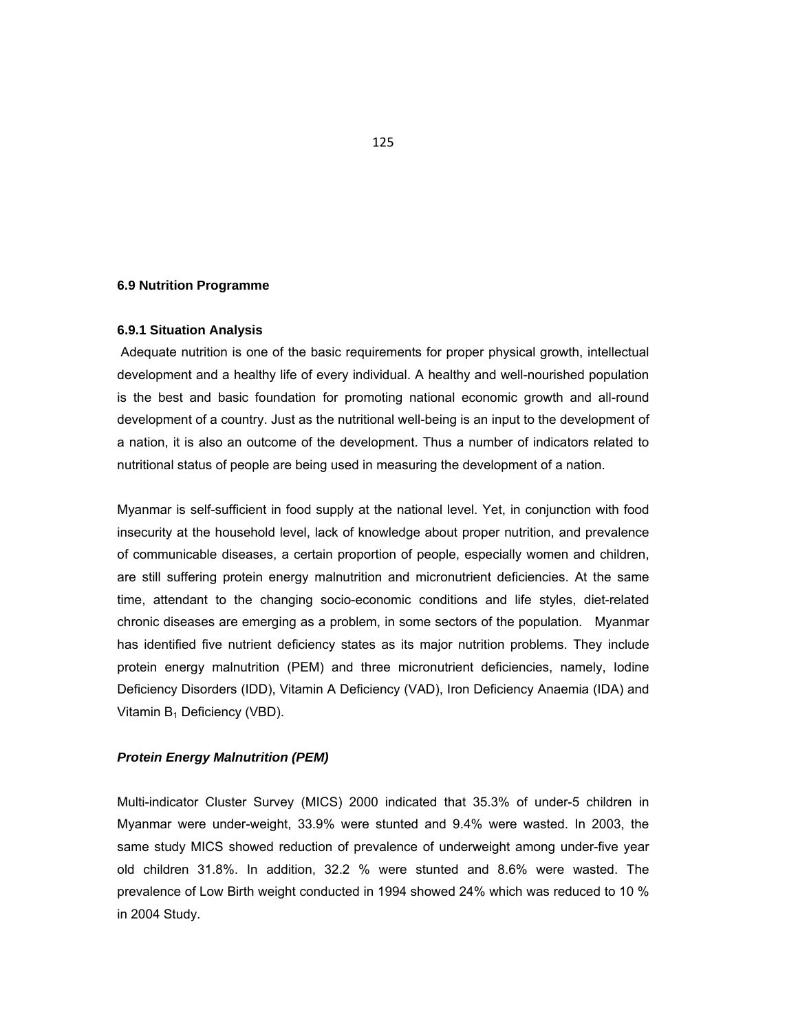### 6.9 Nutrition Programme

#### 6.9.1 Situation Analysis

Adequate nutrition is one of the basic requirements for proper physical growth, intellectual development and a healthy life of every individual. A healthy and well-nourished population is the best and basic foundation for promoting national economic growth and all-round development of a country. Just as the nutritional well-being is an input to the development of a nation, it is also an outcome of the development. Thus a number of indicators related to nutritional status of people are being used in measuring the development of a nation.

Myanmar is self-sufficient in food supply at the national level. Yet, in conjunction with food insecurity at the household level, lack of knowledge about proper nutrition, and prevalence of communicable diseases, a certain proportion of people, especially women and children, are still suffering protein energy malnutrition and micronutrient deficiencies. At the same time, attendant to the changing socio-economic conditions and life styles, diet-related chronic diseases are emerging as a problem, in some sectors of the population. Myanmar has identified five nutrient deficiency states as its major nutrition problems. They include protein energy malnutrition (PEM) and three micronutrient deficiencies, namely, Iodine Deficiency Disorders (IDD), Vitamin A Deficiency (VAD), Iron Deficiency Anaemia (IDA) and Vitamin $B_1$ Deficiency (VBD).

***Protein Energy Malnutrition (PEM)***

Multi-indicator Cluster Survey (MICS) 2000 indicated that 35.3% of under-5 children in Myanmar were under-weight, 33.9% were stunted and 9.4% were wasted. In 2003, the same study MICS showed reduction of prevalence of underweight among under-five year old children 31.8%. In addition, 32.2 % were stunted and 8.6% were wasted. The prevalence of Low Birth weight conducted in 1994 showed 24% which was reduced to 10 % in 2004 Study.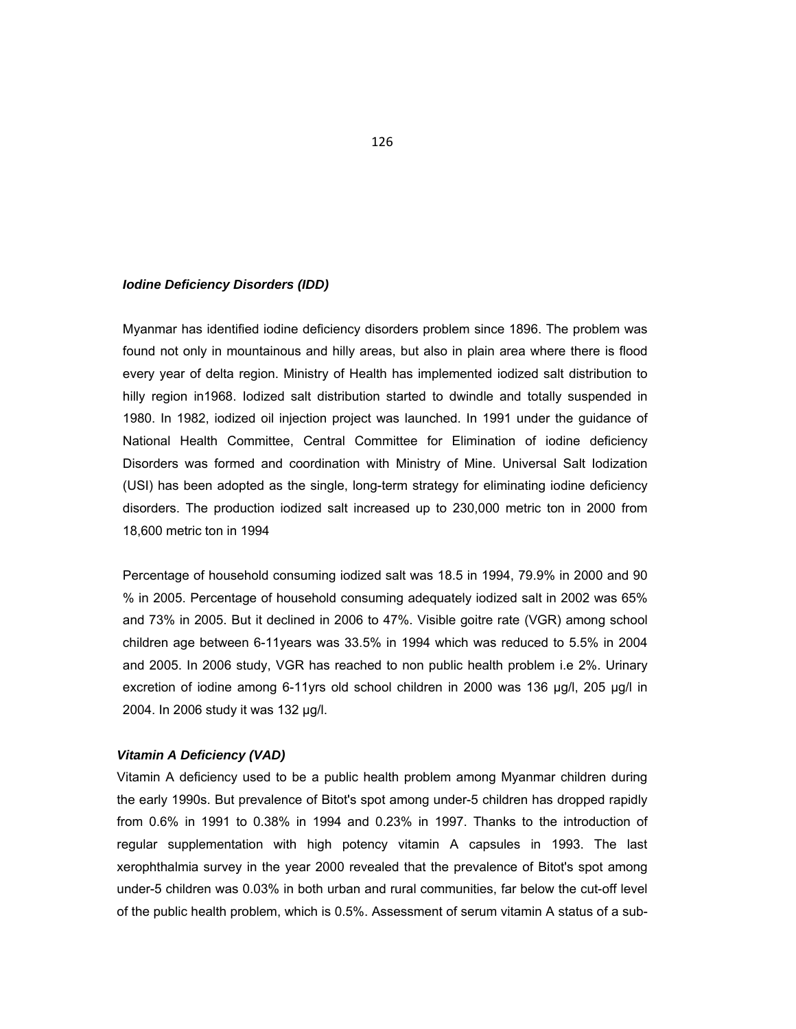### *Iodine Deficiency Disorders (IDD)*

Myanmar has identified iodine deficiency disorders problem since 1896. The problem was found not only in mountainous and hilly areas, but also in plain area where there is flood every year of delta region. Ministry of Health has implemented iodized salt distribution to hilly region in1968. Iodized salt distribution started to dwindle and totally suspended in 1980. In 1982, iodized oil injection project was launched. In 1991 under the guidance of National Health Committee, Central Committee for Elimination of iodine deficiency Disorders was formed and coordination with Ministry of Mine. Universal Salt Iodization (USI) has been adopted as the single, long-term strategy for eliminating iodine deficiency disorders. The production iodized salt increased up to 230,000 metric ton in 2000 from 18,600 metric ton in 1994

Percentage of household consuming iodized salt was 18.5 in 1994, 79.9% in 2000 and 90 % in 2005. Percentage of household consuming adequately iodized salt in 2002 was 65% and 73% in 2005. But it declined in 2006 to 47%. Visible goitre rate (VGR) among school children age between 6-11years was 33.5% in 1994 which was reduced to 5.5% in 2004 and 2005. In 2006 study, VGR has reached to non public health problem i.e 2%. Urinary excretion of iodine among 6-11yrs old school children in 2000 was 136 µg/l, 205 µg/l in 2004. In 2006 study it was 132 µg/l.

### *Vitamin A Deficiency (VAD)*

Vitamin A deficiency used to be a public health problem among Myanmar children during the early 1990s. But prevalence of Bitot's spot among under-5 children has dropped rapidly from 0.6% in 1991 to 0.38% in 1994 and 0.23% in 1997. Thanks to the introduction of regular supplementation with high potency vitamin A capsules in 1993. The last xerophthalmia survey in the year 2000 revealed that the prevalence of Bitot's spot among under-5 children was 0.03% in both urban and rural communities, far below the cut-off level of the public health problem, which is 0.5%. Assessment of serum vitamin A status of a sub-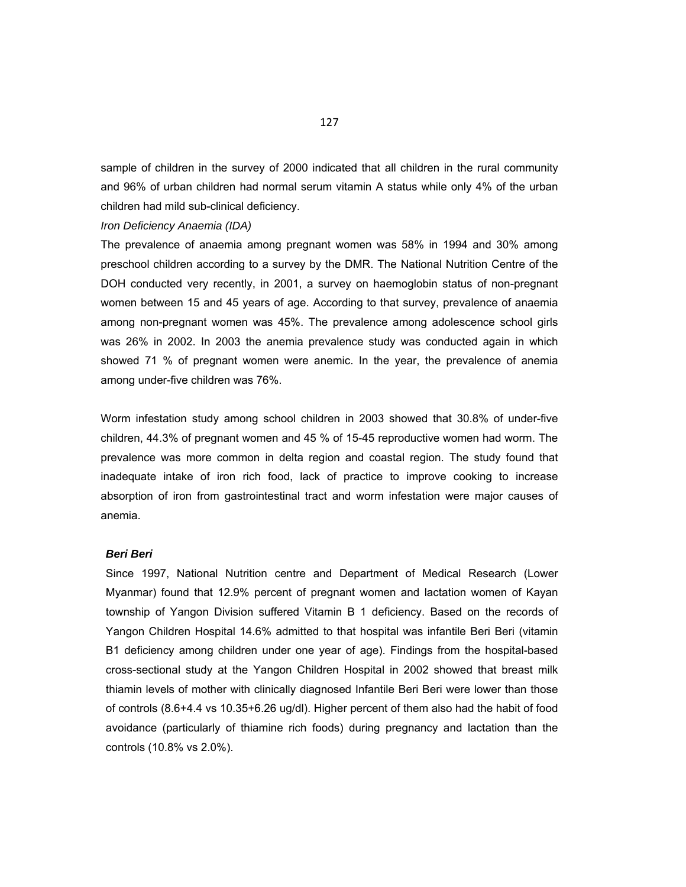sample of children in the survey of 2000 indicated that all children in the rural community and 96% of urban children had normal serum vitamin A status while only 4% of the urban children had mild sub-clinical deficiency.

*Iron Deficiency Anaemia (IDA)*

The prevalence of anaemia among pregnant women was 58% in 1994 and 30% among preschool children according to a survey by the DMR. The National Nutrition Centre of the DOH conducted very recently, in 2001, a survey on haemoglobin status of non-pregnant women between 15 and 45 years of age. According to that survey, prevalence of anaemia among non-pregnant women was 45%. The prevalence among adolescence school girls was 26% in 2002. In 2003 the anemia prevalence study was conducted again in which showed 71 % of pregnant women were anemic. In the year, the prevalence of anemia among under-five children was 76%.

Worm infestation study among school children in 2003 showed that 30.8% of under-five children, 44.3% of pregnant women and 45 % of 15-45 reproductive women had worm. The prevalence was more common in delta region and coastal region. The study found that inadequate intake of iron rich food, lack of practice to improve cooking to increase absorption of iron from gastrointestinal tract and worm infestation were major causes of anemia.

***Beri Beri***

Since 1997, National Nutrition centre and Department of Medical Research (Lower Myanmar) found that 12.9% percent of pregnant women and lactation women of Kayan township of Yangon Division suffered Vitamin B 1 deficiency. Based on the records of Yangon Children Hospital 14.6% admitted to that hospital was infantile Beri Beri (vitamin B1 deficiency among children under one year of age). Findings from the hospital-based cross-sectional study at the Yangon Children Hospital in 2002 showed that breast milk thiamin levels of mother with clinically diagnosed Infantile Beri Beri were lower than those of controls (8.6+4.4 vs 10.35+6.26 ug/dl). Higher percent of them also had the habit of food avoidance (particularly of thiamine rich foods) during pregnancy and lactation than the controls (10.8% vs 2.0%).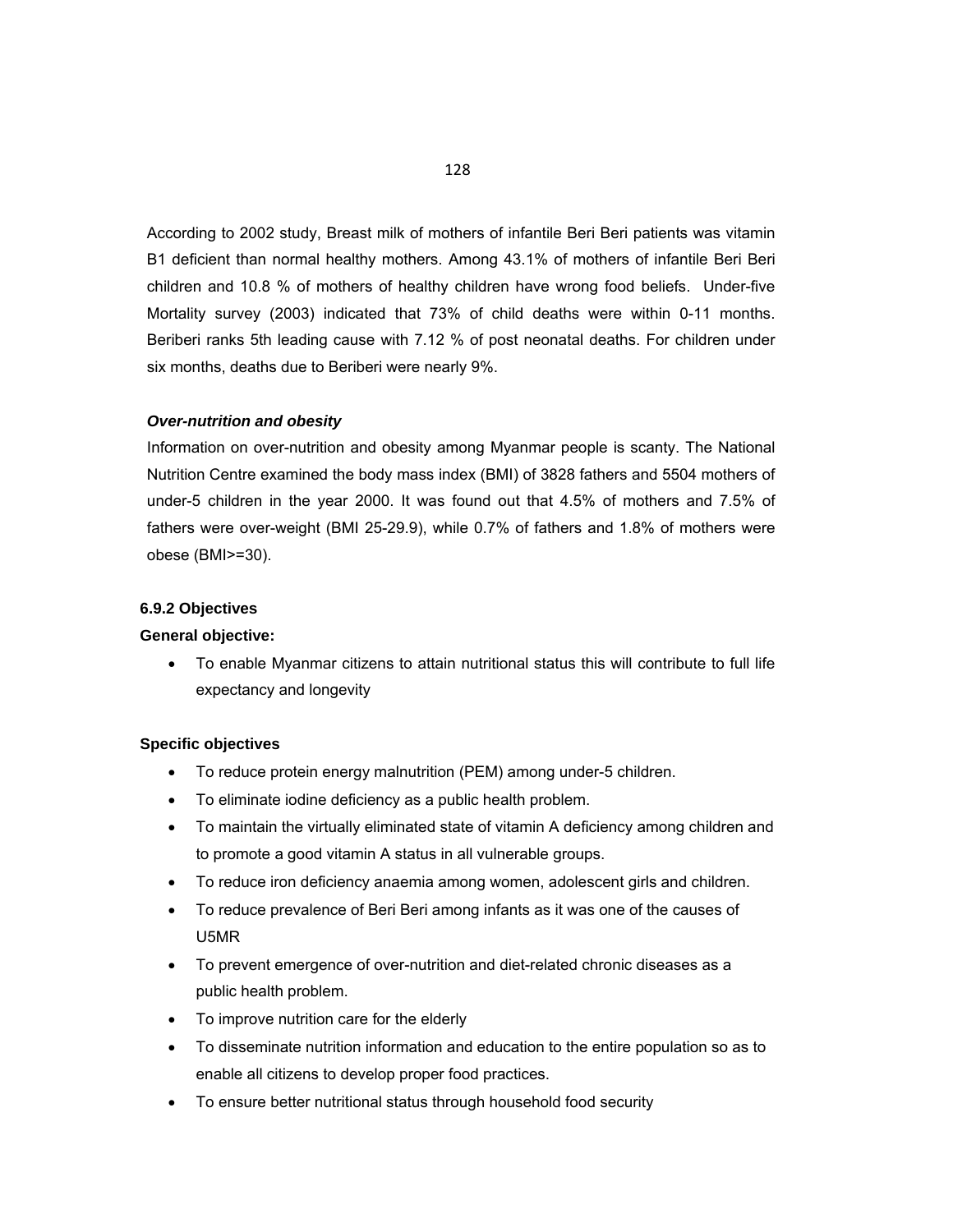According to 2002 study, Breast milk of mothers of infantile Beri Beri patients was vitamin B1 deficient than normal healthy mothers. Among 43.1% of mothers of infantile Beri Beri children and 10.8 % of mothers of healthy children have wrong food beliefs. Under-five Mortality survey (2003) indicated that 73% of child deaths were within 0-11 months. Beriberi ranks 5th leading cause with 7.12 % of post neonatal deaths. For children under six months, deaths due to Beriberi were nearly 9%.

***Over-nutrition and obesity***

Information on over-nutrition and obesity among Myanmar people is scanty. The National Nutrition Centre examined the body mass index (BMI) of 3828 fathers and 5504 mothers of under-5 children in the year 2000. It was found out that 4.5% of mothers and 7.5% of fathers were over-weight (BMI 25-29.9), while 0.7% of fathers and 1.8% of mothers were obese (BMI>=30).

#### 6.9.2 Objectives

**General objective:**

- To enable Myanmar citizens to attain nutritional status this will contribute to full life expectancy and longevity

**Specific objectives**

- To reduce protein energy malnutrition (PEM) among under-5 children.
- To eliminate iodine deficiency as a public health problem.
- To maintain the virtually eliminated state of vitamin A deficiency among children and to promote a good vitamin A status in all vulnerable groups.
- To reduce iron deficiency anaemia among women, adolescent girls and children.
- To reduce prevalence of Beri Beri among infants as it was one of the causes of U5MR
- To prevent emergence of over-nutrition and diet-related chronic diseases as a public health problem.
- To improve nutrition care for the elderly
- To disseminate nutrition information and education to the entire population so as to enable all citizens to develop proper food practices.
- To ensure better nutritional status through household food security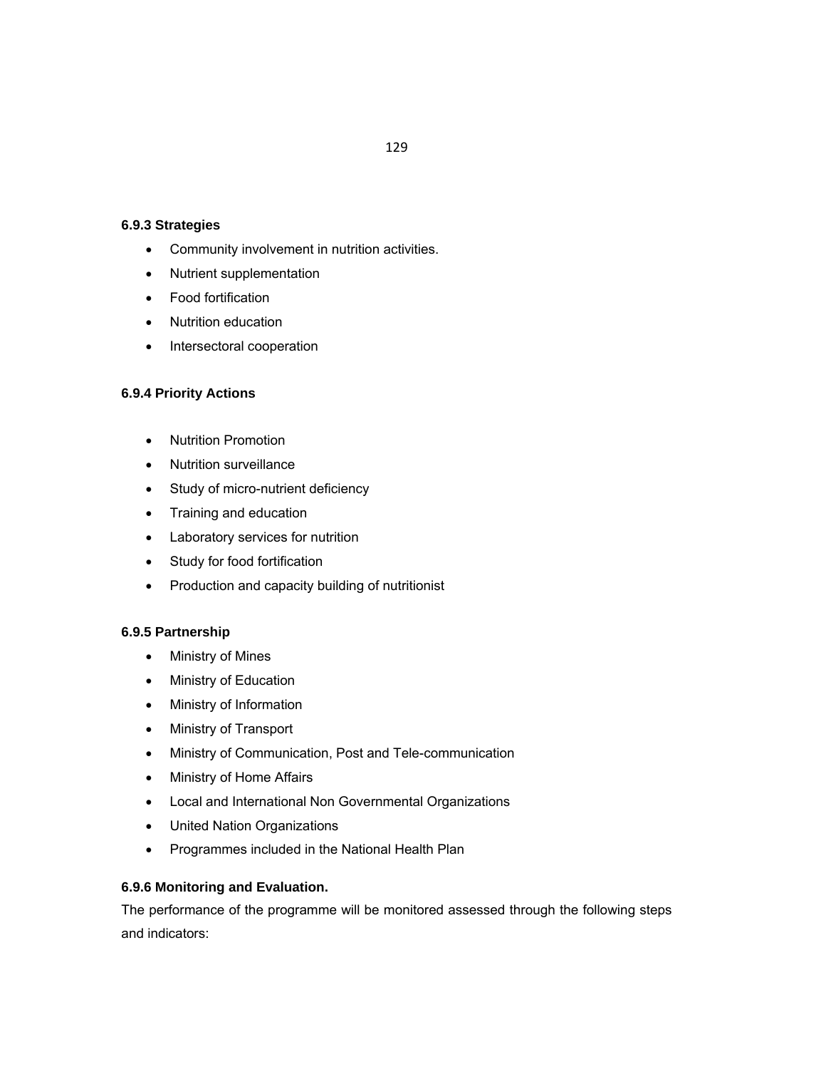### 6.9.3 Strategies

- Community involvement in nutrition activities.
- Nutrient supplementation
- Food fortification
- Nutrition education
- Intersectoral cooperation

### 6.9.4 Priority Actions

- Nutrition Promotion
- Nutrition surveillance
- Study of micro-nutrient deficiency
- Training and education
- Laboratory services for nutrition
- Study for food fortification
- Production and capacity building of nutritionist

### 6.9.5 Partnership

- Ministry of Mines
- Ministry of Education
- Ministry of Information
- Ministry of Transport
- Ministry of Communication, Post and Tele-communication
- Ministry of Home Affairs
- Local and International Non Governmental Organizations
- United Nation Organizations
- Programmes included in the National Health Plan

### 6.9.6 Monitoring and Evaluation.

The performance of the programme will be monitored assessed through the following steps and indicators: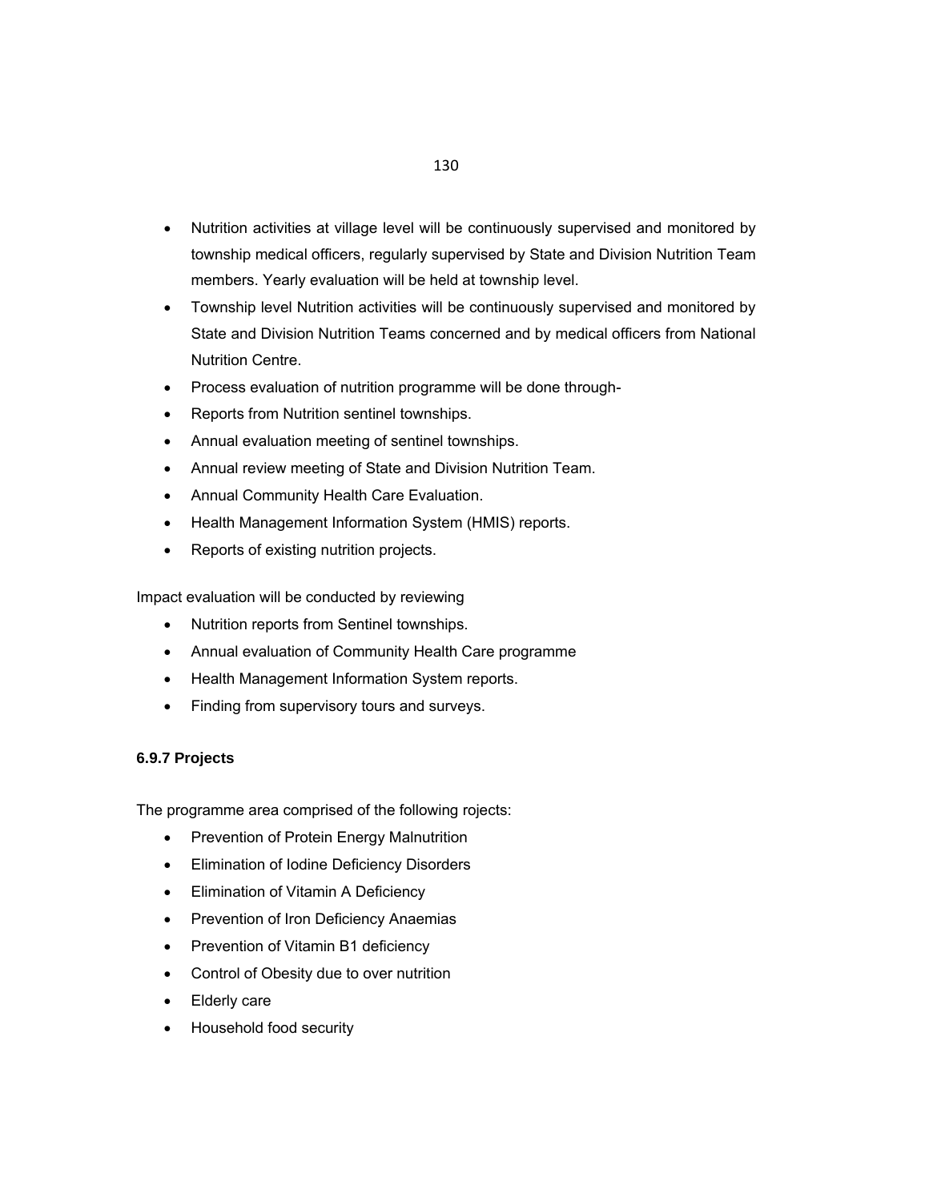- Nutrition activities at village level will be continuously supervised and monitored by township medical officers, regularly supervised by State and Division Nutrition Team members. Yearly evaluation will be held at township level.
- Township level Nutrition activities will be continuously supervised and monitored by State and Division Nutrition Teams concerned and by medical officers from National Nutrition Centre.
- Process evaluation of nutrition programme will be done through-
- Reports from Nutrition sentinel townships.
- Annual evaluation meeting of sentinel townships.
- Annual review meeting of State and Division Nutrition Team.
- Annual Community Health Care Evaluation.
- Health Management Information System (HMIS) reports.
- Reports of existing nutrition projects.

Impact evaluation will be conducted by reviewing

- Nutrition reports from Sentinel townships.
- Annual evaluation of Community Health Care programme
- Health Management Information System reports.
- Finding from supervisory tours and surveys.

#### 6.9.7 Projects

The programme area comprised of the following rojects:

- Prevention of Protein Energy Malnutrition
- Elimination of Iodine Deficiency Disorders
- Elimination of Vitamin A Deficiency
- Prevention of Iron Deficiency Anaemias
- Prevention of Vitamin B1 deficiency
- Control of Obesity due to over nutrition
- Elderly care
- Household food security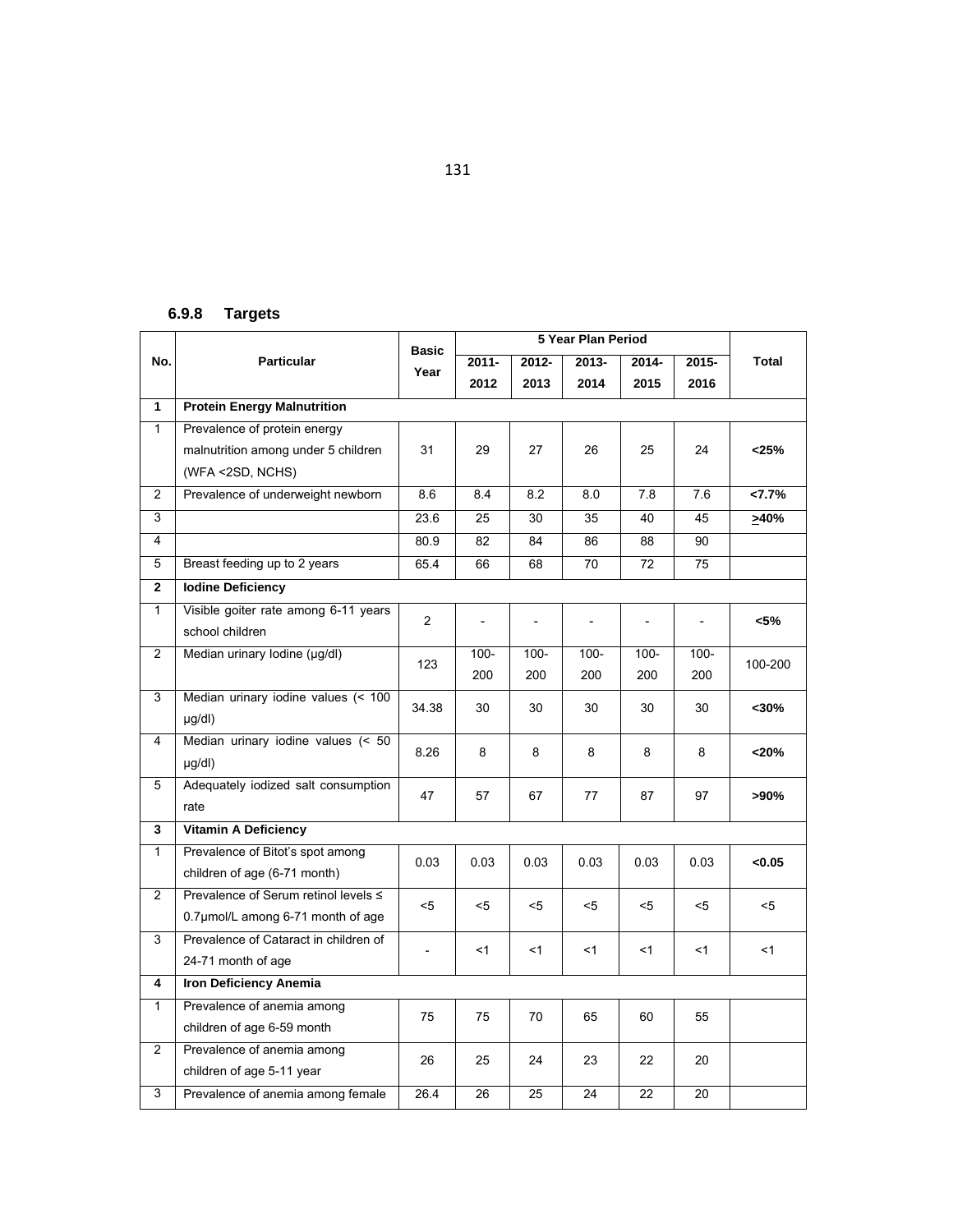### 6.9.8 Targets

| No. | Particular | Basic Year | 5 Year Plan Period | | | | | Total |
|---|---|---|---|---|---|---|---|---|
| | | | 2011-2012 | 2012-2013 | 2013-2014 | 2014-2015 | 2015-2016 | |
| **1** | **Protein Energy Malnutrition** | | | | | | | |
| 1 | Prevalence of protein energy malnutrition among under 5 children (WFA <2SD, NCHS) | 31 | 29 | 27 | 26 | 25 | 24 | **<25%** |
| 2 | Prevalence of underweight newborn | 8.6 | 8.4 | 8.2 | 8.0 | 7.8 | 7.6 | **<7.7%** |
| 3 | | 23.6 | 25 | 30 | 35 | 40 | 45 | **≥40%** |
| 4 | | 80.9 | 82 | 84 | 86 | 88 | 90 | |
| 5 | Breast feeding up to 2 years | 65.4 | 66 | 68 | 70 | 72 | 75 | |
| **2** | **Iodine Deficiency** | | | | | | | |
| 1 | Visible goiter rate among 6-11 years school children | 2 | - | - | - | - | - | **<5%** |
| 2 | Median urinary Iodine (µg/dl) | 123 | 100-200 | 100-200 | 100-200 | 100-200 | 100-200 | 100-200 |
| 3 | Median urinary iodine values (< 100 µg/dl) | 34.38 | 30 | 30 | 30 | 30 | 30 | **<30%** |
| 4 | Median urinary iodine values (< 50 µg/dl) | 8.26 | 8 | 8 | 8 | 8 | 8 | **<20%** |
| 5 | Adequately iodized salt consumption rate | 47 | 57 | 67 | 77 | 87 | 97 | **>90%** |
| **3** | **Vitamin A Deficiency** | | | | | | | |
| 1 | Prevalence of Bitot's spot among children of age (6-71 month) | 0.03 | 0.03 | 0.03 | 0.03 | 0.03 | 0.03 | **<0.05** |
| 2 | Prevalence of Serum retinol levels ≤ 0.7µmol/L among 6-71 month of age | <5 | <5 | <5 | <5 | <5 | <5 | <5 |
| 3 | Prevalence of Cataract in children of 24-71 month of age | - | <1 | <1 | <1 | <1 | <1 | <1 |
| **4** | **Iron Deficiency Anemia** | | | | | | | |
| 1 | Prevalence of anemia among children of age 6-59 month | 75 | 75 | 70 | 65 | 60 | 55 | |
| 2 | Prevalence of anemia among children of age 5-11 year | 26 | 25 | 24 | 23 | 22 | 20 | |
| 3 | Prevalence of anemia among female | 26.4 | 26 | 25 | 24 | 22 | 20 | |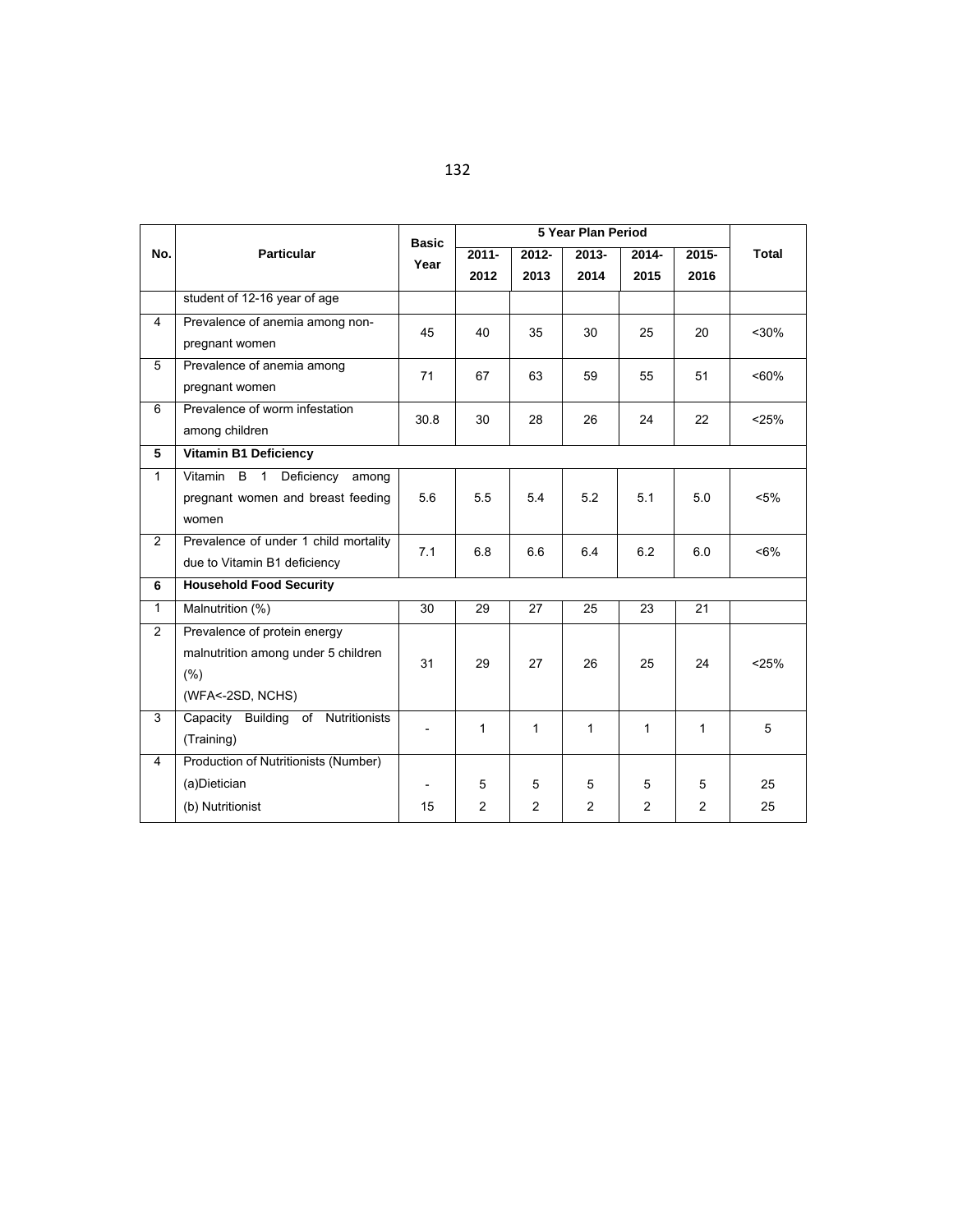| No. | Particular | Basic Year | 5 Year Plan Period | | | | | Total |
|---|---|---|---|---|---|---|---|---|
| | | | 2011-2012 | 2012-2013 | 2013-2014 | 2014-2015 | 2015-2016 | |
| | student of 12-16 year of age | | | | | | | |
| 4 | Prevalence of anemia among non-pregnant women | 45 | 40 | 35 | 30 | 25 | 20 | <30% |
| 5 | Prevalence of anemia among pregnant women | 71 | 67 | 63 | 59 | 55 | 51 | <60% |
| 6 | Prevalence of worm infestation among children | 30.8 | 30 | 28 | 26 | 24 | 22 | <25% |
| **5** | **Vitamin B1 Deficiency** | | | | | | | |
| 1 | Vitamin B 1 Deficiency among pregnant women and breast feeding women | 5.6 | 5.5 | 5.4 | 5.2 | 5.1 | 5.0 | <5% |
| 2 | Prevalence of under 1 child mortality due to Vitamin B1 deficiency | 7.1 | 6.8 | 6.6 | 6.4 | 6.2 | 6.0 | <6% |
| **6** | **Household Food Security** | | | | | | | |
| 1 | Malnutrition (%) | 30 | 29 | 27 | 25 | 23 | 21 | |
| 2 | Prevalence of protein energy malnutrition among under 5 children (%) (WFA<-2SD, NCHS) | 31 | 29 | 27 | 26 | 25 | 24 | <25% |
| 3 | Capacity Building of Nutritionists (Training) | - | 1 | 1 | 1 | 1 | 1 | 5 |
| 4 | Production of Nutritionists (Number) | | | | | | | |
| | (a)Dietician | - | 5 | 5 | 5 | 5 | 5 | 25 |
| | (b) Nutritionist | 15 | 2 | 2 | 2 | 2 | 2 | 25 |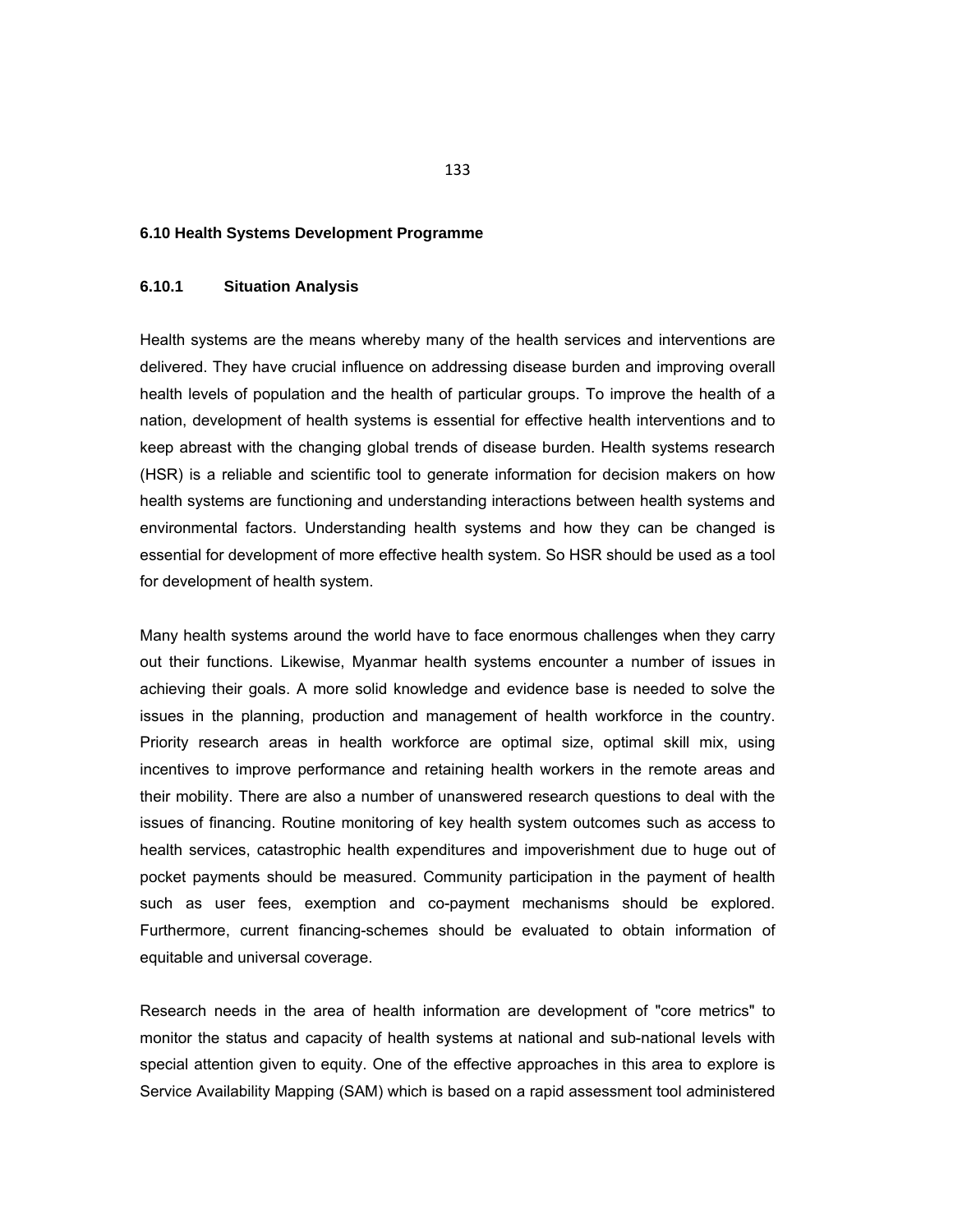## 6.10 Health Systems Development Programme

### 6.10.1 Situation Analysis

Health systems are the means whereby many of the health services and interventions are delivered. They have crucial influence on addressing disease burden and improving overall health levels of population and the health of particular groups. To improve the health of a nation, development of health systems is essential for effective health interventions and to keep abreast with the changing global trends of disease burden. Health systems research (HSR) is a reliable and scientific tool to generate information for decision makers on how health systems are functioning and understanding interactions between health systems and environmental factors. Understanding health systems and how they can be changed is essential for development of more effective health system. So HSR should be used as a tool for development of health system.

Many health systems around the world have to face enormous challenges when they carry out their functions. Likewise, Myanmar health systems encounter a number of issues in achieving their goals. A more solid knowledge and evidence base is needed to solve the issues in the planning, production and management of health workforce in the country. Priority research areas in health workforce are optimal size, optimal skill mix, using incentives to improve performance and retaining health workers in the remote areas and their mobility. There are also a number of unanswered research questions to deal with the issues of financing. Routine monitoring of key health system outcomes such as access to health services, catastrophic health expenditures and impoverishment due to huge out of pocket payments should be measured. Community participation in the payment of health such as user fees, exemption and co-payment mechanisms should be explored. Furthermore, current financing-schemes should be evaluated to obtain information of equitable and universal coverage.

Research needs in the area of health information are development of "core metrics" to monitor the status and capacity of health systems at national and sub-national levels with special attention given to equity. One of the effective approaches in this area to explore is Service Availability Mapping (SAM) which is based on a rapid assessment tool administered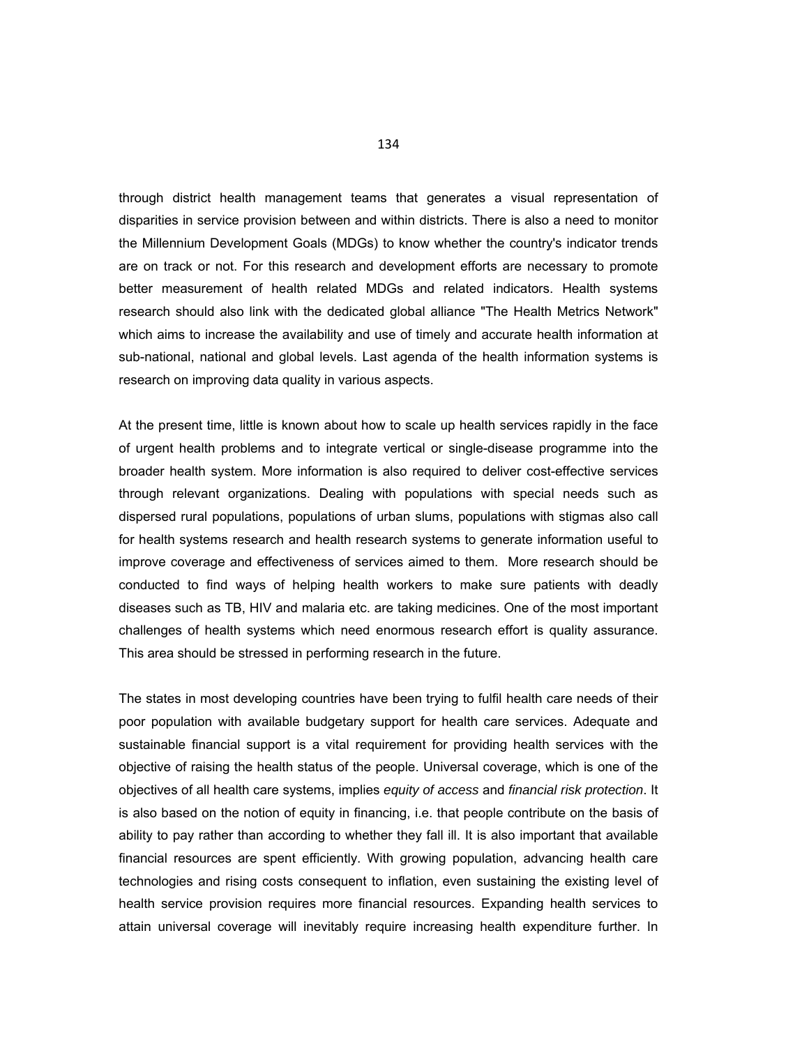through district health management teams that generates a visual representation of disparities in service provision between and within districts. There is also a need to monitor the Millennium Development Goals (MDGs) to know whether the country's indicator trends are on track or not. For this research and development efforts are necessary to promote better measurement of health related MDGs and related indicators. Health systems research should also link with the dedicated global alliance "The Health Metrics Network" which aims to increase the availability and use of timely and accurate health information at sub-national, national and global levels. Last agenda of the health information systems is research on improving data quality in various aspects.

At the present time, little is known about how to scale up health services rapidly in the face of urgent health problems and to integrate vertical or single-disease programme into the broader health system. More information is also required to deliver cost-effective services through relevant organizations. Dealing with populations with special needs such as dispersed rural populations, populations of urban slums, populations with stigmas also call for health systems research and health research systems to generate information useful to improve coverage and effectiveness of services aimed to them. More research should be conducted to find ways of helping health workers to make sure patients with deadly diseases such as TB, HIV and malaria etc. are taking medicines. One of the most important challenges of health systems which need enormous research effort is quality assurance. This area should be stressed in performing research in the future.

The states in most developing countries have been trying to fulfil health care needs of their poor population with available budgetary support for health care services. Adequate and sustainable financial support is a vital requirement for providing health services with the objective of raising the health status of the people. Universal coverage, which is one of the objectives of all health care systems, implies *equity of access* and *financial risk protection*. It is also based on the notion of equity in financing, i.e. that people contribute on the basis of ability to pay rather than according to whether they fall ill. It is also important that available financial resources are spent efficiently. With growing population, advancing health care technologies and rising costs consequent to inflation, even sustaining the existing level of health service provision requires more financial resources. Expanding health services to attain universal coverage will inevitably require increasing health expenditure further. In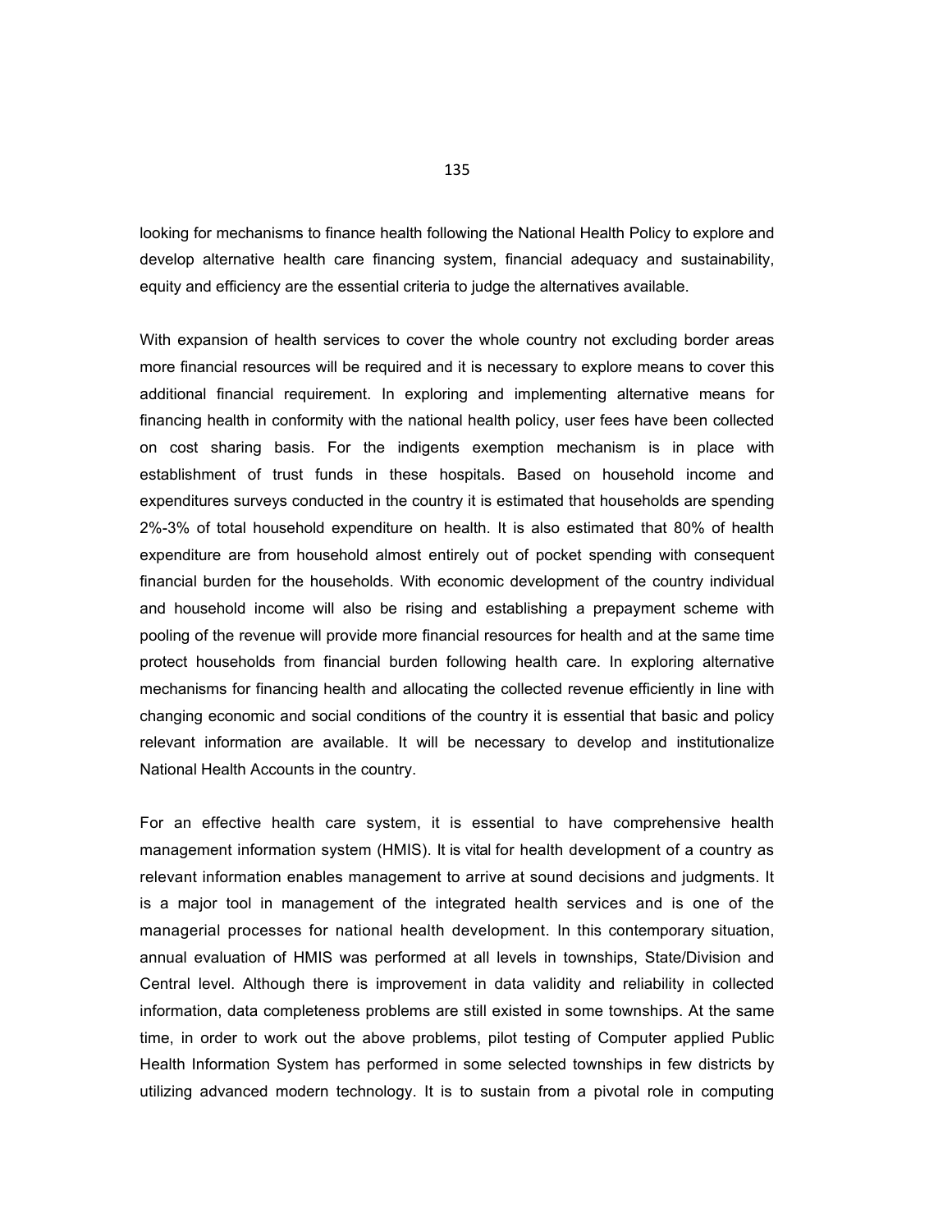looking for mechanisms to finance health following the National Health Policy to explore and develop alternative health care financing system, financial adequacy and sustainability, equity and efficiency are the essential criteria to judge the alternatives available.

With expansion of health services to cover the whole country not excluding border areas more financial resources will be required and it is necessary to explore means to cover this additional financial requirement. In exploring and implementing alternative means for financing health in conformity with the national health policy, user fees have been collected on cost sharing basis. For the indigents exemption mechanism is in place with establishment of trust funds in these hospitals. Based on household income and expenditures surveys conducted in the country it is estimated that households are spending 2%-3% of total household expenditure on health. It is also estimated that 80% of health expenditure are from household almost entirely out of pocket spending with consequent financial burden for the households. With economic development of the country individual and household income will also be rising and establishing a prepayment scheme with pooling of the revenue will provide more financial resources for health and at the same time protect households from financial burden following health care. In exploring alternative mechanisms for financing health and allocating the collected revenue efficiently in line with changing economic and social conditions of the country it is essential that basic and policy relevant information are available. It will be necessary to develop and institutionalize National Health Accounts in the country.

For an effective health care system, it is essential to have comprehensive health management information system (HMIS). It is vital for health development of a country as relevant information enables management to arrive at sound decisions and judgments. It is a major tool in management of the integrated health services and is one of the managerial processes for national health development. In this contemporary situation, annual evaluation of HMIS was performed at all levels in townships, State/Division and Central level. Although there is improvement in data validity and reliability in collected information, data completeness problems are still existed in some townships. At the same time, in order to work out the above problems, pilot testing of Computer applied Public Health Information System has performed in some selected townships in few districts by utilizing advanced modern technology. It is to sustain from a pivotal role in computing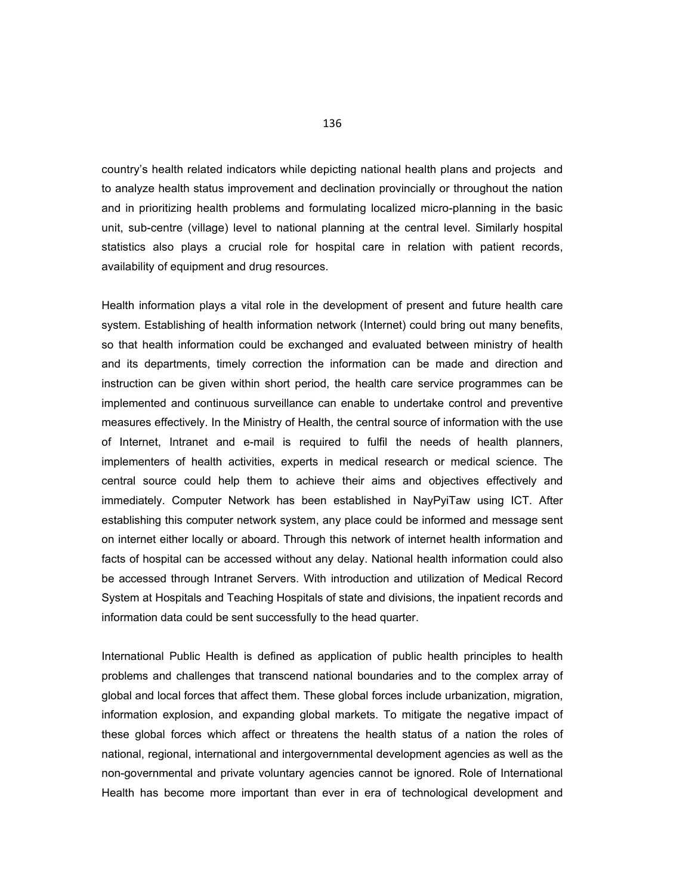country's health related indicators while depicting national health plans and projects and to analyze health status improvement and declination provincially or throughout the nation and in prioritizing health problems and formulating localized micro-planning in the basic unit, sub-centre (village) level to national planning at the central level. Similarly hospital statistics also plays a crucial role for hospital care in relation with patient records, availability of equipment and drug resources.

Health information plays a vital role in the development of present and future health care system. Establishing of health information network (Internet) could bring out many benefits, so that health information could be exchanged and evaluated between ministry of health and its departments, timely correction the information can be made and direction and instruction can be given within short period, the health care service programmes can be implemented and continuous surveillance can enable to undertake control and preventive measures effectively. In the Ministry of Health, the central source of information with the use of Internet, Intranet and e-mail is required to fulfil the needs of health planners, implementers of health activities, experts in medical research or medical science. The central source could help them to achieve their aims and objectives effectively and immediately. Computer Network has been established in NayPyiTaw using ICT. After establishing this computer network system, any place could be informed and message sent on internet either locally or aboard. Through this network of internet health information and facts of hospital can be accessed without any delay. National health information could also be accessed through Intranet Servers. With introduction and utilization of Medical Record System at Hospitals and Teaching Hospitals of state and divisions, the inpatient records and information data could be sent successfully to the head quarter.

International Public Health is defined as application of public health principles to health problems and challenges that transcend national boundaries and to the complex array of global and local forces that affect them. These global forces include urbanization, migration, information explosion, and expanding global markets. To mitigate the negative impact of these global forces which affect or threatens the health status of a nation the roles of national, regional, international and intergovernmental development agencies as well as the non-governmental and private voluntary agencies cannot be ignored. Role of International Health has become more important than ever in era of technological development and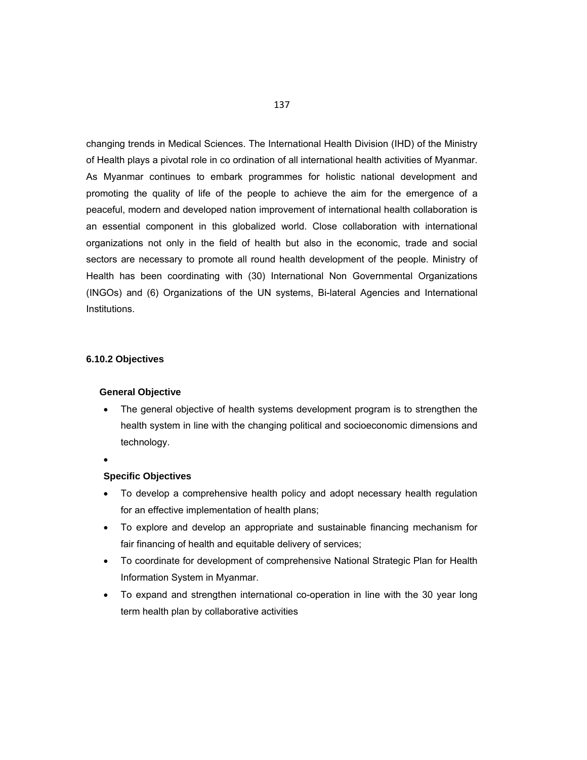changing trends in Medical Sciences. The International Health Division (IHD) of the Ministry of Health plays a pivotal role in co ordination of all international health activities of Myanmar. As Myanmar continues to embark programmes for holistic national development and promoting the quality of life of the people to achieve the aim for the emergence of a peaceful, modern and developed nation improvement of international health collaboration is an essential component in this globalized world. Close collaboration with international organizations not only in the field of health but also in the economic, trade and social sectors are necessary to promote all round health development of the people. Ministry of Health has been coordinating with (30) International Non Governmental Organizations (INGOs) and (6) Organizations of the UN systems, Bi-lateral Agencies and International Institutions.

### 6.10.2 Objectives

**General Objective**

- The general objective of health systems development program is to strengthen the health system in line with the changing political and socioeconomic dimensions and technology.

**Specific Objectives**

- To develop a comprehensive health policy and adopt necessary health regulation for an effective implementation of health plans;
- To explore and develop an appropriate and sustainable financing mechanism for fair financing of health and equitable delivery of services;
- To coordinate for development of comprehensive National Strategic Plan for Health Information System in Myanmar.
- To expand and strengthen international co-operation in line with the 30 year long term health plan by collaborative activities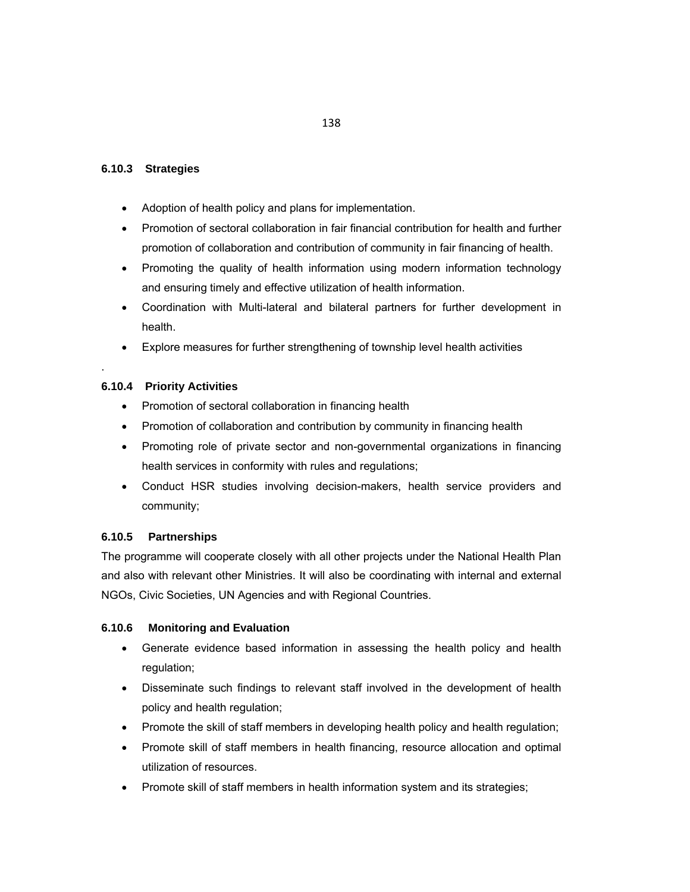### 6.10.3 Strategies

- Adoption of health policy and plans for implementation.
- Promotion of sectoral collaboration in fair financial contribution for health and further promotion of collaboration and contribution of community in fair financing of health.
- Promoting the quality of health information using modern information technology and ensuring timely and effective utilization of health information.
- Coordination with Multi-lateral and bilateral partners for further development in health.
- Explore measures for further strengthening of township level health activities

.

### 6.10.4 Priority Activities

- Promotion of sectoral collaboration in financing health
- Promotion of collaboration and contribution by community in financing health
- Promoting role of private sector and non-governmental organizations in financing health services in conformity with rules and regulations;
- Conduct HSR studies involving decision-makers, health service providers and community;

### 6.10.5 Partnerships

The programme will cooperate closely with all other projects under the National Health Plan and also with relevant other Ministries. It will also be coordinating with internal and external NGOs, Civic Societies, UN Agencies and with Regional Countries.

### 6.10.6 Monitoring and Evaluation

- Generate evidence based information in assessing the health policy and health regulation;
- Disseminate such findings to relevant staff involved in the development of health policy and health regulation;
- Promote the skill of staff members in developing health policy and health regulation;
- Promote skill of staff members in health financing, resource allocation and optimal utilization of resources.
- Promote skill of staff members in health information system and its strategies;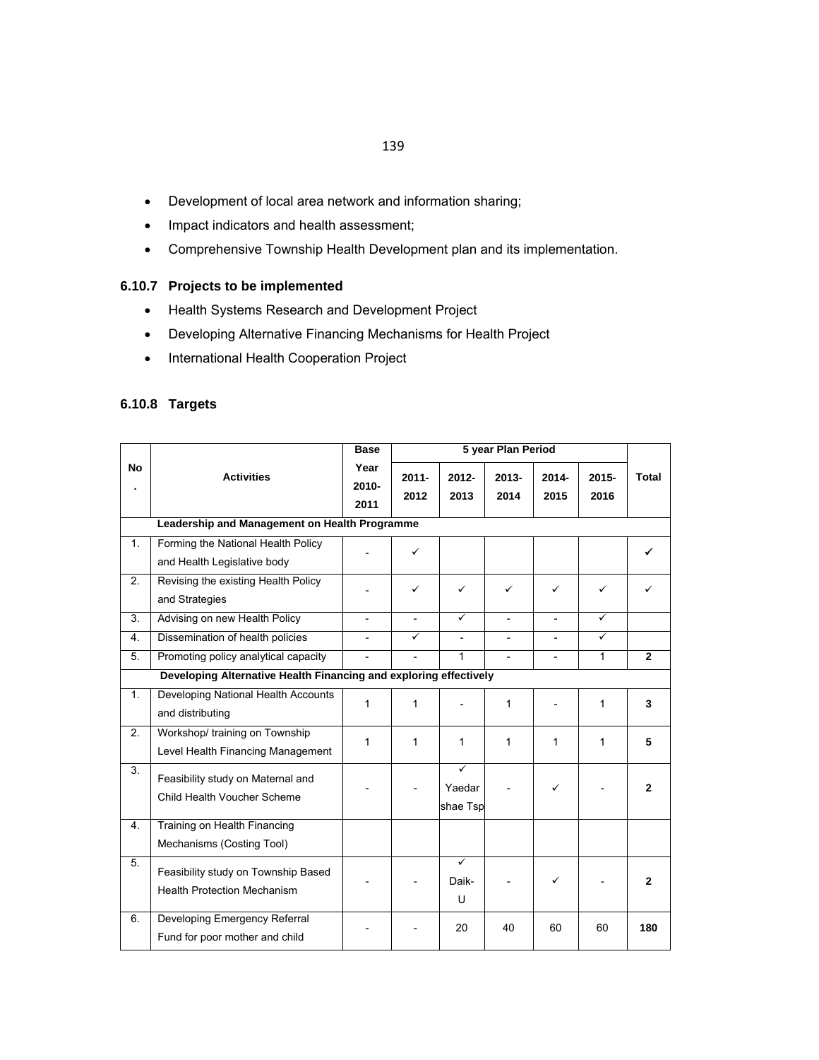- Development of local area network and information sharing;
- Impact indicators and health assessment;
- Comprehensive Township Health Development plan and its implementation.

### 6.10.7 Projects to be implemented

- Health Systems Research and Development Project
- Developing Alternative Financing Mechanisms for Health Project
- International Health Cooperation Project

### 6.10.8 Targets

| No. | Activities | Base Year 2010-2011 | 5 year Plan Period | | | | | Total |
|---|---|---|---|---|---|---|---|---|
| | | | 2011-2012 | 2012-2013 | 2013-2014 | 2014-2015 | 2015-2016 | |
| | **Leadership and Management on Health Programme** | | | | | | | |
| 1. | Forming the National Health Policy and Health Legislative body | - | ✓ | | | | | ✓ |
| 2. | Revising the existing Health Policy and Strategies | - | ✓ | ✓ | ✓ | ✓ | ✓ | ✓ |
| 3. | Advising on new Health Policy | - | - | ✓ | - | - | ✓ | |
| 4. | Dissemination of health policies | - | ✓ | - | - | - | ✓ | |
| 5. | Promoting policy analytical capacity | - | - | 1 | - | - | 1 | **2** |
| | **Developing Alternative Health Financing and exploring effectively** | | | | | | | |
| 1. | Developing National Health Accounts and distributing | 1 | 1 | - | 1 | - | 1 | **3** |
| 2. | Workshop/ training on Township Level Health Financing Management | 1 | 1 | 1 | 1 | 1 | 1 | **5** |
| 3. | Feasibility study on Maternal and Child Health Voucher Scheme | - | - | ✓ Yaedar shae Tsp | - | ✓ | - | **2** |
| 4. | Training on Health Financing Mechanisms (Costing Tool) | | | | | | | |
| 5. | Feasibility study on Township Based Health Protection Mechanism | - | - | ✓ Daik-U | - | ✓ | - | **2** |
| 6. | Developing Emergency Referral Fund for poor mother and child | - | - | 20 | 40 | 60 | 60 | **180** |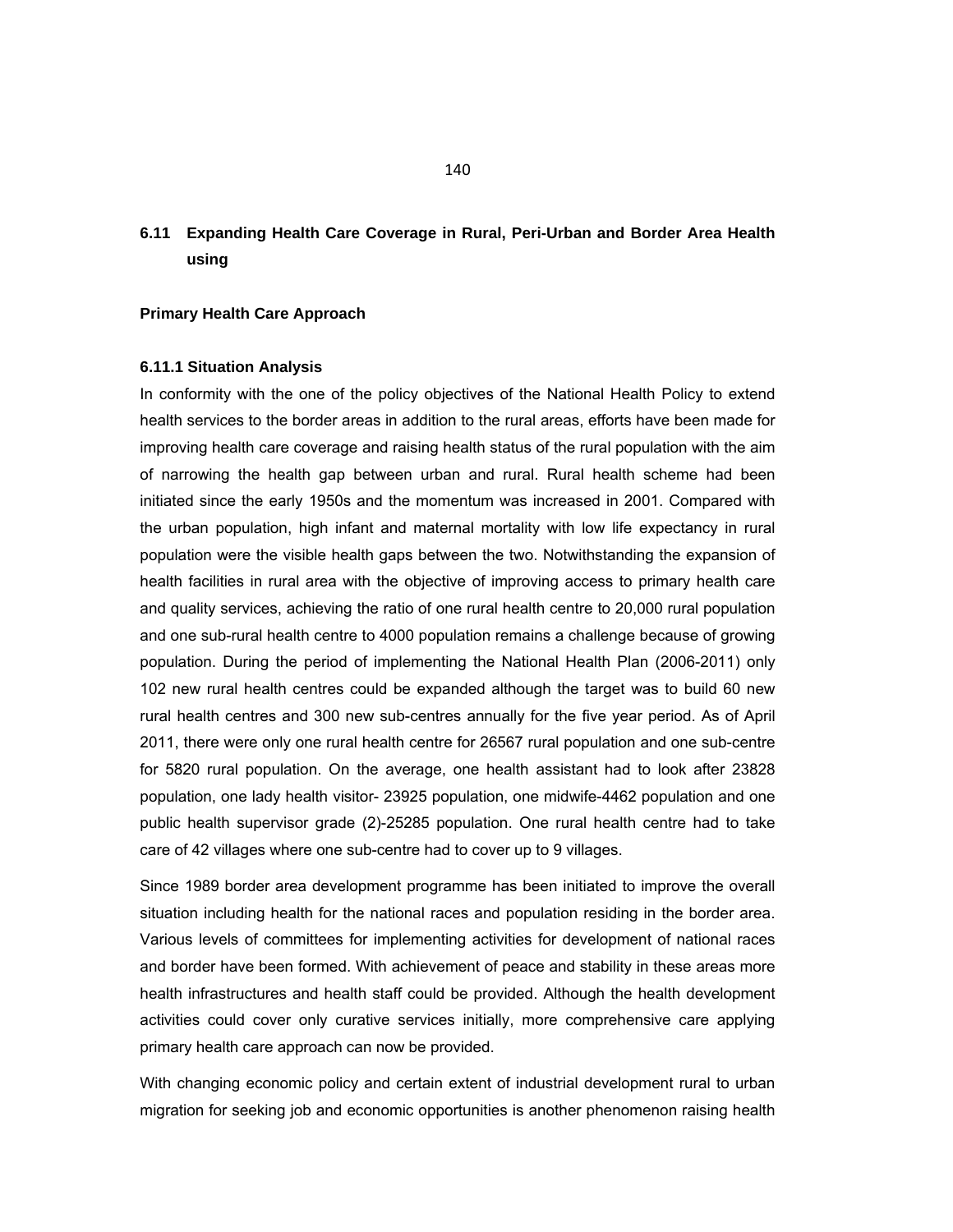## 6.11 Expanding Health Care Coverage in Rural, Peri-Urban and Border Area Health using

**Primary Health Care Approach**

### 6.11.1 Situation Analysis

In conformity with the one of the policy objectives of the National Health Policy to extend health services to the border areas in addition to the rural areas, efforts have been made for improving health care coverage and raising health status of the rural population with the aim of narrowing the health gap between urban and rural. Rural health scheme had been initiated since the early 1950s and the momentum was increased in 2001. Compared with the urban population, high infant and maternal mortality with low life expectancy in rural population were the visible health gaps between the two. Notwithstanding the expansion of health facilities in rural area with the objective of improving access to primary health care and quality services, achieving the ratio of one rural health centre to 20,000 rural population and one sub-rural health centre to 4000 population remains a challenge because of growing population. During the period of implementing the National Health Plan (2006-2011) only 102 new rural health centres could be expanded although the target was to build 60 new rural health centres and 300 new sub-centres annually for the five year period. As of April 2011, there were only one rural health centre for 26567 rural population and one sub-centre for 5820 rural population. On the average, one health assistant had to look after 23828 population, one lady health visitor- 23925 population, one midwife-4462 population and one public health supervisor grade (2)-25285 population. One rural health centre had to take care of 42 villages where one sub-centre had to cover up to 9 villages.

Since 1989 border area development programme has been initiated to improve the overall situation including health for the national races and population residing in the border area. Various levels of committees for implementing activities for development of national races and border have been formed. With achievement of peace and stability in these areas more health infrastructures and health staff could be provided. Although the health development activities could cover only curative services initially, more comprehensive care applying primary health care approach can now be provided.

With changing economic policy and certain extent of industrial development rural to urban migration for seeking job and economic opportunities is another phenomenon raising health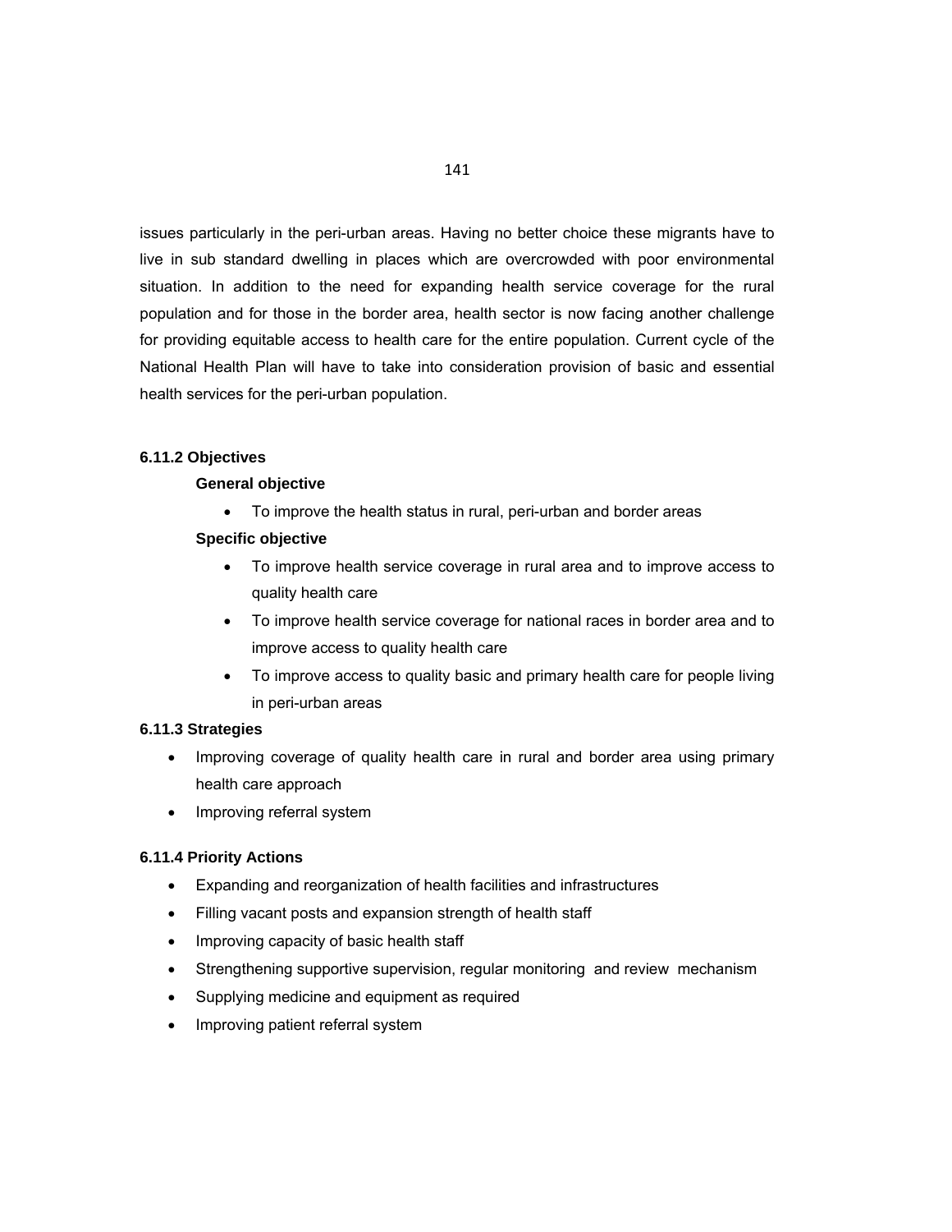issues particularly in the peri-urban areas. Having no better choice these migrants have to live in sub standard dwelling in places which are overcrowded with poor environmental situation. In addition to the need for expanding health service coverage for the rural population and for those in the border area, health sector is now facing another challenge for providing equitable access to health care for the entire population. Current cycle of the National Health Plan will have to take into consideration provision of basic and essential health services for the peri-urban population.

### 6.11.2 Objectives

**General objective**

- To improve the health status in rural, peri-urban and border areas

**Specific objective**

- To improve health service coverage in rural area and to improve access to quality health care
- To improve health service coverage for national races in border area and to improve access to quality health care
- To improve access to quality basic and primary health care for people living in peri-urban areas

### 6.11.3 Strategies

- Improving coverage of quality health care in rural and border area using primary health care approach
- Improving referral system

### 6.11.4 Priority Actions

- Expanding and reorganization of health facilities and infrastructures
- Filling vacant posts and expansion strength of health staff
- Improving capacity of basic health staff
- Strengthening supportive supervision, regular monitoring and review mechanism
- Supplying medicine and equipment as required
- Improving patient referral system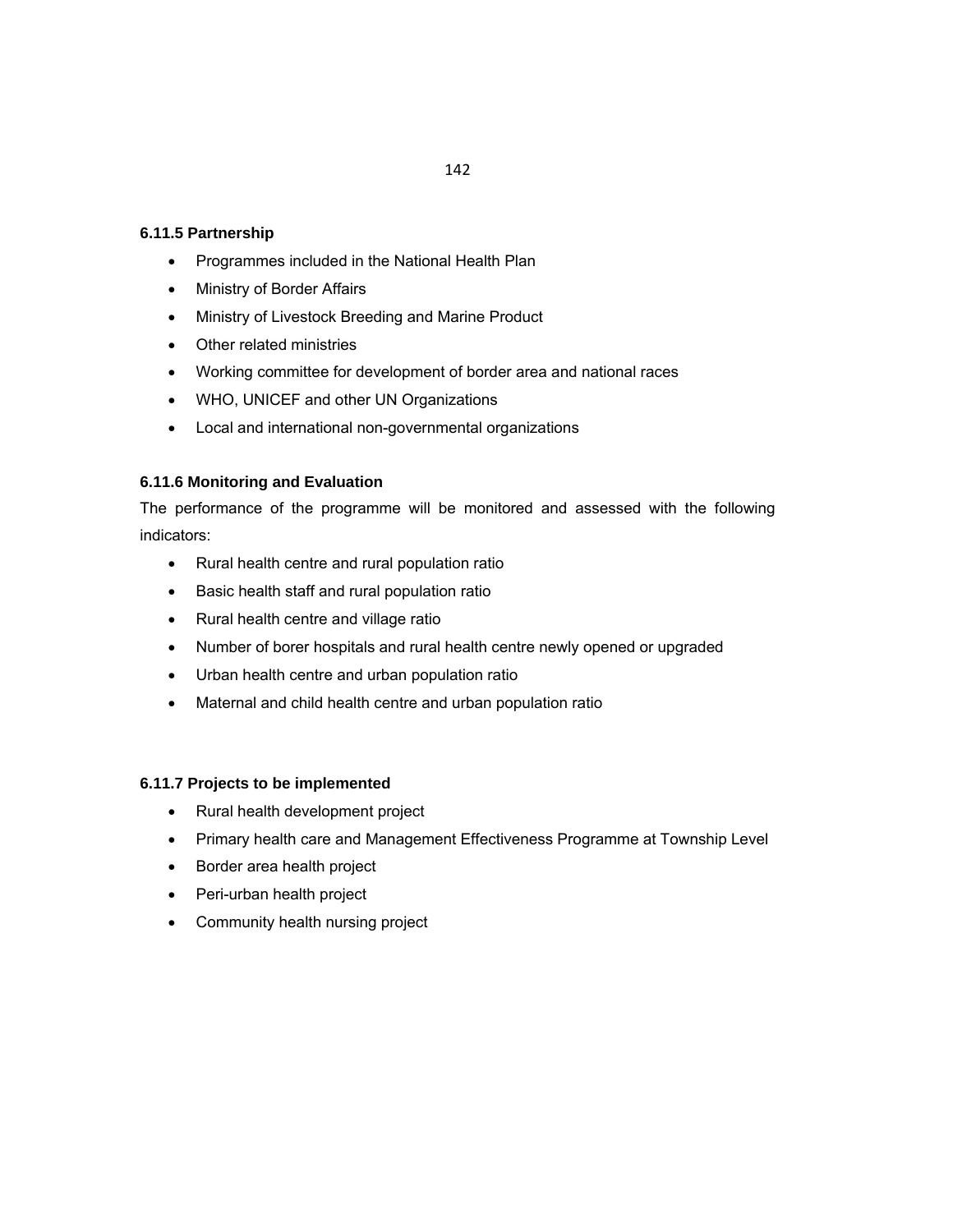#### 6.11.5 Partnership

- Programmes included in the National Health Plan
- Ministry of Border Affairs
- Ministry of Livestock Breeding and Marine Product
- Other related ministries
- Working committee for development of border area and national races
- WHO, UNICEF and other UN Organizations
- Local and international non-governmental organizations

#### 6.11.6 Monitoring and Evaluation

The performance of the programme will be monitored and assessed with the following indicators:

- Rural health centre and rural population ratio
- Basic health staff and rural population ratio
- Rural health centre and village ratio
- Number of borer hospitals and rural health centre newly opened or upgraded
- Urban health centre and urban population ratio
- Maternal and child health centre and urban population ratio

#### 6.11.7 Projects to be implemented

- Rural health development project
- Primary health care and Management Effectiveness Programme at Township Level
- Border area health project
- Peri-urban health project
- Community health nursing project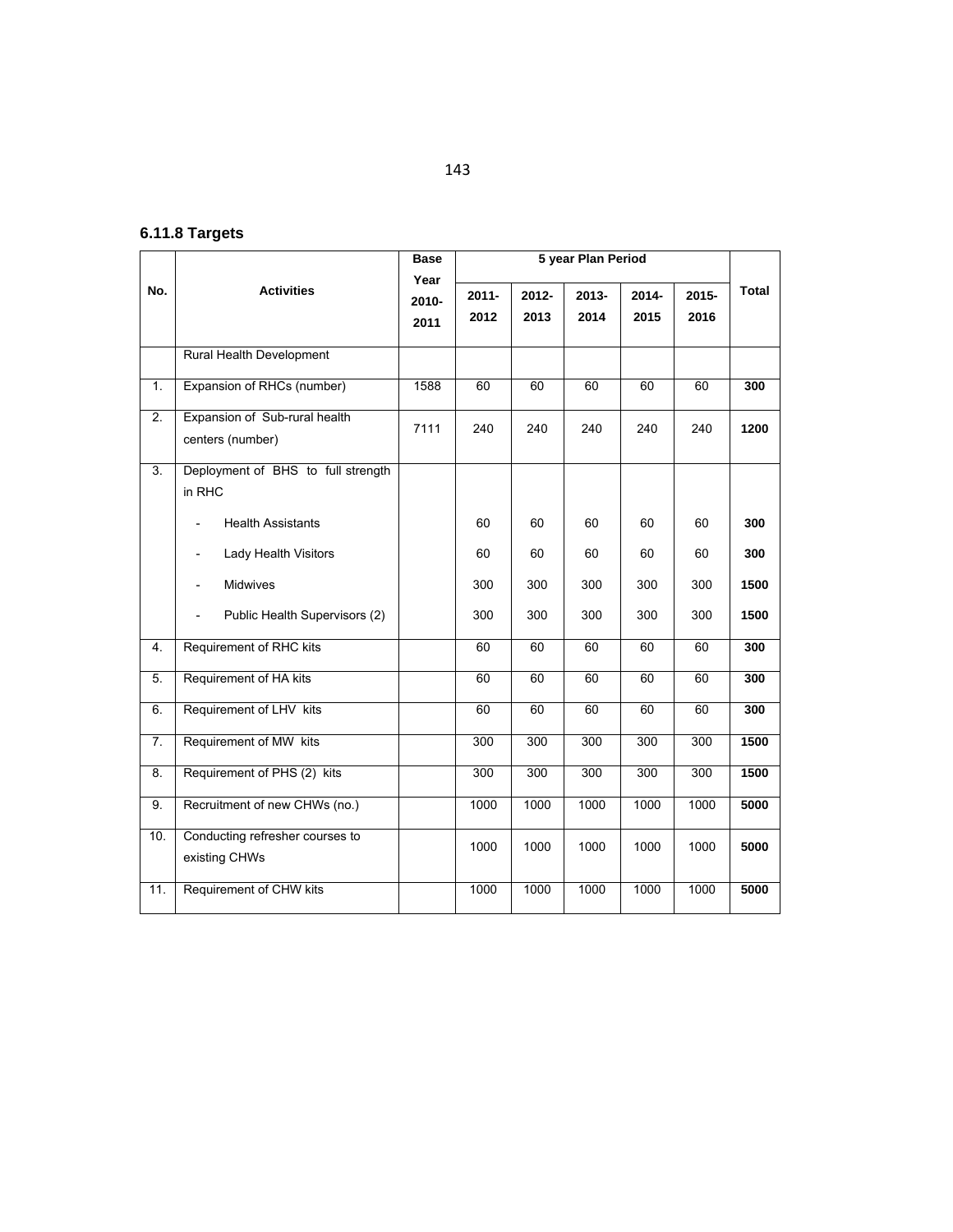### 6.11.8 Targets

| No. | Activities | Base Year 2010-2011 | 5 year Plan Period | | | | | Total |
|---|---|---|---|---|---|---|---|---|
| | | | 2011-2012 | 2012-2013 | 2013-2014 | 2014-2015 | 2015-2016 | |
| | Rural Health Development | | | | | | | |
| 1. | Expansion of RHCs (number) | 1588 | 60 | 60 | 60 | 60 | 60 | **300** |
| 2. | Expansion of Sub-rural health centers (number) | 7111 | 240 | 240 | 240 | 240 | 240 | **1200** |
| 3. | Deployment of BHS to full strength in RHC | | | | | | | |
| | - Health Assistants | | 60 | 60 | 60 | 60 | 60 | **300** |
| | - Lady Health Visitors | | 60 | 60 | 60 | 60 | 60 | **300** |
| | - Midwives | | 300 | 300 | 300 | 300 | 300 | **1500** |
| | - Public Health Supervisors (2) | | 300 | 300 | 300 | 300 | 300 | **1500** |
| 4. | Requirement of RHC kits | | 60 | 60 | 60 | 60 | 60 | **300** |
| 5. | Requirement of HA kits | | 60 | 60 | 60 | 60 | 60 | **300** |
| 6. | Requirement of LHV kits | | 60 | 60 | 60 | 60 | 60 | **300** |
| 7. | Requirement of MW kits | | 300 | 300 | 300 | 300 | 300 | **1500** |
| 8. | Requirement of PHS (2) kits | | 300 | 300 | 300 | 300 | 300 | **1500** |
| 9. | Recruitment of new CHWs (no.) | | 1000 | 1000 | 1000 | 1000 | 1000 | **5000** |
| 10. | Conducting refresher courses to existing CHWs | | 1000 | 1000 | 1000 | 1000 | 1000 | **5000** |
| 11. | Requirement of CHW kits | | 1000 | 1000 | 1000 | 1000 | 1000 | **5000** |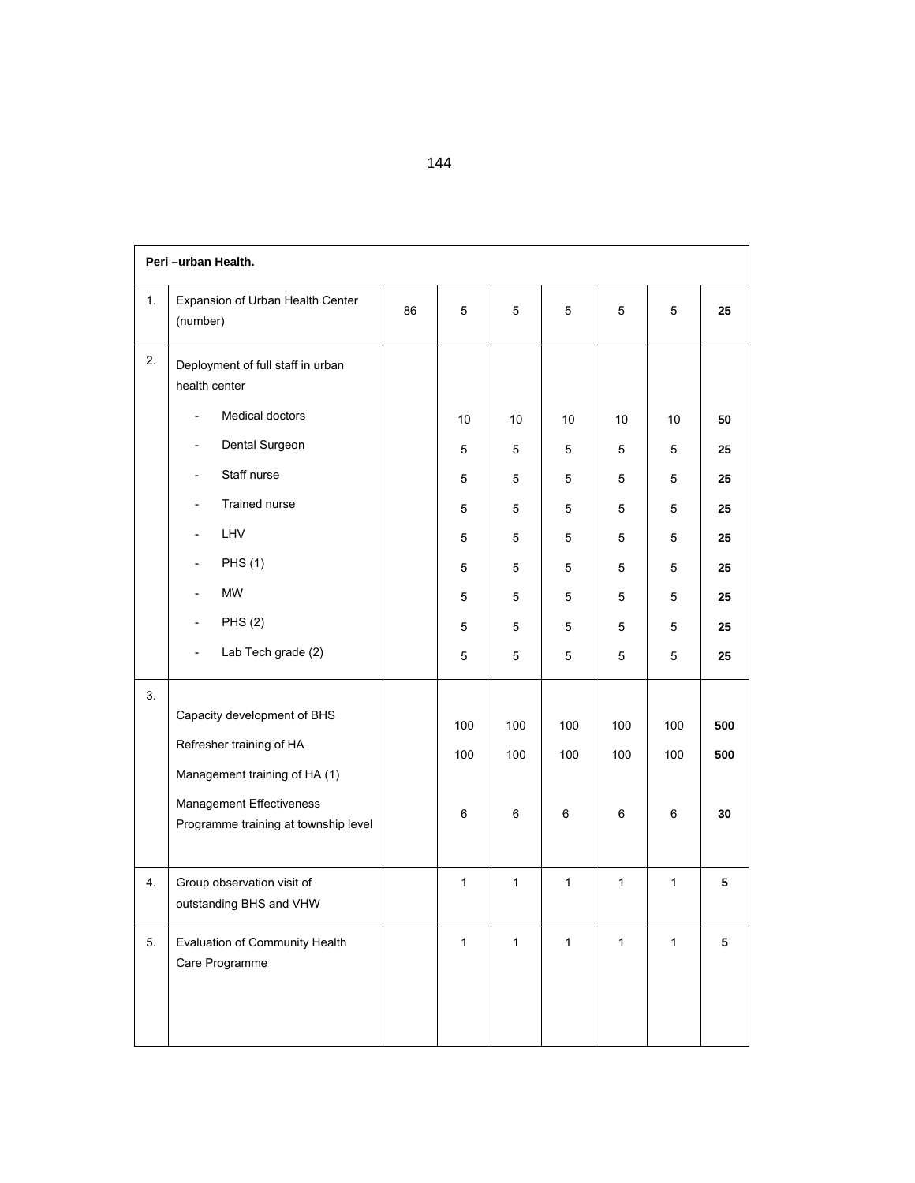| Peri –urban Health. | | | | | | | | |
|---|---|---|---|---|---|---|---|---|
| 1. | Expansion of Urban Health Center (number) | 86 | 5 | 5 | 5 | 5 | 5 | **25** |
| 2. | Deployment of full staff in urban health center | | | | | | | |
| | - Medical doctors | | 10 | 10 | 10 | 10 | 10 | **50** |
| | - Dental Surgeon | | 5 | 5 | 5 | 5 | 5 | **25** |
| | - Staff nurse | | 5 | 5 | 5 | 5 | 5 | **25** |
| | - Trained nurse | | 5 | 5 | 5 | 5 | 5 | **25** |
| | - LHV | | 5 | 5 | 5 | 5 | 5 | **25** |
| | - PHS (1) | | 5 | 5 | 5 | 5 | 5 | **25** |
| | - MW | | 5 | 5 | 5 | 5 | 5 | **25** |
| | - PHS (2) | | 5 | 5 | 5 | 5 | 5 | **25** |
| | - Lab Tech grade (2) | | 5 | 5 | 5 | 5 | 5 | **25** |
| 3. | Capacity development of BHS | | 100 | 100 | 100 | 100 | 100 | **500** |
| | Refresher training of HA | | 100 | 100 | 100 | 100 | 100 | **500** |
| | Management training of HA (1) | | | | | | | |
| | Management Effectiveness Programme training at township level | | 6 | 6 | 6 | 6 | 6 | **30** |
| 4. | Group observation visit of outstanding BHS and VHW | | 1 | 1 | 1 | 1 | 1 | **5** |
| 5. | Evaluation of Community Health Care Programme | | 1 | 1 | 1 | 1 | 1 | **5** |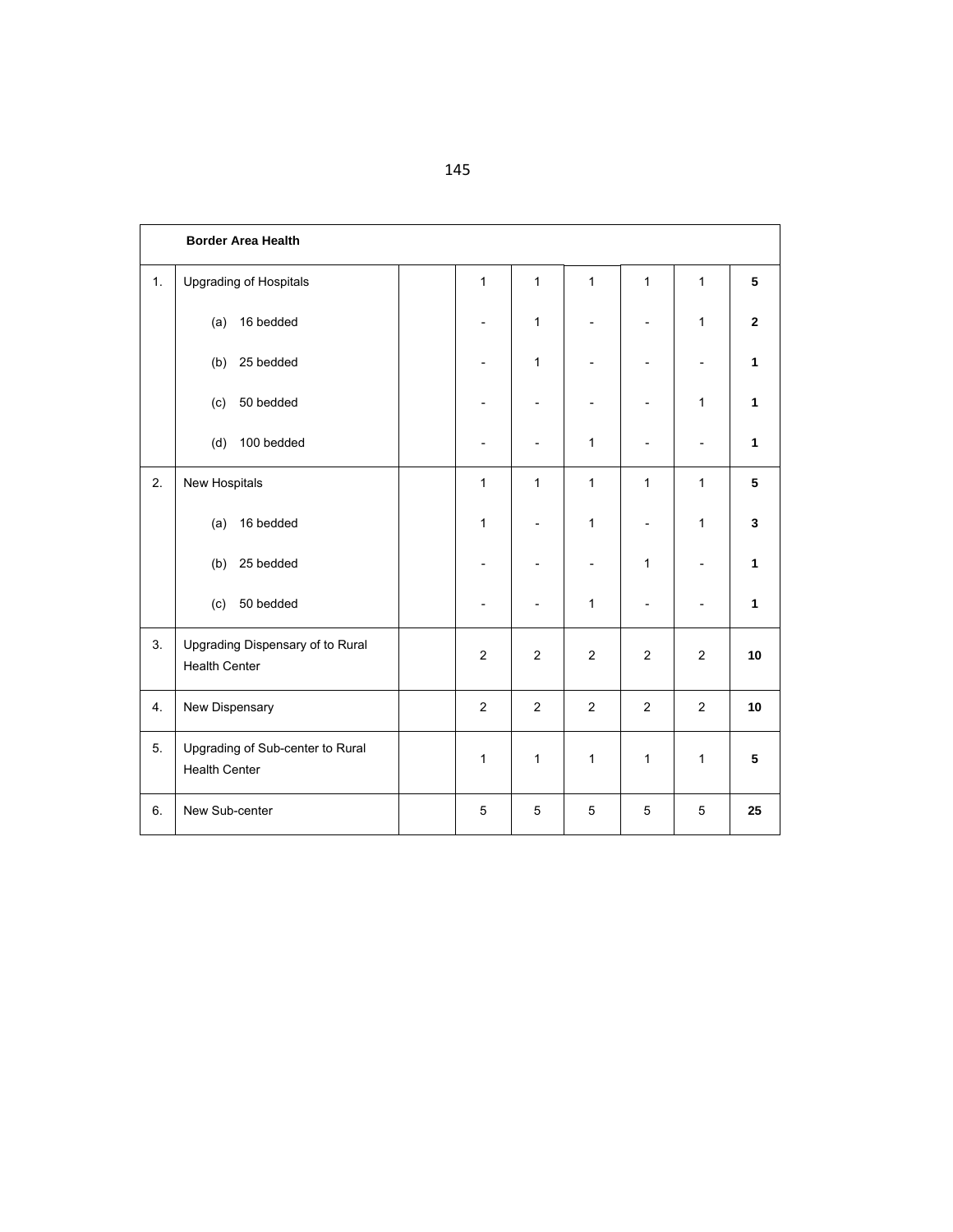| | Border Area Health | | | | | | | |
|---|---|---|---|---|---|---|---|---|
| 1. | Upgrading of Hospitals | | 1 | 1 | 1 | 1 | 1 | **5** |
| | (a) 16 bedded | | - | 1 | - | - | 1 | **2** |
| | (b) 25 bedded | | - | 1 | - | - | - | **1** |
| | (c) 50 bedded | | - | - | - | - | 1 | **1** |
| | (d) 100 bedded | | - | - | 1 | - | - | **1** |
| 2. | New Hospitals | | 1 | 1 | 1 | 1 | 1 | **5** |
| | (a) 16 bedded | | 1 | - | 1 | - | 1 | **3** |
| | (b) 25 bedded | | - | - | - | 1 | - | **1** |
| | (c) 50 bedded | | - | - | 1 | - | - | **1** |
| 3. | Upgrading Dispensary of to Rural Health Center | | 2 | 2 | 2 | 2 | 2 | **10** |
| 4. | New Dispensary | | 2 | 2 | 2 | 2 | 2 | **10** |
| 5. | Upgrading of Sub-center to Rural Health Center | | 1 | 1 | 1 | 1 | 1 | **5** |
| 6. | New Sub-center | | 5 | 5 | 5 | 5 | 5 | **25** |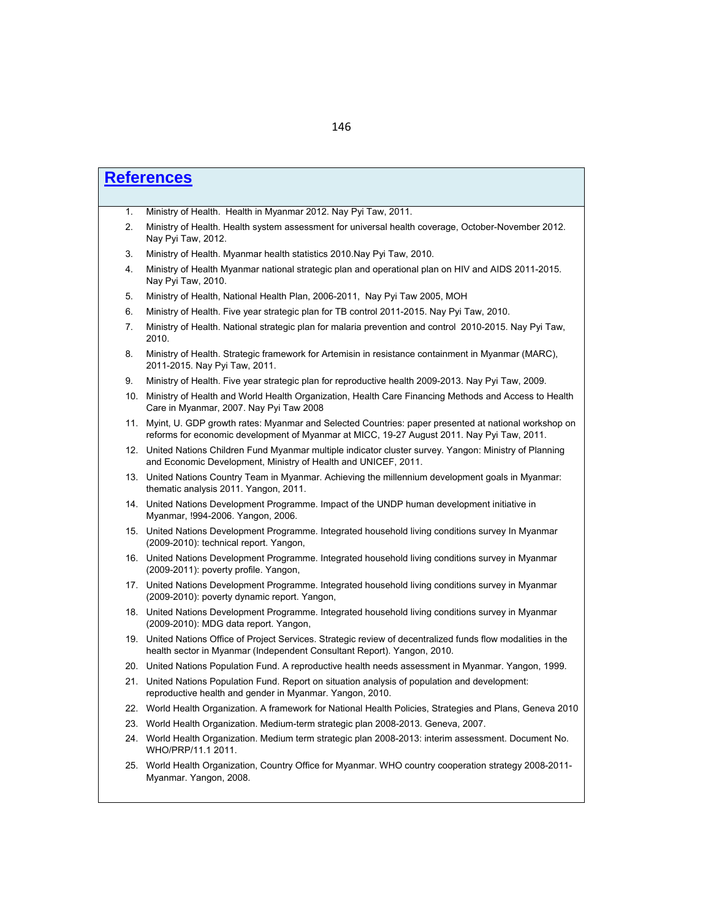## References

1. Ministry of Health. Health in Myanmar 2012. Nay Pyi Taw, 2011.
2. Ministry of Health. Health system assessment for universal health coverage, October-November 2012. Nay Pyi Taw, 2012.
3. Ministry of Health. Myanmar health statistics 2010.Nay Pyi Taw, 2010.
4. Ministry of Health Myanmar national strategic plan and operational plan on HIV and AIDS 2011-2015. Nay Pyi Taw, 2010.
5. Ministry of Health, National Health Plan, 2006-2011, Nay Pyi Taw 2005, MOH
6. Ministry of Health. Five year strategic plan for TB control 2011-2015. Nay Pyi Taw, 2010.
7. Ministry of Health. National strategic plan for malaria prevention and control 2010-2015. Nay Pyi Taw, 2010.
8. Ministry of Health. Strategic framework for Artemisin in resistance containment in Myanmar (MARC), 2011-2015. Nay Pyi Taw, 2011.
9. Ministry of Health. Five year strategic plan for reproductive health 2009-2013. Nay Pyi Taw, 2009.
10. Ministry of Health and World Health Organization, Health Care Financing Methods and Access to Health Care in Myanmar, 2007. Nay Pyi Taw 2008
11. Myint, U. GDP growth rates: Myanmar and Selected Countries: paper presented at national workshop on reforms for economic development of Myanmar at MICC, 19-27 August 2011. Nay Pyi Taw, 2011.
12. United Nations Children Fund Myanmar multiple indicator cluster survey. Yangon: Ministry of Planning and Economic Development, Ministry of Health and UNICEF, 2011.
13. United Nations Country Team in Myanmar. Achieving the millennium development goals in Myanmar: thematic analysis 2011. Yangon, 2011.
14. United Nations Development Programme. Impact of the UNDP human development initiative in Myanmar, !994-2006. Yangon, 2006.
15. United Nations Development Programme. Integrated household living conditions survey In Myanmar (2009-2010): technical report. Yangon,
16. United Nations Development Programme. Integrated household living conditions survey in Myanmar (2009-2011): poverty profile. Yangon,
17. United Nations Development Programme. Integrated household living conditions survey in Myanmar (2009-2010): poverty dynamic report. Yangon,
18. United Nations Development Programme. Integrated household living conditions survey in Myanmar (2009-2010): MDG data report. Yangon,
19. United Nations Office of Project Services. Strategic review of decentralized funds flow modalities in the health sector in Myanmar (Independent Consultant Report). Yangon, 2010.
20. United Nations Population Fund. A reproductive health needs assessment in Myanmar. Yangon, 1999.
21. United Nations Population Fund. Report on situation analysis of population and development: reproductive health and gender in Myanmar. Yangon, 2010.
22. World Health Organization. A framework for National Health Policies, Strategies and Plans, Geneva 2010
23. World Health Organization. Medium-term strategic plan 2008-2013. Geneva, 2007.
24. World Health Organization. Medium term strategic plan 2008-2013: interim assessment. Document No. WHO/PRP/11.1 2011.
25. World Health Organization, Country Office for Myanmar. WHO country cooperation strategy 2008-2011- Myanmar. Yangon, 2008.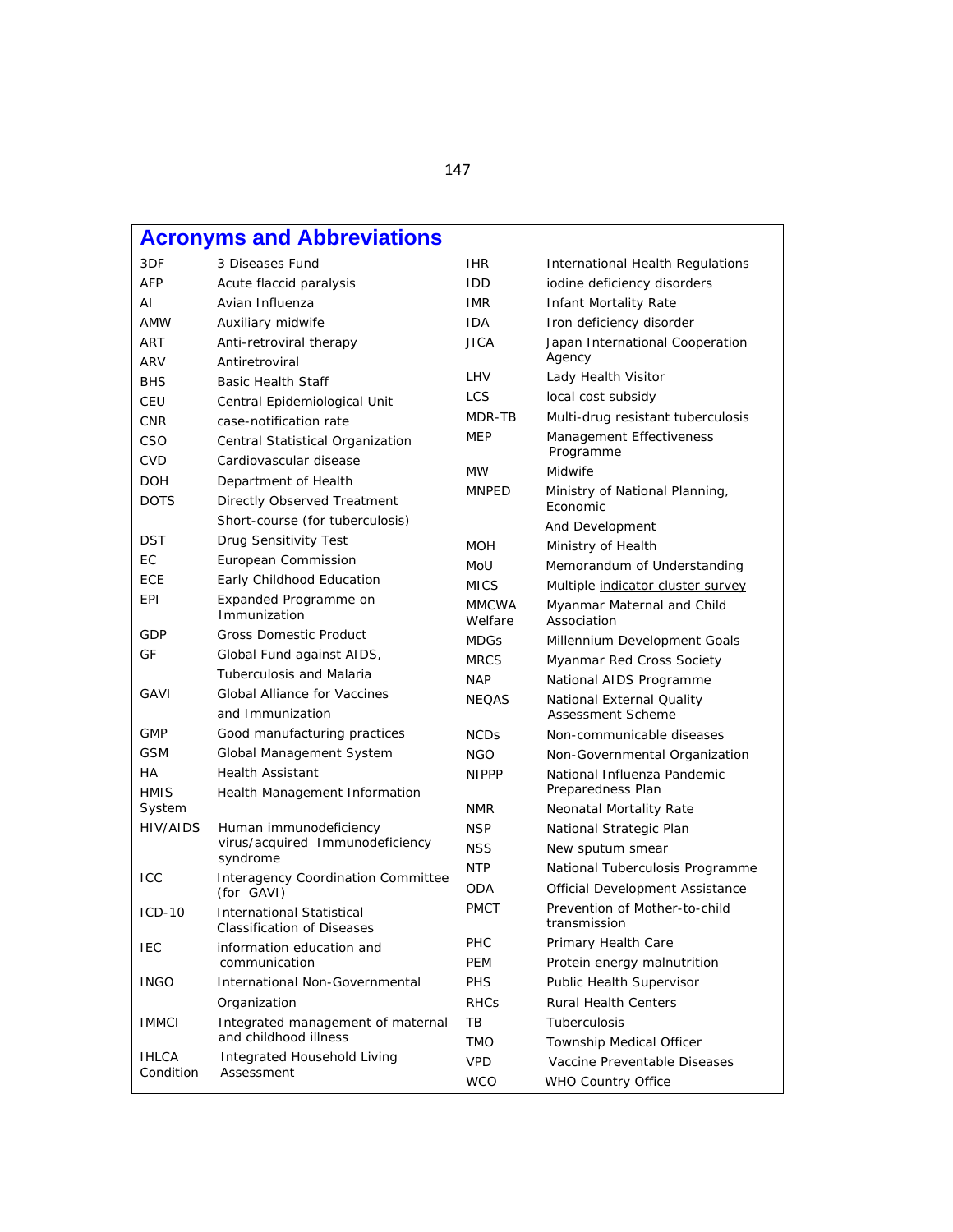## Acronyms and Abbreviations

| | |
|---|---|
| 3DF | 3 Diseases Fund |
| AFP | Acute flaccid paralysis |
| AI | Avian Influenza |
| AMW | Auxiliary midwife |
| ART | Anti-retroviral therapy |
| ARV | Antiretroviral |
| BHS | Basic Health Staff |
| CEU | Central Epidemiological Unit |
| CNR | case-notification rate |
| CSO | Central Statistical Organization |
| CVD | Cardiovascular disease |
| DOH | Department of Health |
| DOTS | Directly Observed Treatment Short-course (for tuberculosis) |
| DST | Drug Sensitivity Test |
| EC | European Commission |
| ECE | Early Childhood Education |
| EPI | Expanded Programme on Immunization |
| GDP | Gross Domestic Product |
| GF | Global Fund against AIDS, Tuberculosis and Malaria |
| GAVI | Global Alliance for Vaccines and Immunization |
| GMP | Good manufacturing practices |
| GSM | Global Management System |
| HA | Health Assistant |
| HMIS System | Health Management Information |
| HIV/AIDS | Human immunodeficiency virus/acquired Immunodeficiency syndrome |
| ICC | Interagency Coordination Committee (for GAVI) |
| ICD-10 | International Statistical Classification of Diseases |
| IEC | information education and communication |
| INGO | International Non-Governmental Organization |
| IMMCI | Integrated management of maternal and childhood illness |
| IHLCA Condition | Integrated Household Living Assessment |
| IHR | International Health Regulations |
| IDD | iodine deficiency disorders |
| IMR | Infant Mortality Rate |
| IDA | Iron deficiency disorder |
| JICA | Japan International Cooperation Agency |
| LHV | Lady Health Visitor |
| LCS | local cost subsidy |
| MDR-TB | Multi-drug resistant tuberculosis |
| MEP | Management Effectiveness Programme |
| MW | Midwife |
| MNPED | Ministry of National Planning, Economic And Development |
| MOH | Ministry of Health |
| MoU | Memorandum of Understanding |
| MICS | Multiple indicator cluster survey |
| MMCWA Welfare | Myanmar Maternal and Child Association |
| MDGs | Millennium Development Goals |
| MRCS | Myanmar Red Cross Society |
| NAP | National AIDS Programme |
| NEQAS | National External Quality Assessment Scheme |
| NCDs | Non-communicable diseases |
| NGO | Non-Governmental Organization |
| NIPPP | National Influenza Pandemic Preparedness Plan |
| NMR | Neonatal Mortality Rate |
| NSP | National Strategic Plan |
| NSS | New sputum smear |
| NTP | National Tuberculosis Programme |
| ODA | Official Development Assistance |
| PMCT | Prevention of Mother-to-child transmission |
| PHC | Primary Health Care |
| PEM | Protein energy malnutrition |
| PHS | Public Health Supervisor |
| RHCs | Rural Health Centers |
| TB | Tuberculosis |
| TMO | Township Medical Officer |
| VPD | Vaccine Preventable Diseases |
| WCO | WHO Country Office |